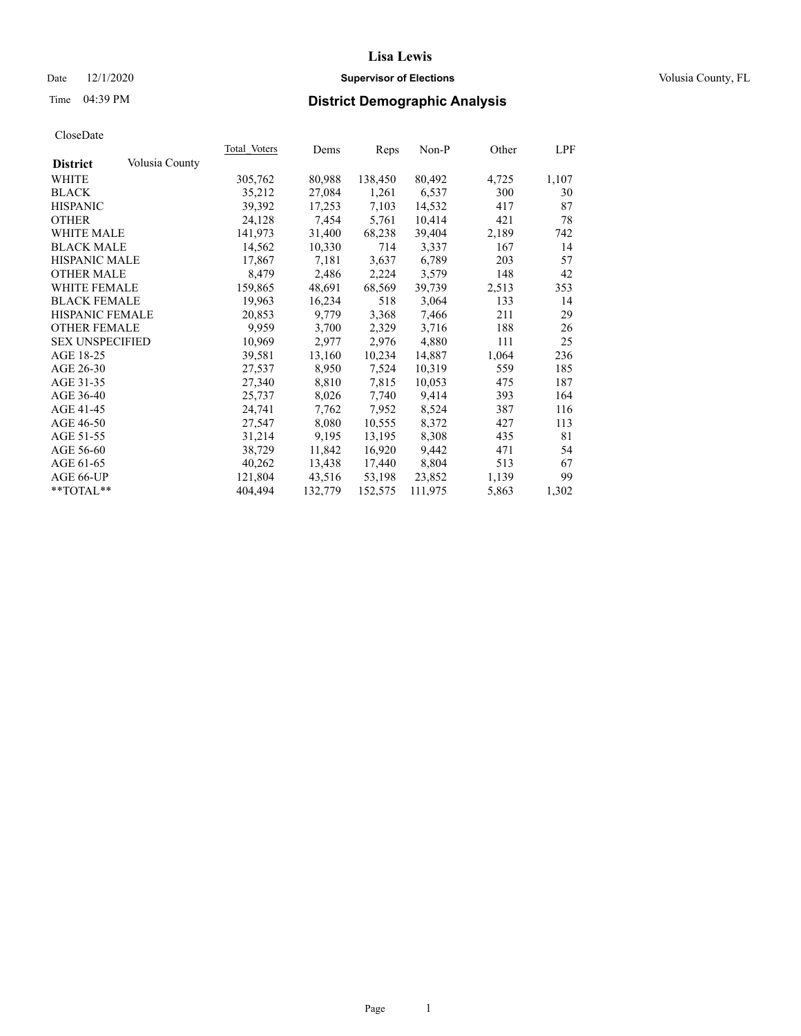# Lisa Lewis

Date 12/1/2020 **Supervisor of Elections** Volusia County, FL

Time 04:39 PM **District Demographic Analysis**

CloseDate

| District | Volusia County | Total Voters | Dems | Reps | Non-P | Other | LPF |
|---|---|---|---|---|---|---|---|
| WHITE | | 305,762 | 80,988 | 138,450 | 80,492 | 4,725 | 1,107 |
| BLACK | | 35,212 | 27,084 | 1,261 | 6,537 | 300 | 30 |
| HISPANIC | | 39,392 | 17,253 | 7,103 | 14,532 | 417 | 87 |
| OTHER | | 24,128 | 7,454 | 5,761 | 10,414 | 421 | 78 |
| WHITE MALE | | 141,973 | 31,400 | 68,238 | 39,404 | 2,189 | 742 |
| BLACK MALE | | 14,562 | 10,330 | 714 | 3,337 | 167 | 14 |
| HISPANIC MALE | | 17,867 | 7,181 | 3,637 | 6,789 | 203 | 57 |
| OTHER MALE | | 8,479 | 2,486 | 2,224 | 3,579 | 148 | 42 |
| WHITE FEMALE | | 159,865 | 48,691 | 68,569 | 39,739 | 2,513 | 353 |
| BLACK FEMALE | | 19,963 | 16,234 | 518 | 3,064 | 133 | 14 |
| HISPANIC FEMALE | | 20,853 | 9,779 | 3,368 | 7,466 | 211 | 29 |
| OTHER FEMALE | | 9,959 | 3,700 | 2,329 | 3,716 | 188 | 26 |
| SEX UNSPECIFIED | | 10,969 | 2,977 | 2,976 | 4,880 | 111 | 25 |
| AGE 18-25 | | 39,581 | 13,160 | 10,234 | 14,887 | 1,064 | 236 |
| AGE 26-30 | | 27,537 | 8,950 | 7,524 | 10,319 | 559 | 185 |
| AGE 31-35 | | 27,340 | 8,810 | 7,815 | 10,053 | 475 | 187 |
| AGE 36-40 | | 25,737 | 8,026 | 7,740 | 9,414 | 393 | 164 |
| AGE 41-45 | | 24,741 | 7,762 | 7,952 | 8,524 | 387 | 116 |
| AGE 46-50 | | 27,547 | 8,080 | 10,555 | 8,372 | 427 | 113 |
| AGE 51-55 | | 31,214 | 9,195 | 13,195 | 8,308 | 435 | 81 |
| AGE 56-60 | | 38,729 | 11,842 | 16,920 | 9,442 | 471 | 54 |
| AGE 61-65 | | 40,262 | 13,438 | 17,440 | 8,804 | 513 | 67 |
| AGE 66-UP | | 121,804 | 43,516 | 53,198 | 23,852 | 1,139 | 99 |
| **TOTAL** | | 404,494 | 132,779 | 152,575 | 111,975 | 5,863 | 1,302 |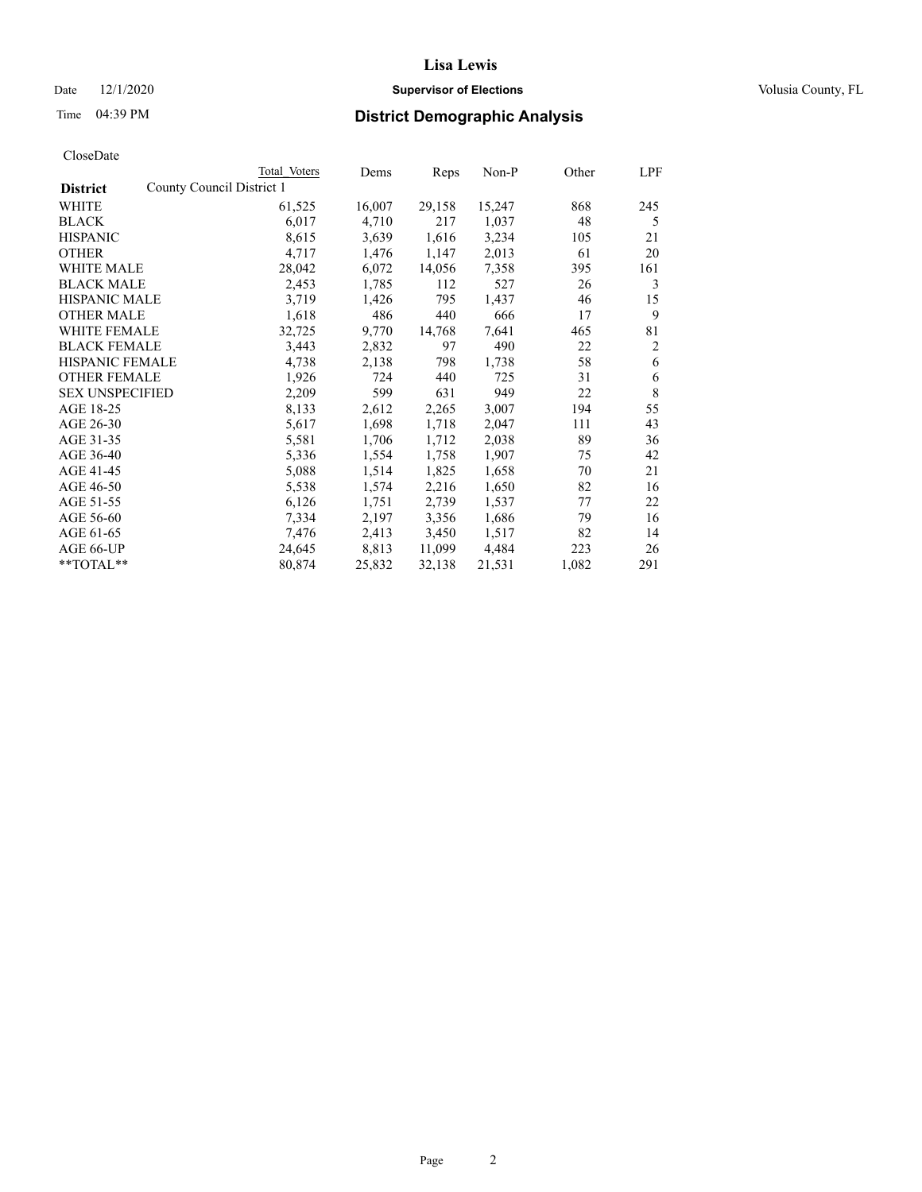**Lisa Lewis**

Date 12/1/2020 — **Supervisor of Elections** — Volusia County, FL

Time 04:39 PM — **District Demographic Analysis**

CloseDate

| District | Total Voters | Dems | Reps | Non-P | Other | LPF |
|---|---|---|---|---|---|---|
| **County Council District 1** | | | | | | |
| WHITE | 61,525 | 16,007 | 29,158 | 15,247 | 868 | 245 |
| BLACK | 6,017 | 4,710 | 217 | 1,037 | 48 | 5 |
| HISPANIC | 8,615 | 3,639 | 1,616 | 3,234 | 105 | 21 |
| OTHER | 4,717 | 1,476 | 1,147 | 2,013 | 61 | 20 |
| WHITE MALE | 28,042 | 6,072 | 14,056 | 7,358 | 395 | 161 |
| BLACK MALE | 2,453 | 1,785 | 112 | 527 | 26 | 3 |
| HISPANIC MALE | 3,719 | 1,426 | 795 | 1,437 | 46 | 15 |
| OTHER MALE | 1,618 | 486 | 440 | 666 | 17 | 9 |
| WHITE FEMALE | 32,725 | 9,770 | 14,768 | 7,641 | 465 | 81 |
| BLACK FEMALE | 3,443 | 2,832 | 97 | 490 | 22 | 2 |
| HISPANIC FEMALE | 4,738 | 2,138 | 798 | 1,738 | 58 | 6 |
| OTHER FEMALE | 1,926 | 724 | 440 | 725 | 31 | 6 |
| SEX UNSPECIFIED | 2,209 | 599 | 631 | 949 | 22 | 8 |
| AGE 18-25 | 8,133 | 2,612 | 2,265 | 3,007 | 194 | 55 |
| AGE 26-30 | 5,617 | 1,698 | 1,718 | 2,047 | 111 | 43 |
| AGE 31-35 | 5,581 | 1,706 | 1,712 | 2,038 | 89 | 36 |
| AGE 36-40 | 5,336 | 1,554 | 1,758 | 1,907 | 75 | 42 |
| AGE 41-45 | 5,088 | 1,514 | 1,825 | 1,658 | 70 | 21 |
| AGE 46-50 | 5,538 | 1,574 | 2,216 | 1,650 | 82 | 16 |
| AGE 51-55 | 6,126 | 1,751 | 2,739 | 1,537 | 77 | 22 |
| AGE 56-60 | 7,334 | 2,197 | 3,356 | 1,686 | 79 | 16 |
| AGE 61-65 | 7,476 | 2,413 | 3,450 | 1,517 | 82 | 14 |
| AGE 66-UP | 24,645 | 8,813 | 11,099 | 4,484 | 223 | 26 |
| **TOTAL** | 80,874 | 25,832 | 32,138 | 21,531 | 1,082 | 291 |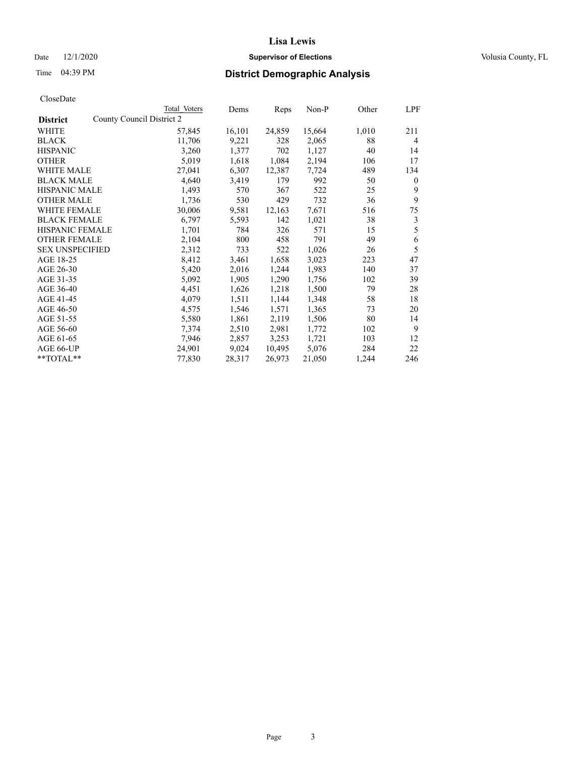# Lisa Lewis

Date 12/1/2020 **Supervisor of Elections** Volusia County, FL

Time 04:39 PM **District Demographic Analysis**

CloseDate

| District | County Council District 2 Total Voters | Dems | Reps | Non-P | Other | LPF |
|---|---|---|---|---|---|---|
| WHITE | 57,845 | 16,101 | 24,859 | 15,664 | 1,010 | 211 |
| BLACK | 11,706 | 9,221 | 328 | 2,065 | 88 | 4 |
| HISPANIC | 3,260 | 1,377 | 702 | 1,127 | 40 | 14 |
| OTHER | 5,019 | 1,618 | 1,084 | 2,194 | 106 | 17 |
| WHITE MALE | 27,041 | 6,307 | 12,387 | 7,724 | 489 | 134 |
| BLACK MALE | 4,640 | 3,419 | 179 | 992 | 50 | 0 |
| HISPANIC MALE | 1,493 | 570 | 367 | 522 | 25 | 9 |
| OTHER MALE | 1,736 | 530 | 429 | 732 | 36 | 9 |
| WHITE FEMALE | 30,006 | 9,581 | 12,163 | 7,671 | 516 | 75 |
| BLACK FEMALE | 6,797 | 5,593 | 142 | 1,021 | 38 | 3 |
| HISPANIC FEMALE | 1,701 | 784 | 326 | 571 | 15 | 5 |
| OTHER FEMALE | 2,104 | 800 | 458 | 791 | 49 | 6 |
| SEX UNSPECIFIED | 2,312 | 733 | 522 | 1,026 | 26 | 5 |
| AGE 18-25 | 8,412 | 3,461 | 1,658 | 3,023 | 223 | 47 |
| AGE 26-30 | 5,420 | 2,016 | 1,244 | 1,983 | 140 | 37 |
| AGE 31-35 | 5,092 | 1,905 | 1,290 | 1,756 | 102 | 39 |
| AGE 36-40 | 4,451 | 1,626 | 1,218 | 1,500 | 79 | 28 |
| AGE 41-45 | 4,079 | 1,511 | 1,144 | 1,348 | 58 | 18 |
| AGE 46-50 | 4,575 | 1,546 | 1,571 | 1,365 | 73 | 20 |
| AGE 51-55 | 5,580 | 1,861 | 2,119 | 1,506 | 80 | 14 |
| AGE 56-60 | 7,374 | 2,510 | 2,981 | 1,772 | 102 | 9 |
| AGE 61-65 | 7,946 | 2,857 | 3,253 | 1,721 | 103 | 12 |
| AGE 66-UP | 24,901 | 9,024 | 10,495 | 5,076 | 284 | 22 |
| **TOTAL** | 77,830 | 28,317 | 26,973 | 21,050 | 1,244 | 246 |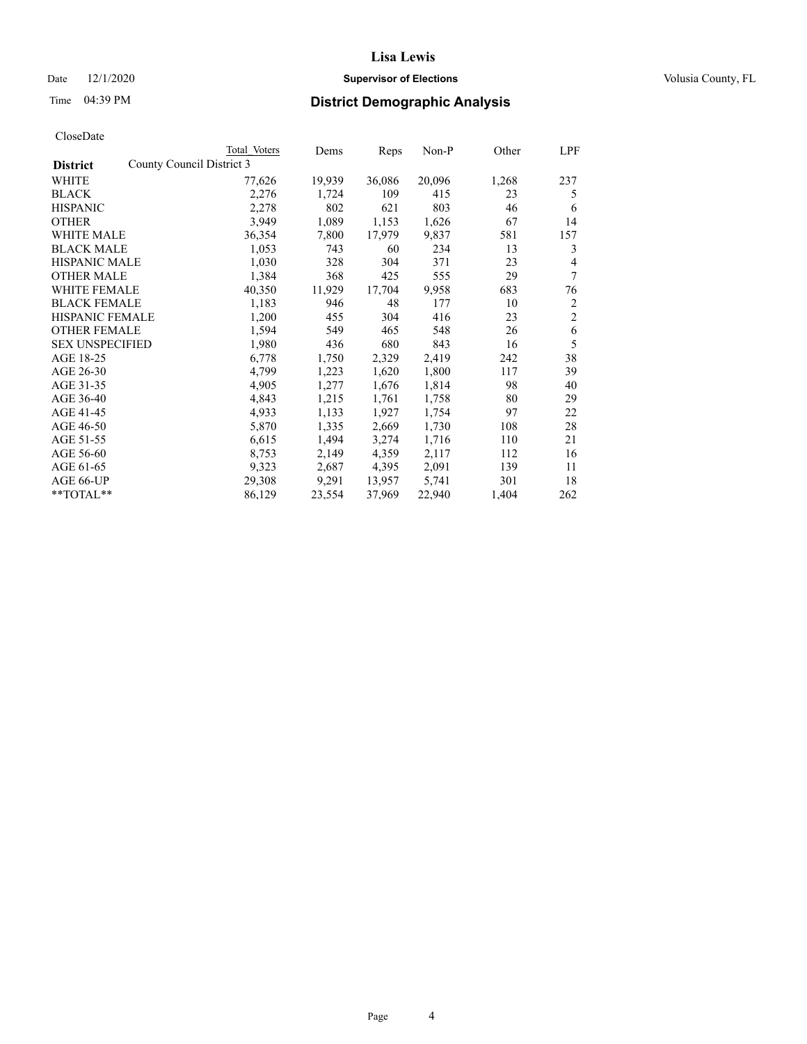**Lisa Lewis**

Date 12/1/2020 **Supervisor of Elections** Volusia County, FL

Time 04:39 PM **District Demographic Analysis**

CloseDate

| **District** | County Council District 3 | Total Voters | Dems | Reps | Non-P | Other | LPF |
|---|---|---|---|---|---|---|---|
| WHITE | | 77,626 | 19,939 | 36,086 | 20,096 | 1,268 | 237 |
| BLACK | | 2,276 | 1,724 | 109 | 415 | 23 | 5 |
| HISPANIC | | 2,278 | 802 | 621 | 803 | 46 | 6 |
| OTHER | | 3,949 | 1,089 | 1,153 | 1,626 | 67 | 14 |
| WHITE MALE | | 36,354 | 7,800 | 17,979 | 9,837 | 581 | 157 |
| BLACK MALE | | 1,053 | 743 | 60 | 234 | 13 | 3 |
| HISPANIC MALE | | 1,030 | 328 | 304 | 371 | 23 | 4 |
| OTHER MALE | | 1,384 | 368 | 425 | 555 | 29 | 7 |
| WHITE FEMALE | | 40,350 | 11,929 | 17,704 | 9,958 | 683 | 76 |
| BLACK FEMALE | | 1,183 | 946 | 48 | 177 | 10 | 2 |
| HISPANIC FEMALE | | 1,200 | 455 | 304 | 416 | 23 | 2 |
| OTHER FEMALE | | 1,594 | 549 | 465 | 548 | 26 | 6 |
| SEX UNSPECIFIED | | 1,980 | 436 | 680 | 843 | 16 | 5 |
| AGE 18-25 | | 6,778 | 1,750 | 2,329 | 2,419 | 242 | 38 |
| AGE 26-30 | | 4,799 | 1,223 | 1,620 | 1,800 | 117 | 39 |
| AGE 31-35 | | 4,905 | 1,277 | 1,676 | 1,814 | 98 | 40 |
| AGE 36-40 | | 4,843 | 1,215 | 1,761 | 1,758 | 80 | 29 |
| AGE 41-45 | | 4,933 | 1,133 | 1,927 | 1,754 | 97 | 22 |
| AGE 46-50 | | 5,870 | 1,335 | 2,669 | 1,730 | 108 | 28 |
| AGE 51-55 | | 6,615 | 1,494 | 3,274 | 1,716 | 110 | 21 |
| AGE 56-60 | | 8,753 | 2,149 | 4,359 | 2,117 | 112 | 16 |
| AGE 61-65 | | 9,323 | 2,687 | 4,395 | 2,091 | 139 | 11 |
| AGE 66-UP | | 29,308 | 9,291 | 13,957 | 5,741 | 301 | 18 |
| **TOTAL** | | 86,129 | 23,554 | 37,969 | 22,940 | 1,404 | 262 |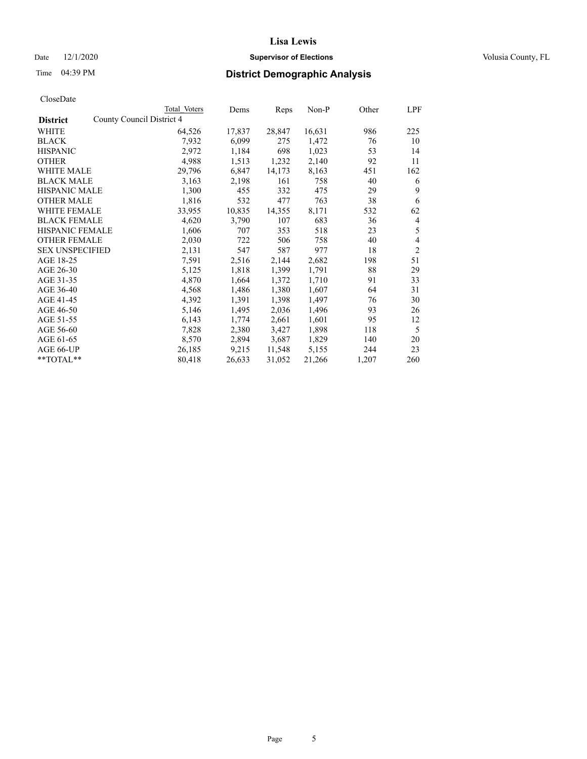CloseDate

| District | Total Voters | Dems | Reps | Non-P | Other | LPF |
|---|---|---|---|---|---|---|
| County Council District 4 | | | | | | |
| WHITE | 64,526 | 17,837 | 28,847 | 16,631 | 986 | 225 |
| BLACK | 7,932 | 6,099 | 275 | 1,472 | 76 | 10 |
| HISPANIC | 2,972 | 1,184 | 698 | 1,023 | 53 | 14 |
| OTHER | 4,988 | 1,513 | 1,232 | 2,140 | 92 | 11 |
| WHITE MALE | 29,796 | 6,847 | 14,173 | 8,163 | 451 | 162 |
| BLACK MALE | 3,163 | 2,198 | 161 | 758 | 40 | 6 |
| HISPANIC MALE | 1,300 | 455 | 332 | 475 | 29 | 9 |
| OTHER MALE | 1,816 | 532 | 477 | 763 | 38 | 6 |
| WHITE FEMALE | 33,955 | 10,835 | 14,355 | 8,171 | 532 | 62 |
| BLACK FEMALE | 4,620 | 3,790 | 107 | 683 | 36 | 4 |
| HISPANIC FEMALE | 1,606 | 707 | 353 | 518 | 23 | 5 |
| OTHER FEMALE | 2,030 | 722 | 506 | 758 | 40 | 4 |
| SEX UNSPECIFIED | 2,131 | 547 | 587 | 977 | 18 | 2 |
| AGE 18-25 | 7,591 | 2,516 | 2,144 | 2,682 | 198 | 51 |
| AGE 26-30 | 5,125 | 1,818 | 1,399 | 1,791 | 88 | 29 |
| AGE 31-35 | 4,870 | 1,664 | 1,372 | 1,710 | 91 | 33 |
| AGE 36-40 | 4,568 | 1,486 | 1,380 | 1,607 | 64 | 31 |
| AGE 41-45 | 4,392 | 1,391 | 1,398 | 1,497 | 76 | 30 |
| AGE 46-50 | 5,146 | 1,495 | 2,036 | 1,496 | 93 | 26 |
| AGE 51-55 | 6,143 | 1,774 | 2,661 | 1,601 | 95 | 12 |
| AGE 56-60 | 7,828 | 2,380 | 3,427 | 1,898 | 118 | 5 |
| AGE 61-65 | 8,570 | 2,894 | 3,687 | 1,829 | 140 | 20 |
| AGE 66-UP | 26,185 | 9,215 | 11,548 | 5,155 | 244 | 23 |
| **TOTAL** | 80,418 | 26,633 | 31,052 | 21,266 | 1,207 | 260 |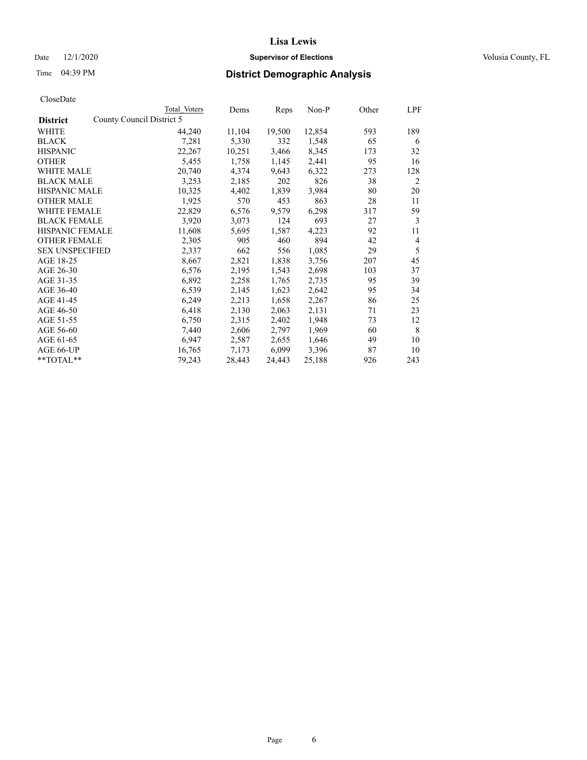# Lisa Lewis

Date 12/1/2020 **Supervisor of Elections** Volusia County, FL

Time 04:39 PM **District Demographic Analysis**

CloseDate

| District | Total Voters | Dems | Reps | Non-P | Other | LPF |
|---|---|---|---|---|---|---|
| County Council District 5 | | | | | | |
| WHITE | 44,240 | 11,104 | 19,500 | 12,854 | 593 | 189 |
| BLACK | 7,281 | 5,330 | 332 | 1,548 | 65 | 6 |
| HISPANIC | 22,267 | 10,251 | 3,466 | 8,345 | 173 | 32 |
| OTHER | 5,455 | 1,758 | 1,145 | 2,441 | 95 | 16 |
| WHITE MALE | 20,740 | 4,374 | 9,643 | 6,322 | 273 | 128 |
| BLACK MALE | 3,253 | 2,185 | 202 | 826 | 38 | 2 |
| HISPANIC MALE | 10,325 | 4,402 | 1,839 | 3,984 | 80 | 20 |
| OTHER MALE | 1,925 | 570 | 453 | 863 | 28 | 11 |
| WHITE FEMALE | 22,829 | 6,576 | 9,579 | 6,298 | 317 | 59 |
| BLACK FEMALE | 3,920 | 3,073 | 124 | 693 | 27 | 3 |
| HISPANIC FEMALE | 11,608 | 5,695 | 1,587 | 4,223 | 92 | 11 |
| OTHER FEMALE | 2,305 | 905 | 460 | 894 | 42 | 4 |
| SEX UNSPECIFIED | 2,337 | 662 | 556 | 1,085 | 29 | 5 |
| AGE 18-25 | 8,667 | 2,821 | 1,838 | 3,756 | 207 | 45 |
| AGE 26-30 | 6,576 | 2,195 | 1,543 | 2,698 | 103 | 37 |
| AGE 31-35 | 6,892 | 2,258 | 1,765 | 2,735 | 95 | 39 |
| AGE 36-40 | 6,539 | 2,145 | 1,623 | 2,642 | 95 | 34 |
| AGE 41-45 | 6,249 | 2,213 | 1,658 | 2,267 | 86 | 25 |
| AGE 46-50 | 6,418 | 2,130 | 2,063 | 2,131 | 71 | 23 |
| AGE 51-55 | 6,750 | 2,315 | 2,402 | 1,948 | 73 | 12 |
| AGE 56-60 | 7,440 | 2,606 | 2,797 | 1,969 | 60 | 8 |
| AGE 61-65 | 6,947 | 2,587 | 2,655 | 1,646 | 49 | 10 |
| AGE 66-UP | 16,765 | 7,173 | 6,099 | 3,396 | 87 | 10 |
| **TOTAL** | 79,243 | 28,443 | 24,443 | 25,188 | 926 | 243 |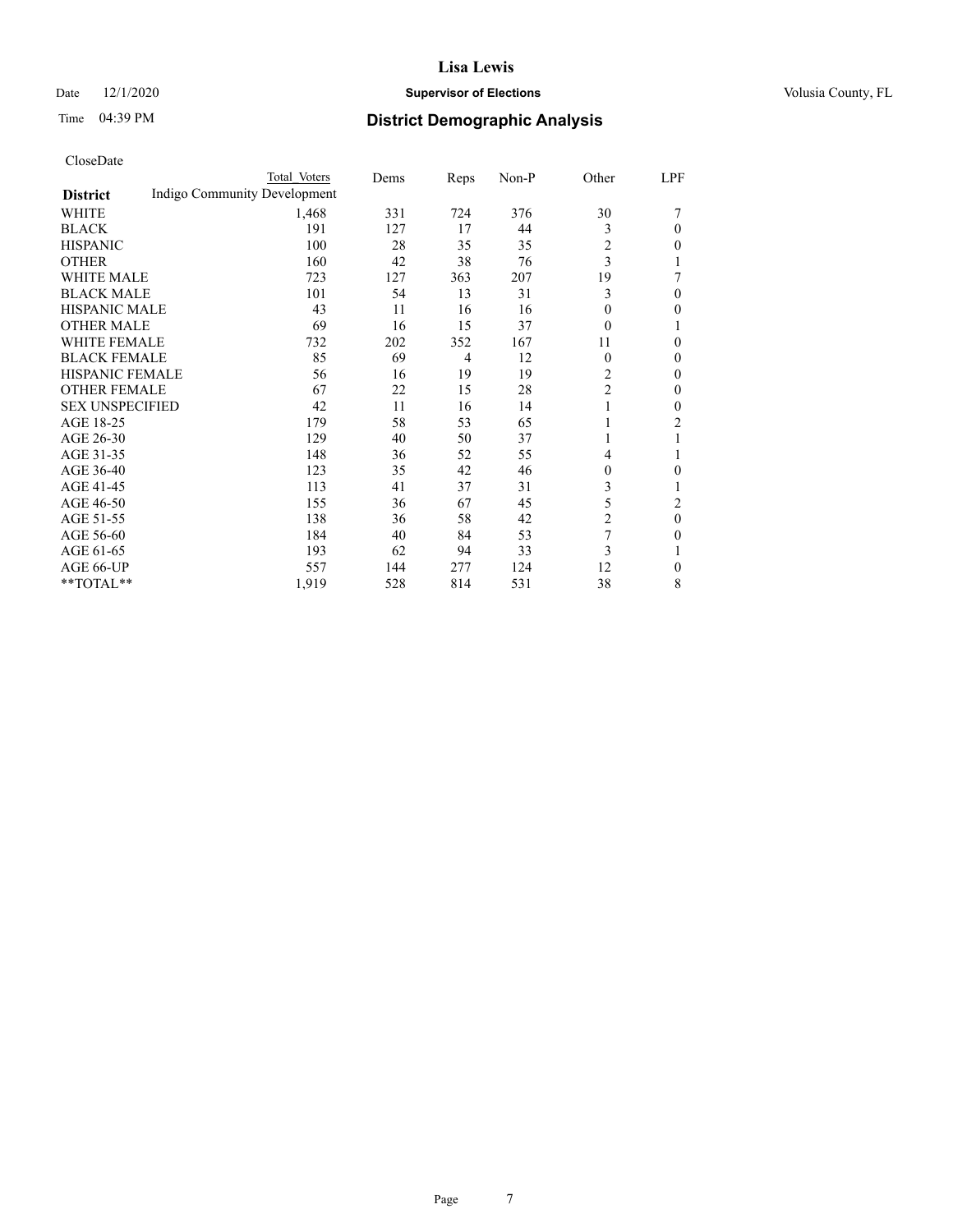# Lisa Lewis

Date 12/1/2020 **Supervisor of Elections** Volusia County, FL

Time 04:39 PM **District Demographic Analysis**

CloseDate

| District | Total Voters | Dems | Reps | Non-P | Other | LPF |
|---|---|---|---|---|---|---|
| Indigo Community Development | | | | | | |
| WHITE | 1,468 | 331 | 724 | 376 | 30 | 7 |
| BLACK | 191 | 127 | 17 | 44 | 3 | 0 |
| HISPANIC | 100 | 28 | 35 | 35 | 2 | 0 |
| OTHER | 160 | 42 | 38 | 76 | 3 | 1 |
| WHITE MALE | 723 | 127 | 363 | 207 | 19 | 7 |
| BLACK MALE | 101 | 54 | 13 | 31 | 3 | 0 |
| HISPANIC MALE | 43 | 11 | 16 | 16 | 0 | 0 |
| OTHER MALE | 69 | 16 | 15 | 37 | 0 | 1 |
| WHITE FEMALE | 732 | 202 | 352 | 167 | 11 | 0 |
| BLACK FEMALE | 85 | 69 | 4 | 12 | 0 | 0 |
| HISPANIC FEMALE | 56 | 16 | 19 | 19 | 2 | 0 |
| OTHER FEMALE | 67 | 22 | 15 | 28 | 2 | 0 |
| SEX UNSPECIFIED | 42 | 11 | 16 | 14 | 1 | 0 |
| AGE 18-25 | 179 | 58 | 53 | 65 | 1 | 2 |
| AGE 26-30 | 129 | 40 | 50 | 37 | 1 | 1 |
| AGE 31-35 | 148 | 36 | 52 | 55 | 4 | 1 |
| AGE 36-40 | 123 | 35 | 42 | 46 | 0 | 0 |
| AGE 41-45 | 113 | 41 | 37 | 31 | 3 | 1 |
| AGE 46-50 | 155 | 36 | 67 | 45 | 5 | 2 |
| AGE 51-55 | 138 | 36 | 58 | 42 | 2 | 0 |
| AGE 56-60 | 184 | 40 | 84 | 53 | 7 | 0 |
| AGE 61-65 | 193 | 62 | 94 | 33 | 3 | 1 |
| AGE 66-UP | 557 | 144 | 277 | 124 | 12 | 0 |
| **TOTAL** | 1,919 | 528 | 814 | 531 | 38 | 8 |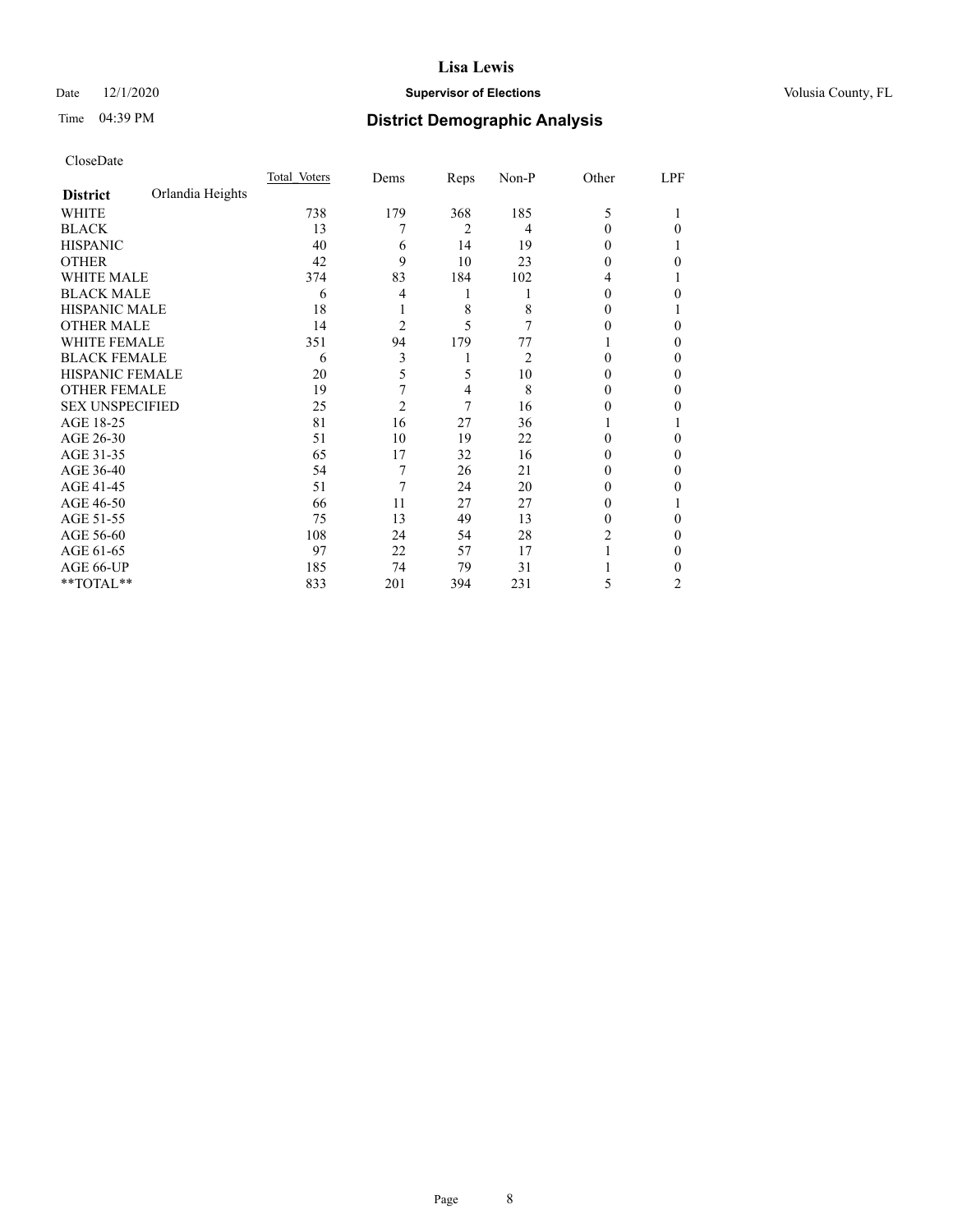# Lisa Lewis

Date 12/1/2020 **Supervisor of Elections** Volusia County, FL

Time 04:39 PM **District Demographic Analysis**

CloseDate

| **District** Orlandia Heights | Total Voters | Dems | Reps | Non-P | Other | LPF |
|---|---|---|---|---|---|---|
| WHITE | 738 | 179 | 368 | 185 | 5 | 1 |
| BLACK | 13 | 7 | 2 | 4 | 0 | 0 |
| HISPANIC | 40 | 6 | 14 | 19 | 0 | 1 |
| OTHER | 42 | 9 | 10 | 23 | 0 | 0 |
| WHITE MALE | 374 | 83 | 184 | 102 | 4 | 1 |
| BLACK MALE | 6 | 4 | 1 | 1 | 0 | 0 |
| HISPANIC MALE | 18 | 1 | 8 | 8 | 0 | 1 |
| OTHER MALE | 14 | 2 | 5 | 7 | 0 | 0 |
| WHITE FEMALE | 351 | 94 | 179 | 77 | 1 | 0 |
| BLACK FEMALE | 6 | 3 | 1 | 2 | 0 | 0 |
| HISPANIC FEMALE | 20 | 5 | 5 | 10 | 0 | 0 |
| OTHER FEMALE | 19 | 7 | 4 | 8 | 0 | 0 |
| SEX UNSPECIFIED | 25 | 2 | 7 | 16 | 0 | 0 |
| AGE 18-25 | 81 | 16 | 27 | 36 | 1 | 1 |
| AGE 26-30 | 51 | 10 | 19 | 22 | 0 | 0 |
| AGE 31-35 | 65 | 17 | 32 | 16 | 0 | 0 |
| AGE 36-40 | 54 | 7 | 26 | 21 | 0 | 0 |
| AGE 41-45 | 51 | 7 | 24 | 20 | 0 | 0 |
| AGE 46-50 | 66 | 11 | 27 | 27 | 0 | 1 |
| AGE 51-55 | 75 | 13 | 49 | 13 | 0 | 0 |
| AGE 56-60 | 108 | 24 | 54 | 28 | 2 | 0 |
| AGE 61-65 | 97 | 22 | 57 | 17 | 1 | 0 |
| AGE 66-UP | 185 | 74 | 79 | 31 | 1 | 0 |
| **TOTAL** | 833 | 201 | 394 | 231 | 5 | 2 |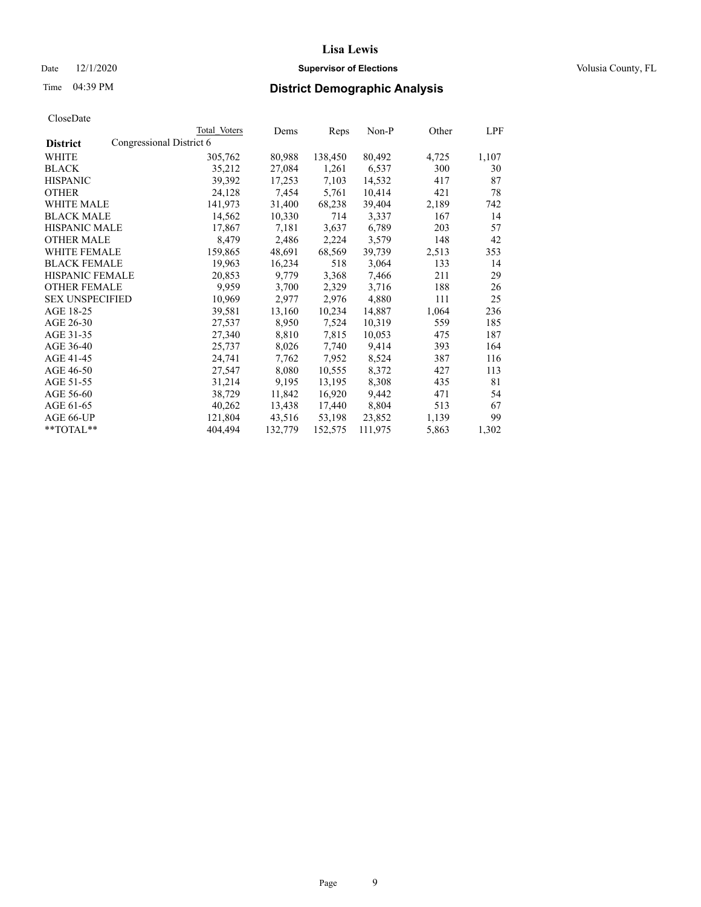# Lisa Lewis

Date 12/1/2020 **Supervisor of Elections** Volusia County, FL

Time 04:39 PM **District Demographic Analysis**

CloseDate

| District | Total Voters | Dems | Reps | Non-P | Other | LPF |
|---|---|---|---|---|---|---|
| Congressional District 6 | | | | | | |
| WHITE | 305,762 | 80,988 | 138,450 | 80,492 | 4,725 | 1,107 |
| BLACK | 35,212 | 27,084 | 1,261 | 6,537 | 300 | 30 |
| HISPANIC | 39,392 | 17,253 | 7,103 | 14,532 | 417 | 87 |
| OTHER | 24,128 | 7,454 | 5,761 | 10,414 | 421 | 78 |
| WHITE MALE | 141,973 | 31,400 | 68,238 | 39,404 | 2,189 | 742 |
| BLACK MALE | 14,562 | 10,330 | 714 | 3,337 | 167 | 14 |
| HISPANIC MALE | 17,867 | 7,181 | 3,637 | 6,789 | 203 | 57 |
| OTHER MALE | 8,479 | 2,486 | 2,224 | 3,579 | 148 | 42 |
| WHITE FEMALE | 159,865 | 48,691 | 68,569 | 39,739 | 2,513 | 353 |
| BLACK FEMALE | 19,963 | 16,234 | 518 | 3,064 | 133 | 14 |
| HISPANIC FEMALE | 20,853 | 9,779 | 3,368 | 7,466 | 211 | 29 |
| OTHER FEMALE | 9,959 | 3,700 | 2,329 | 3,716 | 188 | 26 |
| SEX UNSPECIFIED | 10,969 | 2,977 | 2,976 | 4,880 | 111 | 25 |
| AGE 18-25 | 39,581 | 13,160 | 10,234 | 14,887 | 1,064 | 236 |
| AGE 26-30 | 27,537 | 8,950 | 7,524 | 10,319 | 559 | 185 |
| AGE 31-35 | 27,340 | 8,810 | 7,815 | 10,053 | 475 | 187 |
| AGE 36-40 | 25,737 | 8,026 | 7,740 | 9,414 | 393 | 164 |
| AGE 41-45 | 24,741 | 7,762 | 7,952 | 8,524 | 387 | 116 |
| AGE 46-50 | 27,547 | 8,080 | 10,555 | 8,372 | 427 | 113 |
| AGE 51-55 | 31,214 | 9,195 | 13,195 | 8,308 | 435 | 81 |
| AGE 56-60 | 38,729 | 11,842 | 16,920 | 9,442 | 471 | 54 |
| AGE 61-65 | 40,262 | 13,438 | 17,440 | 8,804 | 513 | 67 |
| AGE 66-UP | 121,804 | 43,516 | 53,198 | 23,852 | 1,139 | 99 |
| **TOTAL** | 404,494 | 132,779 | 152,575 | 111,975 | 5,863 | 1,302 |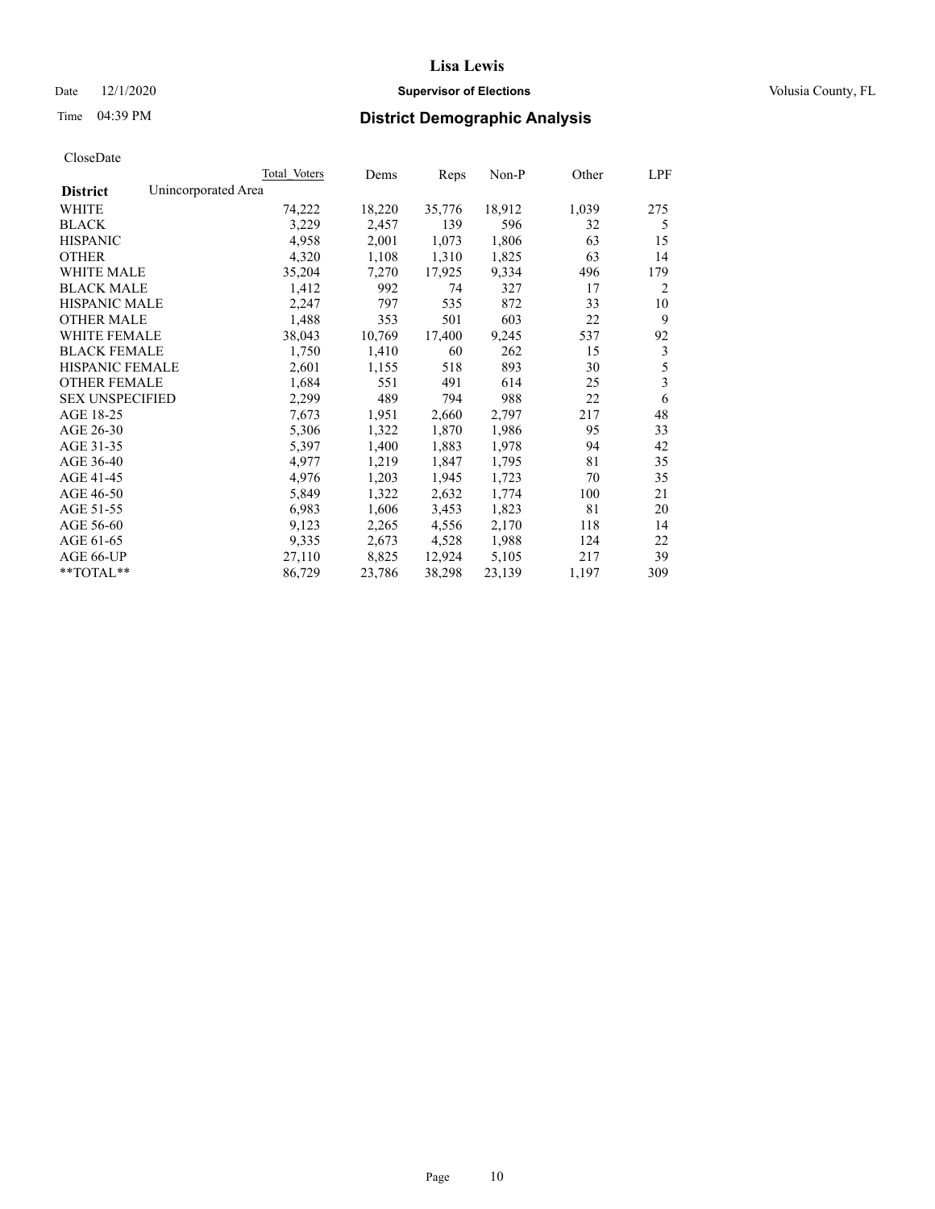# District Demographic Analysis

CloseDate

| District | Unincorporated Area | Total Voters | Dems | Reps | Non-P | Other | LPF |
|---|---|---|---|---|---|---|---|
| WHITE | | 74,222 | 18,220 | 35,776 | 18,912 | 1,039 | 275 |
| BLACK | | 3,229 | 2,457 | 139 | 596 | 32 | 5 |
| HISPANIC | | 4,958 | 2,001 | 1,073 | 1,806 | 63 | 15 |
| OTHER | | 4,320 | 1,108 | 1,310 | 1,825 | 63 | 14 |
| WHITE MALE | | 35,204 | 7,270 | 17,925 | 9,334 | 496 | 179 |
| BLACK MALE | | 1,412 | 992 | 74 | 327 | 17 | 2 |
| HISPANIC MALE | | 2,247 | 797 | 535 | 872 | 33 | 10 |
| OTHER MALE | | 1,488 | 353 | 501 | 603 | 22 | 9 |
| WHITE FEMALE | | 38,043 | 10,769 | 17,400 | 9,245 | 537 | 92 |
| BLACK FEMALE | | 1,750 | 1,410 | 60 | 262 | 15 | 3 |
| HISPANIC FEMALE | | 2,601 | 1,155 | 518 | 893 | 30 | 5 |
| OTHER FEMALE | | 1,684 | 551 | 491 | 614 | 25 | 3 |
| SEX UNSPECIFIED | | 2,299 | 489 | 794 | 988 | 22 | 6 |
| AGE 18-25 | | 7,673 | 1,951 | 2,660 | 2,797 | 217 | 48 |
| AGE 26-30 | | 5,306 | 1,322 | 1,870 | 1,986 | 95 | 33 |
| AGE 31-35 | | 5,397 | 1,400 | 1,883 | 1,978 | 94 | 42 |
| AGE 36-40 | | 4,977 | 1,219 | 1,847 | 1,795 | 81 | 35 |
| AGE 41-45 | | 4,976 | 1,203 | 1,945 | 1,723 | 70 | 35 |
| AGE 46-50 | | 5,849 | 1,322 | 2,632 | 1,774 | 100 | 21 |
| AGE 51-55 | | 6,983 | 1,606 | 3,453 | 1,823 | 81 | 20 |
| AGE 56-60 | | 9,123 | 2,265 | 4,556 | 2,170 | 118 | 14 |
| AGE 61-65 | | 9,335 | 2,673 | 4,528 | 1,988 | 124 | 22 |
| AGE 66-UP | | 27,110 | 8,825 | 12,924 | 5,105 | 217 | 39 |
| **TOTAL** | | 86,729 | 23,786 | 38,298 | 23,139 | 1,197 | 309 |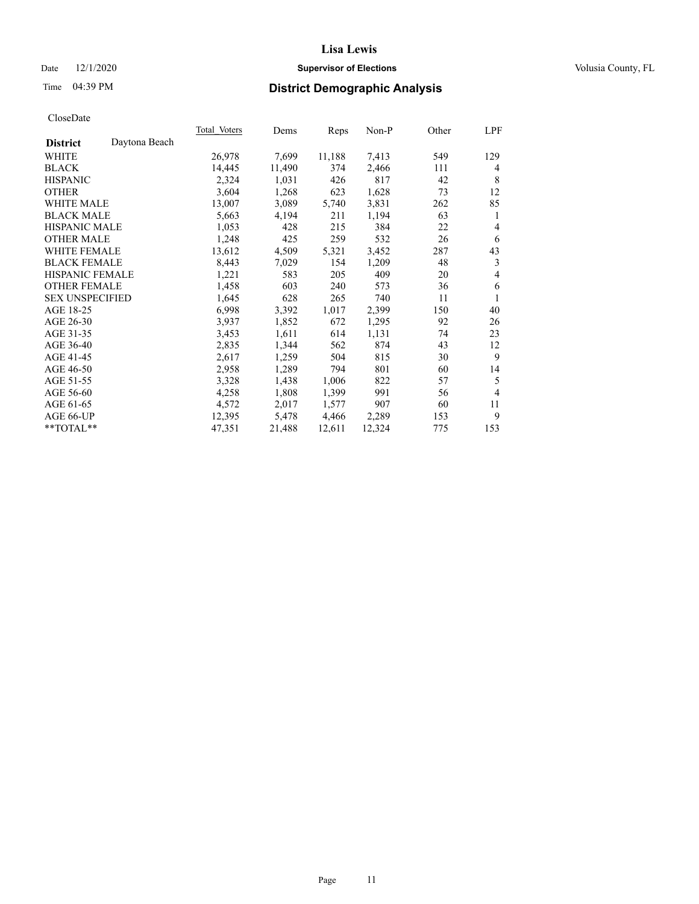# Lisa Lewis

Date 12/1/2020 **Supervisor of Elections** Volusia County, FL

Time 04:39 PM **District Demographic Analysis**

CloseDate

| | Total Voters | Dems | Reps | Non-P | Other | LPF |
|---|---|---|---|---|---|---|
| **District** Daytona Beach | | | | | | |
| WHITE | 26,978 | 7,699 | 11,188 | 7,413 | 549 | 129 |
| BLACK | 14,445 | 11,490 | 374 | 2,466 | 111 | 4 |
| HISPANIC | 2,324 | 1,031 | 426 | 817 | 42 | 8 |
| OTHER | 3,604 | 1,268 | 623 | 1,628 | 73 | 12 |
| WHITE MALE | 13,007 | 3,089 | 5,740 | 3,831 | 262 | 85 |
| BLACK MALE | 5,663 | 4,194 | 211 | 1,194 | 63 | 1 |
| HISPANIC MALE | 1,053 | 428 | 215 | 384 | 22 | 4 |
| OTHER MALE | 1,248 | 425 | 259 | 532 | 26 | 6 |
| WHITE FEMALE | 13,612 | 4,509 | 5,321 | 3,452 | 287 | 43 |
| BLACK FEMALE | 8,443 | 7,029 | 154 | 1,209 | 48 | 3 |
| HISPANIC FEMALE | 1,221 | 583 | 205 | 409 | 20 | 4 |
| OTHER FEMALE | 1,458 | 603 | 240 | 573 | 36 | 6 |
| SEX UNSPECIFIED | 1,645 | 628 | 265 | 740 | 11 | 1 |
| AGE 18-25 | 6,998 | 3,392 | 1,017 | 2,399 | 150 | 40 |
| AGE 26-30 | 3,937 | 1,852 | 672 | 1,295 | 92 | 26 |
| AGE 31-35 | 3,453 | 1,611 | 614 | 1,131 | 74 | 23 |
| AGE 36-40 | 2,835 | 1,344 | 562 | 874 | 43 | 12 |
| AGE 41-45 | 2,617 | 1,259 | 504 | 815 | 30 | 9 |
| AGE 46-50 | 2,958 | 1,289 | 794 | 801 | 60 | 14 |
| AGE 51-55 | 3,328 | 1,438 | 1,006 | 822 | 57 | 5 |
| AGE 56-60 | 4,258 | 1,808 | 1,399 | 991 | 56 | 4 |
| AGE 61-65 | 4,572 | 2,017 | 1,577 | 907 | 60 | 11 |
| AGE 66-UP | 12,395 | 5,478 | 4,466 | 2,289 | 153 | 9 |
| **TOTAL** | 47,351 | 21,488 | 12,611 | 12,324 | 775 | 153 |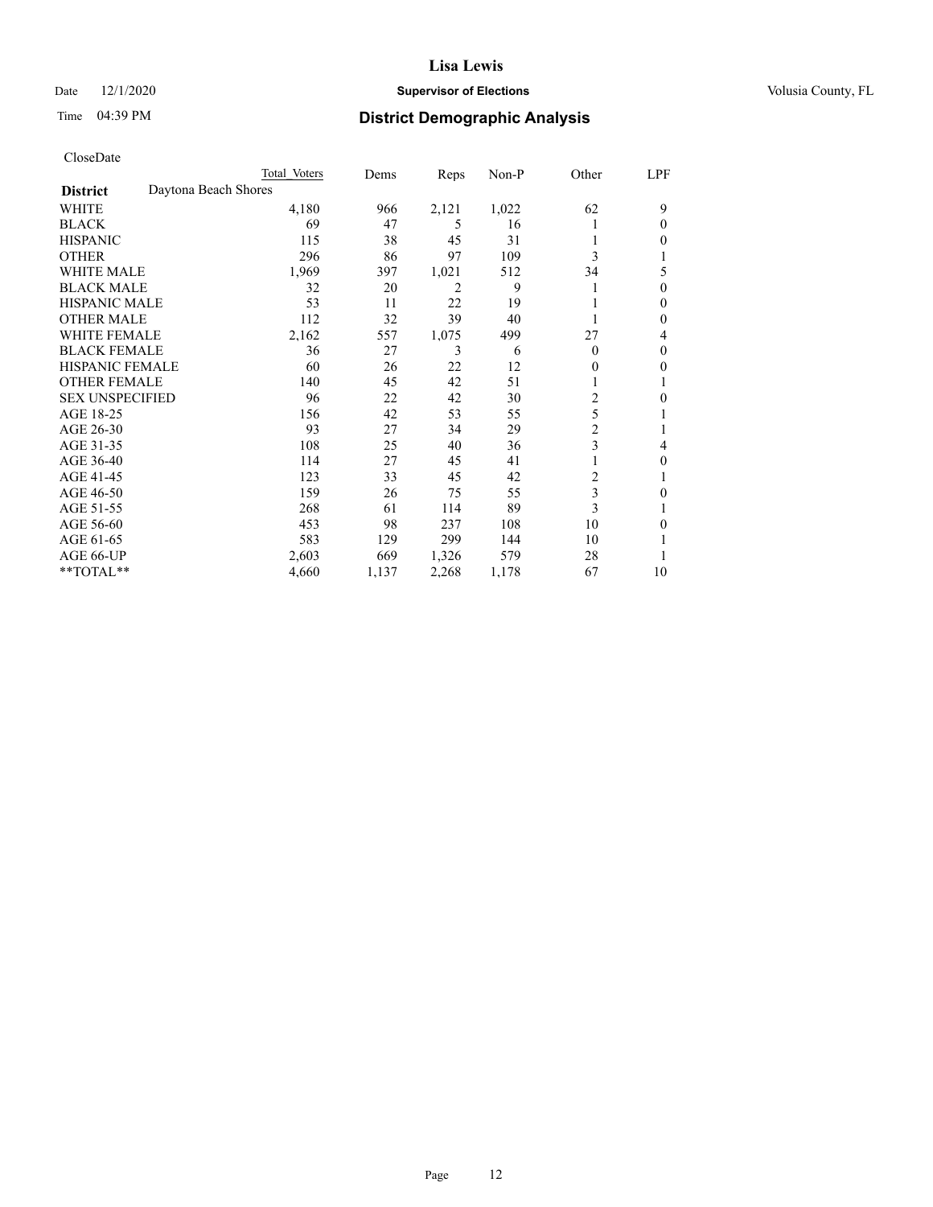# Lisa Lewis

Date 12/1/2020 **Supervisor of Elections** Volusia County, FL

Time 04:39 PM **District Demographic Analysis**

CloseDate

| | Total Voters | Dems | Reps | Non-P | Other | LPF |
|---|---|---|---|---|---|---|
| **District** Daytona Beach Shores | | | | | | |
| WHITE | 4,180 | 966 | 2,121 | 1,022 | 62 | 9 |
| BLACK | 69 | 47 | 5 | 16 | 1 | 0 |
| HISPANIC | 115 | 38 | 45 | 31 | 1 | 0 |
| OTHER | 296 | 86 | 97 | 109 | 3 | 1 |
| WHITE MALE | 1,969 | 397 | 1,021 | 512 | 34 | 5 |
| BLACK MALE | 32 | 20 | 2 | 9 | 1 | 0 |
| HISPANIC MALE | 53 | 11 | 22 | 19 | 1 | 0 |
| OTHER MALE | 112 | 32 | 39 | 40 | 1 | 0 |
| WHITE FEMALE | 2,162 | 557 | 1,075 | 499 | 27 | 4 |
| BLACK FEMALE | 36 | 27 | 3 | 6 | 0 | 0 |
| HISPANIC FEMALE | 60 | 26 | 22 | 12 | 0 | 0 |
| OTHER FEMALE | 140 | 45 | 42 | 51 | 1 | 1 |
| SEX UNSPECIFIED | 96 | 22 | 42 | 30 | 2 | 0 |
| AGE 18-25 | 156 | 42 | 53 | 55 | 5 | 1 |
| AGE 26-30 | 93 | 27 | 34 | 29 | 2 | 1 |
| AGE 31-35 | 108 | 25 | 40 | 36 | 3 | 4 |
| AGE 36-40 | 114 | 27 | 45 | 41 | 1 | 0 |
| AGE 41-45 | 123 | 33 | 45 | 42 | 2 | 1 |
| AGE 46-50 | 159 | 26 | 75 | 55 | 3 | 0 |
| AGE 51-55 | 268 | 61 | 114 | 89 | 3 | 1 |
| AGE 56-60 | 453 | 98 | 237 | 108 | 10 | 0 |
| AGE 61-65 | 583 | 129 | 299 | 144 | 10 | 1 |
| AGE 66-UP | 2,603 | 669 | 1,326 | 579 | 28 | 1 |
| **TOTAL** | 4,660 | 1,137 | 2,268 | 1,178 | 67 | 10 |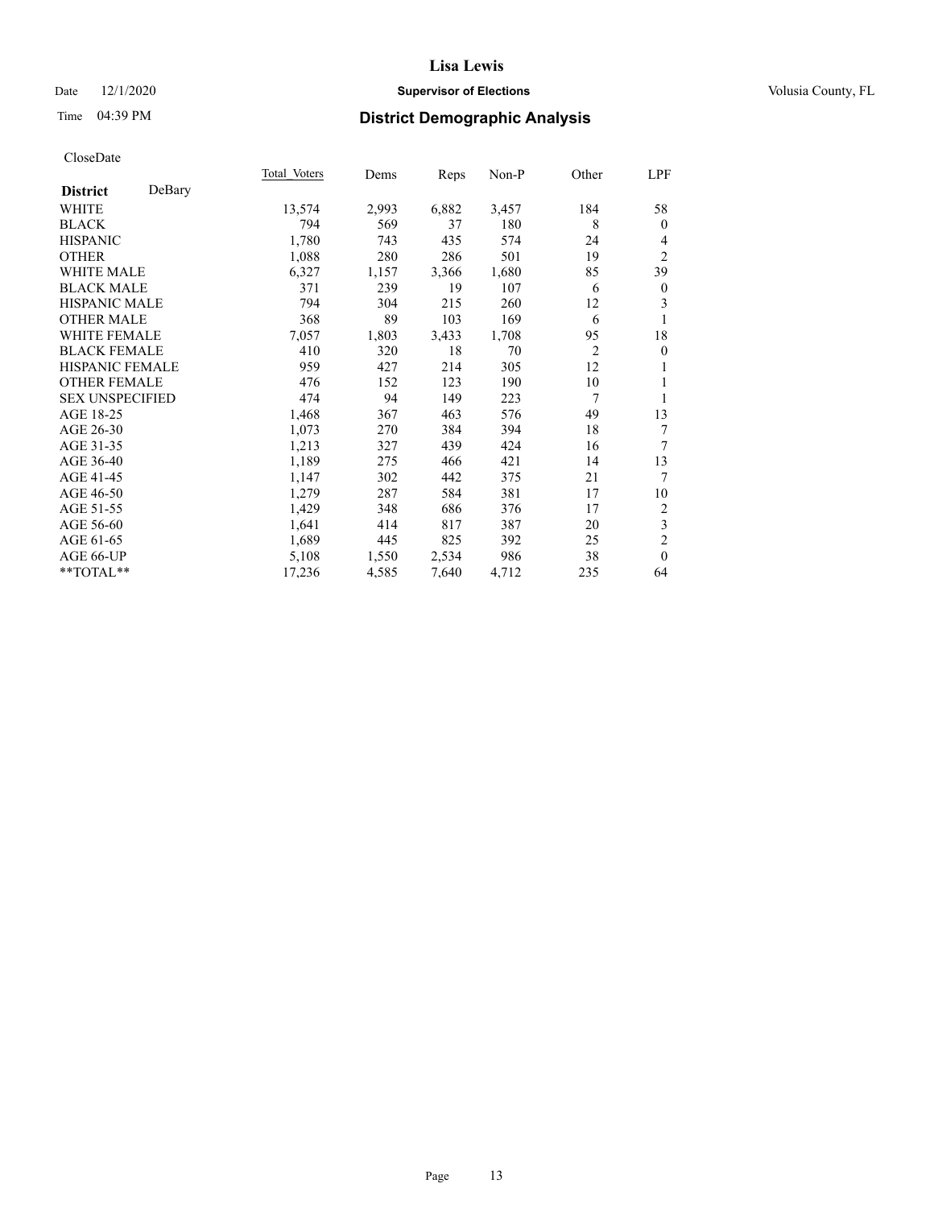# Lisa Lewis

Date 12/1/2020 **Supervisor of Elections** Volusia County, FL

Time 04:39 PM **District Demographic Analysis**

CloseDate

| **District** DeBary | Total Voters | Dems | Reps | Non-P | Other | LPF |
|---|---|---|---|---|---|---|
| WHITE | 13,574 | 2,993 | 6,882 | 3,457 | 184 | 58 |
| BLACK | 794 | 569 | 37 | 180 | 8 | 0 |
| HISPANIC | 1,780 | 743 | 435 | 574 | 24 | 4 |
| OTHER | 1,088 | 280 | 286 | 501 | 19 | 2 |
| WHITE MALE | 6,327 | 1,157 | 3,366 | 1,680 | 85 | 39 |
| BLACK MALE | 371 | 239 | 19 | 107 | 6 | 0 |
| HISPANIC MALE | 794 | 304 | 215 | 260 | 12 | 3 |
| OTHER MALE | 368 | 89 | 103 | 169 | 6 | 1 |
| WHITE FEMALE | 7,057 | 1,803 | 3,433 | 1,708 | 95 | 18 |
| BLACK FEMALE | 410 | 320 | 18 | 70 | 2 | 0 |
| HISPANIC FEMALE | 959 | 427 | 214 | 305 | 12 | 1 |
| OTHER FEMALE | 476 | 152 | 123 | 190 | 10 | 1 |
| SEX UNSPECIFIED | 474 | 94 | 149 | 223 | 7 | 1 |
| AGE 18-25 | 1,468 | 367 | 463 | 576 | 49 | 13 |
| AGE 26-30 | 1,073 | 270 | 384 | 394 | 18 | 7 |
| AGE 31-35 | 1,213 | 327 | 439 | 424 | 16 | 7 |
| AGE 36-40 | 1,189 | 275 | 466 | 421 | 14 | 13 |
| AGE 41-45 | 1,147 | 302 | 442 | 375 | 21 | 7 |
| AGE 46-50 | 1,279 | 287 | 584 | 381 | 17 | 10 |
| AGE 51-55 | 1,429 | 348 | 686 | 376 | 17 | 2 |
| AGE 56-60 | 1,641 | 414 | 817 | 387 | 20 | 3 |
| AGE 61-65 | 1,689 | 445 | 825 | 392 | 25 | 2 |
| AGE 66-UP | 5,108 | 1,550 | 2,534 | 986 | 38 | 0 |
| **TOTAL** | 17,236 | 4,585 | 7,640 | 4,712 | 235 | 64 |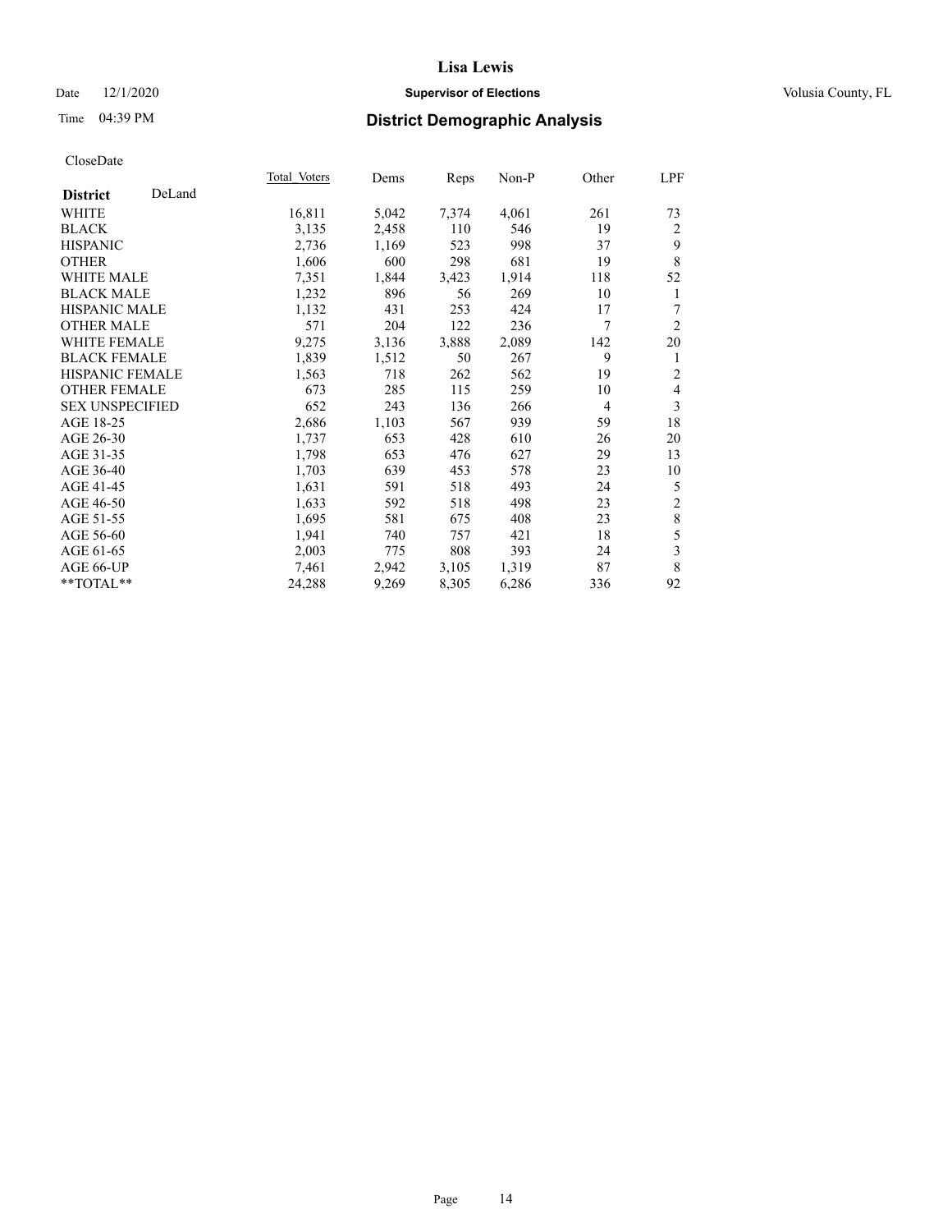# Lisa Lewis

Date 12/1/2020 **Supervisor of Elections** Volusia County, FL

Time 04:39 PM **District Demographic Analysis**

CloseDate

| **District** DeLand | Total Voters | Dems | Reps | Non-P | Other | LPF |
|---|---|---|---|---|---|---|
| WHITE | 16,811 | 5,042 | 7,374 | 4,061 | 261 | 73 |
| BLACK | 3,135 | 2,458 | 110 | 546 | 19 | 2 |
| HISPANIC | 2,736 | 1,169 | 523 | 998 | 37 | 9 |
| OTHER | 1,606 | 600 | 298 | 681 | 19 | 8 |
| WHITE MALE | 7,351 | 1,844 | 3,423 | 1,914 | 118 | 52 |
| BLACK MALE | 1,232 | 896 | 56 | 269 | 10 | 1 |
| HISPANIC MALE | 1,132 | 431 | 253 | 424 | 17 | 7 |
| OTHER MALE | 571 | 204 | 122 | 236 | 7 | 2 |
| WHITE FEMALE | 9,275 | 3,136 | 3,888 | 2,089 | 142 | 20 |
| BLACK FEMALE | 1,839 | 1,512 | 50 | 267 | 9 | 1 |
| HISPANIC FEMALE | 1,563 | 718 | 262 | 562 | 19 | 2 |
| OTHER FEMALE | 673 | 285 | 115 | 259 | 10 | 4 |
| SEX UNSPECIFIED | 652 | 243 | 136 | 266 | 4 | 3 |
| AGE 18-25 | 2,686 | 1,103 | 567 | 939 | 59 | 18 |
| AGE 26-30 | 1,737 | 653 | 428 | 610 | 26 | 20 |
| AGE 31-35 | 1,798 | 653 | 476 | 627 | 29 | 13 |
| AGE 36-40 | 1,703 | 639 | 453 | 578 | 23 | 10 |
| AGE 41-45 | 1,631 | 591 | 518 | 493 | 24 | 5 |
| AGE 46-50 | 1,633 | 592 | 518 | 498 | 23 | 2 |
| AGE 51-55 | 1,695 | 581 | 675 | 408 | 23 | 8 |
| AGE 56-60 | 1,941 | 740 | 757 | 421 | 18 | 5 |
| AGE 61-65 | 2,003 | 775 | 808 | 393 | 24 | 3 |
| AGE 66-UP | 7,461 | 2,942 | 3,105 | 1,319 | 87 | 8 |
| **TOTAL** | 24,288 | 9,269 | 8,305 | 6,286 | 336 | 92 |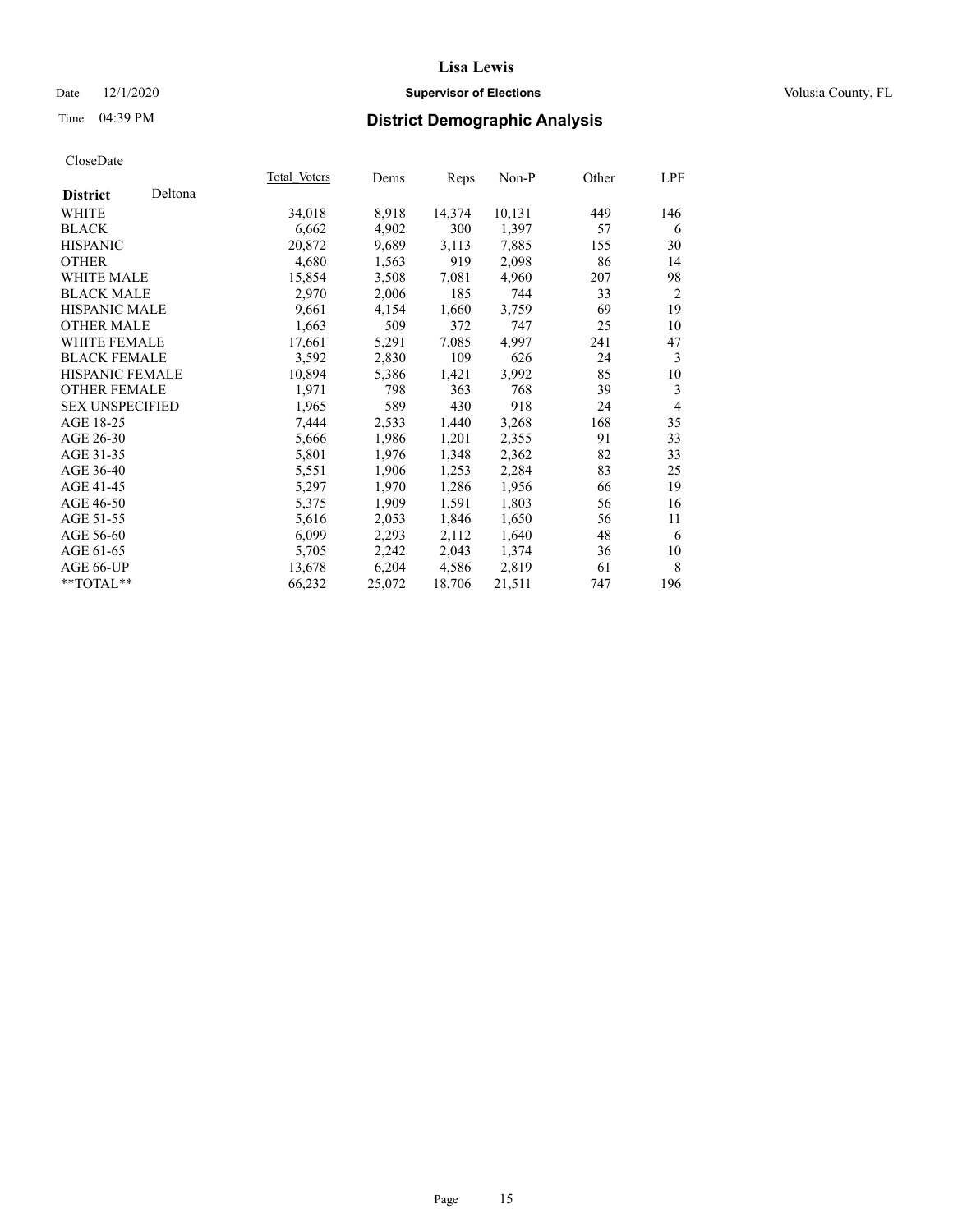# Lisa Lewis

Date 12/1/2020 **Supervisor of Elections** Volusia County, FL

Time 04:39 PM **District Demographic Analysis**

CloseDate

| **District** Deltona | Total Voters | Dems | Reps | Non-P | Other | LPF |
|---|---|---|---|---|---|---|
| WHITE | 34,018 | 8,918 | 14,374 | 10,131 | 449 | 146 |
| BLACK | 6,662 | 4,902 | 300 | 1,397 | 57 | 6 |
| HISPANIC | 20,872 | 9,689 | 3,113 | 7,885 | 155 | 30 |
| OTHER | 4,680 | 1,563 | 919 | 2,098 | 86 | 14 |
| WHITE MALE | 15,854 | 3,508 | 7,081 | 4,960 | 207 | 98 |
| BLACK MALE | 2,970 | 2,006 | 185 | 744 | 33 | 2 |
| HISPANIC MALE | 9,661 | 4,154 | 1,660 | 3,759 | 69 | 19 |
| OTHER MALE | 1,663 | 509 | 372 | 747 | 25 | 10 |
| WHITE FEMALE | 17,661 | 5,291 | 7,085 | 4,997 | 241 | 47 |
| BLACK FEMALE | 3,592 | 2,830 | 109 | 626 | 24 | 3 |
| HISPANIC FEMALE | 10,894 | 5,386 | 1,421 | 3,992 | 85 | 10 |
| OTHER FEMALE | 1,971 | 798 | 363 | 768 | 39 | 3 |
| SEX UNSPECIFIED | 1,965 | 589 | 430 | 918 | 24 | 4 |
| AGE 18-25 | 7,444 | 2,533 | 1,440 | 3,268 | 168 | 35 |
| AGE 26-30 | 5,666 | 1,986 | 1,201 | 2,355 | 91 | 33 |
| AGE 31-35 | 5,801 | 1,976 | 1,348 | 2,362 | 82 | 33 |
| AGE 36-40 | 5,551 | 1,906 | 1,253 | 2,284 | 83 | 25 |
| AGE 41-45 | 5,297 | 1,970 | 1,286 | 1,956 | 66 | 19 |
| AGE 46-50 | 5,375 | 1,909 | 1,591 | 1,803 | 56 | 16 |
| AGE 51-55 | 5,616 | 2,053 | 1,846 | 1,650 | 56 | 11 |
| AGE 56-60 | 6,099 | 2,293 | 2,112 | 1,640 | 48 | 6 |
| AGE 61-65 | 5,705 | 2,242 | 2,043 | 1,374 | 36 | 10 |
| AGE 66-UP | 13,678 | 6,204 | 4,586 | 2,819 | 61 | 8 |
| **TOTAL** | 66,232 | 25,072 | 18,706 | 21,511 | 747 | 196 |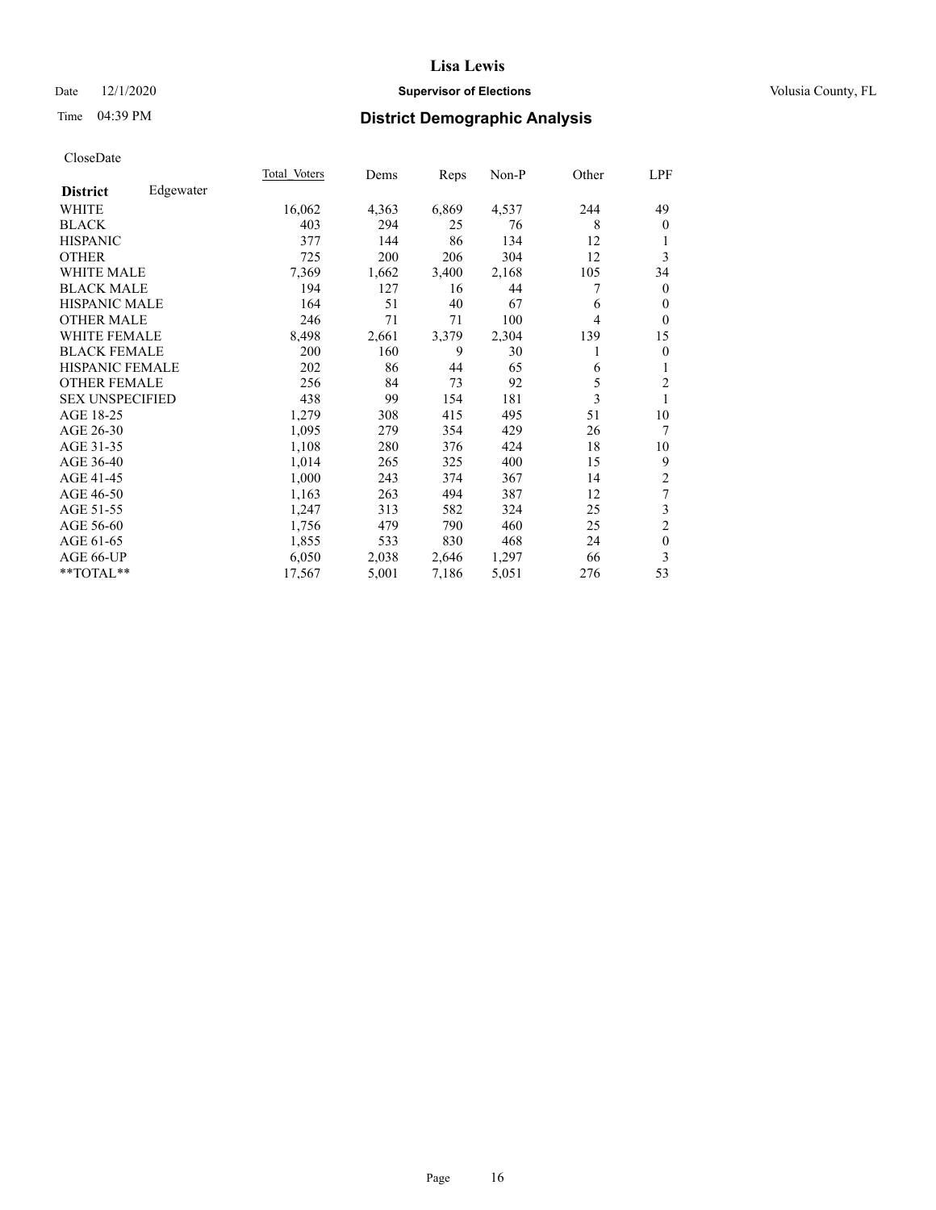# Lisa Lewis

Date 12/1/2020 | **Supervisor of Elections** | Volusia County, FL

Time 04:39 PM | **District Demographic Analysis**

CloseDate

| **District** Edgewater | Total Voters | Dems | Reps | Non-P | Other | LPF |
|---|---|---|---|---|---|---|
| WHITE | 16,062 | 4,363 | 6,869 | 4,537 | 244 | 49 |
| BLACK | 403 | 294 | 25 | 76 | 8 | 0 |
| HISPANIC | 377 | 144 | 86 | 134 | 12 | 1 |
| OTHER | 725 | 200 | 206 | 304 | 12 | 3 |
| WHITE MALE | 7,369 | 1,662 | 3,400 | 2,168 | 105 | 34 |
| BLACK MALE | 194 | 127 | 16 | 44 | 7 | 0 |
| HISPANIC MALE | 164 | 51 | 40 | 67 | 6 | 0 |
| OTHER MALE | 246 | 71 | 71 | 100 | 4 | 0 |
| WHITE FEMALE | 8,498 | 2,661 | 3,379 | 2,304 | 139 | 15 |
| BLACK FEMALE | 200 | 160 | 9 | 30 | 1 | 0 |
| HISPANIC FEMALE | 202 | 86 | 44 | 65 | 6 | 1 |
| OTHER FEMALE | 256 | 84 | 73 | 92 | 5 | 2 |
| SEX UNSPECIFIED | 438 | 99 | 154 | 181 | 3 | 1 |
| AGE 18-25 | 1,279 | 308 | 415 | 495 | 51 | 10 |
| AGE 26-30 | 1,095 | 279 | 354 | 429 | 26 | 7 |
| AGE 31-35 | 1,108 | 280 | 376 | 424 | 18 | 10 |
| AGE 36-40 | 1,014 | 265 | 325 | 400 | 15 | 9 |
| AGE 41-45 | 1,000 | 243 | 374 | 367 | 14 | 2 |
| AGE 46-50 | 1,163 | 263 | 494 | 387 | 12 | 7 |
| AGE 51-55 | 1,247 | 313 | 582 | 324 | 25 | 3 |
| AGE 56-60 | 1,756 | 479 | 790 | 460 | 25 | 2 |
| AGE 61-65 | 1,855 | 533 | 830 | 468 | 24 | 0 |
| AGE 66-UP | 6,050 | 2,038 | 2,646 | 1,297 | 66 | 3 |
| **TOTAL** | 17,567 | 5,001 | 7,186 | 5,051 | 276 | 53 |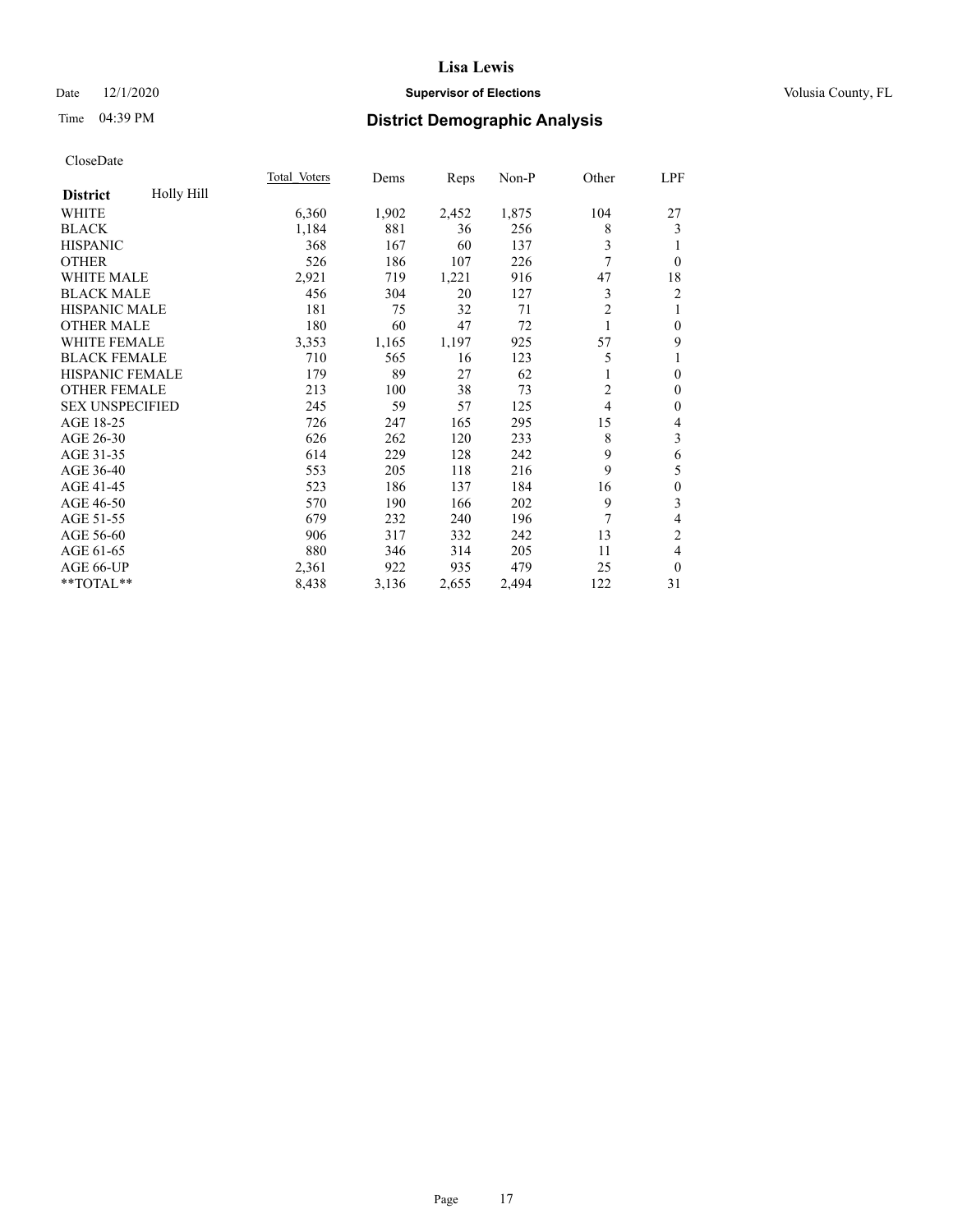# Lisa Lewis

Date 12/1/2020 **Supervisor of Elections** Volusia County, FL

Time 04:39 PM **District Demographic Analysis**

CloseDate

| **District** Holly Hill | Total Voters | Dems | Reps | Non-P | Other | LPF |
|---|---|---|---|---|---|---|
| WHITE | 6,360 | 1,902 | 2,452 | 1,875 | 104 | 27 |
| BLACK | 1,184 | 881 | 36 | 256 | 8 | 3 |
| HISPANIC | 368 | 167 | 60 | 137 | 3 | 1 |
| OTHER | 526 | 186 | 107 | 226 | 7 | 0 |
| WHITE MALE | 2,921 | 719 | 1,221 | 916 | 47 | 18 |
| BLACK MALE | 456 | 304 | 20 | 127 | 3 | 2 |
| HISPANIC MALE | 181 | 75 | 32 | 71 | 2 | 1 |
| OTHER MALE | 180 | 60 | 47 | 72 | 1 | 0 |
| WHITE FEMALE | 3,353 | 1,165 | 1,197 | 925 | 57 | 9 |
| BLACK FEMALE | 710 | 565 | 16 | 123 | 5 | 1 |
| HISPANIC FEMALE | 179 | 89 | 27 | 62 | 1 | 0 |
| OTHER FEMALE | 213 | 100 | 38 | 73 | 2 | 0 |
| SEX UNSPECIFIED | 245 | 59 | 57 | 125 | 4 | 0 |
| AGE 18-25 | 726 | 247 | 165 | 295 | 15 | 4 |
| AGE 26-30 | 626 | 262 | 120 | 233 | 8 | 3 |
| AGE 31-35 | 614 | 229 | 128 | 242 | 9 | 6 |
| AGE 36-40 | 553 | 205 | 118 | 216 | 9 | 5 |
| AGE 41-45 | 523 | 186 | 137 | 184 | 16 | 0 |
| AGE 46-50 | 570 | 190 | 166 | 202 | 9 | 3 |
| AGE 51-55 | 679 | 232 | 240 | 196 | 7 | 4 |
| AGE 56-60 | 906 | 317 | 332 | 242 | 13 | 2 |
| AGE 61-65 | 880 | 346 | 314 | 205 | 11 | 4 |
| AGE 66-UP | 2,361 | 922 | 935 | 479 | 25 | 0 |
| **TOTAL** | 8,438 | 3,136 | 2,655 | 2,494 | 122 | 31 |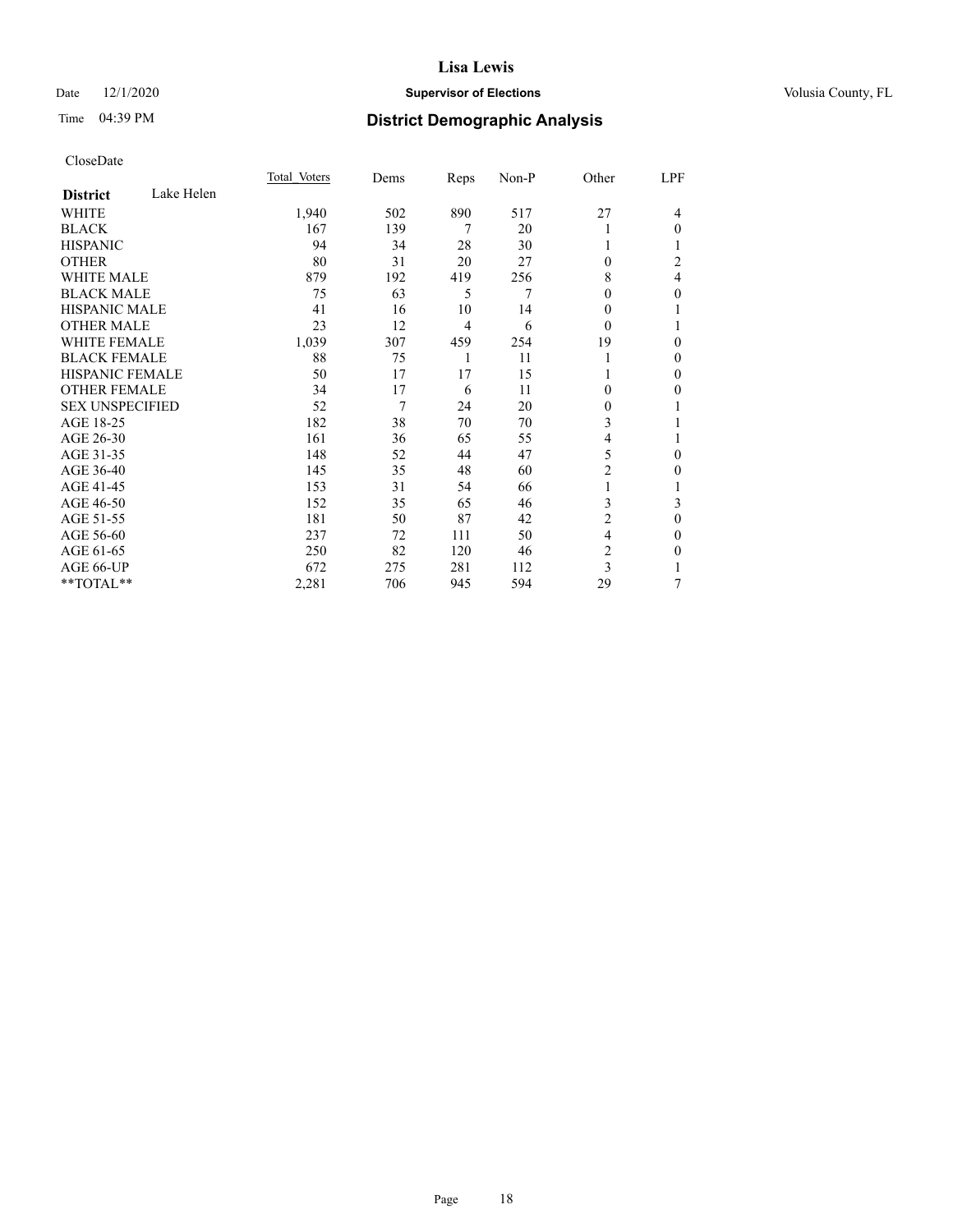CloseDate

| District | Lake Helen | Total Voters | Dems | Reps | Non-P | Other | LPF |
|---|---|---|---|---|---|---|---|
| WHITE | | 1,940 | 502 | 890 | 517 | 27 | 4 |
| BLACK | | 167 | 139 | 7 | 20 | 1 | 0 |
| HISPANIC | | 94 | 34 | 28 | 30 | 1 | 1 |
| OTHER | | 80 | 31 | 20 | 27 | 0 | 2 |
| WHITE MALE | | 879 | 192 | 419 | 256 | 8 | 4 |
| BLACK MALE | | 75 | 63 | 5 | 7 | 0 | 0 |
| HISPANIC MALE | | 41 | 16 | 10 | 14 | 0 | 1 |
| OTHER MALE | | 23 | 12 | 4 | 6 | 0 | 1 |
| WHITE FEMALE | | 1,039 | 307 | 459 | 254 | 19 | 0 |
| BLACK FEMALE | | 88 | 75 | 1 | 11 | 1 | 0 |
| HISPANIC FEMALE | | 50 | 17 | 17 | 15 | 1 | 0 |
| OTHER FEMALE | | 34 | 17 | 6 | 11 | 0 | 0 |
| SEX UNSPECIFIED | | 52 | 7 | 24 | 20 | 0 | 1 |
| AGE 18-25 | | 182 | 38 | 70 | 70 | 3 | 1 |
| AGE 26-30 | | 161 | 36 | 65 | 55 | 4 | 1 |
| AGE 31-35 | | 148 | 52 | 44 | 47 | 5 | 0 |
| AGE 36-40 | | 145 | 35 | 48 | 60 | 2 | 0 |
| AGE 41-45 | | 153 | 31 | 54 | 66 | 1 | 1 |
| AGE 46-50 | | 152 | 35 | 65 | 46 | 3 | 3 |
| AGE 51-55 | | 181 | 50 | 87 | 42 | 2 | 0 |
| AGE 56-60 | | 237 | 72 | 111 | 50 | 4 | 0 |
| AGE 61-65 | | 250 | 82 | 120 | 46 | 2 | 0 |
| AGE 66-UP | | 672 | 275 | 281 | 112 | 3 | 1 |
| **TOTAL** | | 2,281 | 706 | 945 | 594 | 29 | 7 |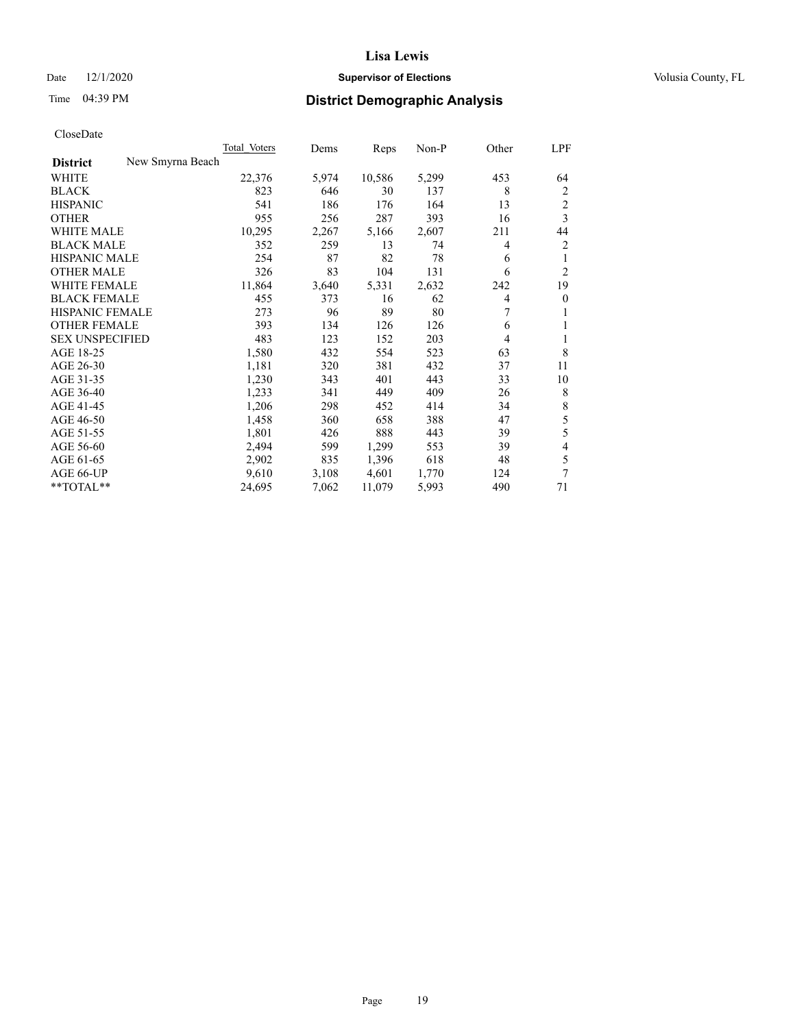# Lisa Lewis

Date 12/1/2020 **Supervisor of Elections** Volusia County, FL

Time 04:39 PM **District Demographic Analysis**

CloseDate

| | Total Voters | Dems | Reps | Non-P | Other | LPF |
|---|---|---|---|---|---|---|
| **District** New Smyrna Beach | | | | | | |
| WHITE | 22,376 | 5,974 | 10,586 | 5,299 | 453 | 64 |
| BLACK | 823 | 646 | 30 | 137 | 8 | 2 |
| HISPANIC | 541 | 186 | 176 | 164 | 13 | 2 |
| OTHER | 955 | 256 | 287 | 393 | 16 | 3 |
| WHITE MALE | 10,295 | 2,267 | 5,166 | 2,607 | 211 | 44 |
| BLACK MALE | 352 | 259 | 13 | 74 | 4 | 2 |
| HISPANIC MALE | 254 | 87 | 82 | 78 | 6 | 1 |
| OTHER MALE | 326 | 83 | 104 | 131 | 6 | 2 |
| WHITE FEMALE | 11,864 | 3,640 | 5,331 | 2,632 | 242 | 19 |
| BLACK FEMALE | 455 | 373 | 16 | 62 | 4 | 0 |
| HISPANIC FEMALE | 273 | 96 | 89 | 80 | 7 | 1 |
| OTHER FEMALE | 393 | 134 | 126 | 126 | 6 | 1 |
| SEX UNSPECIFIED | 483 | 123 | 152 | 203 | 4 | 1 |
| AGE 18-25 | 1,580 | 432 | 554 | 523 | 63 | 8 |
| AGE 26-30 | 1,181 | 320 | 381 | 432 | 37 | 11 |
| AGE 31-35 | 1,230 | 343 | 401 | 443 | 33 | 10 |
| AGE 36-40 | 1,233 | 341 | 449 | 409 | 26 | 8 |
| AGE 41-45 | 1,206 | 298 | 452 | 414 | 34 | 8 |
| AGE 46-50 | 1,458 | 360 | 658 | 388 | 47 | 5 |
| AGE 51-55 | 1,801 | 426 | 888 | 443 | 39 | 5 |
| AGE 56-60 | 2,494 | 599 | 1,299 | 553 | 39 | 4 |
| AGE 61-65 | 2,902 | 835 | 1,396 | 618 | 48 | 5 |
| AGE 66-UP | 9,610 | 3,108 | 4,601 | 1,770 | 124 | 7 |
| **TOTAL** | 24,695 | 7,062 | 11,079 | 5,993 | 490 | 71 |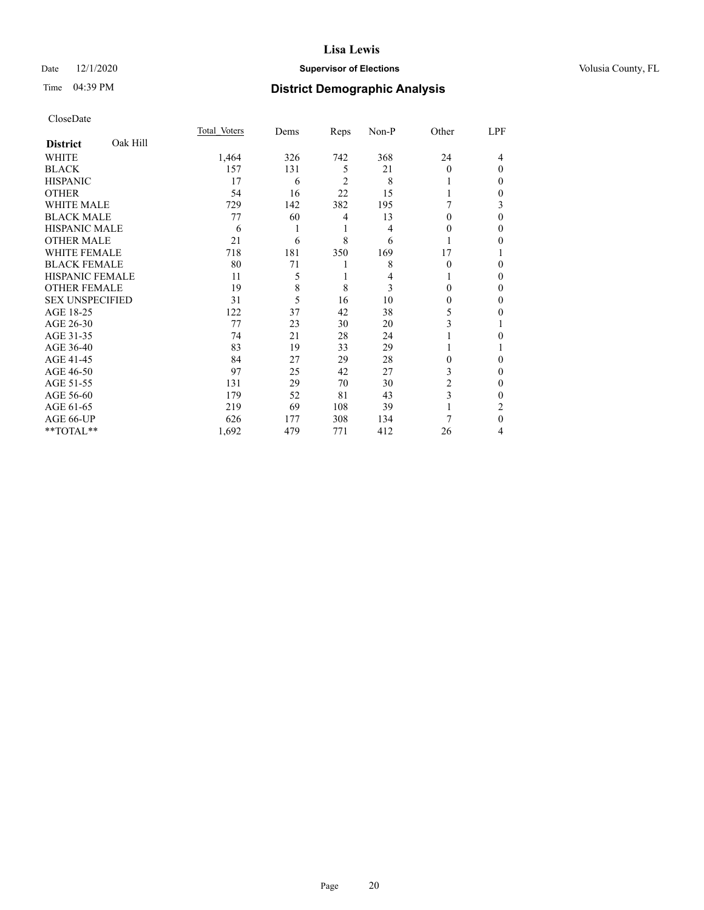# Lisa Lewis

Date 12/1/2020 **Supervisor of Elections** Volusia County, FL

Time 04:39 PM **District Demographic Analysis**

CloseDate

| **District** Oak Hill | Total Voters | Dems | Reps | Non-P | Other | LPF |
|---|---|---|---|---|---|---|
| WHITE | 1,464 | 326 | 742 | 368 | 24 | 4 |
| BLACK | 157 | 131 | 5 | 21 | 0 | 0 |
| HISPANIC | 17 | 6 | 2 | 8 | 1 | 0 |
| OTHER | 54 | 16 | 22 | 15 | 1 | 0 |
| WHITE MALE | 729 | 142 | 382 | 195 | 7 | 3 |
| BLACK MALE | 77 | 60 | 4 | 13 | 0 | 0 |
| HISPANIC MALE | 6 | 1 | 1 | 4 | 0 | 0 |
| OTHER MALE | 21 | 6 | 8 | 6 | 1 | 0 |
| WHITE FEMALE | 718 | 181 | 350 | 169 | 17 | 1 |
| BLACK FEMALE | 80 | 71 | 1 | 8 | 0 | 0 |
| HISPANIC FEMALE | 11 | 5 | 1 | 4 | 1 | 0 |
| OTHER FEMALE | 19 | 8 | 8 | 3 | 0 | 0 |
| SEX UNSPECIFIED | 31 | 5 | 16 | 10 | 0 | 0 |
| AGE 18-25 | 122 | 37 | 42 | 38 | 5 | 0 |
| AGE 26-30 | 77 | 23 | 30 | 20 | 3 | 1 |
| AGE 31-35 | 74 | 21 | 28 | 24 | 1 | 0 |
| AGE 36-40 | 83 | 19 | 33 | 29 | 1 | 1 |
| AGE 41-45 | 84 | 27 | 29 | 28 | 0 | 0 |
| AGE 46-50 | 97 | 25 | 42 | 27 | 3 | 0 |
| AGE 51-55 | 131 | 29 | 70 | 30 | 2 | 0 |
| AGE 56-60 | 179 | 52 | 81 | 43 | 3 | 0 |
| AGE 61-65 | 219 | 69 | 108 | 39 | 1 | 2 |
| AGE 66-UP | 626 | 177 | 308 | 134 | 7 | 0 |
| **TOTAL** | 1,692 | 479 | 771 | 412 | 26 | 4 |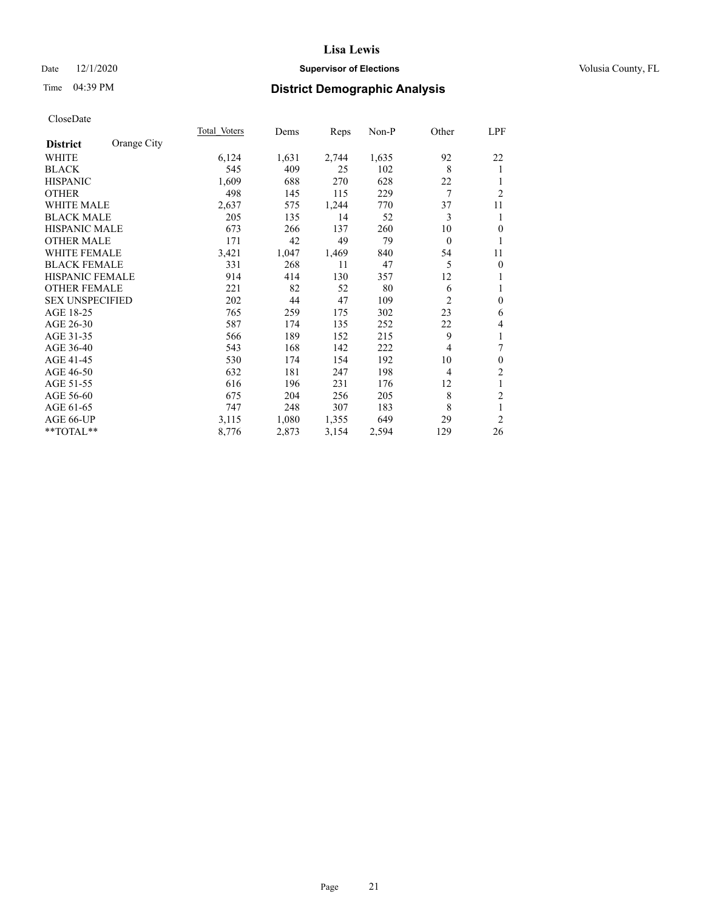# Lisa Lewis

Date 12/1/2020 **Supervisor of Elections** Volusia County, FL

Time 04:39 PM **District Demographic Analysis**

CloseDate

| **District** Orange City | Total Voters | Dems | Reps | Non-P | Other | LPF |
|---|---|---|---|---|---|---|
| WHITE | 6,124 | 1,631 | 2,744 | 1,635 | 92 | 22 |
| BLACK | 545 | 409 | 25 | 102 | 8 | 1 |
| HISPANIC | 1,609 | 688 | 270 | 628 | 22 | 1 |
| OTHER | 498 | 145 | 115 | 229 | 7 | 2 |
| WHITE MALE | 2,637 | 575 | 1,244 | 770 | 37 | 11 |
| BLACK MALE | 205 | 135 | 14 | 52 | 3 | 1 |
| HISPANIC MALE | 673 | 266 | 137 | 260 | 10 | 0 |
| OTHER MALE | 171 | 42 | 49 | 79 | 0 | 1 |
| WHITE FEMALE | 3,421 | 1,047 | 1,469 | 840 | 54 | 11 |
| BLACK FEMALE | 331 | 268 | 11 | 47 | 5 | 0 |
| HISPANIC FEMALE | 914 | 414 | 130 | 357 | 12 | 1 |
| OTHER FEMALE | 221 | 82 | 52 | 80 | 6 | 1 |
| SEX UNSPECIFIED | 202 | 44 | 47 | 109 | 2 | 0 |
| AGE 18-25 | 765 | 259 | 175 | 302 | 23 | 6 |
| AGE 26-30 | 587 | 174 | 135 | 252 | 22 | 4 |
| AGE 31-35 | 566 | 189 | 152 | 215 | 9 | 1 |
| AGE 36-40 | 543 | 168 | 142 | 222 | 4 | 7 |
| AGE 41-45 | 530 | 174 | 154 | 192 | 10 | 0 |
| AGE 46-50 | 632 | 181 | 247 | 198 | 4 | 2 |
| AGE 51-55 | 616 | 196 | 231 | 176 | 12 | 1 |
| AGE 56-60 | 675 | 204 | 256 | 205 | 8 | 2 |
| AGE 61-65 | 747 | 248 | 307 | 183 | 8 | 1 |
| AGE 66-UP | 3,115 | 1,080 | 1,355 | 649 | 29 | 2 |
| **TOTAL** | 8,776 | 2,873 | 3,154 | 2,594 | 129 | 26 |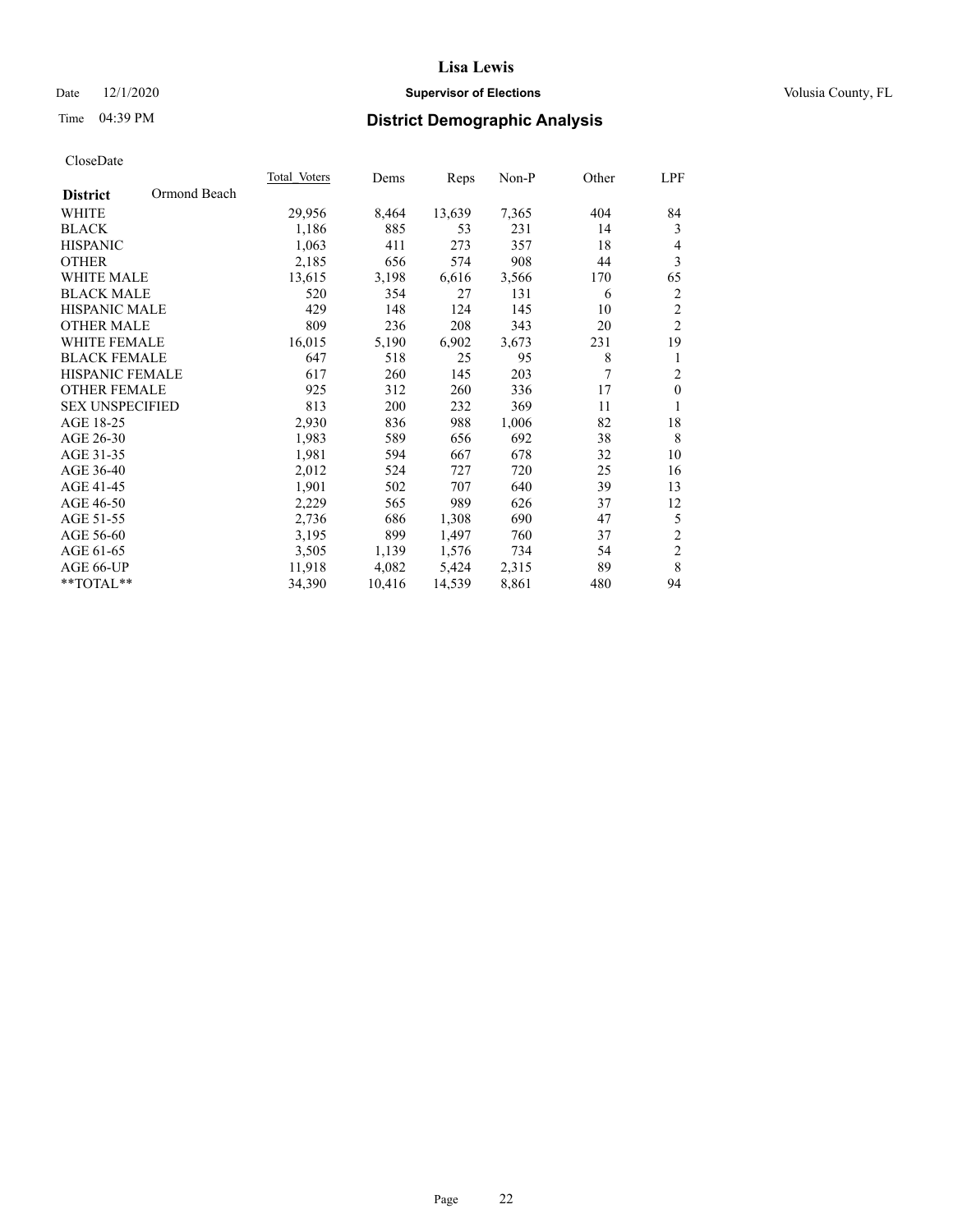**Lisa Lewis**

Date 12/1/2020 **Supervisor of Elections** Volusia County, FL

Time 04:39 PM **District Demographic Analysis**

CloseDate

| **District** Ormond Beach | Total Voters | Dems | Reps | Non-P | Other | LPF |
|---|---|---|---|---|---|---|
| WHITE | 29,956 | 8,464 | 13,639 | 7,365 | 404 | 84 |
| BLACK | 1,186 | 885 | 53 | 231 | 14 | 3 |
| HISPANIC | 1,063 | 411 | 273 | 357 | 18 | 4 |
| OTHER | 2,185 | 656 | 574 | 908 | 44 | 3 |
| WHITE MALE | 13,615 | 3,198 | 6,616 | 3,566 | 170 | 65 |
| BLACK MALE | 520 | 354 | 27 | 131 | 6 | 2 |
| HISPANIC MALE | 429 | 148 | 124 | 145 | 10 | 2 |
| OTHER MALE | 809 | 236 | 208 | 343 | 20 | 2 |
| WHITE FEMALE | 16,015 | 5,190 | 6,902 | 3,673 | 231 | 19 |
| BLACK FEMALE | 647 | 518 | 25 | 95 | 8 | 1 |
| HISPANIC FEMALE | 617 | 260 | 145 | 203 | 7 | 2 |
| OTHER FEMALE | 925 | 312 | 260 | 336 | 17 | 0 |
| SEX UNSPECIFIED | 813 | 200 | 232 | 369 | 11 | 1 |
| AGE 18-25 | 2,930 | 836 | 988 | 1,006 | 82 | 18 |
| AGE 26-30 | 1,983 | 589 | 656 | 692 | 38 | 8 |
| AGE 31-35 | 1,981 | 594 | 667 | 678 | 32 | 10 |
| AGE 36-40 | 2,012 | 524 | 727 | 720 | 25 | 16 |
| AGE 41-45 | 1,901 | 502 | 707 | 640 | 39 | 13 |
| AGE 46-50 | 2,229 | 565 | 989 | 626 | 37 | 12 |
| AGE 51-55 | 2,736 | 686 | 1,308 | 690 | 47 | 5 |
| AGE 56-60 | 3,195 | 899 | 1,497 | 760 | 37 | 2 |
| AGE 61-65 | 3,505 | 1,139 | 1,576 | 734 | 54 | 2 |
| AGE 66-UP | 11,918 | 4,082 | 5,424 | 2,315 | 89 | 8 |
| **TOTAL** | 34,390 | 10,416 | 14,539 | 8,861 | 480 | 94 |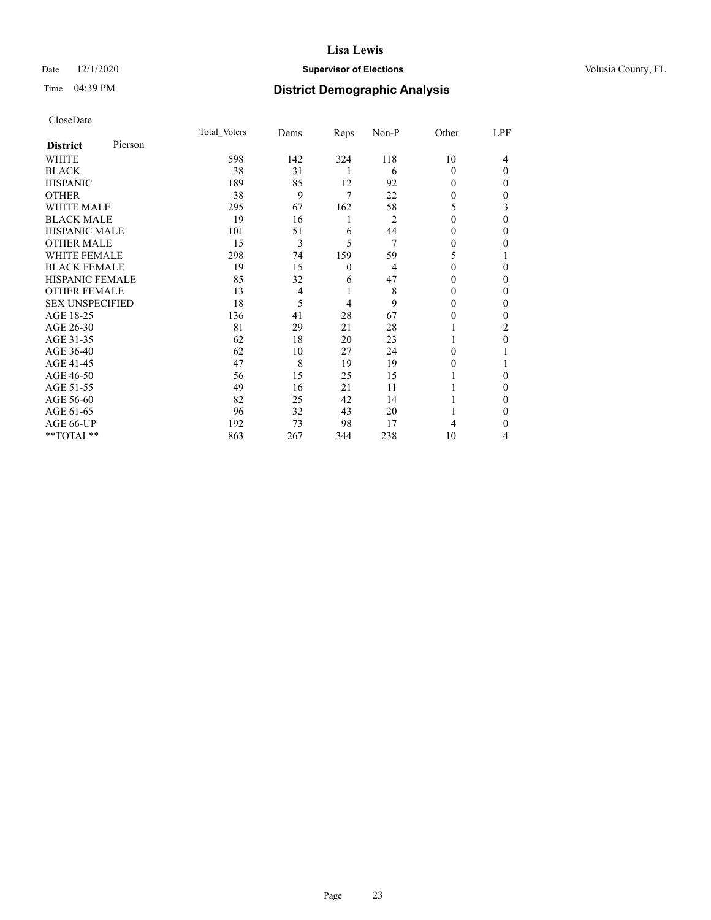# Lisa Lewis

Date 12/1/2020 **Supervisor of Elections** Volusia County, FL

Time 04:39 PM **District Demographic Analysis**

CloseDate

| **District** Pierson | Total Voters | Dems | Reps | Non-P | Other | LPF |
|---|---|---|---|---|---|---|
| WHITE | 598 | 142 | 324 | 118 | 10 | 4 |
| BLACK | 38 | 31 | 1 | 6 | 0 | 0 |
| HISPANIC | 189 | 85 | 12 | 92 | 0 | 0 |
| OTHER | 38 | 9 | 7 | 22 | 0 | 0 |
| WHITE MALE | 295 | 67 | 162 | 58 | 5 | 3 |
| BLACK MALE | 19 | 16 | 1 | 2 | 0 | 0 |
| HISPANIC MALE | 101 | 51 | 6 | 44 | 0 | 0 |
| OTHER MALE | 15 | 3 | 5 | 7 | 0 | 0 |
| WHITE FEMALE | 298 | 74 | 159 | 59 | 5 | 1 |
| BLACK FEMALE | 19 | 15 | 0 | 4 | 0 | 0 |
| HISPANIC FEMALE | 85 | 32 | 6 | 47 | 0 | 0 |
| OTHER FEMALE | 13 | 4 | 1 | 8 | 0 | 0 |
| SEX UNSPECIFIED | 18 | 5 | 4 | 9 | 0 | 0 |
| AGE 18-25 | 136 | 41 | 28 | 67 | 0 | 0 |
| AGE 26-30 | 81 | 29 | 21 | 28 | 1 | 2 |
| AGE 31-35 | 62 | 18 | 20 | 23 | 1 | 0 |
| AGE 36-40 | 62 | 10 | 27 | 24 | 0 | 1 |
| AGE 41-45 | 47 | 8 | 19 | 19 | 0 | 1 |
| AGE 46-50 | 56 | 15 | 25 | 15 | 1 | 0 |
| AGE 51-55 | 49 | 16 | 21 | 11 | 1 | 0 |
| AGE 56-60 | 82 | 25 | 42 | 14 | 1 | 0 |
| AGE 61-65 | 96 | 32 | 43 | 20 | 1 | 0 |
| AGE 66-UP | 192 | 73 | 98 | 17 | 4 | 0 |
| **TOTAL** | 863 | 267 | 344 | 238 | 10 | 4 |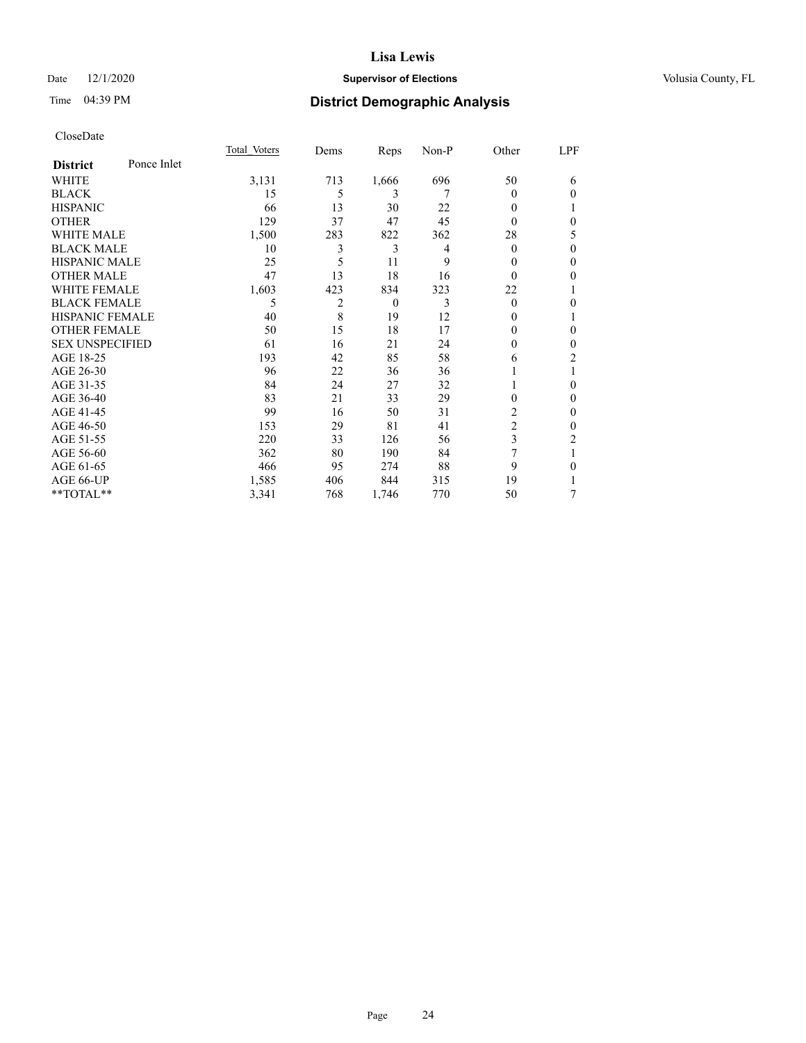CloseDate

| District | Ponce Inlet | Total Voters | Dems | Reps | Non-P | Other | LPF |
|---|---|---|---|---|---|---|---|
| WHITE | | 3,131 | 713 | 1,666 | 696 | 50 | 6 |
| BLACK | | 15 | 5 | 3 | 7 | 0 | 0 |
| HISPANIC | | 66 | 13 | 30 | 22 | 0 | 1 |
| OTHER | | 129 | 37 | 47 | 45 | 0 | 0 |
| WHITE MALE | | 1,500 | 283 | 822 | 362 | 28 | 5 |
| BLACK MALE | | 10 | 3 | 3 | 4 | 0 | 0 |
| HISPANIC MALE | | 25 | 5 | 11 | 9 | 0 | 0 |
| OTHER MALE | | 47 | 13 | 18 | 16 | 0 | 0 |
| WHITE FEMALE | | 1,603 | 423 | 834 | 323 | 22 | 1 |
| BLACK FEMALE | | 5 | 2 | 0 | 3 | 0 | 0 |
| HISPANIC FEMALE | | 40 | 8 | 19 | 12 | 0 | 1 |
| OTHER FEMALE | | 50 | 15 | 18 | 17 | 0 | 0 |
| SEX UNSPECIFIED | | 61 | 16 | 21 | 24 | 0 | 0 |
| AGE 18-25 | | 193 | 42 | 85 | 58 | 6 | 2 |
| AGE 26-30 | | 96 | 22 | 36 | 36 | 1 | 1 |
| AGE 31-35 | | 84 | 24 | 27 | 32 | 1 | 0 |
| AGE 36-40 | | 83 | 21 | 33 | 29 | 0 | 0 |
| AGE 41-45 | | 99 | 16 | 50 | 31 | 2 | 0 |
| AGE 46-50 | | 153 | 29 | 81 | 41 | 2 | 0 |
| AGE 51-55 | | 220 | 33 | 126 | 56 | 3 | 2 |
| AGE 56-60 | | 362 | 80 | 190 | 84 | 7 | 1 |
| AGE 61-65 | | 466 | 95 | 274 | 88 | 9 | 0 |
| AGE 66-UP | | 1,585 | 406 | 844 | 315 | 19 | 1 |
| **TOTAL** | | 3,341 | 768 | 1,746 | 770 | 50 | 7 |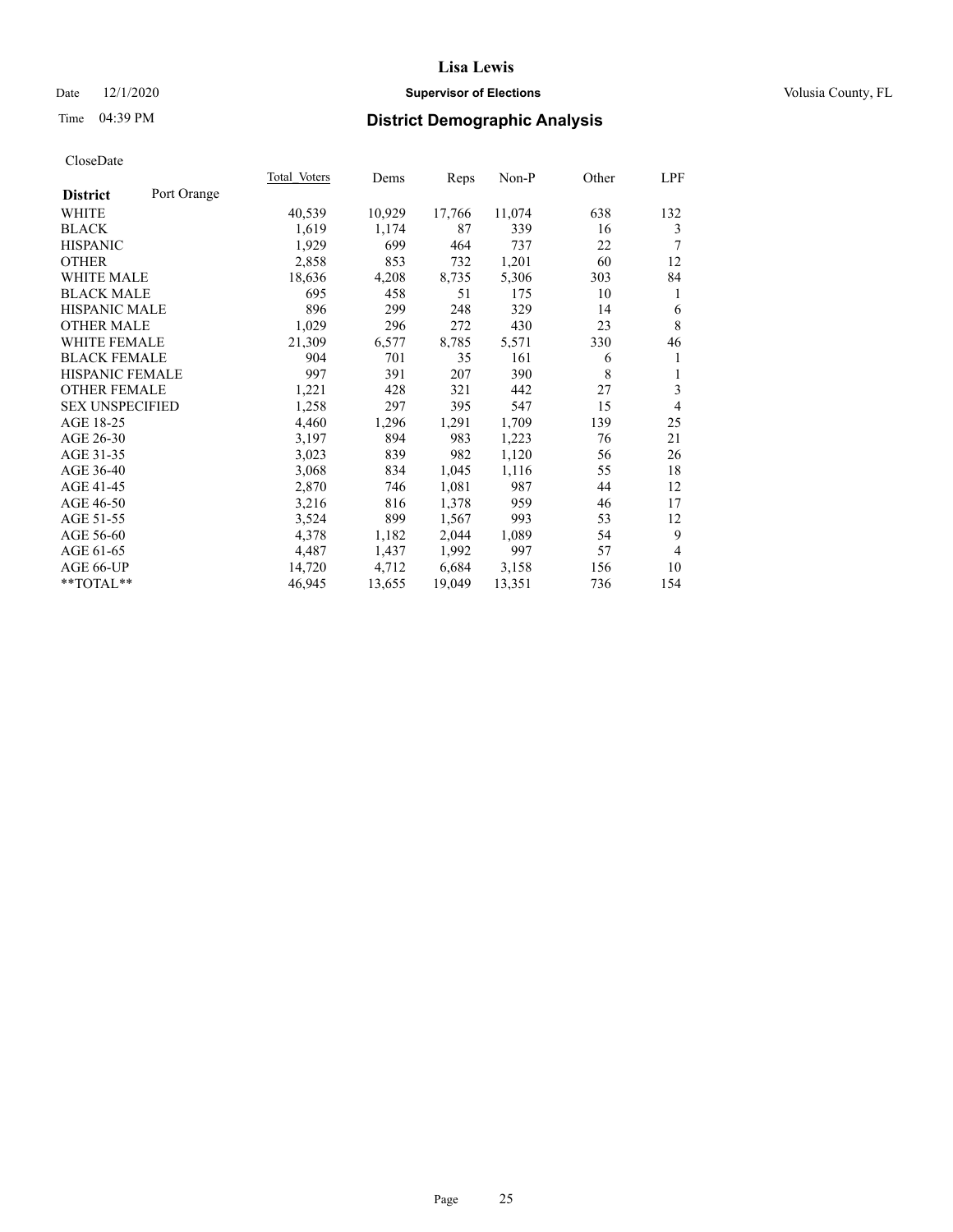# Lisa Lewis

Date 12/1/2020 **Supervisor of Elections** Volusia County, FL

Time 04:39 PM **District Demographic Analysis**

CloseDate

| District: Port Orange | Total Voters | Dems | Reps | Non-P | Other | LPF |
|---|---|---|---|---|---|---|
| WHITE | 40,539 | 10,929 | 17,766 | 11,074 | 638 | 132 |
| BLACK | 1,619 | 1,174 | 87 | 339 | 16 | 3 |
| HISPANIC | 1,929 | 699 | 464 | 737 | 22 | 7 |
| OTHER | 2,858 | 853 | 732 | 1,201 | 60 | 12 |
| WHITE MALE | 18,636 | 4,208 | 8,735 | 5,306 | 303 | 84 |
| BLACK MALE | 695 | 458 | 51 | 175 | 10 | 1 |
| HISPANIC MALE | 896 | 299 | 248 | 329 | 14 | 6 |
| OTHER MALE | 1,029 | 296 | 272 | 430 | 23 | 8 |
| WHITE FEMALE | 21,309 | 6,577 | 8,785 | 5,571 | 330 | 46 |
| BLACK FEMALE | 904 | 701 | 35 | 161 | 6 | 1 |
| HISPANIC FEMALE | 997 | 391 | 207 | 390 | 8 | 1 |
| OTHER FEMALE | 1,221 | 428 | 321 | 442 | 27 | 3 |
| SEX UNSPECIFIED | 1,258 | 297 | 395 | 547 | 15 | 4 |
| AGE 18-25 | 4,460 | 1,296 | 1,291 | 1,709 | 139 | 25 |
| AGE 26-30 | 3,197 | 894 | 983 | 1,223 | 76 | 21 |
| AGE 31-35 | 3,023 | 839 | 982 | 1,120 | 56 | 26 |
| AGE 36-40 | 3,068 | 834 | 1,045 | 1,116 | 55 | 18 |
| AGE 41-45 | 2,870 | 746 | 1,081 | 987 | 44 | 12 |
| AGE 46-50 | 3,216 | 816 | 1,378 | 959 | 46 | 17 |
| AGE 51-55 | 3,524 | 899 | 1,567 | 993 | 53 | 12 |
| AGE 56-60 | 4,378 | 1,182 | 2,044 | 1,089 | 54 | 9 |
| AGE 61-65 | 4,487 | 1,437 | 1,992 | 997 | 57 | 4 |
| AGE 66-UP | 14,720 | 4,712 | 6,684 | 3,158 | 156 | 10 |
| **TOTAL** | 46,945 | 13,655 | 19,049 | 13,351 | 736 | 154 |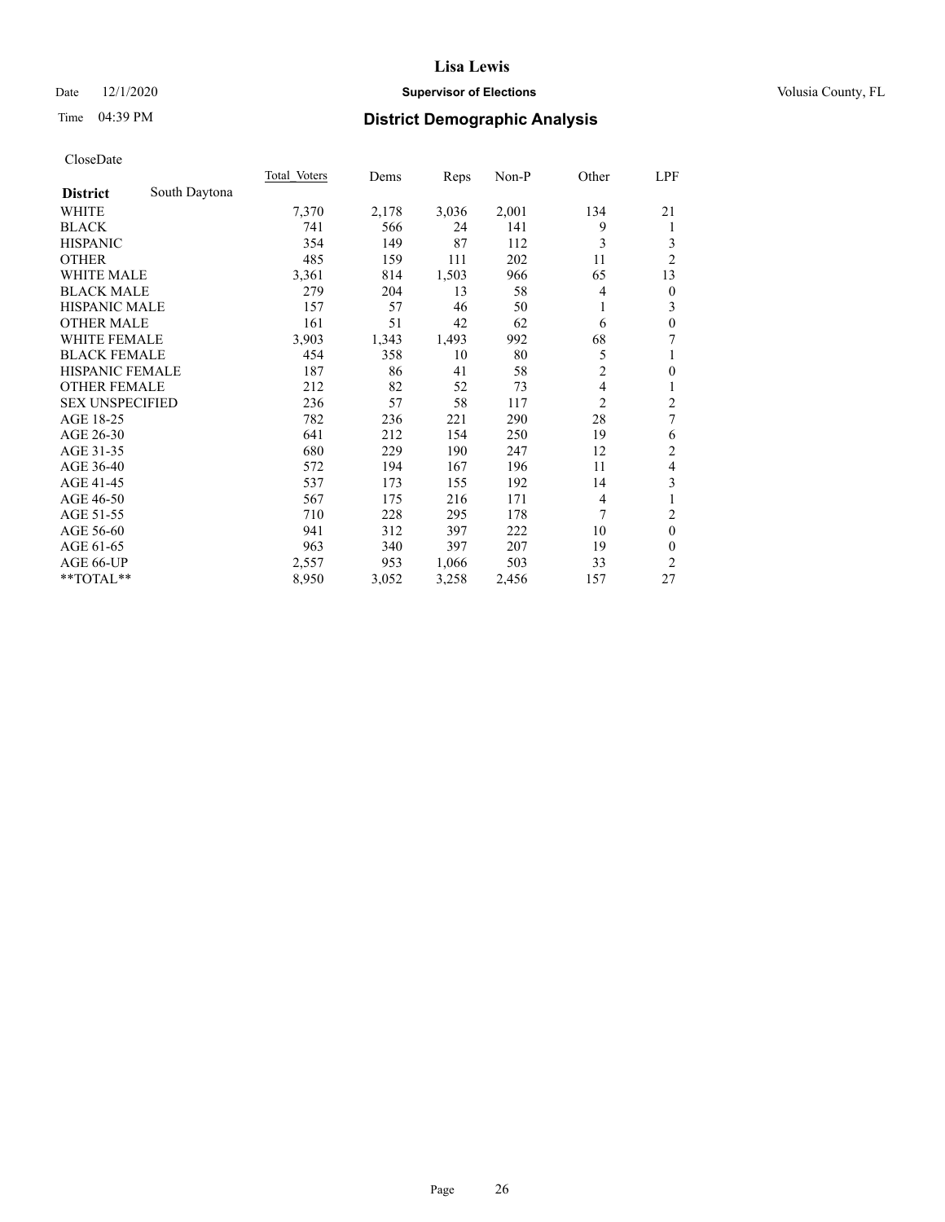# Lisa Lewis

Date 12/1/2020 **Supervisor of Elections** Volusia County, FL

Time 04:39 PM **District Demographic Analysis**

CloseDate

| District | South Daytona | Total Voters | Dems | Reps | Non-P | Other | LPF |
|---|---|---|---|---|---|---|---|
| WHITE | | 7,370 | 2,178 | 3,036 | 2,001 | 134 | 21 |
| BLACK | | 741 | 566 | 24 | 141 | 9 | 1 |
| HISPANIC | | 354 | 149 | 87 | 112 | 3 | 3 |
| OTHER | | 485 | 159 | 111 | 202 | 11 | 2 |
| WHITE MALE | | 3,361 | 814 | 1,503 | 966 | 65 | 13 |
| BLACK MALE | | 279 | 204 | 13 | 58 | 4 | 0 |
| HISPANIC MALE | | 157 | 57 | 46 | 50 | 1 | 3 |
| OTHER MALE | | 161 | 51 | 42 | 62 | 6 | 0 |
| WHITE FEMALE | | 3,903 | 1,343 | 1,493 | 992 | 68 | 7 |
| BLACK FEMALE | | 454 | 358 | 10 | 80 | 5 | 1 |
| HISPANIC FEMALE | | 187 | 86 | 41 | 58 | 2 | 0 |
| OTHER FEMALE | | 212 | 82 | 52 | 73 | 4 | 1 |
| SEX UNSPECIFIED | | 236 | 57 | 58 | 117 | 2 | 2 |
| AGE 18-25 | | 782 | 236 | 221 | 290 | 28 | 7 |
| AGE 26-30 | | 641 | 212 | 154 | 250 | 19 | 6 |
| AGE 31-35 | | 680 | 229 | 190 | 247 | 12 | 2 |
| AGE 36-40 | | 572 | 194 | 167 | 196 | 11 | 4 |
| AGE 41-45 | | 537 | 173 | 155 | 192 | 14 | 3 |
| AGE 46-50 | | 567 | 175 | 216 | 171 | 4 | 1 |
| AGE 51-55 | | 710 | 228 | 295 | 178 | 7 | 2 |
| AGE 56-60 | | 941 | 312 | 397 | 222 | 10 | 0 |
| AGE 61-65 | | 963 | 340 | 397 | 207 | 19 | 0 |
| AGE 66-UP | | 2,557 | 953 | 1,066 | 503 | 33 | 2 |
| **TOTAL** | | 8,950 | 3,052 | 3,258 | 2,456 | 157 | 27 |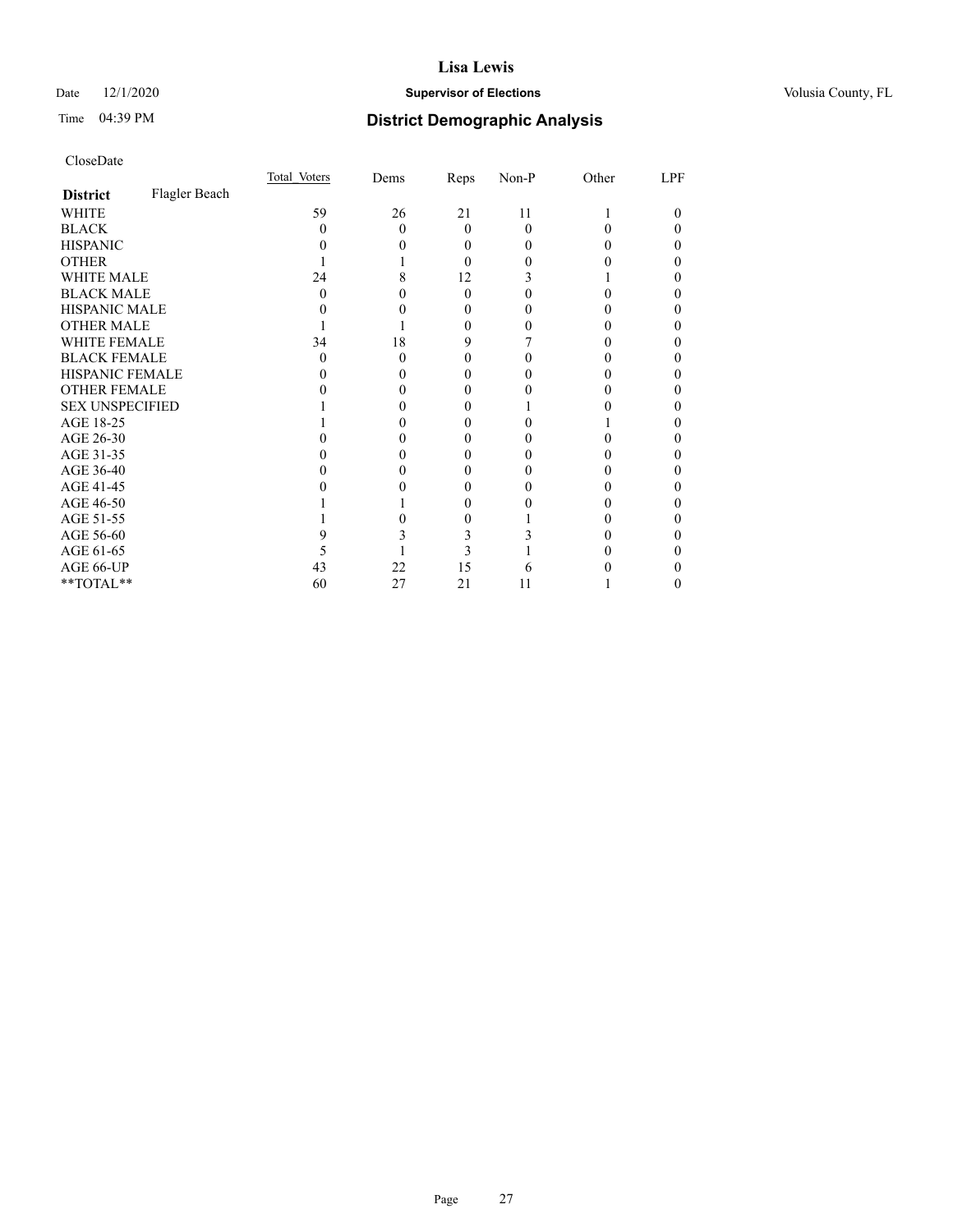# Lisa Lewis

Date 12/1/2020 **Supervisor of Elections** Volusia County, FL

Time 04:39 PM **District Demographic Analysis**

CloseDate

| | Total Voters | Dems | Reps | Non-P | Other | LPF |
|---|---|---|---|---|---|---|
| **District** Flagler Beach | | | | | | |
| WHITE | 59 | 26 | 21 | 11 | 1 | 0 |
| BLACK | 0 | 0 | 0 | 0 | 0 | 0 |
| HISPANIC | 0 | 0 | 0 | 0 | 0 | 0 |
| OTHER | 1 | 1 | 0 | 0 | 0 | 0 |
| WHITE MALE | 24 | 8 | 12 | 3 | 1 | 0 |
| BLACK MALE | 0 | 0 | 0 | 0 | 0 | 0 |
| HISPANIC MALE | 0 | 0 | 0 | 0 | 0 | 0 |
| OTHER MALE | 1 | 1 | 0 | 0 | 0 | 0 |
| WHITE FEMALE | 34 | 18 | 9 | 7 | 0 | 0 |
| BLACK FEMALE | 0 | 0 | 0 | 0 | 0 | 0 |
| HISPANIC FEMALE | 0 | 0 | 0 | 0 | 0 | 0 |
| OTHER FEMALE | 0 | 0 | 0 | 0 | 0 | 0 |
| SEX UNSPECIFIED | 1 | 0 | 0 | 1 | 0 | 0 |
| AGE 18-25 | 1 | 0 | 0 | 0 | 1 | 0 |
| AGE 26-30 | 0 | 0 | 0 | 0 | 0 | 0 |
| AGE 31-35 | 0 | 0 | 0 | 0 | 0 | 0 |
| AGE 36-40 | 0 | 0 | 0 | 0 | 0 | 0 |
| AGE 41-45 | 0 | 0 | 0 | 0 | 0 | 0 |
| AGE 46-50 | 1 | 1 | 0 | 0 | 0 | 0 |
| AGE 51-55 | 1 | 0 | 0 | 1 | 0 | 0 |
| AGE 56-60 | 9 | 3 | 3 | 3 | 0 | 0 |
| AGE 61-65 | 5 | 1 | 3 | 1 | 0 | 0 |
| AGE 66-UP | 43 | 22 | 15 | 6 | 0 | 0 |
| **TOTAL** | 60 | 27 | 21 | 11 | 1 | 0 |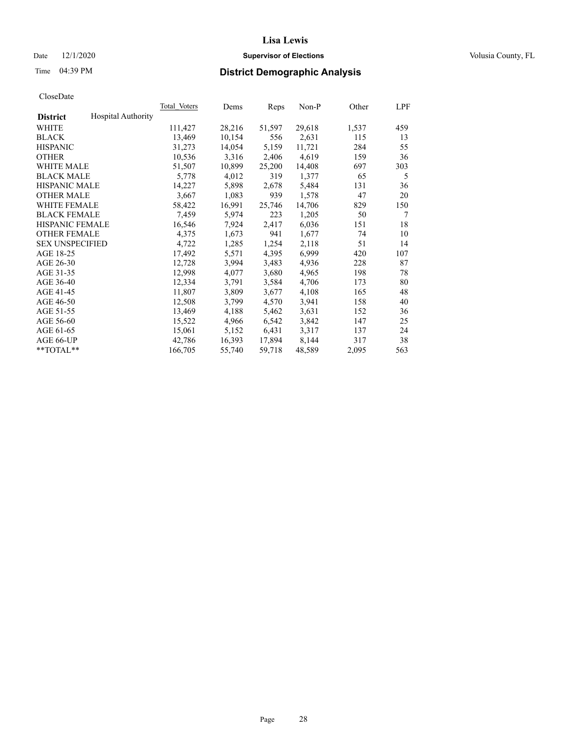# Lisa Lewis

Date 12/1/2020 **Supervisor of Elections** Volusia County, FL

Time 04:39 PM **District Demographic Analysis**

CloseDate

| **District** Hospital Authority | Total Voters | Dems | Reps | Non-P | Other | LPF |
|---|---|---|---|---|---|---|
| WHITE | 111,427 | 28,216 | 51,597 | 29,618 | 1,537 | 459 |
| BLACK | 13,469 | 10,154 | 556 | 2,631 | 115 | 13 |
| HISPANIC | 31,273 | 14,054 | 5,159 | 11,721 | 284 | 55 |
| OTHER | 10,536 | 3,316 | 2,406 | 4,619 | 159 | 36 |
| WHITE MALE | 51,507 | 10,899 | 25,200 | 14,408 | 697 | 303 |
| BLACK MALE | 5,778 | 4,012 | 319 | 1,377 | 65 | 5 |
| HISPANIC MALE | 14,227 | 5,898 | 2,678 | 5,484 | 131 | 36 |
| OTHER MALE | 3,667 | 1,083 | 939 | 1,578 | 47 | 20 |
| WHITE FEMALE | 58,422 | 16,991 | 25,746 | 14,706 | 829 | 150 |
| BLACK FEMALE | 7,459 | 5,974 | 223 | 1,205 | 50 | 7 |
| HISPANIC FEMALE | 16,546 | 7,924 | 2,417 | 6,036 | 151 | 18 |
| OTHER FEMALE | 4,375 | 1,673 | 941 | 1,677 | 74 | 10 |
| SEX UNSPECIFIED | 4,722 | 1,285 | 1,254 | 2,118 | 51 | 14 |
| AGE 18-25 | 17,492 | 5,571 | 4,395 | 6,999 | 420 | 107 |
| AGE 26-30 | 12,728 | 3,994 | 3,483 | 4,936 | 228 | 87 |
| AGE 31-35 | 12,998 | 4,077 | 3,680 | 4,965 | 198 | 78 |
| AGE 36-40 | 12,334 | 3,791 | 3,584 | 4,706 | 173 | 80 |
| AGE 41-45 | 11,807 | 3,809 | 3,677 | 4,108 | 165 | 48 |
| AGE 46-50 | 12,508 | 3,799 | 4,570 | 3,941 | 158 | 40 |
| AGE 51-55 | 13,469 | 4,188 | 5,462 | 3,631 | 152 | 36 |
| AGE 56-60 | 15,522 | 4,966 | 6,542 | 3,842 | 147 | 25 |
| AGE 61-65 | 15,061 | 5,152 | 6,431 | 3,317 | 137 | 24 |
| AGE 66-UP | 42,786 | 16,393 | 17,894 | 8,144 | 317 | 38 |
| **TOTAL** | 166,705 | 55,740 | 59,718 | 48,589 | 2,095 | 563 |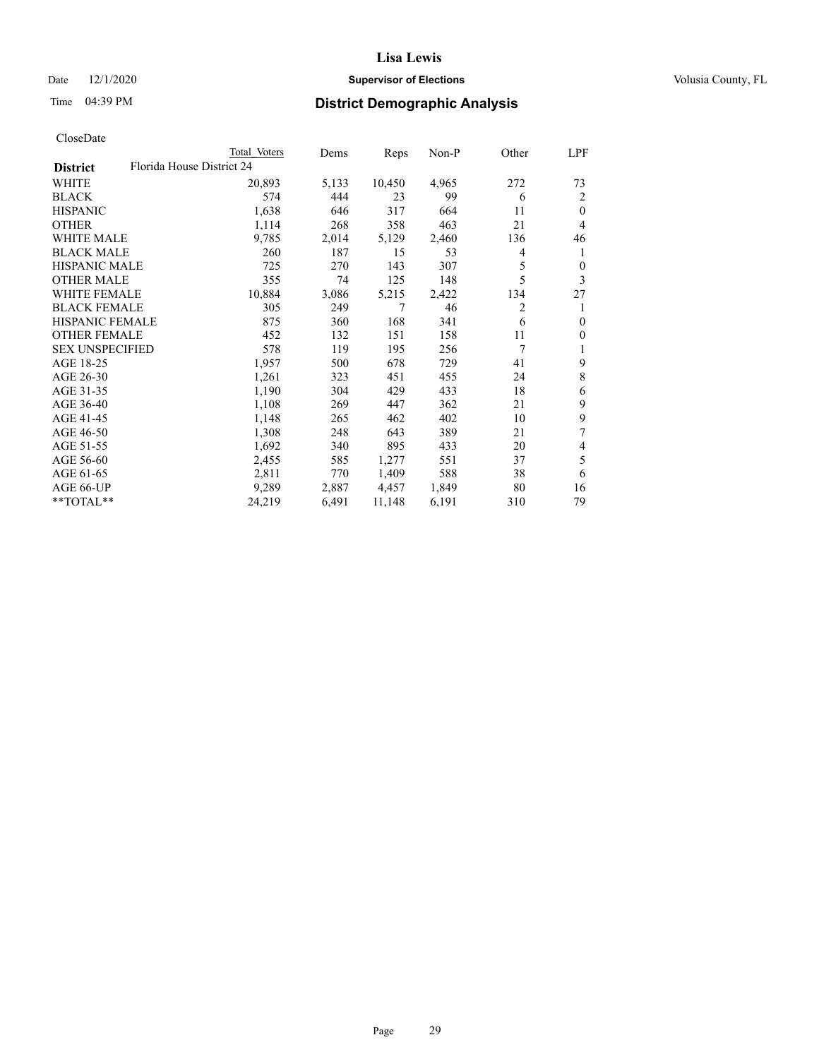# Lisa Lewis

Date 12/1/2020 **Supervisor of Elections** Volusia County, FL

Time 04:39 PM **District Demographic Analysis**

CloseDate

| District | Total Voters | Dems | Reps | Non-P | Other | LPF |
|---|---|---|---|---|---|---|
| Florida House District 24 | | | | | | |
| WHITE | 20,893 | 5,133 | 10,450 | 4,965 | 272 | 73 |
| BLACK | 574 | 444 | 23 | 99 | 6 | 2 |
| HISPANIC | 1,638 | 646 | 317 | 664 | 11 | 0 |
| OTHER | 1,114 | 268 | 358 | 463 | 21 | 4 |
| WHITE MALE | 9,785 | 2,014 | 5,129 | 2,460 | 136 | 46 |
| BLACK MALE | 260 | 187 | 15 | 53 | 4 | 1 |
| HISPANIC MALE | 725 | 270 | 143 | 307 | 5 | 0 |
| OTHER MALE | 355 | 74 | 125 | 148 | 5 | 3 |
| WHITE FEMALE | 10,884 | 3,086 | 5,215 | 2,422 | 134 | 27 |
| BLACK FEMALE | 305 | 249 | 7 | 46 | 2 | 1 |
| HISPANIC FEMALE | 875 | 360 | 168 | 341 | 6 | 0 |
| OTHER FEMALE | 452 | 132 | 151 | 158 | 11 | 0 |
| SEX UNSPECIFIED | 578 | 119 | 195 | 256 | 7 | 1 |
| AGE 18-25 | 1,957 | 500 | 678 | 729 | 41 | 9 |
| AGE 26-30 | 1,261 | 323 | 451 | 455 | 24 | 8 |
| AGE 31-35 | 1,190 | 304 | 429 | 433 | 18 | 6 |
| AGE 36-40 | 1,108 | 269 | 447 | 362 | 21 | 9 |
| AGE 41-45 | 1,148 | 265 | 462 | 402 | 10 | 9 |
| AGE 46-50 | 1,308 | 248 | 643 | 389 | 21 | 7 |
| AGE 51-55 | 1,692 | 340 | 895 | 433 | 20 | 4 |
| AGE 56-60 | 2,455 | 585 | 1,277 | 551 | 37 | 5 |
| AGE 61-65 | 2,811 | 770 | 1,409 | 588 | 38 | 6 |
| AGE 66-UP | 9,289 | 2,887 | 4,457 | 1,849 | 80 | 16 |
| **TOTAL** | 24,219 | 6,491 | 11,148 | 6,191 | 310 | 79 |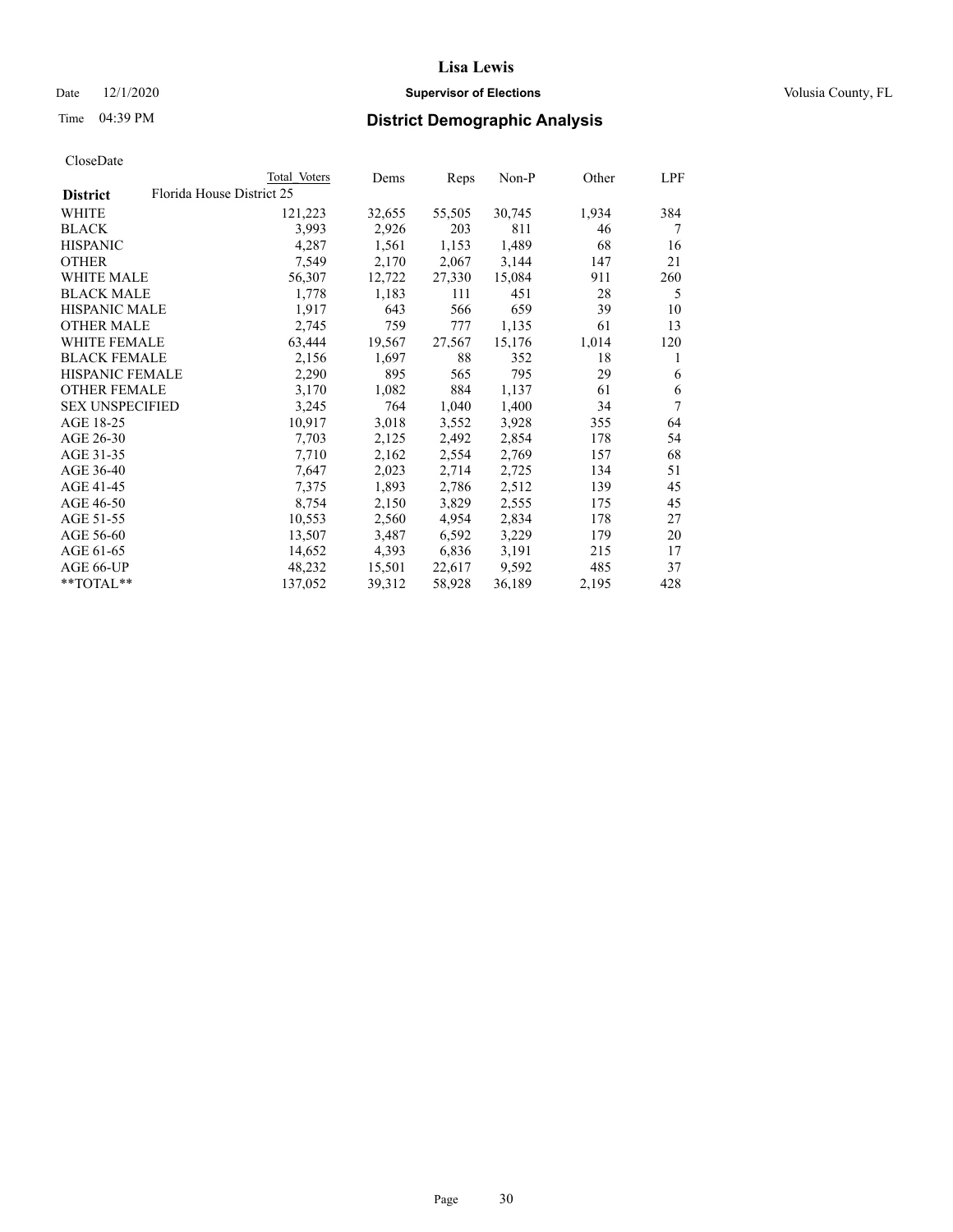CloseDate

| District | Florida House District 25 | Total Voters | Dems | Reps | Non-P | Other | LPF |
|---|---|---|---|---|---|---|---|
| WHITE | | 121,223 | 32,655 | 55,505 | 30,745 | 1,934 | 384 |
| BLACK | | 3,993 | 2,926 | 203 | 811 | 46 | 7 |
| HISPANIC | | 4,287 | 1,561 | 1,153 | 1,489 | 68 | 16 |
| OTHER | | 7,549 | 2,170 | 2,067 | 3,144 | 147 | 21 |
| WHITE MALE | | 56,307 | 12,722 | 27,330 | 15,084 | 911 | 260 |
| BLACK MALE | | 1,778 | 1,183 | 111 | 451 | 28 | 5 |
| HISPANIC MALE | | 1,917 | 643 | 566 | 659 | 39 | 10 |
| OTHER MALE | | 2,745 | 759 | 777 | 1,135 | 61 | 13 |
| WHITE FEMALE | | 63,444 | 19,567 | 27,567 | 15,176 | 1,014 | 120 |
| BLACK FEMALE | | 2,156 | 1,697 | 88 | 352 | 18 | 1 |
| HISPANIC FEMALE | | 2,290 | 895 | 565 | 795 | 29 | 6 |
| OTHER FEMALE | | 3,170 | 1,082 | 884 | 1,137 | 61 | 6 |
| SEX UNSPECIFIED | | 3,245 | 764 | 1,040 | 1,400 | 34 | 7 |
| AGE 18-25 | | 10,917 | 3,018 | 3,552 | 3,928 | 355 | 64 |
| AGE 26-30 | | 7,703 | 2,125 | 2,492 | 2,854 | 178 | 54 |
| AGE 31-35 | | 7,710 | 2,162 | 2,554 | 2,769 | 157 | 68 |
| AGE 36-40 | | 7,647 | 2,023 | 2,714 | 2,725 | 134 | 51 |
| AGE 41-45 | | 7,375 | 1,893 | 2,786 | 2,512 | 139 | 45 |
| AGE 46-50 | | 8,754 | 2,150 | 3,829 | 2,555 | 175 | 45 |
| AGE 51-55 | | 10,553 | 2,560 | 4,954 | 2,834 | 178 | 27 |
| AGE 56-60 | | 13,507 | 3,487 | 6,592 | 3,229 | 179 | 20 |
| AGE 61-65 | | 14,652 | 4,393 | 6,836 | 3,191 | 215 | 17 |
| AGE 66-UP | | 48,232 | 15,501 | 22,617 | 9,592 | 485 | 37 |
| **TOTAL** | | 137,052 | 39,312 | 58,928 | 36,189 | 2,195 | 428 |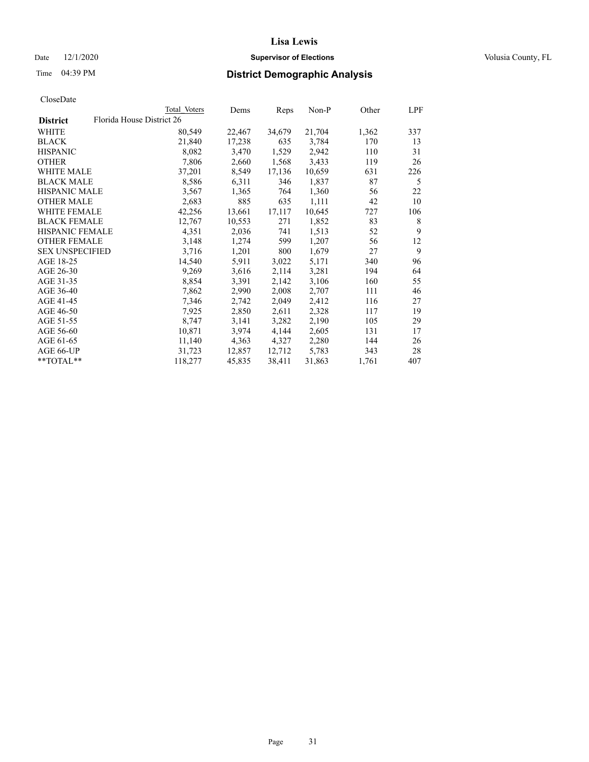**Lisa Lewis**

Date 12/1/2020 **Supervisor of Elections** Volusia County, FL

Time 04:39 PM **District Demographic Analysis**

CloseDate

| **District** | Total Voters | Dems | Reps | Non-P | Other | LPF |
|---|---|---|---|---|---|---|
| Florida House District 26 | | | | | | |
| WHITE | 80,549 | 22,467 | 34,679 | 21,704 | 1,362 | 337 |
| BLACK | 21,840 | 17,238 | 635 | 3,784 | 170 | 13 |
| HISPANIC | 8,082 | 3,470 | 1,529 | 2,942 | 110 | 31 |
| OTHER | 7,806 | 2,660 | 1,568 | 3,433 | 119 | 26 |
| WHITE MALE | 37,201 | 8,549 | 17,136 | 10,659 | 631 | 226 |
| BLACK MALE | 8,586 | 6,311 | 346 | 1,837 | 87 | 5 |
| HISPANIC MALE | 3,567 | 1,365 | 764 | 1,360 | 56 | 22 |
| OTHER MALE | 2,683 | 885 | 635 | 1,111 | 42 | 10 |
| WHITE FEMALE | 42,256 | 13,661 | 17,117 | 10,645 | 727 | 106 |
| BLACK FEMALE | 12,767 | 10,553 | 271 | 1,852 | 83 | 8 |
| HISPANIC FEMALE | 4,351 | 2,036 | 741 | 1,513 | 52 | 9 |
| OTHER FEMALE | 3,148 | 1,274 | 599 | 1,207 | 56 | 12 |
| SEX UNSPECIFIED | 3,716 | 1,201 | 800 | 1,679 | 27 | 9 |
| AGE 18-25 | 14,540 | 5,911 | 3,022 | 5,171 | 340 | 96 |
| AGE 26-30 | 9,269 | 3,616 | 2,114 | 3,281 | 194 | 64 |
| AGE 31-35 | 8,854 | 3,391 | 2,142 | 3,106 | 160 | 55 |
| AGE 36-40 | 7,862 | 2,990 | 2,008 | 2,707 | 111 | 46 |
| AGE 41-45 | 7,346 | 2,742 | 2,049 | 2,412 | 116 | 27 |
| AGE 46-50 | 7,925 | 2,850 | 2,611 | 2,328 | 117 | 19 |
| AGE 51-55 | 8,747 | 3,141 | 3,282 | 2,190 | 105 | 29 |
| AGE 56-60 | 10,871 | 3,974 | 4,144 | 2,605 | 131 | 17 |
| AGE 61-65 | 11,140 | 4,363 | 4,327 | 2,280 | 144 | 26 |
| AGE 66-UP | 31,723 | 12,857 | 12,712 | 5,783 | 343 | 28 |
| **TOTAL** | 118,277 | 45,835 | 38,411 | 31,863 | 1,761 | 407 |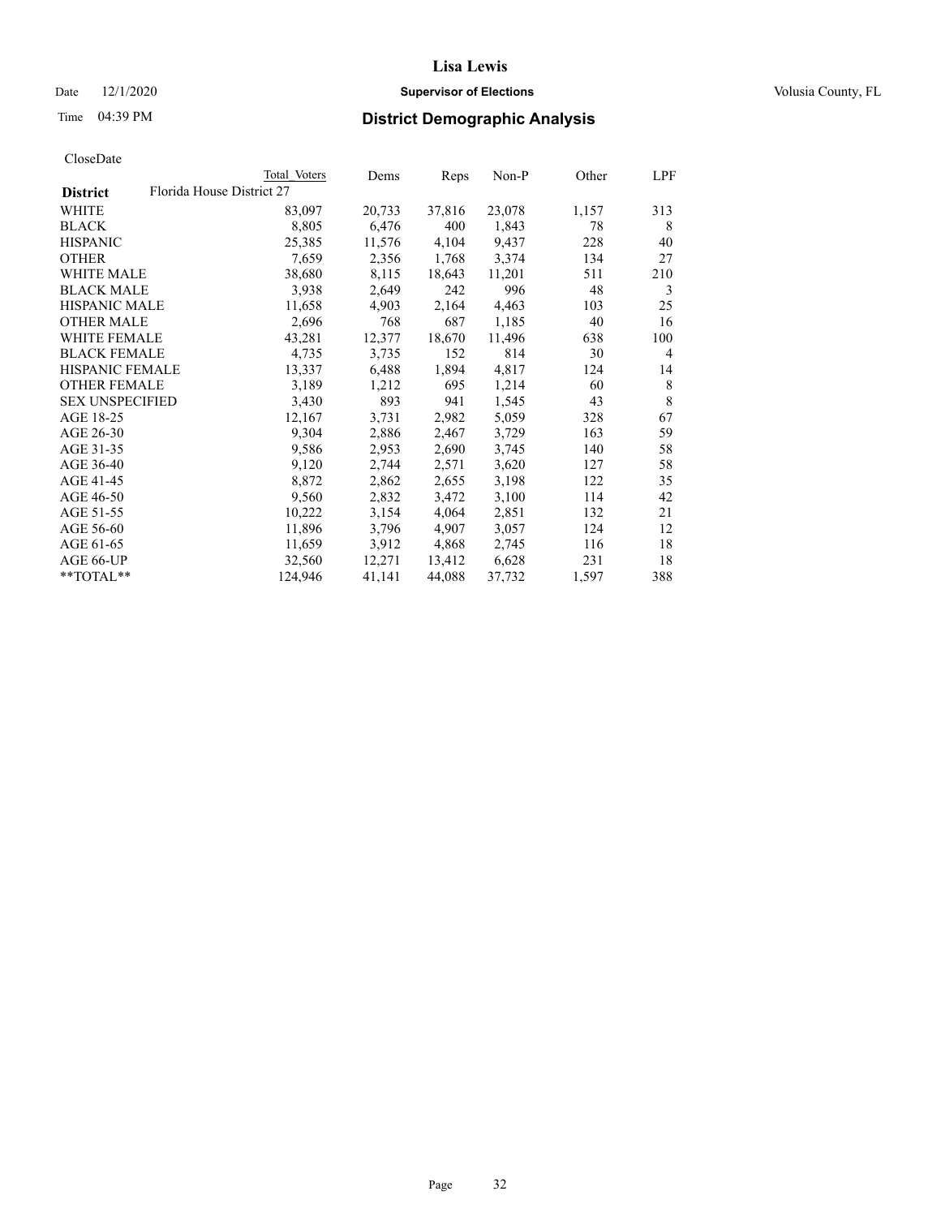# Lisa Lewis

Date 12/1/2020 **Supervisor of Elections** Volusia County, FL

Time 04:39 PM **District Demographic Analysis**

CloseDate

| | Total Voters | Dems | Reps | Non-P | Other | LPF |
|---|---|---|---|---|---|---|
| **District** Florida House District 27 | | | | | | |
| WHITE | 83,097 | 20,733 | 37,816 | 23,078 | 1,157 | 313 |
| BLACK | 8,805 | 6,476 | 400 | 1,843 | 78 | 8 |
| HISPANIC | 25,385 | 11,576 | 4,104 | 9,437 | 228 | 40 |
| OTHER | 7,659 | 2,356 | 1,768 | 3,374 | 134 | 27 |
| WHITE MALE | 38,680 | 8,115 | 18,643 | 11,201 | 511 | 210 |
| BLACK MALE | 3,938 | 2,649 | 242 | 996 | 48 | 3 |
| HISPANIC MALE | 11,658 | 4,903 | 2,164 | 4,463 | 103 | 25 |
| OTHER MALE | 2,696 | 768 | 687 | 1,185 | 40 | 16 |
| WHITE FEMALE | 43,281 | 12,377 | 18,670 | 11,496 | 638 | 100 |
| BLACK FEMALE | 4,735 | 3,735 | 152 | 814 | 30 | 4 |
| HISPANIC FEMALE | 13,337 | 6,488 | 1,894 | 4,817 | 124 | 14 |
| OTHER FEMALE | 3,189 | 1,212 | 695 | 1,214 | 60 | 8 |
| SEX UNSPECIFIED | 3,430 | 893 | 941 | 1,545 | 43 | 8 |
| AGE 18-25 | 12,167 | 3,731 | 2,982 | 5,059 | 328 | 67 |
| AGE 26-30 | 9,304 | 2,886 | 2,467 | 3,729 | 163 | 59 |
| AGE 31-35 | 9,586 | 2,953 | 2,690 | 3,745 | 140 | 58 |
| AGE 36-40 | 9,120 | 2,744 | 2,571 | 3,620 | 127 | 58 |
| AGE 41-45 | 8,872 | 2,862 | 2,655 | 3,198 | 122 | 35 |
| AGE 46-50 | 9,560 | 2,832 | 3,472 | 3,100 | 114 | 42 |
| AGE 51-55 | 10,222 | 3,154 | 4,064 | 2,851 | 132 | 21 |
| AGE 56-60 | 11,896 | 3,796 | 4,907 | 3,057 | 124 | 12 |
| AGE 61-65 | 11,659 | 3,912 | 4,868 | 2,745 | 116 | 18 |
| AGE 66-UP | 32,560 | 12,271 | 13,412 | 6,628 | 231 | 18 |
| **TOTAL** | 124,946 | 41,141 | 44,088 | 37,732 | 1,597 | 388 |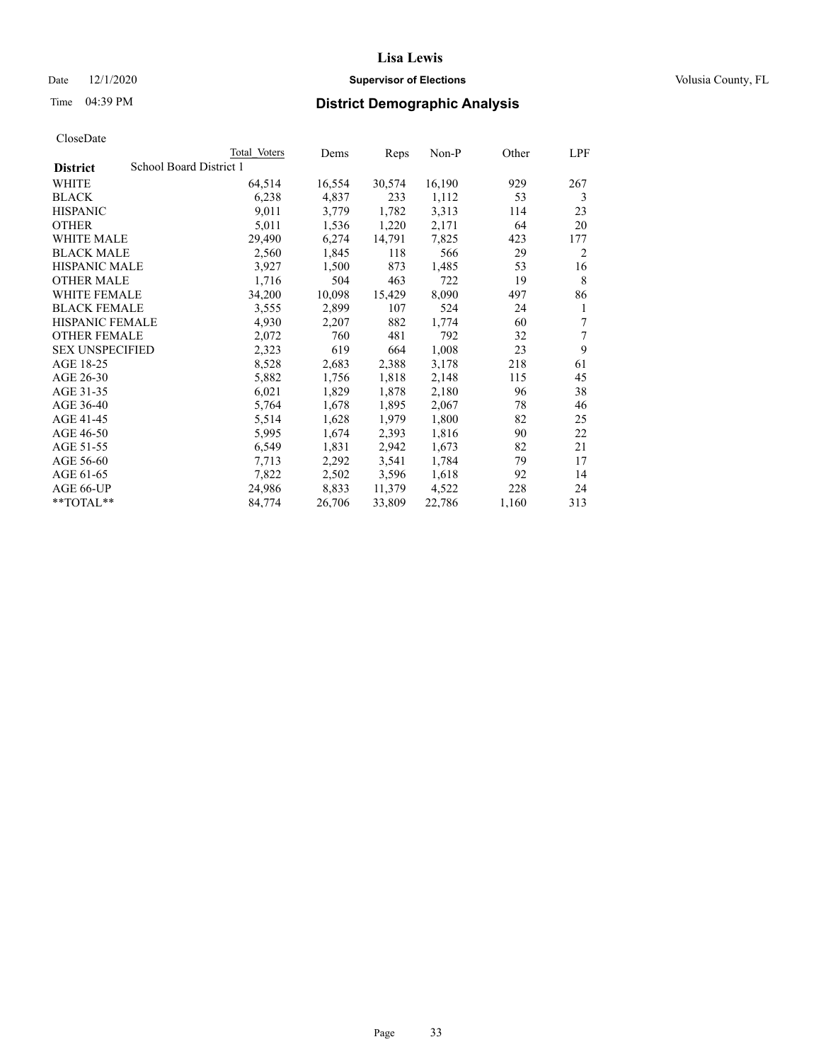# Lisa Lewis

Date 12/1/2020 **Supervisor of Elections** Volusia County, FL

Time 04:39 PM **District Demographic Analysis**

CloseDate

| District | School Board District 1 | Total Voters | Dems | Reps | Non-P | Other | LPF |
|---|---|---|---|---|---|---|---|
| WHITE | | 64,514 | 16,554 | 30,574 | 16,190 | 929 | 267 |
| BLACK | | 6,238 | 4,837 | 233 | 1,112 | 53 | 3 |
| HISPANIC | | 9,011 | 3,779 | 1,782 | 3,313 | 114 | 23 |
| OTHER | | 5,011 | 1,536 | 1,220 | 2,171 | 64 | 20 |
| WHITE MALE | | 29,490 | 6,274 | 14,791 | 7,825 | 423 | 177 |
| BLACK MALE | | 2,560 | 1,845 | 118 | 566 | 29 | 2 |
| HISPANIC MALE | | 3,927 | 1,500 | 873 | 1,485 | 53 | 16 |
| OTHER MALE | | 1,716 | 504 | 463 | 722 | 19 | 8 |
| WHITE FEMALE | | 34,200 | 10,098 | 15,429 | 8,090 | 497 | 86 |
| BLACK FEMALE | | 3,555 | 2,899 | 107 | 524 | 24 | 1 |
| HISPANIC FEMALE | | 4,930 | 2,207 | 882 | 1,774 | 60 | 7 |
| OTHER FEMALE | | 2,072 | 760 | 481 | 792 | 32 | 7 |
| SEX UNSPECIFIED | | 2,323 | 619 | 664 | 1,008 | 23 | 9 |
| AGE 18-25 | | 8,528 | 2,683 | 2,388 | 3,178 | 218 | 61 |
| AGE 26-30 | | 5,882 | 1,756 | 1,818 | 2,148 | 115 | 45 |
| AGE 31-35 | | 6,021 | 1,829 | 1,878 | 2,180 | 96 | 38 |
| AGE 36-40 | | 5,764 | 1,678 | 1,895 | 2,067 | 78 | 46 |
| AGE 41-45 | | 5,514 | 1,628 | 1,979 | 1,800 | 82 | 25 |
| AGE 46-50 | | 5,995 | 1,674 | 2,393 | 1,816 | 90 | 22 |
| AGE 51-55 | | 6,549 | 1,831 | 2,942 | 1,673 | 82 | 21 |
| AGE 56-60 | | 7,713 | 2,292 | 3,541 | 1,784 | 79 | 17 |
| AGE 61-65 | | 7,822 | 2,502 | 3,596 | 1,618 | 92 | 14 |
| AGE 66-UP | | 24,986 | 8,833 | 11,379 | 4,522 | 228 | 24 |
| **TOTAL** | | 84,774 | 26,706 | 33,809 | 22,786 | 1,160 | 313 |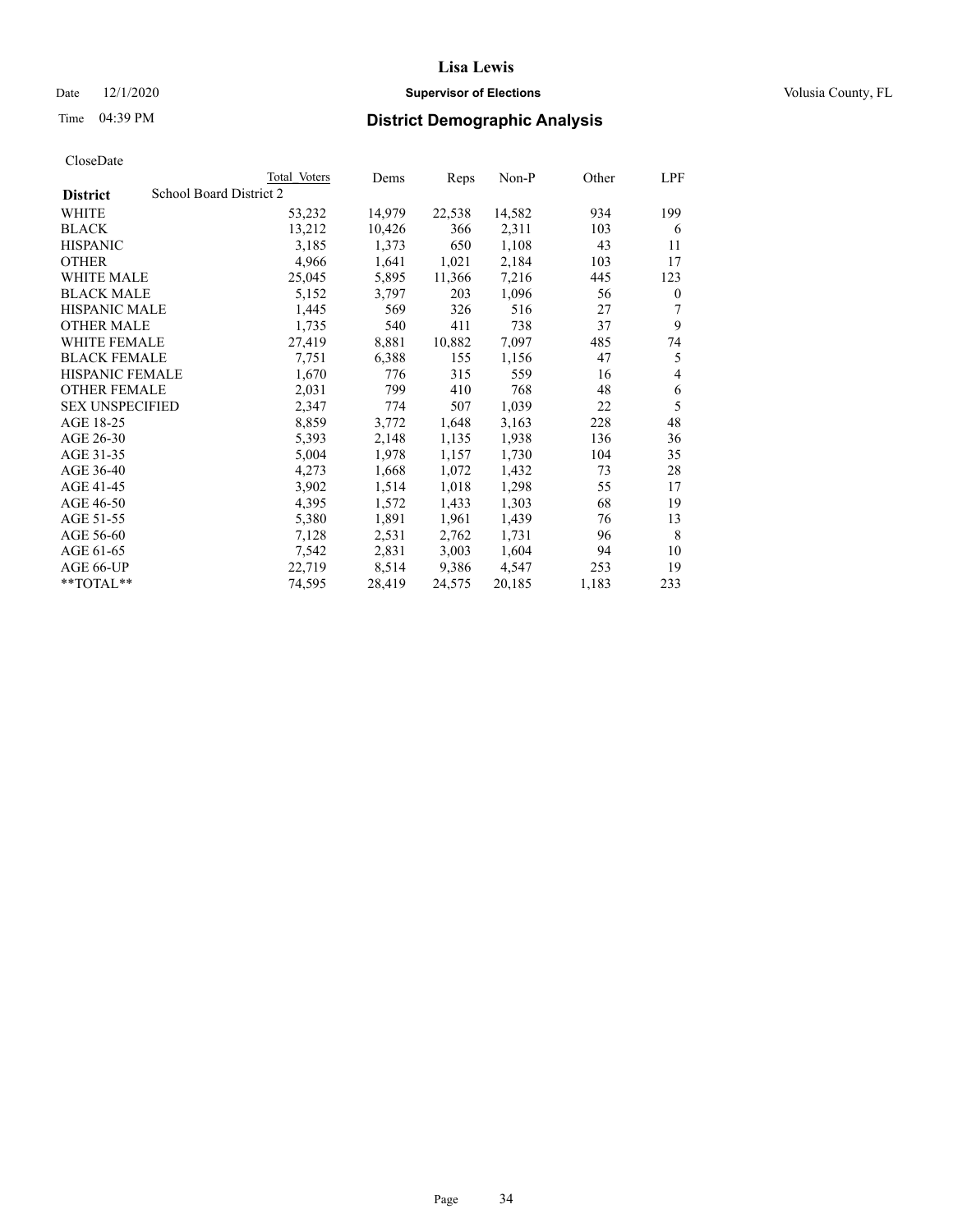Lisa Lewis

Date 12/1/2020 **Supervisor of Elections** Volusia County, FL

Time 04:39 PM **District Demographic Analysis**

CloseDate

| **District** | School Board District 2 | Total Voters | Dems | Reps | Non-P | Other | LPF |
|---|---|---|---|---|---|---|---|
| WHITE | | 53,232 | 14,979 | 22,538 | 14,582 | 934 | 199 |
| BLACK | | 13,212 | 10,426 | 366 | 2,311 | 103 | 6 |
| HISPANIC | | 3,185 | 1,373 | 650 | 1,108 | 43 | 11 |
| OTHER | | 4,966 | 1,641 | 1,021 | 2,184 | 103 | 17 |
| WHITE MALE | | 25,045 | 5,895 | 11,366 | 7,216 | 445 | 123 |
| BLACK MALE | | 5,152 | 3,797 | 203 | 1,096 | 56 | 0 |
| HISPANIC MALE | | 1,445 | 569 | 326 | 516 | 27 | 7 |
| OTHER MALE | | 1,735 | 540 | 411 | 738 | 37 | 9 |
| WHITE FEMALE | | 27,419 | 8,881 | 10,882 | 7,097 | 485 | 74 |
| BLACK FEMALE | | 7,751 | 6,388 | 155 | 1,156 | 47 | 5 |
| HISPANIC FEMALE | | 1,670 | 776 | 315 | 559 | 16 | 4 |
| OTHER FEMALE | | 2,031 | 799 | 410 | 768 | 48 | 6 |
| SEX UNSPECIFIED | | 2,347 | 774 | 507 | 1,039 | 22 | 5 |
| AGE 18-25 | | 8,859 | 3,772 | 1,648 | 3,163 | 228 | 48 |
| AGE 26-30 | | 5,393 | 2,148 | 1,135 | 1,938 | 136 | 36 |
| AGE 31-35 | | 5,004 | 1,978 | 1,157 | 1,730 | 104 | 35 |
| AGE 36-40 | | 4,273 | 1,668 | 1,072 | 1,432 | 73 | 28 |
| AGE 41-45 | | 3,902 | 1,514 | 1,018 | 1,298 | 55 | 17 |
| AGE 46-50 | | 4,395 | 1,572 | 1,433 | 1,303 | 68 | 19 |
| AGE 51-55 | | 5,380 | 1,891 | 1,961 | 1,439 | 76 | 13 |
| AGE 56-60 | | 7,128 | 2,531 | 2,762 | 1,731 | 96 | 8 |
| AGE 61-65 | | 7,542 | 2,831 | 3,003 | 1,604 | 94 | 10 |
| AGE 66-UP | | 22,719 | 8,514 | 9,386 | 4,547 | 253 | 19 |
| **TOTAL** | | 74,595 | 28,419 | 24,575 | 20,185 | 1,183 | 233 |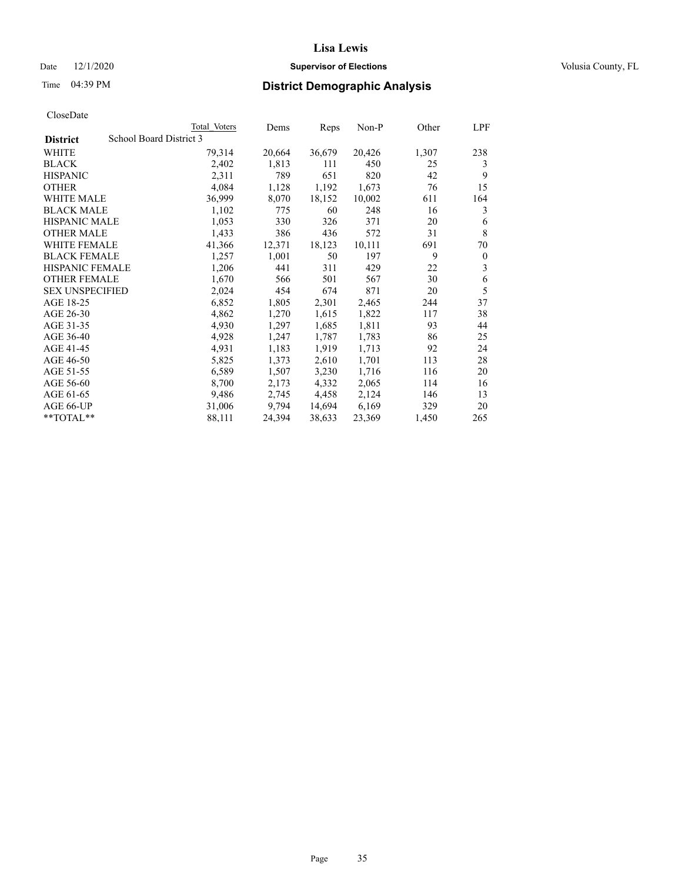CloseDate

| District | School Board District 3 | Total Voters | Dems | Reps | Non-P | Other | LPF |
|---|---|---|---|---|---|---|---|
| WHITE | | 79,314 | 20,664 | 36,679 | 20,426 | 1,307 | 238 |
| BLACK | | 2,402 | 1,813 | 111 | 450 | 25 | 3 |
| HISPANIC | | 2,311 | 789 | 651 | 820 | 42 | 9 |
| OTHER | | 4,084 | 1,128 | 1,192 | 1,673 | 76 | 15 |
| WHITE MALE | | 36,999 | 8,070 | 18,152 | 10,002 | 611 | 164 |
| BLACK MALE | | 1,102 | 775 | 60 | 248 | 16 | 3 |
| HISPANIC MALE | | 1,053 | 330 | 326 | 371 | 20 | 6 |
| OTHER MALE | | 1,433 | 386 | 436 | 572 | 31 | 8 |
| WHITE FEMALE | | 41,366 | 12,371 | 18,123 | 10,111 | 691 | 70 |
| BLACK FEMALE | | 1,257 | 1,001 | 50 | 197 | 9 | 0 |
| HISPANIC FEMALE | | 1,206 | 441 | 311 | 429 | 22 | 3 |
| OTHER FEMALE | | 1,670 | 566 | 501 | 567 | 30 | 6 |
| SEX UNSPECIFIED | | 2,024 | 454 | 674 | 871 | 20 | 5 |
| AGE 18-25 | | 6,852 | 1,805 | 2,301 | 2,465 | 244 | 37 |
| AGE 26-30 | | 4,862 | 1,270 | 1,615 | 1,822 | 117 | 38 |
| AGE 31-35 | | 4,930 | 1,297 | 1,685 | 1,811 | 93 | 44 |
| AGE 36-40 | | 4,928 | 1,247 | 1,787 | 1,783 | 86 | 25 |
| AGE 41-45 | | 4,931 | 1,183 | 1,919 | 1,713 | 92 | 24 |
| AGE 46-50 | | 5,825 | 1,373 | 2,610 | 1,701 | 113 | 28 |
| AGE 51-55 | | 6,589 | 1,507 | 3,230 | 1,716 | 116 | 20 |
| AGE 56-60 | | 8,700 | 2,173 | 4,332 | 2,065 | 114 | 16 |
| AGE 61-65 | | 9,486 | 2,745 | 4,458 | 2,124 | 146 | 13 |
| AGE 66-UP | | 31,006 | 9,794 | 14,694 | 6,169 | 329 | 20 |
| **TOTAL** | | 88,111 | 24,394 | 38,633 | 23,369 | 1,450 | 265 |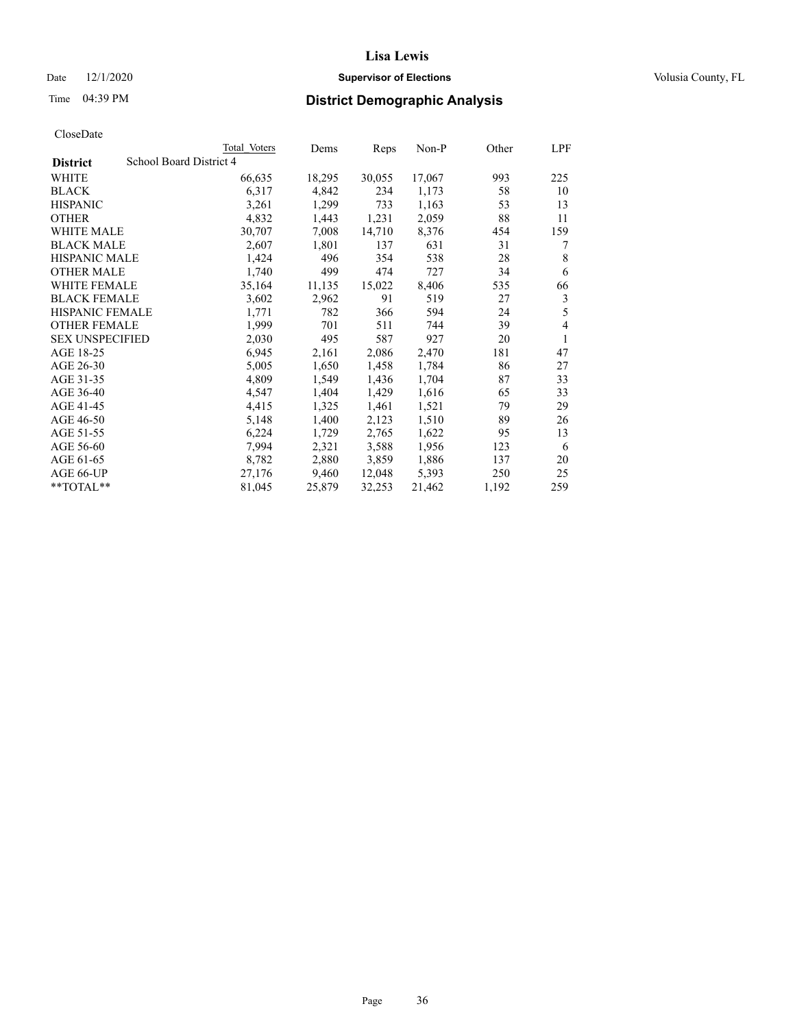# Lisa Lewis

Date 12/1/2020 **Supervisor of Elections** Volusia County, FL

Time 04:39 PM **District Demographic Analysis**

CloseDate

| District | Total Voters | Dems | Reps | Non-P | Other | LPF |
|---|---|---|---|---|---|---|
| School Board District 4 | | | | | | |
| WHITE | 66,635 | 18,295 | 30,055 | 17,067 | 993 | 225 |
| BLACK | 6,317 | 4,842 | 234 | 1,173 | 58 | 10 |
| HISPANIC | 3,261 | 1,299 | 733 | 1,163 | 53 | 13 |
| OTHER | 4,832 | 1,443 | 1,231 | 2,059 | 88 | 11 |
| WHITE MALE | 30,707 | 7,008 | 14,710 | 8,376 | 454 | 159 |
| BLACK MALE | 2,607 | 1,801 | 137 | 631 | 31 | 7 |
| HISPANIC MALE | 1,424 | 496 | 354 | 538 | 28 | 8 |
| OTHER MALE | 1,740 | 499 | 474 | 727 | 34 | 6 |
| WHITE FEMALE | 35,164 | 11,135 | 15,022 | 8,406 | 535 | 66 |
| BLACK FEMALE | 3,602 | 2,962 | 91 | 519 | 27 | 3 |
| HISPANIC FEMALE | 1,771 | 782 | 366 | 594 | 24 | 5 |
| OTHER FEMALE | 1,999 | 701 | 511 | 744 | 39 | 4 |
| SEX UNSPECIFIED | 2,030 | 495 | 587 | 927 | 20 | 1 |
| AGE 18-25 | 6,945 | 2,161 | 2,086 | 2,470 | 181 | 47 |
| AGE 26-30 | 5,005 | 1,650 | 1,458 | 1,784 | 86 | 27 |
| AGE 31-35 | 4,809 | 1,549 | 1,436 | 1,704 | 87 | 33 |
| AGE 36-40 | 4,547 | 1,404 | 1,429 | 1,616 | 65 | 33 |
| AGE 41-45 | 4,415 | 1,325 | 1,461 | 1,521 | 79 | 29 |
| AGE 46-50 | 5,148 | 1,400 | 2,123 | 1,510 | 89 | 26 |
| AGE 51-55 | 6,224 | 1,729 | 2,765 | 1,622 | 95 | 13 |
| AGE 56-60 | 7,994 | 2,321 | 3,588 | 1,956 | 123 | 6 |
| AGE 61-65 | 8,782 | 2,880 | 3,859 | 1,886 | 137 | 20 |
| AGE 66-UP | 27,176 | 9,460 | 12,048 | 5,393 | 250 | 25 |
| **TOTAL** | 81,045 | 25,879 | 32,253 | 21,462 | 1,192 | 259 |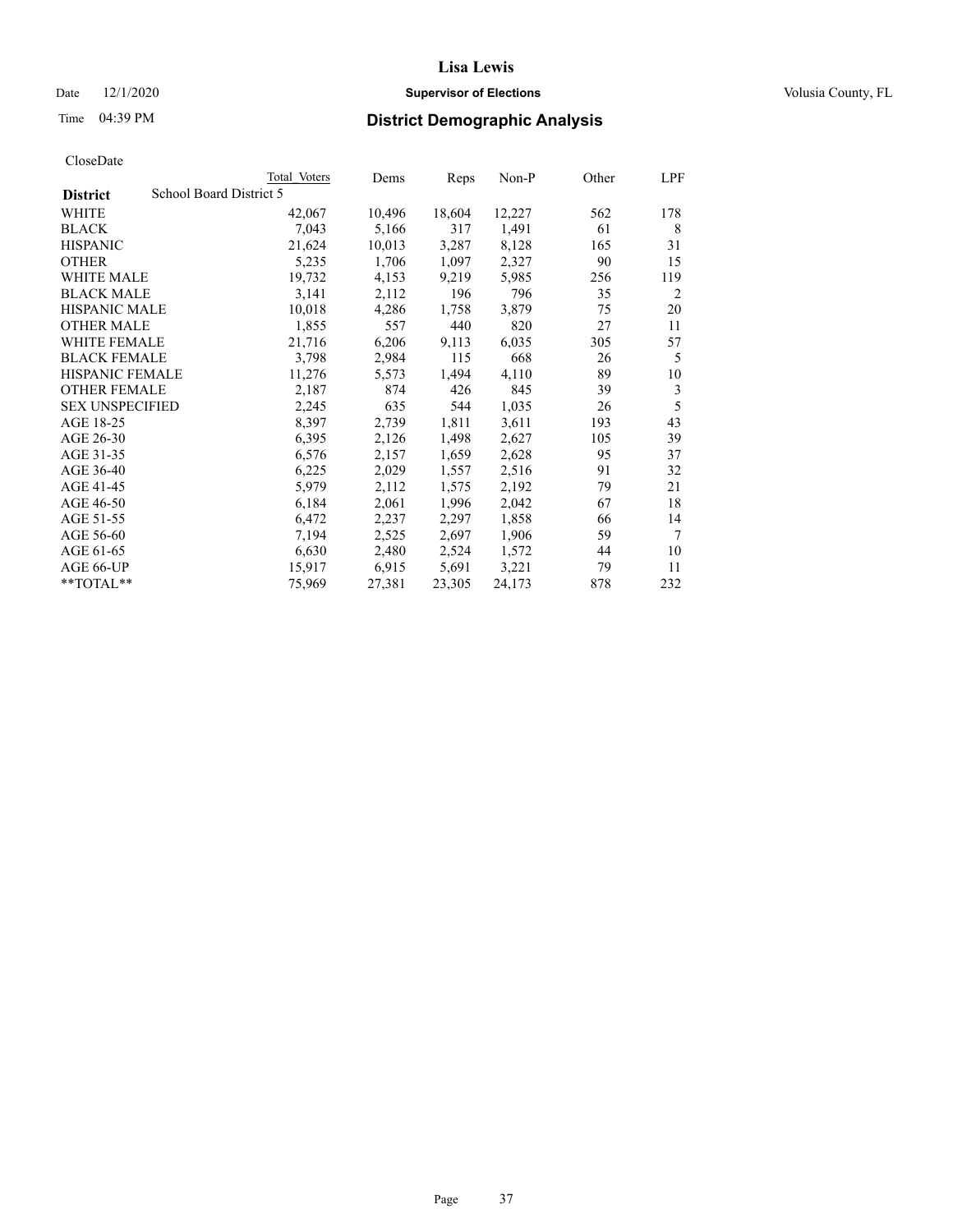# Lisa Lewis

Date 12/1/2020 **Supervisor of Elections** Volusia County, FL

Time 04:39 PM **District Demographic Analysis**

CloseDate

| | Total Voters | Dems | Reps | Non-P | Other | LPF |
|---|---|---|---|---|---|---|
| **District** School Board District 5 | | | | | | |
| WHITE | 42,067 | 10,496 | 18,604 | 12,227 | 562 | 178 |
| BLACK | 7,043 | 5,166 | 317 | 1,491 | 61 | 8 |
| HISPANIC | 21,624 | 10,013 | 3,287 | 8,128 | 165 | 31 |
| OTHER | 5,235 | 1,706 | 1,097 | 2,327 | 90 | 15 |
| WHITE MALE | 19,732 | 4,153 | 9,219 | 5,985 | 256 | 119 |
| BLACK MALE | 3,141 | 2,112 | 196 | 796 | 35 | 2 |
| HISPANIC MALE | 10,018 | 4,286 | 1,758 | 3,879 | 75 | 20 |
| OTHER MALE | 1,855 | 557 | 440 | 820 | 27 | 11 |
| WHITE FEMALE | 21,716 | 6,206 | 9,113 | 6,035 | 305 | 57 |
| BLACK FEMALE | 3,798 | 2,984 | 115 | 668 | 26 | 5 |
| HISPANIC FEMALE | 11,276 | 5,573 | 1,494 | 4,110 | 89 | 10 |
| OTHER FEMALE | 2,187 | 874 | 426 | 845 | 39 | 3 |
| SEX UNSPECIFIED | 2,245 | 635 | 544 | 1,035 | 26 | 5 |
| AGE 18-25 | 8,397 | 2,739 | 1,811 | 3,611 | 193 | 43 |
| AGE 26-30 | 6,395 | 2,126 | 1,498 | 2,627 | 105 | 39 |
| AGE 31-35 | 6,576 | 2,157 | 1,659 | 2,628 | 95 | 37 |
| AGE 36-40 | 6,225 | 2,029 | 1,557 | 2,516 | 91 | 32 |
| AGE 41-45 | 5,979 | 2,112 | 1,575 | 2,192 | 79 | 21 |
| AGE 46-50 | 6,184 | 2,061 | 1,996 | 2,042 | 67 | 18 |
| AGE 51-55 | 6,472 | 2,237 | 2,297 | 1,858 | 66 | 14 |
| AGE 56-60 | 7,194 | 2,525 | 2,697 | 1,906 | 59 | 7 |
| AGE 61-65 | 6,630 | 2,480 | 2,524 | 1,572 | 44 | 10 |
| AGE 66-UP | 15,917 | 6,915 | 5,691 | 3,221 | 79 | 11 |
| **TOTAL** | 75,969 | 27,381 | 23,305 | 24,173 | 878 | 232 |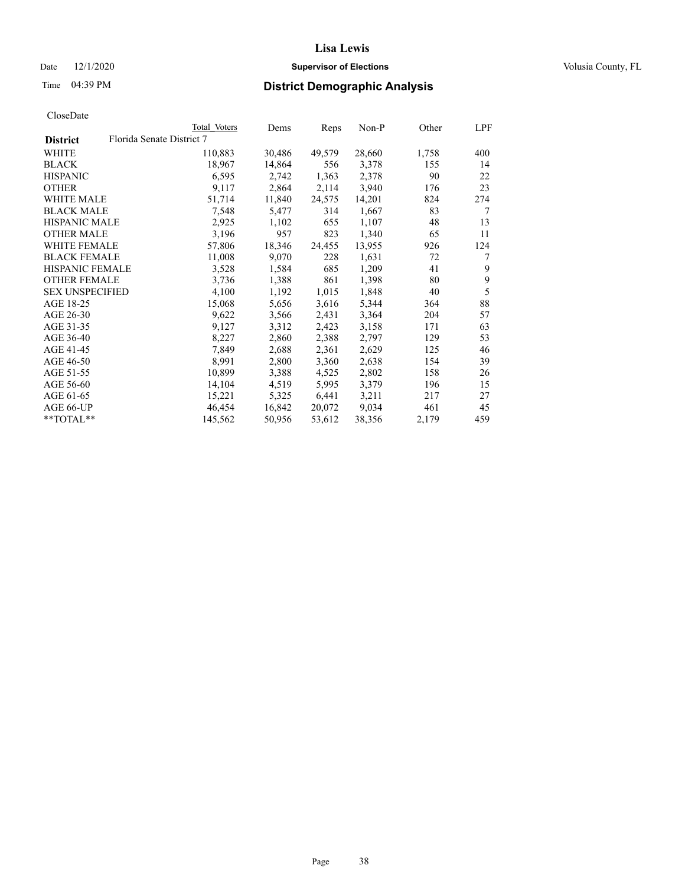# Lisa Lewis

Date 12/1/2020 **Supervisor of Elections** Volusia County, FL

Time 04:39 PM **District Demographic Analysis**

CloseDate

| | Total Voters | Dems | Reps | Non-P | Other | LPF |
|---|---|---|---|---|---|---|
| **District** Florida Senate District 7 | | | | | | |
| WHITE | 110,883 | 30,486 | 49,579 | 28,660 | 1,758 | 400 |
| BLACK | 18,967 | 14,864 | 556 | 3,378 | 155 | 14 |
| HISPANIC | 6,595 | 2,742 | 1,363 | 2,378 | 90 | 22 |
| OTHER | 9,117 | 2,864 | 2,114 | 3,940 | 176 | 23 |
| WHITE MALE | 51,714 | 11,840 | 24,575 | 14,201 | 824 | 274 |
| BLACK MALE | 7,548 | 5,477 | 314 | 1,667 | 83 | 7 |
| HISPANIC MALE | 2,925 | 1,102 | 655 | 1,107 | 48 | 13 |
| OTHER MALE | 3,196 | 957 | 823 | 1,340 | 65 | 11 |
| WHITE FEMALE | 57,806 | 18,346 | 24,455 | 13,955 | 926 | 124 |
| BLACK FEMALE | 11,008 | 9,070 | 228 | 1,631 | 72 | 7 |
| HISPANIC FEMALE | 3,528 | 1,584 | 685 | 1,209 | 41 | 9 |
| OTHER FEMALE | 3,736 | 1,388 | 861 | 1,398 | 80 | 9 |
| SEX UNSPECIFIED | 4,100 | 1,192 | 1,015 | 1,848 | 40 | 5 |
| AGE 18-25 | 15,068 | 5,656 | 3,616 | 5,344 | 364 | 88 |
| AGE 26-30 | 9,622 | 3,566 | 2,431 | 3,364 | 204 | 57 |
| AGE 31-35 | 9,127 | 3,312 | 2,423 | 3,158 | 171 | 63 |
| AGE 36-40 | 8,227 | 2,860 | 2,388 | 2,797 | 129 | 53 |
| AGE 41-45 | 7,849 | 2,688 | 2,361 | 2,629 | 125 | 46 |
| AGE 46-50 | 8,991 | 2,800 | 3,360 | 2,638 | 154 | 39 |
| AGE 51-55 | 10,899 | 3,388 | 4,525 | 2,802 | 158 | 26 |
| AGE 56-60 | 14,104 | 4,519 | 5,995 | 3,379 | 196 | 15 |
| AGE 61-65 | 15,221 | 5,325 | 6,441 | 3,211 | 217 | 27 |
| AGE 66-UP | 46,454 | 16,842 | 20,072 | 9,034 | 461 | 45 |
| **TOTAL** | 145,562 | 50,956 | 53,612 | 38,356 | 2,179 | 459 |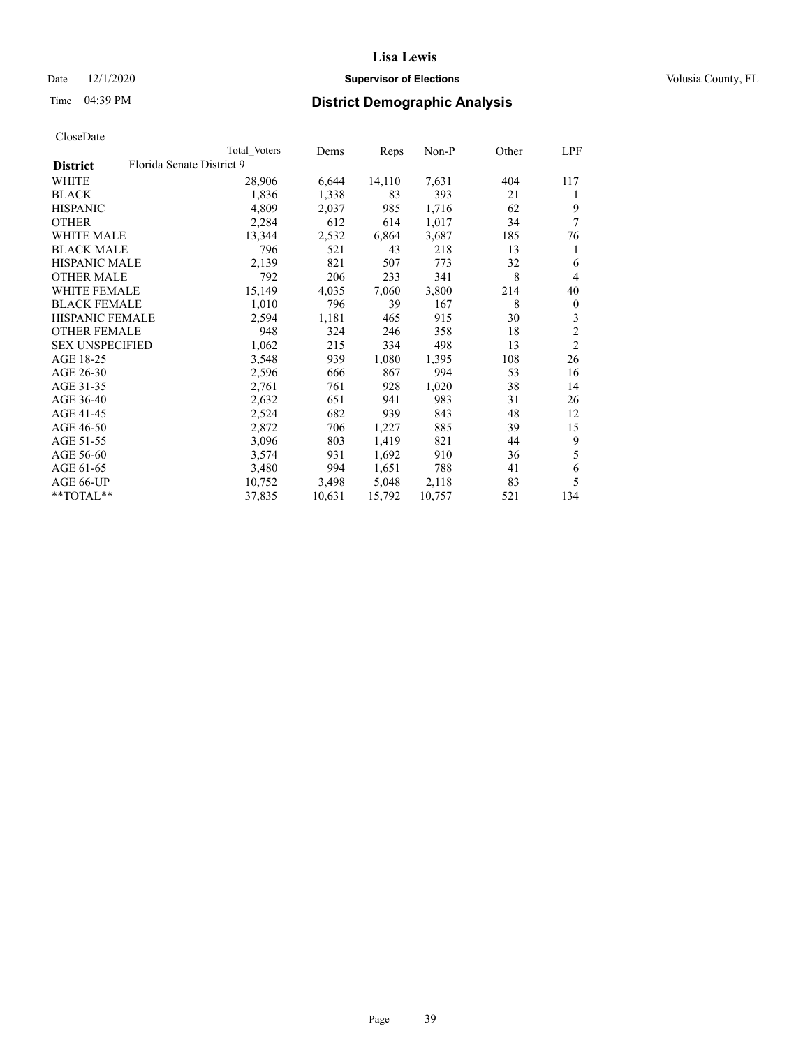CloseDate

| District | Florida Senate District 9 Total Voters | Dems | Reps | Non-P | Other | LPF |
|---|---|---|---|---|---|---|
| WHITE | 28,906 | 6,644 | 14,110 | 7,631 | 404 | 117 |
| BLACK | 1,836 | 1,338 | 83 | 393 | 21 | 1 |
| HISPANIC | 4,809 | 2,037 | 985 | 1,716 | 62 | 9 |
| OTHER | 2,284 | 612 | 614 | 1,017 | 34 | 7 |
| WHITE MALE | 13,344 | 2,532 | 6,864 | 3,687 | 185 | 76 |
| BLACK MALE | 796 | 521 | 43 | 218 | 13 | 1 |
| HISPANIC MALE | 2,139 | 821 | 507 | 773 | 32 | 6 |
| OTHER MALE | 792 | 206 | 233 | 341 | 8 | 4 |
| WHITE FEMALE | 15,149 | 4,035 | 7,060 | 3,800 | 214 | 40 |
| BLACK FEMALE | 1,010 | 796 | 39 | 167 | 8 | 0 |
| HISPANIC FEMALE | 2,594 | 1,181 | 465 | 915 | 30 | 3 |
| OTHER FEMALE | 948 | 324 | 246 | 358 | 18 | 2 |
| SEX UNSPECIFIED | 1,062 | 215 | 334 | 498 | 13 | 2 |
| AGE 18-25 | 3,548 | 939 | 1,080 | 1,395 | 108 | 26 |
| AGE 26-30 | 2,596 | 666 | 867 | 994 | 53 | 16 |
| AGE 31-35 | 2,761 | 761 | 928 | 1,020 | 38 | 14 |
| AGE 36-40 | 2,632 | 651 | 941 | 983 | 31 | 26 |
| AGE 41-45 | 2,524 | 682 | 939 | 843 | 48 | 12 |
| AGE 46-50 | 2,872 | 706 | 1,227 | 885 | 39 | 15 |
| AGE 51-55 | 3,096 | 803 | 1,419 | 821 | 44 | 9 |
| AGE 56-60 | 3,574 | 931 | 1,692 | 910 | 36 | 5 |
| AGE 61-65 | 3,480 | 994 | 1,651 | 788 | 41 | 6 |
| AGE 66-UP | 10,752 | 3,498 | 5,048 | 2,118 | 83 | 5 |
| **TOTAL** | 37,835 | 10,631 | 15,792 | 10,757 | 521 | 134 |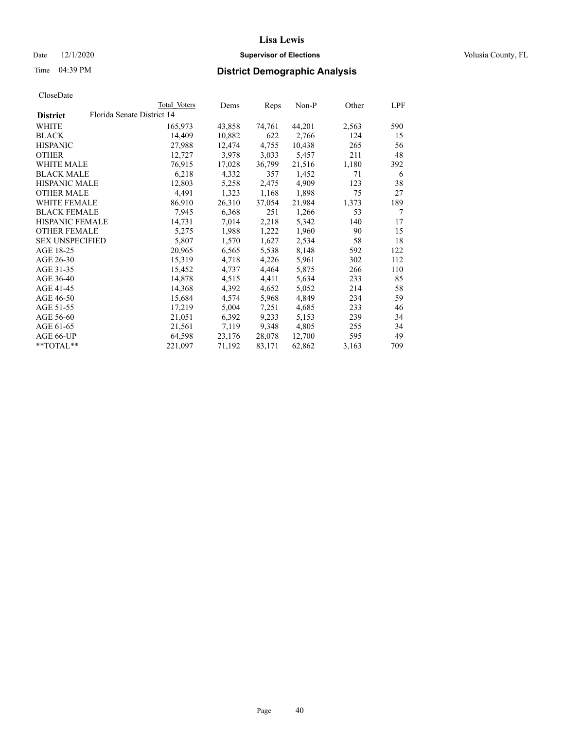CloseDate

| District | Florida Senate District 14 | Total Voters | Dems | Reps | Non-P | Other | LPF |
|---|---|---|---|---|---|---|---|
| WHITE | | 165,973 | 43,858 | 74,761 | 44,201 | 2,563 | 590 |
| BLACK | | 14,409 | 10,882 | 622 | 2,766 | 124 | 15 |
| HISPANIC | | 27,988 | 12,474 | 4,755 | 10,438 | 265 | 56 |
| OTHER | | 12,727 | 3,978 | 3,033 | 5,457 | 211 | 48 |
| WHITE MALE | | 76,915 | 17,028 | 36,799 | 21,516 | 1,180 | 392 |
| BLACK MALE | | 6,218 | 4,332 | 357 | 1,452 | 71 | 6 |
| HISPANIC MALE | | 12,803 | 5,258 | 2,475 | 4,909 | 123 | 38 |
| OTHER MALE | | 4,491 | 1,323 | 1,168 | 1,898 | 75 | 27 |
| WHITE FEMALE | | 86,910 | 26,310 | 37,054 | 21,984 | 1,373 | 189 |
| BLACK FEMALE | | 7,945 | 6,368 | 251 | 1,266 | 53 | 7 |
| HISPANIC FEMALE | | 14,731 | 7,014 | 2,218 | 5,342 | 140 | 17 |
| OTHER FEMALE | | 5,275 | 1,988 | 1,222 | 1,960 | 90 | 15 |
| SEX UNSPECIFIED | | 5,807 | 1,570 | 1,627 | 2,534 | 58 | 18 |
| AGE 18-25 | | 20,965 | 6,565 | 5,538 | 8,148 | 592 | 122 |
| AGE 26-30 | | 15,319 | 4,718 | 4,226 | 5,961 | 302 | 112 |
| AGE 31-35 | | 15,452 | 4,737 | 4,464 | 5,875 | 266 | 110 |
| AGE 36-40 | | 14,878 | 4,515 | 4,411 | 5,634 | 233 | 85 |
| AGE 41-45 | | 14,368 | 4,392 | 4,652 | 5,052 | 214 | 58 |
| AGE 46-50 | | 15,684 | 4,574 | 5,968 | 4,849 | 234 | 59 |
| AGE 51-55 | | 17,219 | 5,004 | 7,251 | 4,685 | 233 | 46 |
| AGE 56-60 | | 21,051 | 6,392 | 9,233 | 5,153 | 239 | 34 |
| AGE 61-65 | | 21,561 | 7,119 | 9,348 | 4,805 | 255 | 34 |
| AGE 66-UP | | 64,598 | 23,176 | 28,078 | 12,700 | 595 | 49 |
| **TOTAL** | | 221,097 | 71,192 | 83,171 | 62,862 | 3,163 | 709 |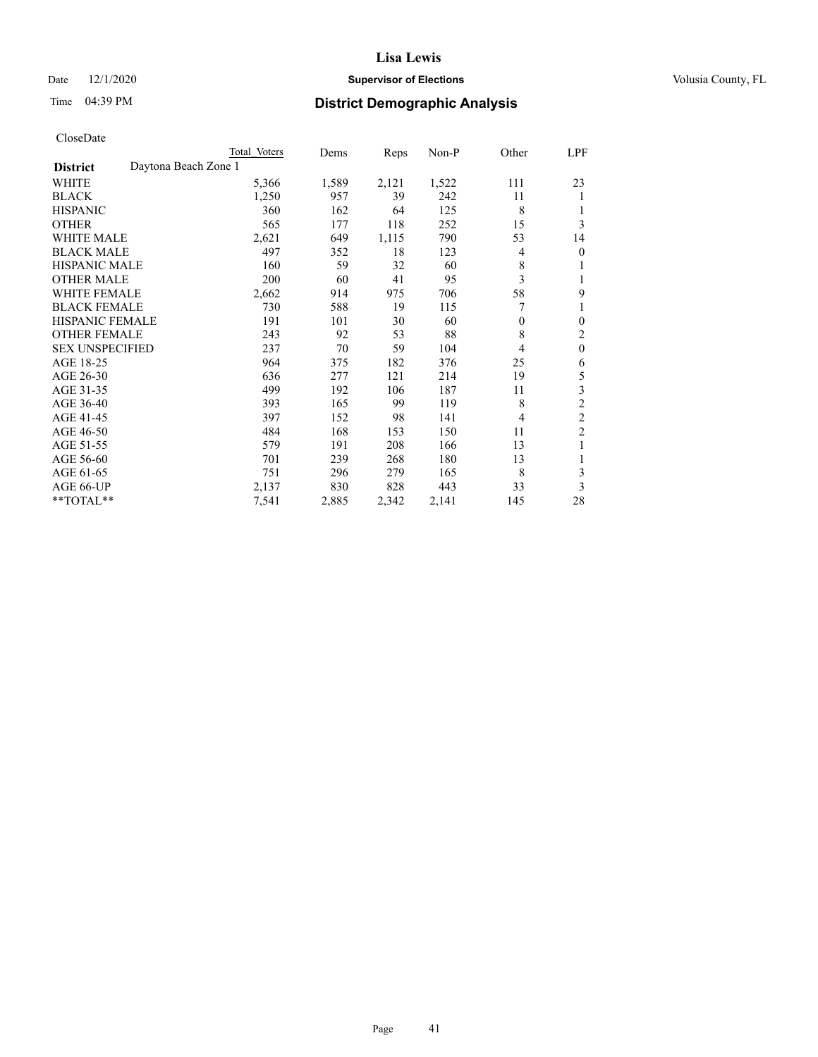# Lisa Lewis

Date 12/1/2020 **Supervisor of Elections** Volusia County, FL

Time 04:39 PM **District Demographic Analysis**

CloseDate

| | Total Voters | Dems | Reps | Non-P | Other | LPF |
|---|---|---|---|---|---|---|
| **District** Daytona Beach Zone 1 | | | | | | |
| WHITE | 5,366 | 1,589 | 2,121 | 1,522 | 111 | 23 |
| BLACK | 1,250 | 957 | 39 | 242 | 11 | 1 |
| HISPANIC | 360 | 162 | 64 | 125 | 8 | 1 |
| OTHER | 565 | 177 | 118 | 252 | 15 | 3 |
| WHITE MALE | 2,621 | 649 | 1,115 | 790 | 53 | 14 |
| BLACK MALE | 497 | 352 | 18 | 123 | 4 | 0 |
| HISPANIC MALE | 160 | 59 | 32 | 60 | 8 | 1 |
| OTHER MALE | 200 | 60 | 41 | 95 | 3 | 1 |
| WHITE FEMALE | 2,662 | 914 | 975 | 706 | 58 | 9 |
| BLACK FEMALE | 730 | 588 | 19 | 115 | 7 | 1 |
| HISPANIC FEMALE | 191 | 101 | 30 | 60 | 0 | 0 |
| OTHER FEMALE | 243 | 92 | 53 | 88 | 8 | 2 |
| SEX UNSPECIFIED | 237 | 70 | 59 | 104 | 4 | 0 |
| AGE 18-25 | 964 | 375 | 182 | 376 | 25 | 6 |
| AGE 26-30 | 636 | 277 | 121 | 214 | 19 | 5 |
| AGE 31-35 | 499 | 192 | 106 | 187 | 11 | 3 |
| AGE 36-40 | 393 | 165 | 99 | 119 | 8 | 2 |
| AGE 41-45 | 397 | 152 | 98 | 141 | 4 | 2 |
| AGE 46-50 | 484 | 168 | 153 | 150 | 11 | 2 |
| AGE 51-55 | 579 | 191 | 208 | 166 | 13 | 1 |
| AGE 56-60 | 701 | 239 | 268 | 180 | 13 | 1 |
| AGE 61-65 | 751 | 296 | 279 | 165 | 8 | 3 |
| AGE 66-UP | 2,137 | 830 | 828 | 443 | 33 | 3 |
| **TOTAL** | 7,541 | 2,885 | 2,342 | 2,141 | 145 | 28 |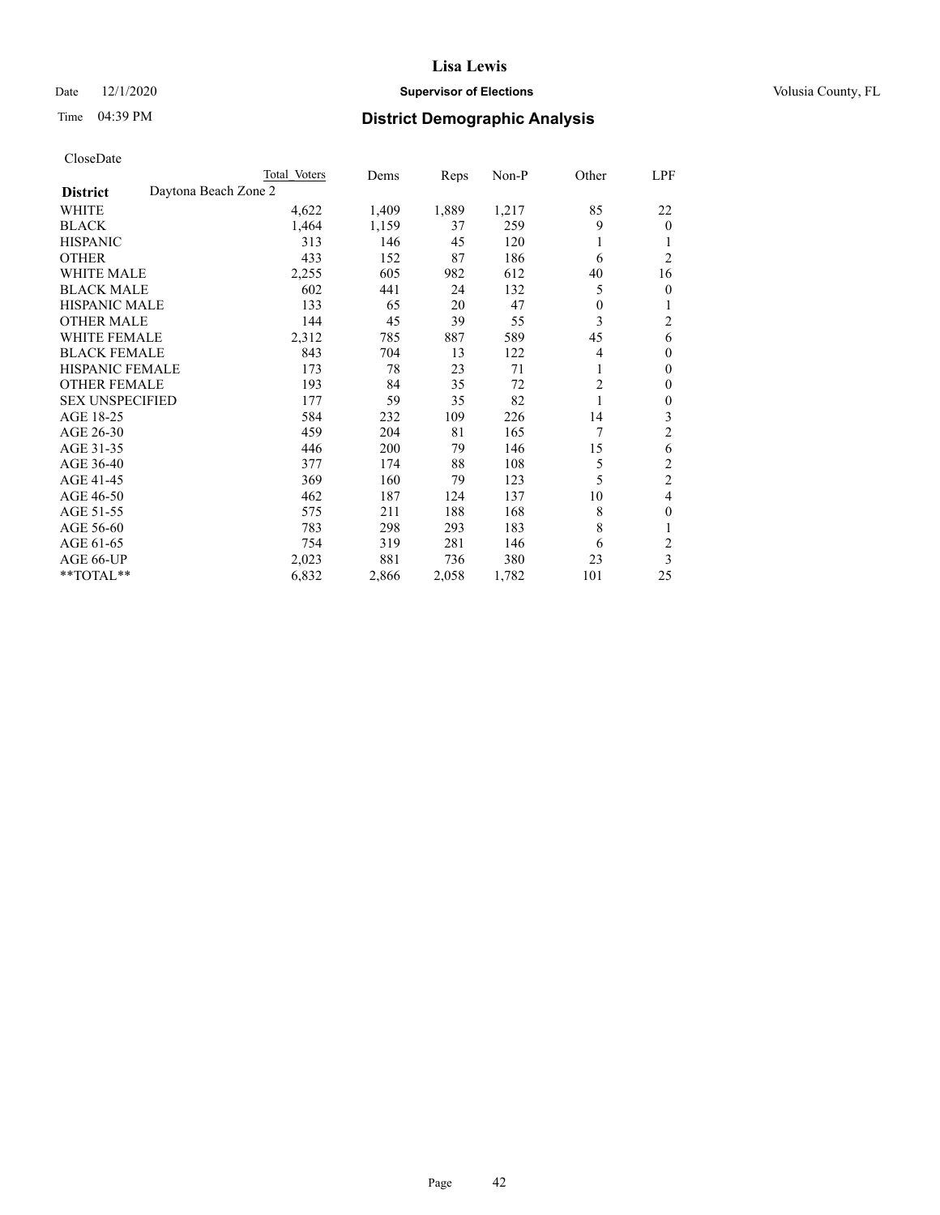CloseDate

| District | Daytona Beach Zone 2 | Total Voters | Dems | Reps | Non-P | Other | LPF |
|---|---|---|---|---|---|---|---|
| WHITE | | 4,622 | 1,409 | 1,889 | 1,217 | 85 | 22 |
| BLACK | | 1,464 | 1,159 | 37 | 259 | 9 | 0 |
| HISPANIC | | 313 | 146 | 45 | 120 | 1 | 1 |
| OTHER | | 433 | 152 | 87 | 186 | 6 | 2 |
| WHITE MALE | | 2,255 | 605 | 982 | 612 | 40 | 16 |
| BLACK MALE | | 602 | 441 | 24 | 132 | 5 | 0 |
| HISPANIC MALE | | 133 | 65 | 20 | 47 | 0 | 1 |
| OTHER MALE | | 144 | 45 | 39 | 55 | 3 | 2 |
| WHITE FEMALE | | 2,312 | 785 | 887 | 589 | 45 | 6 |
| BLACK FEMALE | | 843 | 704 | 13 | 122 | 4 | 0 |
| HISPANIC FEMALE | | 173 | 78 | 23 | 71 | 1 | 0 |
| OTHER FEMALE | | 193 | 84 | 35 | 72 | 2 | 0 |
| SEX UNSPECIFIED | | 177 | 59 | 35 | 82 | 1 | 0 |
| AGE 18-25 | | 584 | 232 | 109 | 226 | 14 | 3 |
| AGE 26-30 | | 459 | 204 | 81 | 165 | 7 | 2 |
| AGE 31-35 | | 446 | 200 | 79 | 146 | 15 | 6 |
| AGE 36-40 | | 377 | 174 | 88 | 108 | 5 | 2 |
| AGE 41-45 | | 369 | 160 | 79 | 123 | 5 | 2 |
| AGE 46-50 | | 462 | 187 | 124 | 137 | 10 | 4 |
| AGE 51-55 | | 575 | 211 | 188 | 168 | 8 | 0 |
| AGE 56-60 | | 783 | 298 | 293 | 183 | 8 | 1 |
| AGE 61-65 | | 754 | 319 | 281 | 146 | 6 | 2 |
| AGE 66-UP | | 2,023 | 881 | 736 | 380 | 23 | 3 |
| **TOTAL** | | 6,832 | 2,866 | 2,058 | 1,782 | 101 | 25 |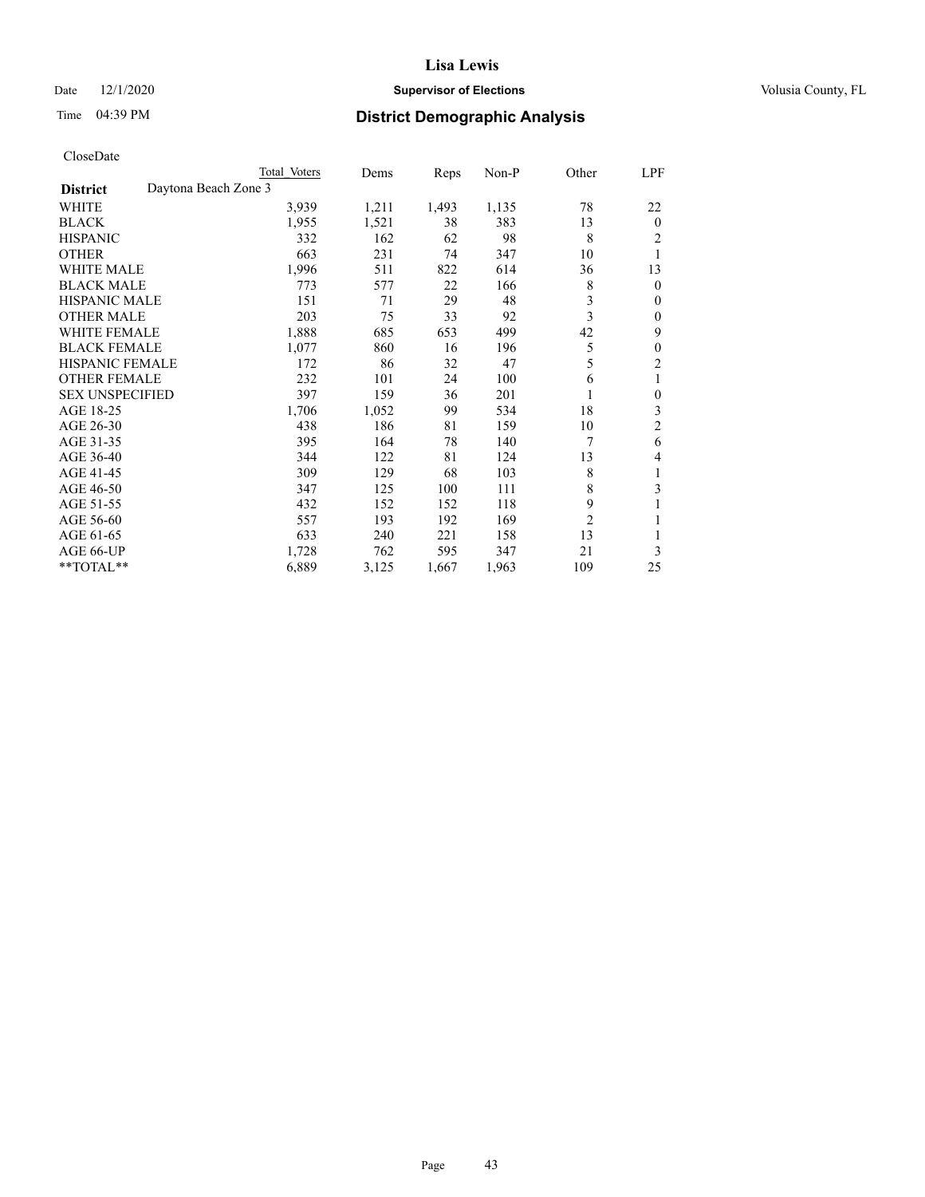# Lisa Lewis

Date 12/1/2020 **Supervisor of Elections** Volusia County, FL

Time 04:39 PM **District Demographic Analysis**

CloseDate

| | Total Voters | Dems | Reps | Non-P | Other | LPF |
|---|---|---|---|---|---|---|
| **District** Daytona Beach Zone 3 | | | | | | |
| WHITE | 3,939 | 1,211 | 1,493 | 1,135 | 78 | 22 |
| BLACK | 1,955 | 1,521 | 38 | 383 | 13 | 0 |
| HISPANIC | 332 | 162 | 62 | 98 | 8 | 2 |
| OTHER | 663 | 231 | 74 | 347 | 10 | 1 |
| WHITE MALE | 1,996 | 511 | 822 | 614 | 36 | 13 |
| BLACK MALE | 773 | 577 | 22 | 166 | 8 | 0 |
| HISPANIC MALE | 151 | 71 | 29 | 48 | 3 | 0 |
| OTHER MALE | 203 | 75 | 33 | 92 | 3 | 0 |
| WHITE FEMALE | 1,888 | 685 | 653 | 499 | 42 | 9 |
| BLACK FEMALE | 1,077 | 860 | 16 | 196 | 5 | 0 |
| HISPANIC FEMALE | 172 | 86 | 32 | 47 | 5 | 2 |
| OTHER FEMALE | 232 | 101 | 24 | 100 | 6 | 1 |
| SEX UNSPECIFIED | 397 | 159 | 36 | 201 | 1 | 0 |
| AGE 18-25 | 1,706 | 1,052 | 99 | 534 | 18 | 3 |
| AGE 26-30 | 438 | 186 | 81 | 159 | 10 | 2 |
| AGE 31-35 | 395 | 164 | 78 | 140 | 7 | 6 |
| AGE 36-40 | 344 | 122 | 81 | 124 | 13 | 4 |
| AGE 41-45 | 309 | 129 | 68 | 103 | 8 | 1 |
| AGE 46-50 | 347 | 125 | 100 | 111 | 8 | 3 |
| AGE 51-55 | 432 | 152 | 152 | 118 | 9 | 1 |
| AGE 56-60 | 557 | 193 | 192 | 169 | 2 | 1 |
| AGE 61-65 | 633 | 240 | 221 | 158 | 13 | 1 |
| AGE 66-UP | 1,728 | 762 | 595 | 347 | 21 | 3 |
| **TOTAL** | 6,889 | 3,125 | 1,667 | 1,963 | 109 | 25 |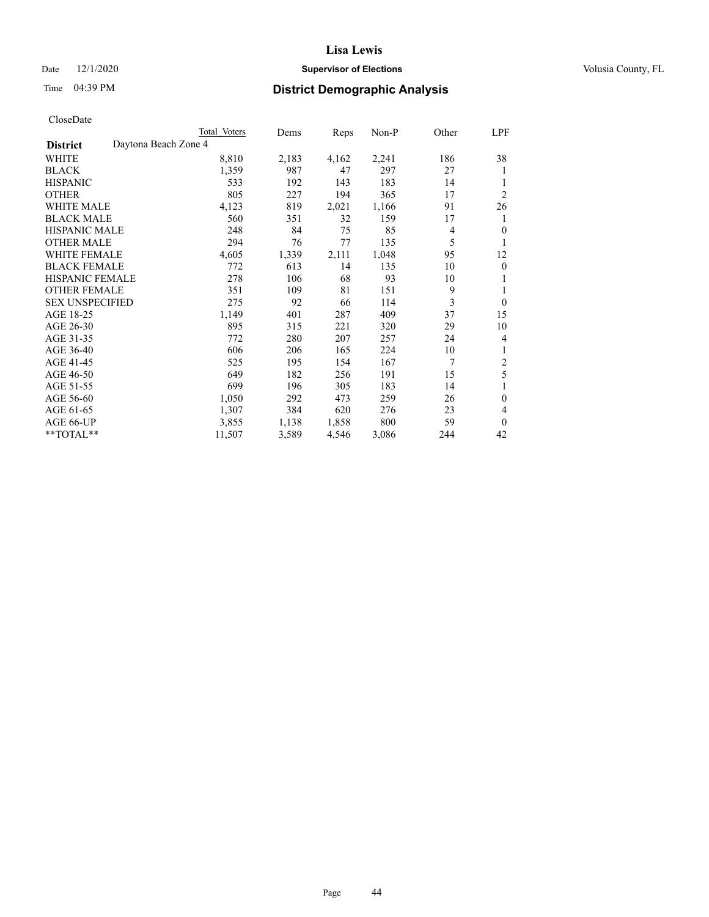CloseDate

| District | Daytona Beach Zone 4 Total Voters | Dems | Reps | Non-P | Other | LPF |
|---|---|---|---|---|---|---|
| WHITE | 8,810 | 2,183 | 4,162 | 2,241 | 186 | 38 |
| BLACK | 1,359 | 987 | 47 | 297 | 27 | 1 |
| HISPANIC | 533 | 192 | 143 | 183 | 14 | 1 |
| OTHER | 805 | 227 | 194 | 365 | 17 | 2 |
| WHITE MALE | 4,123 | 819 | 2,021 | 1,166 | 91 | 26 |
| BLACK MALE | 560 | 351 | 32 | 159 | 17 | 1 |
| HISPANIC MALE | 248 | 84 | 75 | 85 | 4 | 0 |
| OTHER MALE | 294 | 76 | 77 | 135 | 5 | 1 |
| WHITE FEMALE | 4,605 | 1,339 | 2,111 | 1,048 | 95 | 12 |
| BLACK FEMALE | 772 | 613 | 14 | 135 | 10 | 0 |
| HISPANIC FEMALE | 278 | 106 | 68 | 93 | 10 | 1 |
| OTHER FEMALE | 351 | 109 | 81 | 151 | 9 | 1 |
| SEX UNSPECIFIED | 275 | 92 | 66 | 114 | 3 | 0 |
| AGE 18-25 | 1,149 | 401 | 287 | 409 | 37 | 15 |
| AGE 26-30 | 895 | 315 | 221 | 320 | 29 | 10 |
| AGE 31-35 | 772 | 280 | 207 | 257 | 24 | 4 |
| AGE 36-40 | 606 | 206 | 165 | 224 | 10 | 1 |
| AGE 41-45 | 525 | 195 | 154 | 167 | 7 | 2 |
| AGE 46-50 | 649 | 182 | 256 | 191 | 15 | 5 |
| AGE 51-55 | 699 | 196 | 305 | 183 | 14 | 1 |
| AGE 56-60 | 1,050 | 292 | 473 | 259 | 26 | 0 |
| AGE 61-65 | 1,307 | 384 | 620 | 276 | 23 | 4 |
| AGE 66-UP | 3,855 | 1,138 | 1,858 | 800 | 59 | 0 |
| **TOTAL** | 11,507 | 3,589 | 4,546 | 3,086 | 244 | 42 |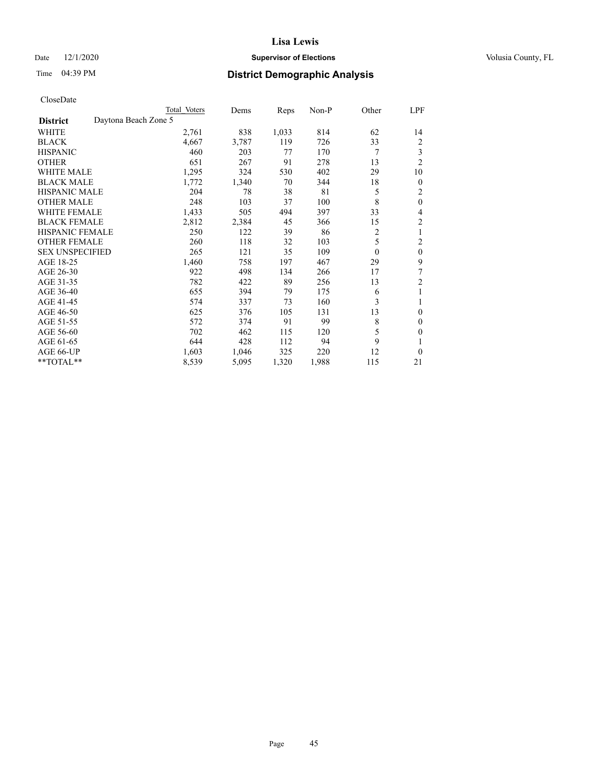# Lisa Lewis

Date 12/1/2020 **Supervisor of Elections** Volusia County, FL

Time 04:39 PM **District Demographic Analysis**

CloseDate

| | Total Voters | Dems | Reps | Non-P | Other | LPF |
|---|---|---|---|---|---|---|
| **District** Daytona Beach Zone 5 | | | | | | |
| WHITE | 2,761 | 838 | 1,033 | 814 | 62 | 14 |
| BLACK | 4,667 | 3,787 | 119 | 726 | 33 | 2 |
| HISPANIC | 460 | 203 | 77 | 170 | 7 | 3 |
| OTHER | 651 | 267 | 91 | 278 | 13 | 2 |
| WHITE MALE | 1,295 | 324 | 530 | 402 | 29 | 10 |
| BLACK MALE | 1,772 | 1,340 | 70 | 344 | 18 | 0 |
| HISPANIC MALE | 204 | 78 | 38 | 81 | 5 | 2 |
| OTHER MALE | 248 | 103 | 37 | 100 | 8 | 0 |
| WHITE FEMALE | 1,433 | 505 | 494 | 397 | 33 | 4 |
| BLACK FEMALE | 2,812 | 2,384 | 45 | 366 | 15 | 2 |
| HISPANIC FEMALE | 250 | 122 | 39 | 86 | 2 | 1 |
| OTHER FEMALE | 260 | 118 | 32 | 103 | 5 | 2 |
| SEX UNSPECIFIED | 265 | 121 | 35 | 109 | 0 | 0 |
| AGE 18-25 | 1,460 | 758 | 197 | 467 | 29 | 9 |
| AGE 26-30 | 922 | 498 | 134 | 266 | 17 | 7 |
| AGE 31-35 | 782 | 422 | 89 | 256 | 13 | 2 |
| AGE 36-40 | 655 | 394 | 79 | 175 | 6 | 1 |
| AGE 41-45 | 574 | 337 | 73 | 160 | 3 | 1 |
| AGE 46-50 | 625 | 376 | 105 | 131 | 13 | 0 |
| AGE 51-55 | 572 | 374 | 91 | 99 | 8 | 0 |
| AGE 56-60 | 702 | 462 | 115 | 120 | 5 | 0 |
| AGE 61-65 | 644 | 428 | 112 | 94 | 9 | 1 |
| AGE 66-UP | 1,603 | 1,046 | 325 | 220 | 12 | 0 |
| **TOTAL** | 8,539 | 5,095 | 1,320 | 1,988 | 115 | 21 |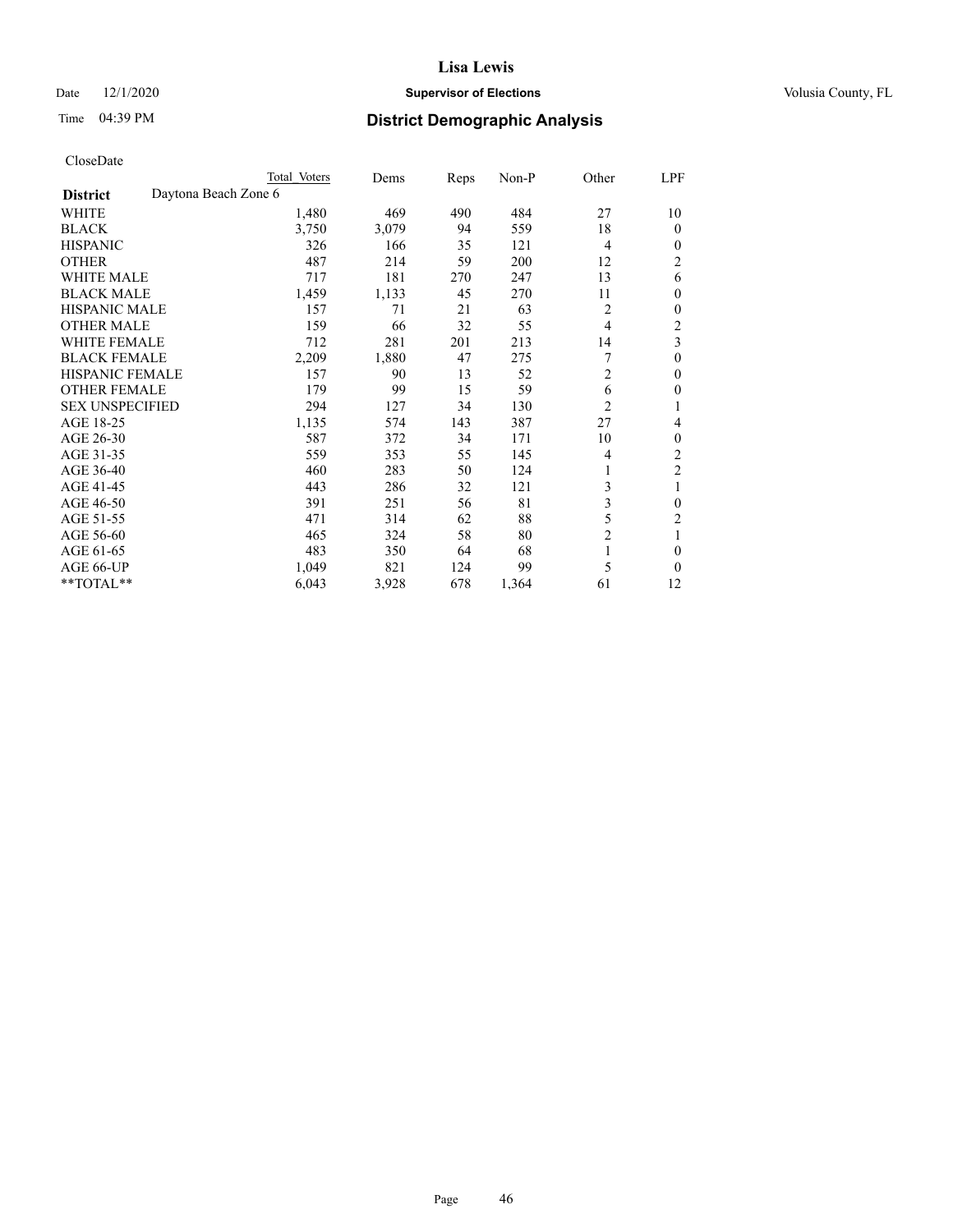# Lisa Lewis

Date 12/1/2020 **Supervisor of Elections** Volusia County, FL

Time 04:39 PM **District Demographic Analysis**

CloseDate

| District | Daytona Beach Zone 6 Total Voters | Dems | Reps | Non-P | Other | LPF |
|---|---|---|---|---|---|---|
| WHITE | 1,480 | 469 | 490 | 484 | 27 | 10 |
| BLACK | 3,750 | 3,079 | 94 | 559 | 18 | 0 |
| HISPANIC | 326 | 166 | 35 | 121 | 4 | 0 |
| OTHER | 487 | 214 | 59 | 200 | 12 | 2 |
| WHITE MALE | 717 | 181 | 270 | 247 | 13 | 6 |
| BLACK MALE | 1,459 | 1,133 | 45 | 270 | 11 | 0 |
| HISPANIC MALE | 157 | 71 | 21 | 63 | 2 | 0 |
| OTHER MALE | 159 | 66 | 32 | 55 | 4 | 2 |
| WHITE FEMALE | 712 | 281 | 201 | 213 | 14 | 3 |
| BLACK FEMALE | 2,209 | 1,880 | 47 | 275 | 7 | 0 |
| HISPANIC FEMALE | 157 | 90 | 13 | 52 | 2 | 0 |
| OTHER FEMALE | 179 | 99 | 15 | 59 | 6 | 0 |
| SEX UNSPECIFIED | 294 | 127 | 34 | 130 | 2 | 1 |
| AGE 18-25 | 1,135 | 574 | 143 | 387 | 27 | 4 |
| AGE 26-30 | 587 | 372 | 34 | 171 | 10 | 0 |
| AGE 31-35 | 559 | 353 | 55 | 145 | 4 | 2 |
| AGE 36-40 | 460 | 283 | 50 | 124 | 1 | 2 |
| AGE 41-45 | 443 | 286 | 32 | 121 | 3 | 1 |
| AGE 46-50 | 391 | 251 | 56 | 81 | 3 | 0 |
| AGE 51-55 | 471 | 314 | 62 | 88 | 5 | 2 |
| AGE 56-60 | 465 | 324 | 58 | 80 | 2 | 1 |
| AGE 61-65 | 483 | 350 | 64 | 68 | 1 | 0 |
| AGE 66-UP | 1,049 | 821 | 124 | 99 | 5 | 0 |
| **TOTAL** | 6,043 | 3,928 | 678 | 1,364 | 61 | 12 |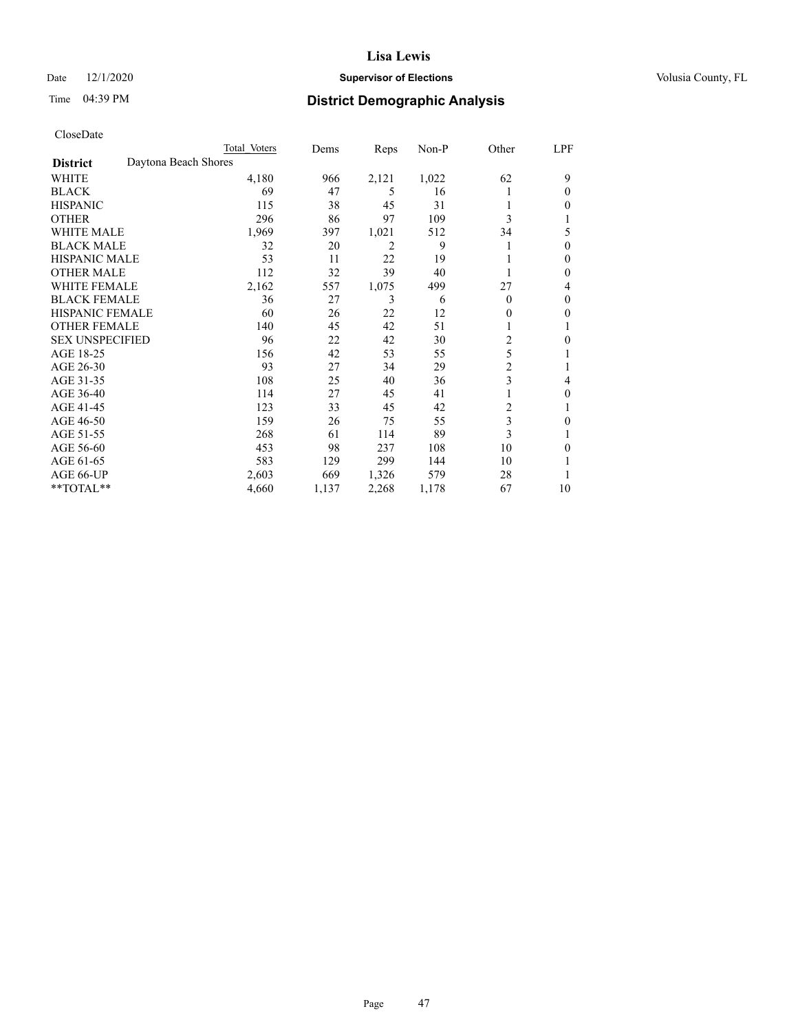Date 12/1/2020

Time 04:39 PM

# Lisa Lewis

**Supervisor of Elections**

Volusia County, FL

## District Demographic Analysis

CloseDate

| | Total Voters | Dems | Reps | Non-P | Other | LPF |
|---|---|---|---|---|---|---|
| **District** Daytona Beach Shores | | | | | | |
| WHITE | 4,180 | 966 | 2,121 | 1,022 | 62 | 9 |
| BLACK | 69 | 47 | 5 | 16 | 1 | 0 |
| HISPANIC | 115 | 38 | 45 | 31 | 1 | 0 |
| OTHER | 296 | 86 | 97 | 109 | 3 | 1 |
| WHITE MALE | 1,969 | 397 | 1,021 | 512 | 34 | 5 |
| BLACK MALE | 32 | 20 | 2 | 9 | 1 | 0 |
| HISPANIC MALE | 53 | 11 | 22 | 19 | 1 | 0 |
| OTHER MALE | 112 | 32 | 39 | 40 | 1 | 0 |
| WHITE FEMALE | 2,162 | 557 | 1,075 | 499 | 27 | 4 |
| BLACK FEMALE | 36 | 27 | 3 | 6 | 0 | 0 |
| HISPANIC FEMALE | 60 | 26 | 22 | 12 | 0 | 0 |
| OTHER FEMALE | 140 | 45 | 42 | 51 | 1 | 1 |
| SEX UNSPECIFIED | 96 | 22 | 42 | 30 | 2 | 0 |
| AGE 18-25 | 156 | 42 | 53 | 55 | 5 | 1 |
| AGE 26-30 | 93 | 27 | 34 | 29 | 2 | 1 |
| AGE 31-35 | 108 | 25 | 40 | 36 | 3 | 4 |
| AGE 36-40 | 114 | 27 | 45 | 41 | 1 | 0 |
| AGE 41-45 | 123 | 33 | 45 | 42 | 2 | 1 |
| AGE 46-50 | 159 | 26 | 75 | 55 | 3 | 0 |
| AGE 51-55 | 268 | 61 | 114 | 89 | 3 | 1 |
| AGE 56-60 | 453 | 98 | 237 | 108 | 10 | 0 |
| AGE 61-65 | 583 | 129 | 299 | 144 | 10 | 1 |
| AGE 66-UP | 2,603 | 669 | 1,326 | 579 | 28 | 1 |
| **TOTAL** | 4,660 | 1,137 | 2,268 | 1,178 | 67 | 10 |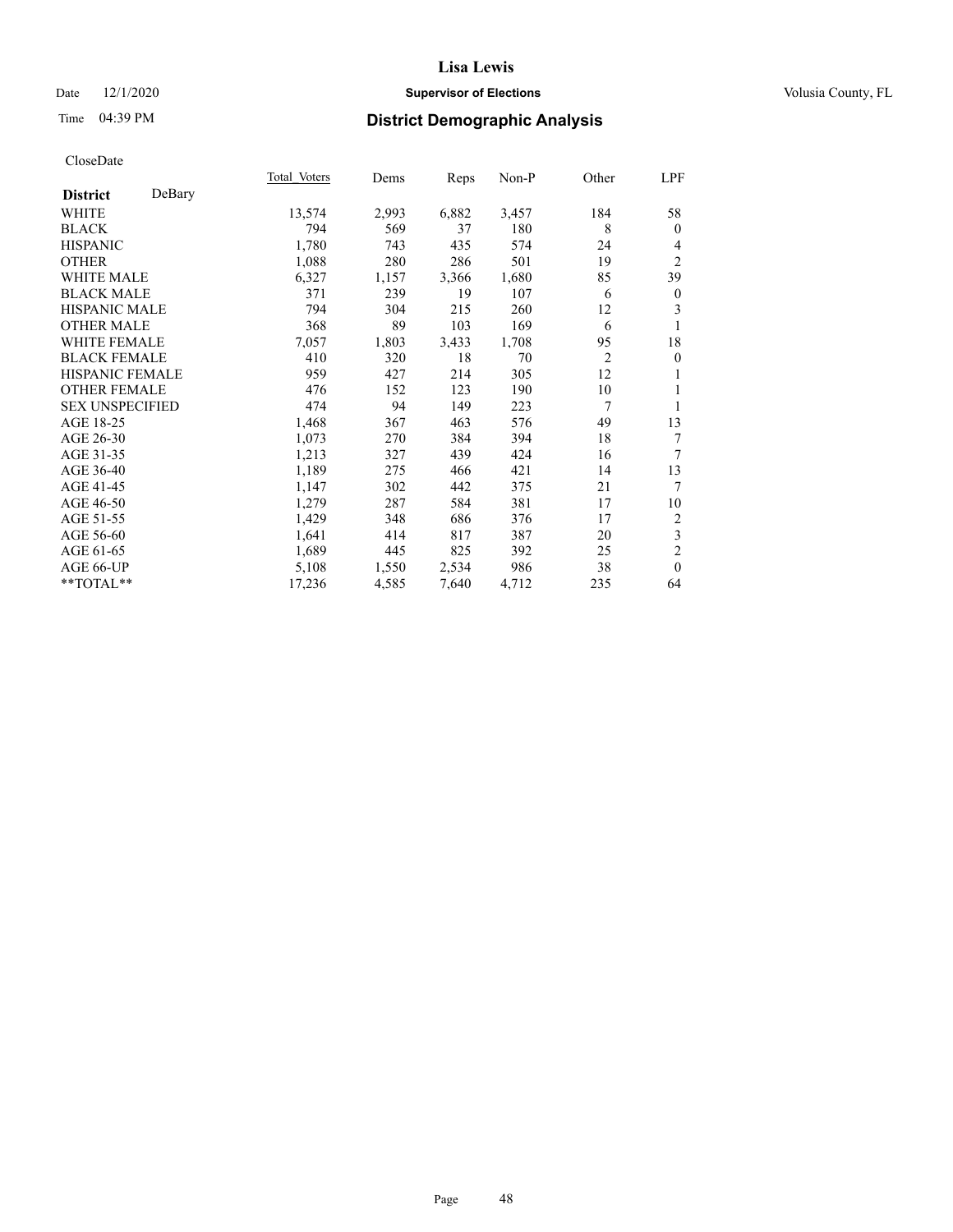# Lisa Lewis

Date 12/1/2020 **Supervisor of Elections** Volusia County, FL

Time 04:39 PM **District Demographic Analysis**

CloseDate

| **District** DeBary | Total Voters | Dems | Reps | Non-P | Other | LPF |
|---|---|---|---|---|---|---|
| WHITE | 13,574 | 2,993 | 6,882 | 3,457 | 184 | 58 |
| BLACK | 794 | 569 | 37 | 180 | 8 | 0 |
| HISPANIC | 1,780 | 743 | 435 | 574 | 24 | 4 |
| OTHER | 1,088 | 280 | 286 | 501 | 19 | 2 |
| WHITE MALE | 6,327 | 1,157 | 3,366 | 1,680 | 85 | 39 |
| BLACK MALE | 371 | 239 | 19 | 107 | 6 | 0 |
| HISPANIC MALE | 794 | 304 | 215 | 260 | 12 | 3 |
| OTHER MALE | 368 | 89 | 103 | 169 | 6 | 1 |
| WHITE FEMALE | 7,057 | 1,803 | 3,433 | 1,708 | 95 | 18 |
| BLACK FEMALE | 410 | 320 | 18 | 70 | 2 | 0 |
| HISPANIC FEMALE | 959 | 427 | 214 | 305 | 12 | 1 |
| OTHER FEMALE | 476 | 152 | 123 | 190 | 10 | 1 |
| SEX UNSPECIFIED | 474 | 94 | 149 | 223 | 7 | 1 |
| AGE 18-25 | 1,468 | 367 | 463 | 576 | 49 | 13 |
| AGE 26-30 | 1,073 | 270 | 384 | 394 | 18 | 7 |
| AGE 31-35 | 1,213 | 327 | 439 | 424 | 16 | 7 |
| AGE 36-40 | 1,189 | 275 | 466 | 421 | 14 | 13 |
| AGE 41-45 | 1,147 | 302 | 442 | 375 | 21 | 7 |
| AGE 46-50 | 1,279 | 287 | 584 | 381 | 17 | 10 |
| AGE 51-55 | 1,429 | 348 | 686 | 376 | 17 | 2 |
| AGE 56-60 | 1,641 | 414 | 817 | 387 | 20 | 3 |
| AGE 61-65 | 1,689 | 445 | 825 | 392 | 25 | 2 |
| AGE 66-UP | 5,108 | 1,550 | 2,534 | 986 | 38 | 0 |
| **TOTAL** | 17,236 | 4,585 | 7,640 | 4,712 | 235 | 64 |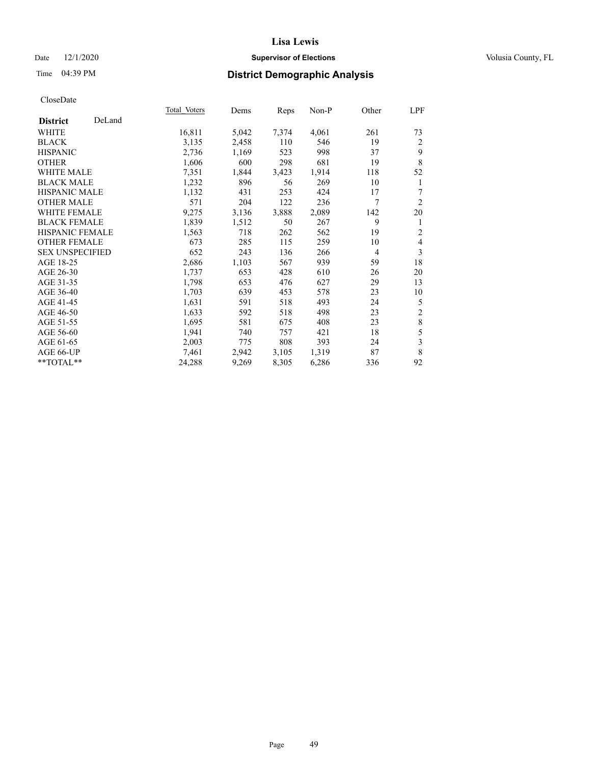# Lisa Lewis

Date 12/1/2020 **Supervisor of Elections** Volusia County, FL

Time 04:39 PM **District Demographic Analysis**

CloseDate

| **District** DeLand | Total Voters | Dems | Reps | Non-P | Other | LPF |
|---|---|---|---|---|---|---|
| WHITE | 16,811 | 5,042 | 7,374 | 4,061 | 261 | 73 |
| BLACK | 3,135 | 2,458 | 110 | 546 | 19 | 2 |
| HISPANIC | 2,736 | 1,169 | 523 | 998 | 37 | 9 |
| OTHER | 1,606 | 600 | 298 | 681 | 19 | 8 |
| WHITE MALE | 7,351 | 1,844 | 3,423 | 1,914 | 118 | 52 |
| BLACK MALE | 1,232 | 896 | 56 | 269 | 10 | 1 |
| HISPANIC MALE | 1,132 | 431 | 253 | 424 | 17 | 7 |
| OTHER MALE | 571 | 204 | 122 | 236 | 7 | 2 |
| WHITE FEMALE | 9,275 | 3,136 | 3,888 | 2,089 | 142 | 20 |
| BLACK FEMALE | 1,839 | 1,512 | 50 | 267 | 9 | 1 |
| HISPANIC FEMALE | 1,563 | 718 | 262 | 562 | 19 | 2 |
| OTHER FEMALE | 673 | 285 | 115 | 259 | 10 | 4 |
| SEX UNSPECIFIED | 652 | 243 | 136 | 266 | 4 | 3 |
| AGE 18-25 | 2,686 | 1,103 | 567 | 939 | 59 | 18 |
| AGE 26-30 | 1,737 | 653 | 428 | 610 | 26 | 20 |
| AGE 31-35 | 1,798 | 653 | 476 | 627 | 29 | 13 |
| AGE 36-40 | 1,703 | 639 | 453 | 578 | 23 | 10 |
| AGE 41-45 | 1,631 | 591 | 518 | 493 | 24 | 5 |
| AGE 46-50 | 1,633 | 592 | 518 | 498 | 23 | 2 |
| AGE 51-55 | 1,695 | 581 | 675 | 408 | 23 | 8 |
| AGE 56-60 | 1,941 | 740 | 757 | 421 | 18 | 5 |
| AGE 61-65 | 2,003 | 775 | 808 | 393 | 24 | 3 |
| AGE 66-UP | 7,461 | 2,942 | 3,105 | 1,319 | 87 | 8 |
| **TOTAL** | 24,288 | 9,269 | 8,305 | 6,286 | 336 | 92 |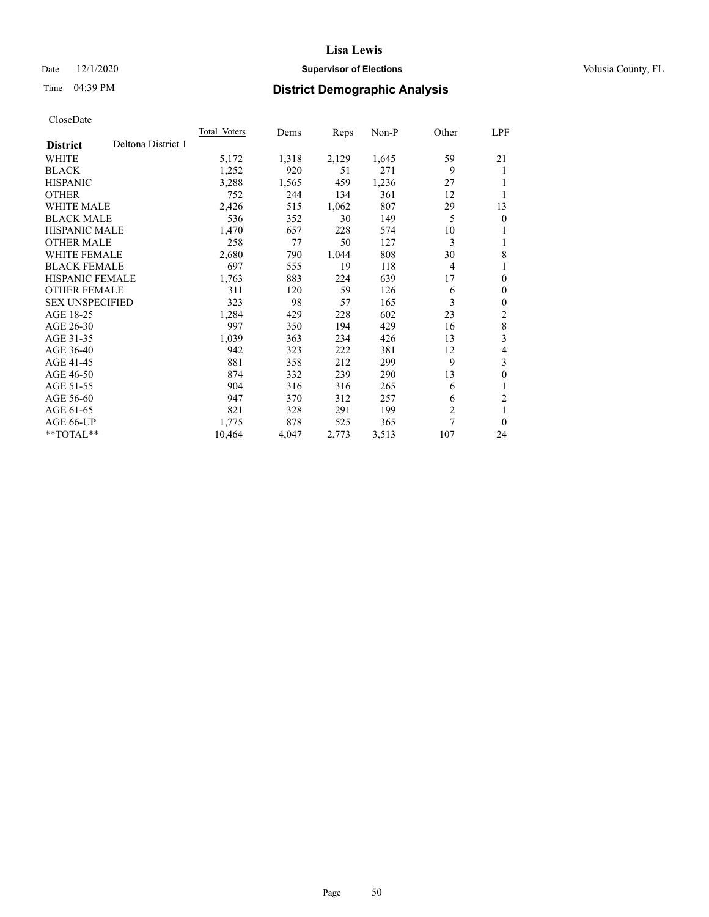# Lisa Lewis

Date 12/1/2020 **Supervisor of Elections** Volusia County, FL

Time 04:39 PM **District Demographic Analysis**

CloseDate

| **District** Deltona District 1 | Total Voters | Dems | Reps | Non-P | Other | LPF |
|---|---|---|---|---|---|---|
| WHITE | 5,172 | 1,318 | 2,129 | 1,645 | 59 | 21 |
| BLACK | 1,252 | 920 | 51 | 271 | 9 | 1 |
| HISPANIC | 3,288 | 1,565 | 459 | 1,236 | 27 | 1 |
| OTHER | 752 | 244 | 134 | 361 | 12 | 1 |
| WHITE MALE | 2,426 | 515 | 1,062 | 807 | 29 | 13 |
| BLACK MALE | 536 | 352 | 30 | 149 | 5 | 0 |
| HISPANIC MALE | 1,470 | 657 | 228 | 574 | 10 | 1 |
| OTHER MALE | 258 | 77 | 50 | 127 | 3 | 1 |
| WHITE FEMALE | 2,680 | 790 | 1,044 | 808 | 30 | 8 |
| BLACK FEMALE | 697 | 555 | 19 | 118 | 4 | 1 |
| HISPANIC FEMALE | 1,763 | 883 | 224 | 639 | 17 | 0 |
| OTHER FEMALE | 311 | 120 | 59 | 126 | 6 | 0 |
| SEX UNSPECIFIED | 323 | 98 | 57 | 165 | 3 | 0 |
| AGE 18-25 | 1,284 | 429 | 228 | 602 | 23 | 2 |
| AGE 26-30 | 997 | 350 | 194 | 429 | 16 | 8 |
| AGE 31-35 | 1,039 | 363 | 234 | 426 | 13 | 3 |
| AGE 36-40 | 942 | 323 | 222 | 381 | 12 | 4 |
| AGE 41-45 | 881 | 358 | 212 | 299 | 9 | 3 |
| AGE 46-50 | 874 | 332 | 239 | 290 | 13 | 0 |
| AGE 51-55 | 904 | 316 | 316 | 265 | 6 | 1 |
| AGE 56-60 | 947 | 370 | 312 | 257 | 6 | 2 |
| AGE 61-65 | 821 | 328 | 291 | 199 | 2 | 1 |
| AGE 66-UP | 1,775 | 878 | 525 | 365 | 7 | 0 |
| **TOTAL** | 10,464 | 4,047 | 2,773 | 3,513 | 107 | 24 |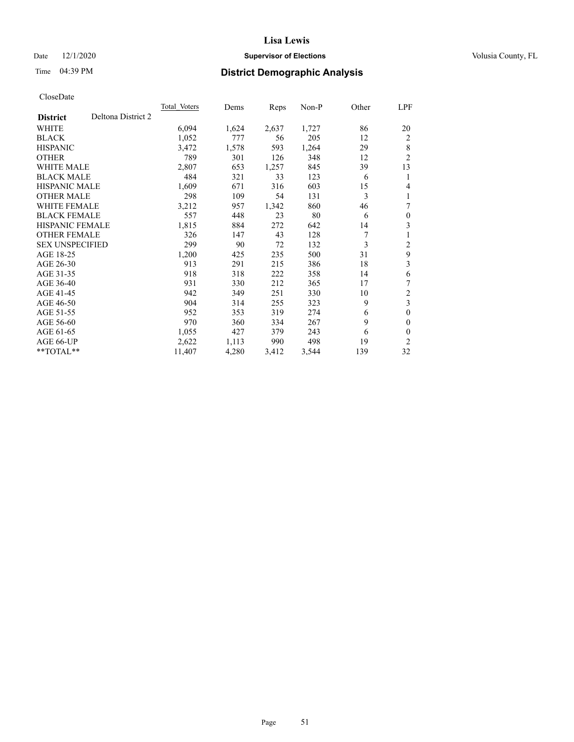# Lisa Lewis

Date 12/1/2020 **Supervisor of Elections** Volusia County, FL

Time 04:39 PM **District Demographic Analysis**

CloseDate

| **District** Deltona District 2 | Total Voters | Dems | Reps | Non-P | Other | LPF |
|---|---|---|---|---|---|---|
| WHITE | 6,094 | 1,624 | 2,637 | 1,727 | 86 | 20 |
| BLACK | 1,052 | 777 | 56 | 205 | 12 | 2 |
| HISPANIC | 3,472 | 1,578 | 593 | 1,264 | 29 | 8 |
| OTHER | 789 | 301 | 126 | 348 | 12 | 2 |
| WHITE MALE | 2,807 | 653 | 1,257 | 845 | 39 | 13 |
| BLACK MALE | 484 | 321 | 33 | 123 | 6 | 1 |
| HISPANIC MALE | 1,609 | 671 | 316 | 603 | 15 | 4 |
| OTHER MALE | 298 | 109 | 54 | 131 | 3 | 1 |
| WHITE FEMALE | 3,212 | 957 | 1,342 | 860 | 46 | 7 |
| BLACK FEMALE | 557 | 448 | 23 | 80 | 6 | 0 |
| HISPANIC FEMALE | 1,815 | 884 | 272 | 642 | 14 | 3 |
| OTHER FEMALE | 326 | 147 | 43 | 128 | 7 | 1 |
| SEX UNSPECIFIED | 299 | 90 | 72 | 132 | 3 | 2 |
| AGE 18-25 | 1,200 | 425 | 235 | 500 | 31 | 9 |
| AGE 26-30 | 913 | 291 | 215 | 386 | 18 | 3 |
| AGE 31-35 | 918 | 318 | 222 | 358 | 14 | 6 |
| AGE 36-40 | 931 | 330 | 212 | 365 | 17 | 7 |
| AGE 41-45 | 942 | 349 | 251 | 330 | 10 | 2 |
| AGE 46-50 | 904 | 314 | 255 | 323 | 9 | 3 |
| AGE 51-55 | 952 | 353 | 319 | 274 | 6 | 0 |
| AGE 56-60 | 970 | 360 | 334 | 267 | 9 | 0 |
| AGE 61-65 | 1,055 | 427 | 379 | 243 | 6 | 0 |
| AGE 66-UP | 2,622 | 1,113 | 990 | 498 | 19 | 2 |
| **TOTAL** | 11,407 | 4,280 | 3,412 | 3,544 | 139 | 32 |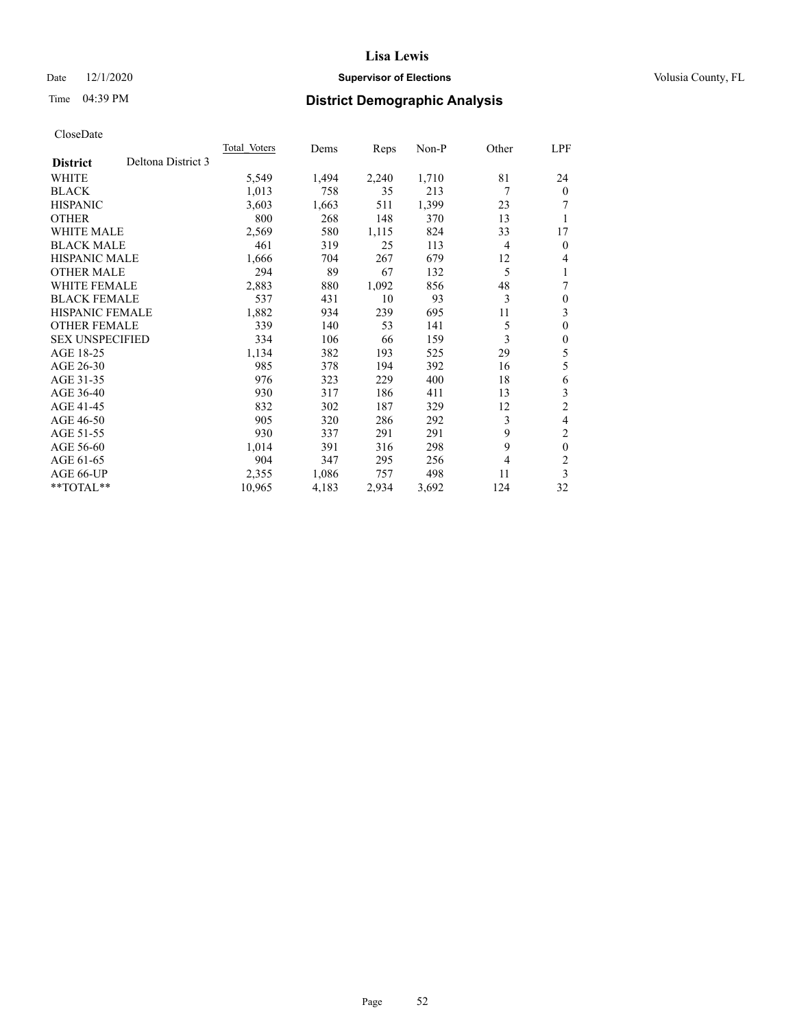# Lisa Lewis

Date 12/1/2020 **Supervisor of Elections** Volusia County, FL

Time 04:39 PM **District Demographic Analysis**

CloseDate

| **District** Deltona District 3 | Total Voters | Dems | Reps | Non-P | Other | LPF |
|---|---|---|---|---|---|---|
| WHITE | 5,549 | 1,494 | 2,240 | 1,710 | 81 | 24 |
| BLACK | 1,013 | 758 | 35 | 213 | 7 | 0 |
| HISPANIC | 3,603 | 1,663 | 511 | 1,399 | 23 | 7 |
| OTHER | 800 | 268 | 148 | 370 | 13 | 1 |
| WHITE MALE | 2,569 | 580 | 1,115 | 824 | 33 | 17 |
| BLACK MALE | 461 | 319 | 25 | 113 | 4 | 0 |
| HISPANIC MALE | 1,666 | 704 | 267 | 679 | 12 | 4 |
| OTHER MALE | 294 | 89 | 67 | 132 | 5 | 1 |
| WHITE FEMALE | 2,883 | 880 | 1,092 | 856 | 48 | 7 |
| BLACK FEMALE | 537 | 431 | 10 | 93 | 3 | 0 |
| HISPANIC FEMALE | 1,882 | 934 | 239 | 695 | 11 | 3 |
| OTHER FEMALE | 339 | 140 | 53 | 141 | 5 | 0 |
| SEX UNSPECIFIED | 334 | 106 | 66 | 159 | 3 | 0 |
| AGE 18-25 | 1,134 | 382 | 193 | 525 | 29 | 5 |
| AGE 26-30 | 985 | 378 | 194 | 392 | 16 | 5 |
| AGE 31-35 | 976 | 323 | 229 | 400 | 18 | 6 |
| AGE 36-40 | 930 | 317 | 186 | 411 | 13 | 3 |
| AGE 41-45 | 832 | 302 | 187 | 329 | 12 | 2 |
| AGE 46-50 | 905 | 320 | 286 | 292 | 3 | 4 |
| AGE 51-55 | 930 | 337 | 291 | 291 | 9 | 2 |
| AGE 56-60 | 1,014 | 391 | 316 | 298 | 9 | 0 |
| AGE 61-65 | 904 | 347 | 295 | 256 | 4 | 2 |
| AGE 66-UP | 2,355 | 1,086 | 757 | 498 | 11 | 3 |
| **TOTAL** | 10,965 | 4,183 | 2,934 | 3,692 | 124 | 32 |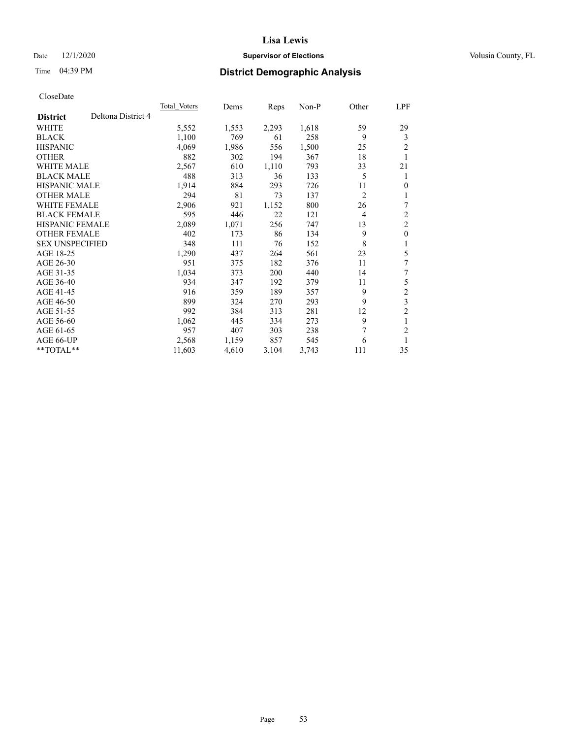# Lisa Lewis

Date 12/1/2020 **Supervisor of Elections** Volusia County, FL

Time 04:39 PM **District Demographic Analysis**

CloseDate

| | Total Voters | Dems | Reps | Non-P | Other | LPF |
|---|---|---|---|---|---|---|
| **District** Deltona District 4 | | | | | | |
| WHITE | 5,552 | 1,553 | 2,293 | 1,618 | 59 | 29 |
| BLACK | 1,100 | 769 | 61 | 258 | 9 | 3 |
| HISPANIC | 4,069 | 1,986 | 556 | 1,500 | 25 | 2 |
| OTHER | 882 | 302 | 194 | 367 | 18 | 1 |
| WHITE MALE | 2,567 | 610 | 1,110 | 793 | 33 | 21 |
| BLACK MALE | 488 | 313 | 36 | 133 | 5 | 1 |
| HISPANIC MALE | 1,914 | 884 | 293 | 726 | 11 | 0 |
| OTHER MALE | 294 | 81 | 73 | 137 | 2 | 1 |
| WHITE FEMALE | 2,906 | 921 | 1,152 | 800 | 26 | 7 |
| BLACK FEMALE | 595 | 446 | 22 | 121 | 4 | 2 |
| HISPANIC FEMALE | 2,089 | 1,071 | 256 | 747 | 13 | 2 |
| OTHER FEMALE | 402 | 173 | 86 | 134 | 9 | 0 |
| SEX UNSPECIFIED | 348 | 111 | 76 | 152 | 8 | 1 |
| AGE 18-25 | 1,290 | 437 | 264 | 561 | 23 | 5 |
| AGE 26-30 | 951 | 375 | 182 | 376 | 11 | 7 |
| AGE 31-35 | 1,034 | 373 | 200 | 440 | 14 | 7 |
| AGE 36-40 | 934 | 347 | 192 | 379 | 11 | 5 |
| AGE 41-45 | 916 | 359 | 189 | 357 | 9 | 2 |
| AGE 46-50 | 899 | 324 | 270 | 293 | 9 | 3 |
| AGE 51-55 | 992 | 384 | 313 | 281 | 12 | 2 |
| AGE 56-60 | 1,062 | 445 | 334 | 273 | 9 | 1 |
| AGE 61-65 | 957 | 407 | 303 | 238 | 7 | 2 |
| AGE 66-UP | 2,568 | 1,159 | 857 | 545 | 6 | 1 |
| **TOTAL** | 11,603 | 4,610 | 3,104 | 3,743 | 111 | 35 |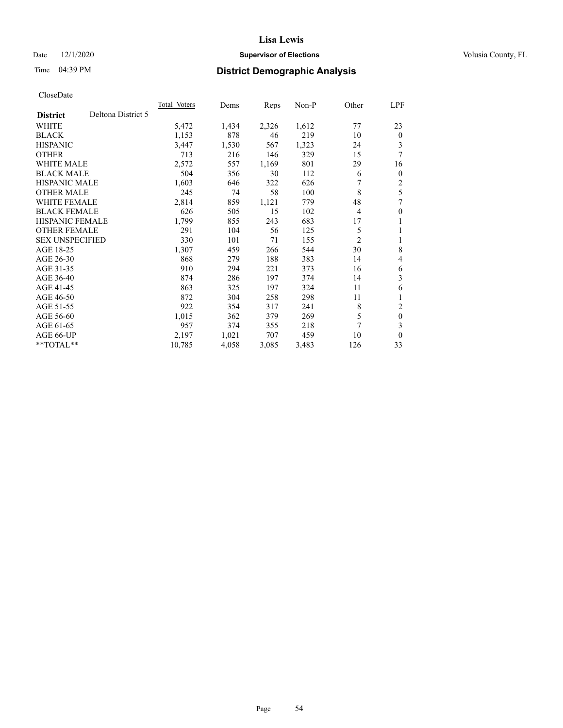# Lisa Lewis

Date 12/1/2020 **Supervisor of Elections** Volusia County, FL

Time 04:39 PM **District Demographic Analysis**

CloseDate

| District | Deltona District 5 | Total Voters | Dems | Reps | Non-P | Other | LPF |
|---|---|---|---|---|---|---|---|
| WHITE | | 5,472 | 1,434 | 2,326 | 1,612 | 77 | 23 |
| BLACK | | 1,153 | 878 | 46 | 219 | 10 | 0 |
| HISPANIC | | 3,447 | 1,530 | 567 | 1,323 | 24 | 3 |
| OTHER | | 713 | 216 | 146 | 329 | 15 | 7 |
| WHITE MALE | | 2,572 | 557 | 1,169 | 801 | 29 | 16 |
| BLACK MALE | | 504 | 356 | 30 | 112 | 6 | 0 |
| HISPANIC MALE | | 1,603 | 646 | 322 | 626 | 7 | 2 |
| OTHER MALE | | 245 | 74 | 58 | 100 | 8 | 5 |
| WHITE FEMALE | | 2,814 | 859 | 1,121 | 779 | 48 | 7 |
| BLACK FEMALE | | 626 | 505 | 15 | 102 | 4 | 0 |
| HISPANIC FEMALE | | 1,799 | 855 | 243 | 683 | 17 | 1 |
| OTHER FEMALE | | 291 | 104 | 56 | 125 | 5 | 1 |
| SEX UNSPECIFIED | | 330 | 101 | 71 | 155 | 2 | 1 |
| AGE 18-25 | | 1,307 | 459 | 266 | 544 | 30 | 8 |
| AGE 26-30 | | 868 | 279 | 188 | 383 | 14 | 4 |
| AGE 31-35 | | 910 | 294 | 221 | 373 | 16 | 6 |
| AGE 36-40 | | 874 | 286 | 197 | 374 | 14 | 3 |
| AGE 41-45 | | 863 | 325 | 197 | 324 | 11 | 6 |
| AGE 46-50 | | 872 | 304 | 258 | 298 | 11 | 1 |
| AGE 51-55 | | 922 | 354 | 317 | 241 | 8 | 2 |
| AGE 56-60 | | 1,015 | 362 | 379 | 269 | 5 | 0 |
| AGE 61-65 | | 957 | 374 | 355 | 218 | 7 | 3 |
| AGE 66-UP | | 2,197 | 1,021 | 707 | 459 | 10 | 0 |
| **TOTAL** | | 10,785 | 4,058 | 3,085 | 3,483 | 126 | 33 |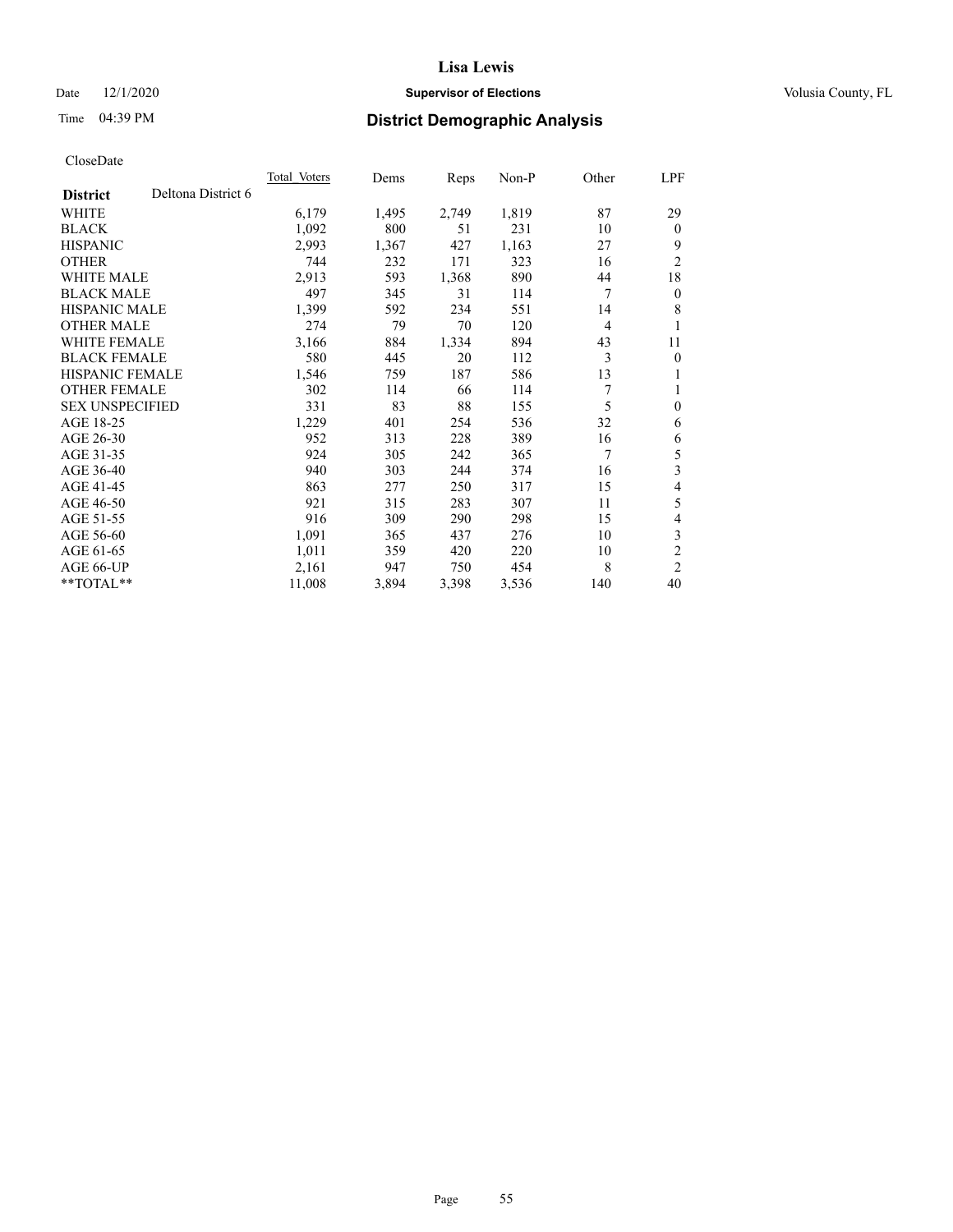# Lisa Lewis

Date 12/1/2020 **Supervisor of Elections** Volusia County, FL

Time 04:39 PM **District Demographic Analysis**

CloseDate

| District | Deltona District 6 | Total Voters | Dems | Reps | Non-P | Other | LPF |
|---|---|---|---|---|---|---|---|
| WHITE | | 6,179 | 1,495 | 2,749 | 1,819 | 87 | 29 |
| BLACK | | 1,092 | 800 | 51 | 231 | 10 | 0 |
| HISPANIC | | 2,993 | 1,367 | 427 | 1,163 | 27 | 9 |
| OTHER | | 744 | 232 | 171 | 323 | 16 | 2 |
| WHITE MALE | | 2,913 | 593 | 1,368 | 890 | 44 | 18 |
| BLACK MALE | | 497 | 345 | 31 | 114 | 7 | 0 |
| HISPANIC MALE | | 1,399 | 592 | 234 | 551 | 14 | 8 |
| OTHER MALE | | 274 | 79 | 70 | 120 | 4 | 1 |
| WHITE FEMALE | | 3,166 | 884 | 1,334 | 894 | 43 | 11 |
| BLACK FEMALE | | 580 | 445 | 20 | 112 | 3 | 0 |
| HISPANIC FEMALE | | 1,546 | 759 | 187 | 586 | 13 | 1 |
| OTHER FEMALE | | 302 | 114 | 66 | 114 | 7 | 1 |
| SEX UNSPECIFIED | | 331 | 83 | 88 | 155 | 5 | 0 |
| AGE 18-25 | | 1,229 | 401 | 254 | 536 | 32 | 6 |
| AGE 26-30 | | 952 | 313 | 228 | 389 | 16 | 6 |
| AGE 31-35 | | 924 | 305 | 242 | 365 | 7 | 5 |
| AGE 36-40 | | 940 | 303 | 244 | 374 | 16 | 3 |
| AGE 41-45 | | 863 | 277 | 250 | 317 | 15 | 4 |
| AGE 46-50 | | 921 | 315 | 283 | 307 | 11 | 5 |
| AGE 51-55 | | 916 | 309 | 290 | 298 | 15 | 4 |
| AGE 56-60 | | 1,091 | 365 | 437 | 276 | 10 | 3 |
| AGE 61-65 | | 1,011 | 359 | 420 | 220 | 10 | 2 |
| AGE 66-UP | | 2,161 | 947 | 750 | 454 | 8 | 2 |
| **TOTAL** | | 11,008 | 3,894 | 3,398 | 3,536 | 140 | 40 |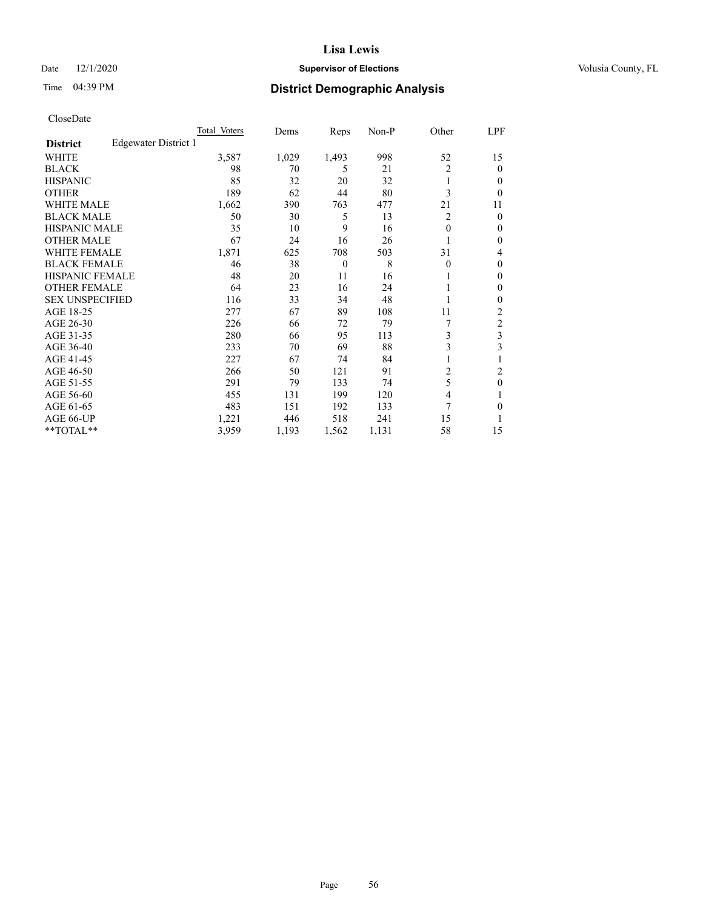# Lisa Lewis

Date 12/1/2020 **Supervisor of Elections** Volusia County, FL

Time 04:39 PM **District Demographic Analysis**

CloseDate

| District | Edgewater District 1 | Total Voters | Dems | Reps | Non-P | Other | LPF |
|---|---|---|---|---|---|---|---|
| WHITE | | 3,587 | 1,029 | 1,493 | 998 | 52 | 15 |
| BLACK | | 98 | 70 | 5 | 21 | 2 | 0 |
| HISPANIC | | 85 | 32 | 20 | 32 | 1 | 0 |
| OTHER | | 189 | 62 | 44 | 80 | 3 | 0 |
| WHITE MALE | | 1,662 | 390 | 763 | 477 | 21 | 11 |
| BLACK MALE | | 50 | 30 | 5 | 13 | 2 | 0 |
| HISPANIC MALE | | 35 | 10 | 9 | 16 | 0 | 0 |
| OTHER MALE | | 67 | 24 | 16 | 26 | 1 | 0 |
| WHITE FEMALE | | 1,871 | 625 | 708 | 503 | 31 | 4 |
| BLACK FEMALE | | 46 | 38 | 0 | 8 | 0 | 0 |
| HISPANIC FEMALE | | 48 | 20 | 11 | 16 | 1 | 0 |
| OTHER FEMALE | | 64 | 23 | 16 | 24 | 1 | 0 |
| SEX UNSPECIFIED | | 116 | 33 | 34 | 48 | 1 | 0 |
| AGE 18-25 | | 277 | 67 | 89 | 108 | 11 | 2 |
| AGE 26-30 | | 226 | 66 | 72 | 79 | 7 | 2 |
| AGE 31-35 | | 280 | 66 | 95 | 113 | 3 | 3 |
| AGE 36-40 | | 233 | 70 | 69 | 88 | 3 | 3 |
| AGE 41-45 | | 227 | 67 | 74 | 84 | 1 | 1 |
| AGE 46-50 | | 266 | 50 | 121 | 91 | 2 | 2 |
| AGE 51-55 | | 291 | 79 | 133 | 74 | 5 | 0 |
| AGE 56-60 | | 455 | 131 | 199 | 120 | 4 | 1 |
| AGE 61-65 | | 483 | 151 | 192 | 133 | 7 | 0 |
| AGE 66-UP | | 1,221 | 446 | 518 | 241 | 15 | 1 |
| **TOTAL** | | 3,959 | 1,193 | 1,562 | 1,131 | 58 | 15 |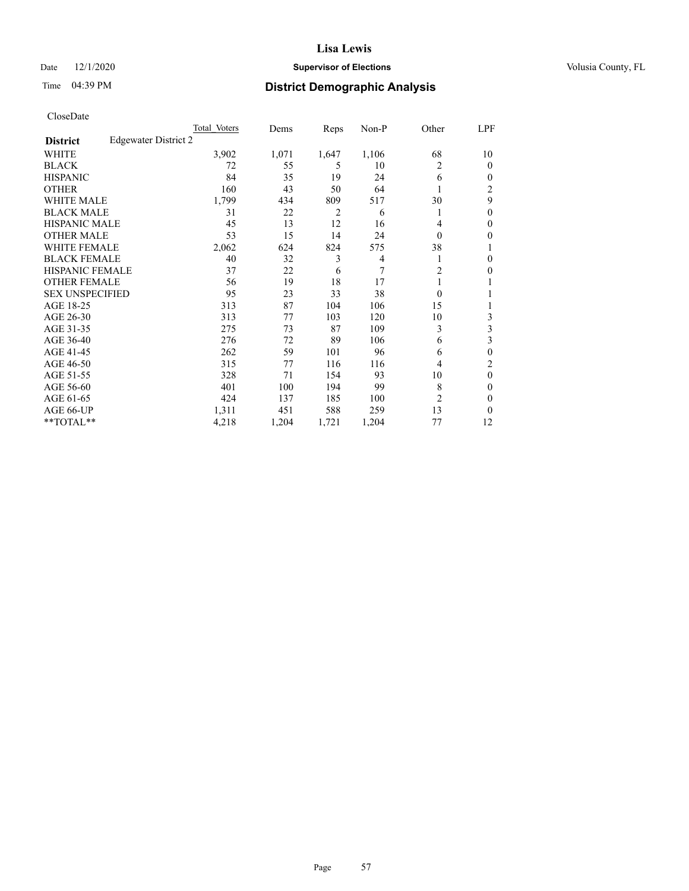# Lisa Lewis

Date 12/1/2020 **Supervisor of Elections** Volusia County, FL

Time 04:39 PM **District Demographic Analysis**

CloseDate

| **District** Edgewater District 2 | Total Voters | Dems | Reps | Non-P | Other | LPF |
|---|---|---|---|---|---|---|
| WHITE | 3,902 | 1,071 | 1,647 | 1,106 | 68 | 10 |
| BLACK | 72 | 55 | 5 | 10 | 2 | 0 |
| HISPANIC | 84 | 35 | 19 | 24 | 6 | 0 |
| OTHER | 160 | 43 | 50 | 64 | 1 | 2 |
| WHITE MALE | 1,799 | 434 | 809 | 517 | 30 | 9 |
| BLACK MALE | 31 | 22 | 2 | 6 | 1 | 0 |
| HISPANIC MALE | 45 | 13 | 12 | 16 | 4 | 0 |
| OTHER MALE | 53 | 15 | 14 | 24 | 0 | 0 |
| WHITE FEMALE | 2,062 | 624 | 824 | 575 | 38 | 1 |
| BLACK FEMALE | 40 | 32 | 3 | 4 | 1 | 0 |
| HISPANIC FEMALE | 37 | 22 | 6 | 7 | 2 | 0 |
| OTHER FEMALE | 56 | 19 | 18 | 17 | 1 | 1 |
| SEX UNSPECIFIED | 95 | 23 | 33 | 38 | 0 | 1 |
| AGE 18-25 | 313 | 87 | 104 | 106 | 15 | 1 |
| AGE 26-30 | 313 | 77 | 103 | 120 | 10 | 3 |
| AGE 31-35 | 275 | 73 | 87 | 109 | 3 | 3 |
| AGE 36-40 | 276 | 72 | 89 | 106 | 6 | 3 |
| AGE 41-45 | 262 | 59 | 101 | 96 | 6 | 0 |
| AGE 46-50 | 315 | 77 | 116 | 116 | 4 | 2 |
| AGE 51-55 | 328 | 71 | 154 | 93 | 10 | 0 |
| AGE 56-60 | 401 | 100 | 194 | 99 | 8 | 0 |
| AGE 61-65 | 424 | 137 | 185 | 100 | 2 | 0 |
| AGE 66-UP | 1,311 | 451 | 588 | 259 | 13 | 0 |
| **TOTAL** | 4,218 | 1,204 | 1,721 | 1,204 | 77 | 12 |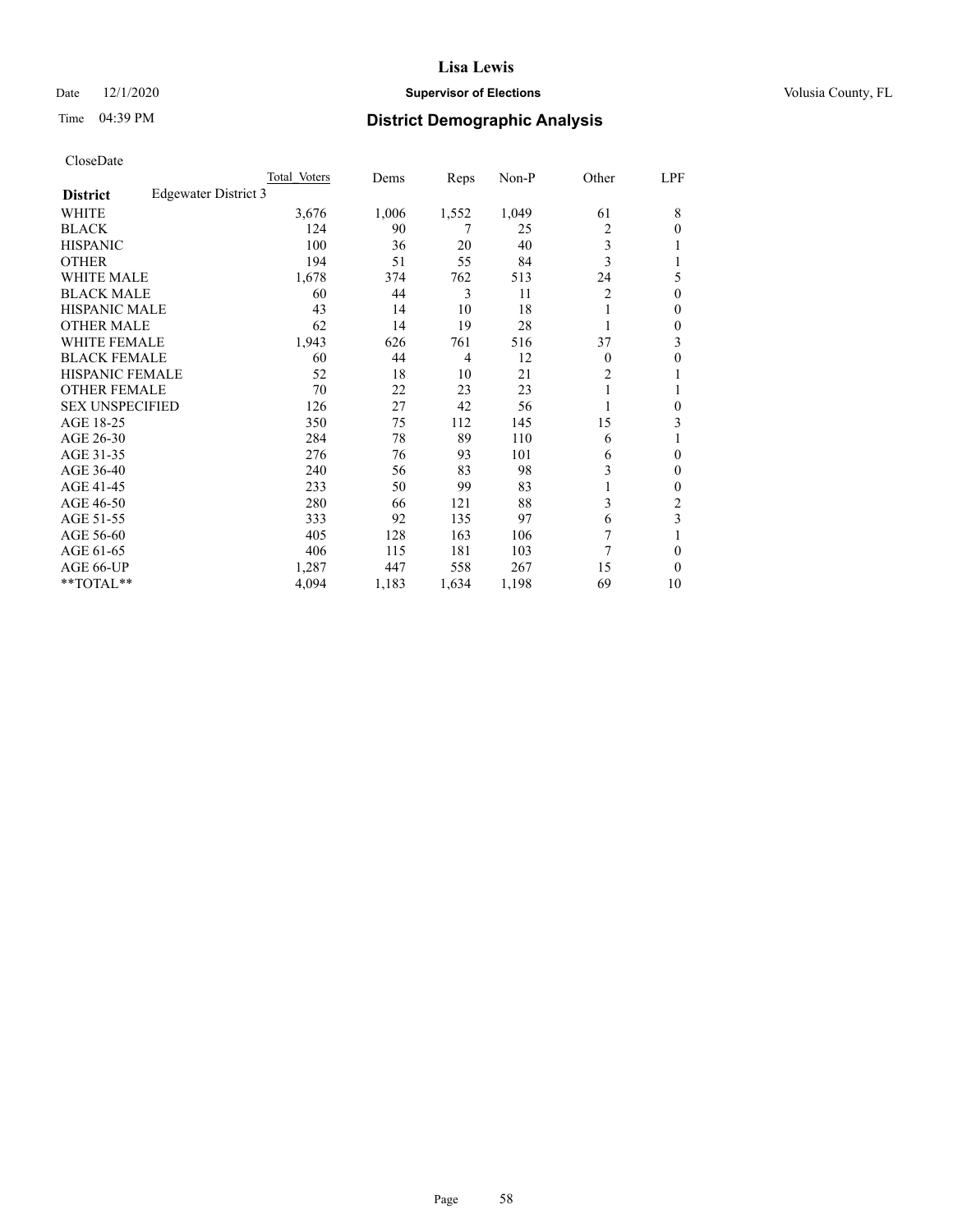CloseDate

| | Total Voters | Dems | Reps | Non-P | Other | LPF |
|---|---|---|---|---|---|---|
| **District** Edgewater District 3 | | | | | | |
| WHITE | 3,676 | 1,006 | 1,552 | 1,049 | 61 | 8 |
| BLACK | 124 | 90 | 7 | 25 | 2 | 0 |
| HISPANIC | 100 | 36 | 20 | 40 | 3 | 1 |
| OTHER | 194 | 51 | 55 | 84 | 3 | 1 |
| WHITE MALE | 1,678 | 374 | 762 | 513 | 24 | 5 |
| BLACK MALE | 60 | 44 | 3 | 11 | 2 | 0 |
| HISPANIC MALE | 43 | 14 | 10 | 18 | 1 | 0 |
| OTHER MALE | 62 | 14 | 19 | 28 | 1 | 0 |
| WHITE FEMALE | 1,943 | 626 | 761 | 516 | 37 | 3 |
| BLACK FEMALE | 60 | 44 | 4 | 12 | 0 | 0 |
| HISPANIC FEMALE | 52 | 18 | 10 | 21 | 2 | 1 |
| OTHER FEMALE | 70 | 22 | 23 | 23 | 1 | 1 |
| SEX UNSPECIFIED | 126 | 27 | 42 | 56 | 1 | 0 |
| AGE 18-25 | 350 | 75 | 112 | 145 | 15 | 3 |
| AGE 26-30 | 284 | 78 | 89 | 110 | 6 | 1 |
| AGE 31-35 | 276 | 76 | 93 | 101 | 6 | 0 |
| AGE 36-40 | 240 | 56 | 83 | 98 | 3 | 0 |
| AGE 41-45 | 233 | 50 | 99 | 83 | 1 | 0 |
| AGE 46-50 | 280 | 66 | 121 | 88 | 3 | 2 |
| AGE 51-55 | 333 | 92 | 135 | 97 | 6 | 3 |
| AGE 56-60 | 405 | 128 | 163 | 106 | 7 | 1 |
| AGE 61-65 | 406 | 115 | 181 | 103 | 7 | 0 |
| AGE 66-UP | 1,287 | 447 | 558 | 267 | 15 | 0 |
| **TOTAL** | 4,094 | 1,183 | 1,634 | 1,198 | 69 | 10 |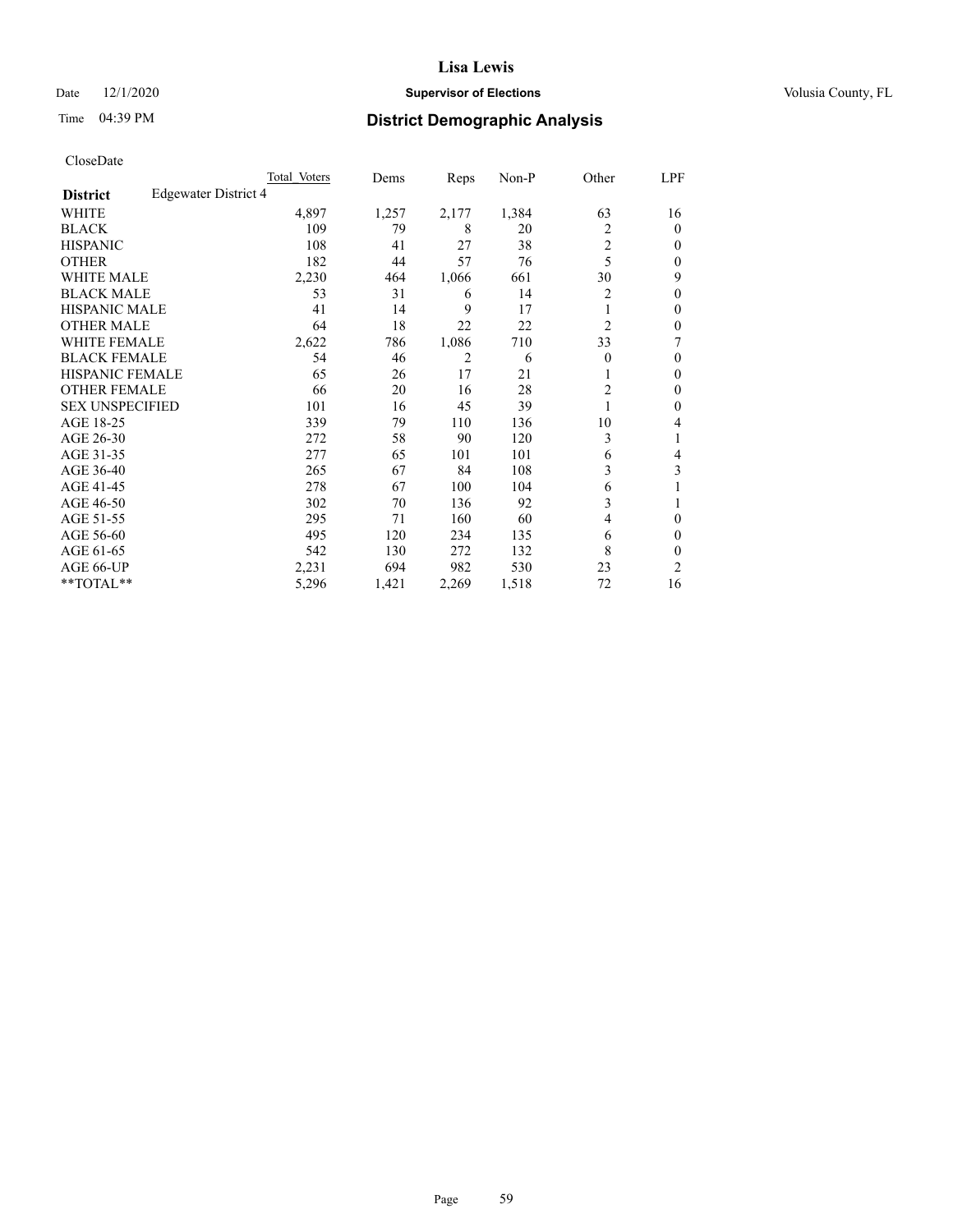CloseDate

| District | Edgewater District 4 | Total Voters | Dems | Reps | Non-P | Other | LPF |
|---|---|---|---|---|---|---|---|
| WHITE | | 4,897 | 1,257 | 2,177 | 1,384 | 63 | 16 |
| BLACK | | 109 | 79 | 8 | 20 | 2 | 0 |
| HISPANIC | | 108 | 41 | 27 | 38 | 2 | 0 |
| OTHER | | 182 | 44 | 57 | 76 | 5 | 0 |
| WHITE MALE | | 2,230 | 464 | 1,066 | 661 | 30 | 9 |
| BLACK MALE | | 53 | 31 | 6 | 14 | 2 | 0 |
| HISPANIC MALE | | 41 | 14 | 9 | 17 | 1 | 0 |
| OTHER MALE | | 64 | 18 | 22 | 22 | 2 | 0 |
| WHITE FEMALE | | 2,622 | 786 | 1,086 | 710 | 33 | 7 |
| BLACK FEMALE | | 54 | 46 | 2 | 6 | 0 | 0 |
| HISPANIC FEMALE | | 65 | 26 | 17 | 21 | 1 | 0 |
| OTHER FEMALE | | 66 | 20 | 16 | 28 | 2 | 0 |
| SEX UNSPECIFIED | | 101 | 16 | 45 | 39 | 1 | 0 |
| AGE 18-25 | | 339 | 79 | 110 | 136 | 10 | 4 |
| AGE 26-30 | | 272 | 58 | 90 | 120 | 3 | 1 |
| AGE 31-35 | | 277 | 65 | 101 | 101 | 6 | 4 |
| AGE 36-40 | | 265 | 67 | 84 | 108 | 3 | 3 |
| AGE 41-45 | | 278 | 67 | 100 | 104 | 6 | 1 |
| AGE 46-50 | | 302 | 70 | 136 | 92 | 3 | 1 |
| AGE 51-55 | | 295 | 71 | 160 | 60 | 4 | 0 |
| AGE 56-60 | | 495 | 120 | 234 | 135 | 6 | 0 |
| AGE 61-65 | | 542 | 130 | 272 | 132 | 8 | 0 |
| AGE 66-UP | | 2,231 | 694 | 982 | 530 | 23 | 2 |
| **TOTAL** | | 5,296 | 1,421 | 2,269 | 1,518 | 72 | 16 |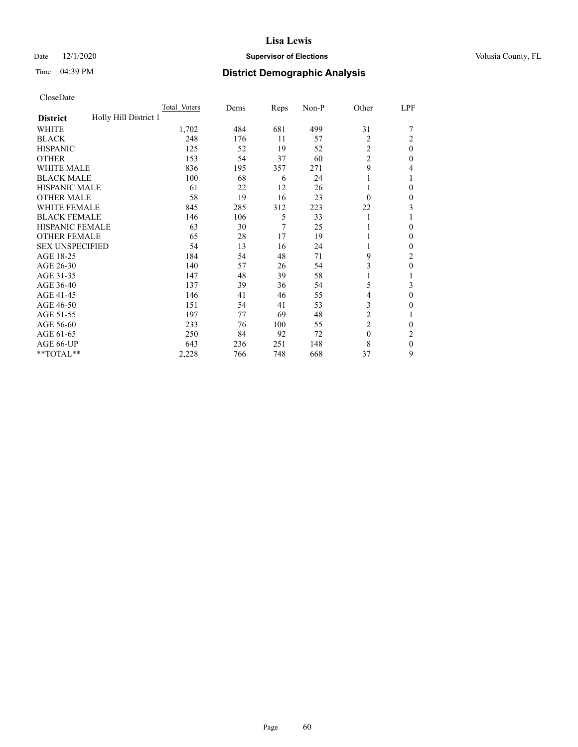CloseDate

| District | Holly Hill District 1 | Total Voters | Dems | Reps | Non-P | Other | LPF |
|---|---|---|---|---|---|---|---|
| WHITE | | 1,702 | 484 | 681 | 499 | 31 | 7 |
| BLACK | | 248 | 176 | 11 | 57 | 2 | 2 |
| HISPANIC | | 125 | 52 | 19 | 52 | 2 | 0 |
| OTHER | | 153 | 54 | 37 | 60 | 2 | 0 |
| WHITE MALE | | 836 | 195 | 357 | 271 | 9 | 4 |
| BLACK MALE | | 100 | 68 | 6 | 24 | 1 | 1 |
| HISPANIC MALE | | 61 | 22 | 12 | 26 | 1 | 0 |
| OTHER MALE | | 58 | 19 | 16 | 23 | 0 | 0 |
| WHITE FEMALE | | 845 | 285 | 312 | 223 | 22 | 3 |
| BLACK FEMALE | | 146 | 106 | 5 | 33 | 1 | 1 |
| HISPANIC FEMALE | | 63 | 30 | 7 | 25 | 1 | 0 |
| OTHER FEMALE | | 65 | 28 | 17 | 19 | 1 | 0 |
| SEX UNSPECIFIED | | 54 | 13 | 16 | 24 | 1 | 0 |
| AGE 18-25 | | 184 | 54 | 48 | 71 | 9 | 2 |
| AGE 26-30 | | 140 | 57 | 26 | 54 | 3 | 0 |
| AGE 31-35 | | 147 | 48 | 39 | 58 | 1 | 1 |
| AGE 36-40 | | 137 | 39 | 36 | 54 | 5 | 3 |
| AGE 41-45 | | 146 | 41 | 46 | 55 | 4 | 0 |
| AGE 46-50 | | 151 | 54 | 41 | 53 | 3 | 0 |
| AGE 51-55 | | 197 | 77 | 69 | 48 | 2 | 1 |
| AGE 56-60 | | 233 | 76 | 100 | 55 | 2 | 0 |
| AGE 61-65 | | 250 | 84 | 92 | 72 | 0 | 2 |
| AGE 66-UP | | 643 | 236 | 251 | 148 | 8 | 0 |
| **TOTAL** | | 2,228 | 766 | 748 | 668 | 37 | 9 |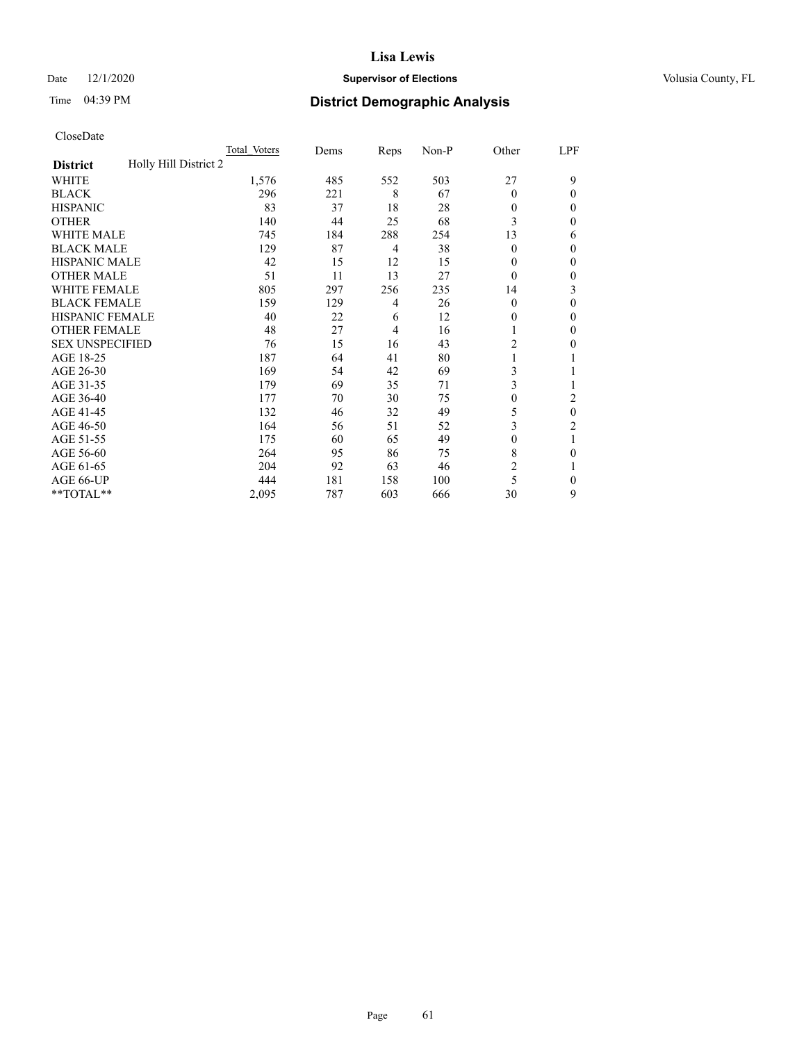# Lisa Lewis

Date 12/1/2020 **Supervisor of Elections** Volusia County, FL

Time 04:39 PM **District Demographic Analysis**

CloseDate

| District | Holly Hill District 2 | Total Voters | Dems | Reps | Non-P | Other | LPF |
|---|---|---|---|---|---|---|---|
| WHITE | | 1,576 | 485 | 552 | 503 | 27 | 9 |
| BLACK | | 296 | 221 | 8 | 67 | 0 | 0 |
| HISPANIC | | 83 | 37 | 18 | 28 | 0 | 0 |
| OTHER | | 140 | 44 | 25 | 68 | 3 | 0 |
| WHITE MALE | | 745 | 184 | 288 | 254 | 13 | 6 |
| BLACK MALE | | 129 | 87 | 4 | 38 | 0 | 0 |
| HISPANIC MALE | | 42 | 15 | 12 | 15 | 0 | 0 |
| OTHER MALE | | 51 | 11 | 13 | 27 | 0 | 0 |
| WHITE FEMALE | | 805 | 297 | 256 | 235 | 14 | 3 |
| BLACK FEMALE | | 159 | 129 | 4 | 26 | 0 | 0 |
| HISPANIC FEMALE | | 40 | 22 | 6 | 12 | 0 | 0 |
| OTHER FEMALE | | 48 | 27 | 4 | 16 | 1 | 0 |
| SEX UNSPECIFIED | | 76 | 15 | 16 | 43 | 2 | 0 |
| AGE 18-25 | | 187 | 64 | 41 | 80 | 1 | 1 |
| AGE 26-30 | | 169 | 54 | 42 | 69 | 3 | 1 |
| AGE 31-35 | | 179 | 69 | 35 | 71 | 3 | 1 |
| AGE 36-40 | | 177 | 70 | 30 | 75 | 0 | 2 |
| AGE 41-45 | | 132 | 46 | 32 | 49 | 5 | 0 |
| AGE 46-50 | | 164 | 56 | 51 | 52 | 3 | 2 |
| AGE 51-55 | | 175 | 60 | 65 | 49 | 0 | 1 |
| AGE 56-60 | | 264 | 95 | 86 | 75 | 8 | 0 |
| AGE 61-65 | | 204 | 92 | 63 | 46 | 2 | 1 |
| AGE 66-UP | | 444 | 181 | 158 | 100 | 5 | 0 |
| **TOTAL** | | 2,095 | 787 | 603 | 666 | 30 | 9 |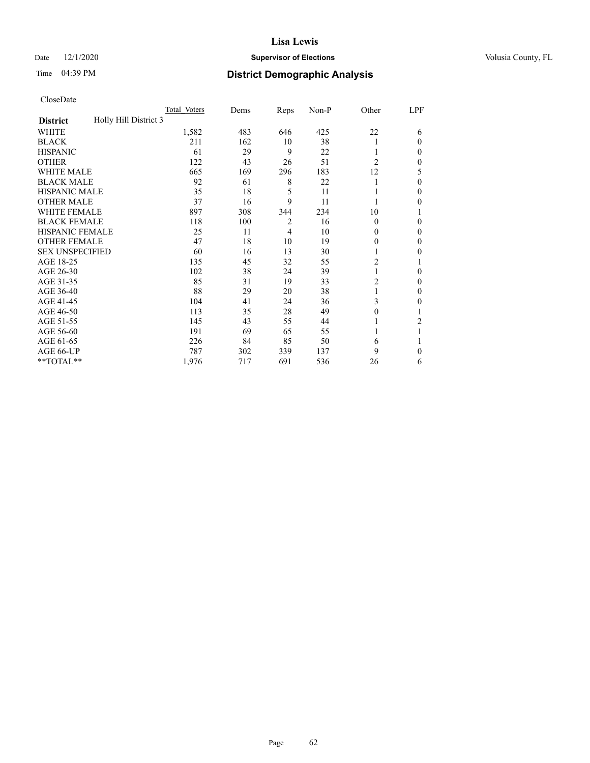CloseDate

| District | Holly Hill District 3 | Total Voters | Dems | Reps | Non-P | Other | LPF |
|---|---|---|---|---|---|---|---|
| WHITE | | 1,582 | 483 | 646 | 425 | 22 | 6 |
| BLACK | | 211 | 162 | 10 | 38 | 1 | 0 |
| HISPANIC | | 61 | 29 | 9 | 22 | 1 | 0 |
| OTHER | | 122 | 43 | 26 | 51 | 2 | 0 |
| WHITE MALE | | 665 | 169 | 296 | 183 | 12 | 5 |
| BLACK MALE | | 92 | 61 | 8 | 22 | 1 | 0 |
| HISPANIC MALE | | 35 | 18 | 5 | 11 | 1 | 0 |
| OTHER MALE | | 37 | 16 | 9 | 11 | 1 | 0 |
| WHITE FEMALE | | 897 | 308 | 344 | 234 | 10 | 1 |
| BLACK FEMALE | | 118 | 100 | 2 | 16 | 0 | 0 |
| HISPANIC FEMALE | | 25 | 11 | 4 | 10 | 0 | 0 |
| OTHER FEMALE | | 47 | 18 | 10 | 19 | 0 | 0 |
| SEX UNSPECIFIED | | 60 | 16 | 13 | 30 | 1 | 0 |
| AGE 18-25 | | 135 | 45 | 32 | 55 | 2 | 1 |
| AGE 26-30 | | 102 | 38 | 24 | 39 | 1 | 0 |
| AGE 31-35 | | 85 | 31 | 19 | 33 | 2 | 0 |
| AGE 36-40 | | 88 | 29 | 20 | 38 | 1 | 0 |
| AGE 41-45 | | 104 | 41 | 24 | 36 | 3 | 0 |
| AGE 46-50 | | 113 | 35 | 28 | 49 | 0 | 1 |
| AGE 51-55 | | 145 | 43 | 55 | 44 | 1 | 2 |
| AGE 56-60 | | 191 | 69 | 65 | 55 | 1 | 1 |
| AGE 61-65 | | 226 | 84 | 85 | 50 | 6 | 1 |
| AGE 66-UP | | 787 | 302 | 339 | 137 | 9 | 0 |
| **TOTAL** | | 1,976 | 717 | 691 | 536 | 26 | 6 |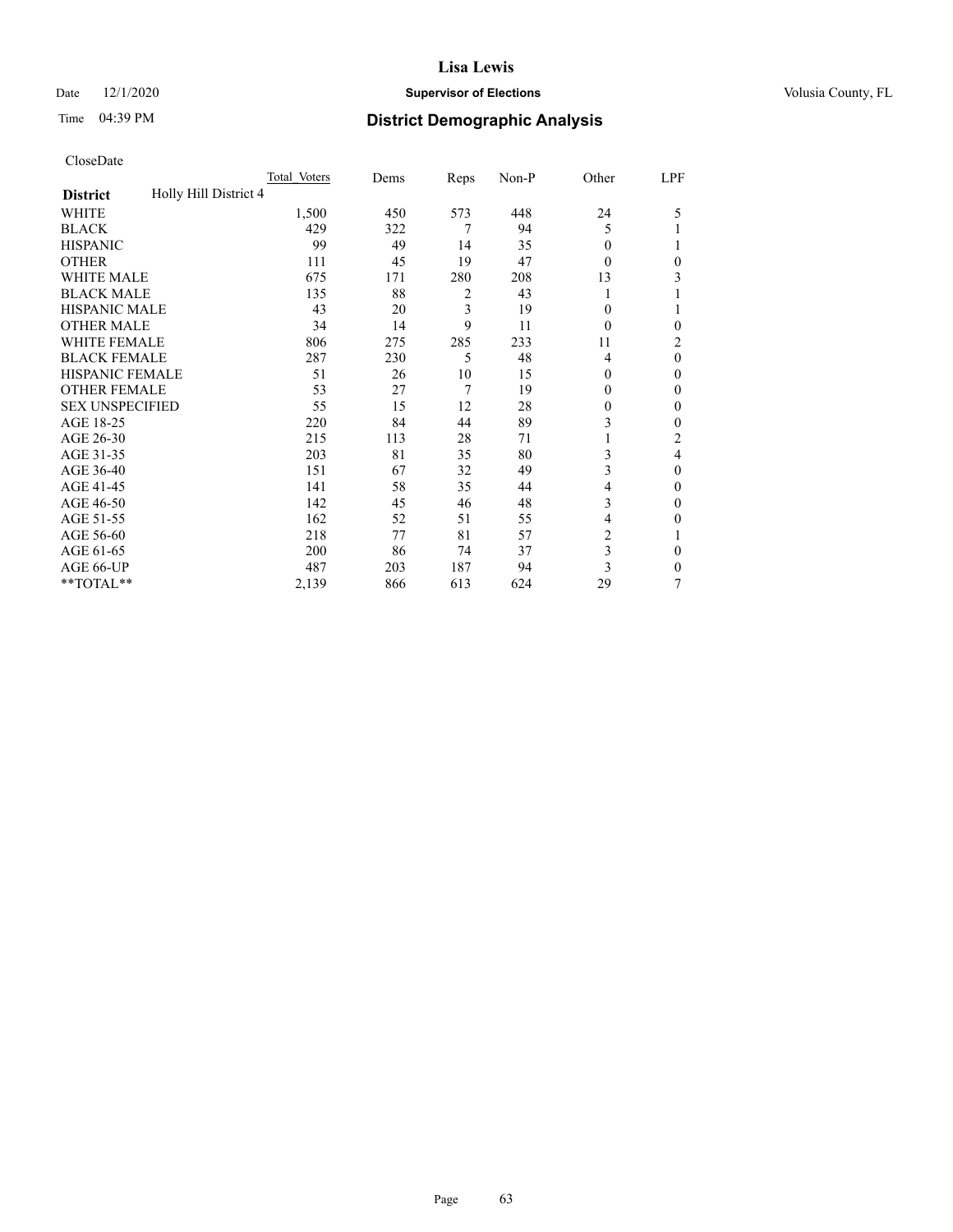# Lisa Lewis

Date 12/1/2020 **Supervisor of Elections** Volusia County, FL

Time 04:39 PM **District Demographic Analysis**

CloseDate

| District | Holly Hill District 4 | Total Voters | Dems | Reps | Non-P | Other | LPF |
|---|---|---|---|---|---|---|---|
| WHITE | | 1,500 | 450 | 573 | 448 | 24 | 5 |
| BLACK | | 429 | 322 | 7 | 94 | 5 | 1 |
| HISPANIC | | 99 | 49 | 14 | 35 | 0 | 1 |
| OTHER | | 111 | 45 | 19 | 47 | 0 | 0 |
| WHITE MALE | | 675 | 171 | 280 | 208 | 13 | 3 |
| BLACK MALE | | 135 | 88 | 2 | 43 | 1 | 1 |
| HISPANIC MALE | | 43 | 20 | 3 | 19 | 0 | 1 |
| OTHER MALE | | 34 | 14 | 9 | 11 | 0 | 0 |
| WHITE FEMALE | | 806 | 275 | 285 | 233 | 11 | 2 |
| BLACK FEMALE | | 287 | 230 | 5 | 48 | 4 | 0 |
| HISPANIC FEMALE | | 51 | 26 | 10 | 15 | 0 | 0 |
| OTHER FEMALE | | 53 | 27 | 7 | 19 | 0 | 0 |
| SEX UNSPECIFIED | | 55 | 15 | 12 | 28 | 0 | 0 |
| AGE 18-25 | | 220 | 84 | 44 | 89 | 3 | 0 |
| AGE 26-30 | | 215 | 113 | 28 | 71 | 1 | 2 |
| AGE 31-35 | | 203 | 81 | 35 | 80 | 3 | 4 |
| AGE 36-40 | | 151 | 67 | 32 | 49 | 3 | 0 |
| AGE 41-45 | | 141 | 58 | 35 | 44 | 4 | 0 |
| AGE 46-50 | | 142 | 45 | 46 | 48 | 3 | 0 |
| AGE 51-55 | | 162 | 52 | 51 | 55 | 4 | 0 |
| AGE 56-60 | | 218 | 77 | 81 | 57 | 2 | 1 |
| AGE 61-65 | | 200 | 86 | 74 | 37 | 3 | 0 |
| AGE 66-UP | | 487 | 203 | 187 | 94 | 3 | 0 |
| **TOTAL** | | 2,139 | 866 | 613 | 624 | 29 | 7 |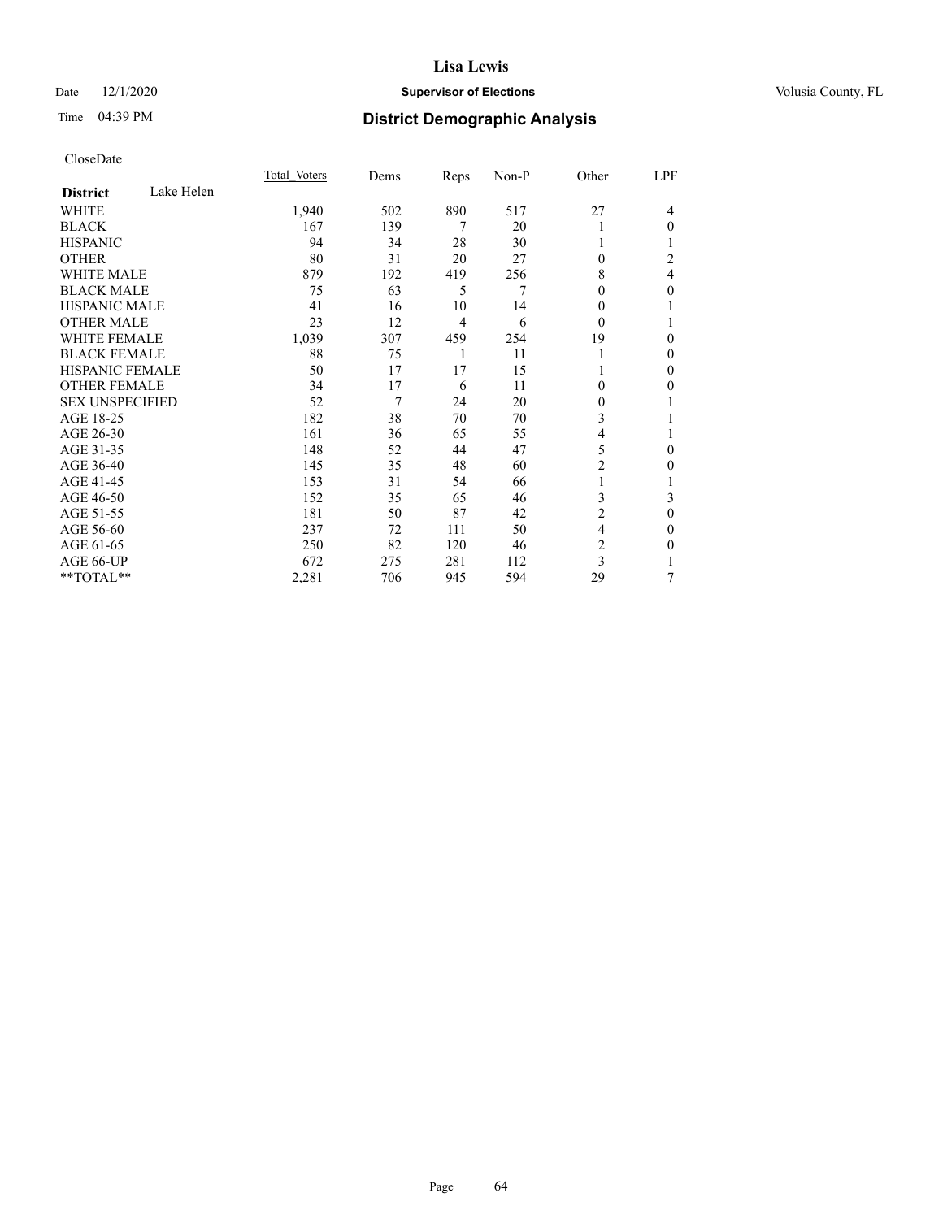# Lisa Lewis

Date 12/1/2020 **Supervisor of Elections** Volusia County, FL

Time 04:39 PM **District Demographic Analysis**

CloseDate

| **District** Lake Helen | Total Voters | Dems | Reps | Non-P | Other | LPF |
|---|---|---|---|---|---|---|
| WHITE | 1,940 | 502 | 890 | 517 | 27 | 4 |
| BLACK | 167 | 139 | 7 | 20 | 1 | 0 |
| HISPANIC | 94 | 34 | 28 | 30 | 1 | 1 |
| OTHER | 80 | 31 | 20 | 27 | 0 | 2 |
| WHITE MALE | 879 | 192 | 419 | 256 | 8 | 4 |
| BLACK MALE | 75 | 63 | 5 | 7 | 0 | 0 |
| HISPANIC MALE | 41 | 16 | 10 | 14 | 0 | 1 |
| OTHER MALE | 23 | 12 | 4 | 6 | 0 | 1 |
| WHITE FEMALE | 1,039 | 307 | 459 | 254 | 19 | 0 |
| BLACK FEMALE | 88 | 75 | 1 | 11 | 1 | 0 |
| HISPANIC FEMALE | 50 | 17 | 17 | 15 | 1 | 0 |
| OTHER FEMALE | 34 | 17 | 6 | 11 | 0 | 0 |
| SEX UNSPECIFIED | 52 | 7 | 24 | 20 | 0 | 1 |
| AGE 18-25 | 182 | 38 | 70 | 70 | 3 | 1 |
| AGE 26-30 | 161 | 36 | 65 | 55 | 4 | 1 |
| AGE 31-35 | 148 | 52 | 44 | 47 | 5 | 0 |
| AGE 36-40 | 145 | 35 | 48 | 60 | 2 | 0 |
| AGE 41-45 | 153 | 31 | 54 | 66 | 1 | 1 |
| AGE 46-50 | 152 | 35 | 65 | 46 | 3 | 3 |
| AGE 51-55 | 181 | 50 | 87 | 42 | 2 | 0 |
| AGE 56-60 | 237 | 72 | 111 | 50 | 4 | 0 |
| AGE 61-65 | 250 | 82 | 120 | 46 | 2 | 0 |
| AGE 66-UP | 672 | 275 | 281 | 112 | 3 | 1 |
| **TOTAL** | 2,281 | 706 | 945 | 594 | 29 | 7 |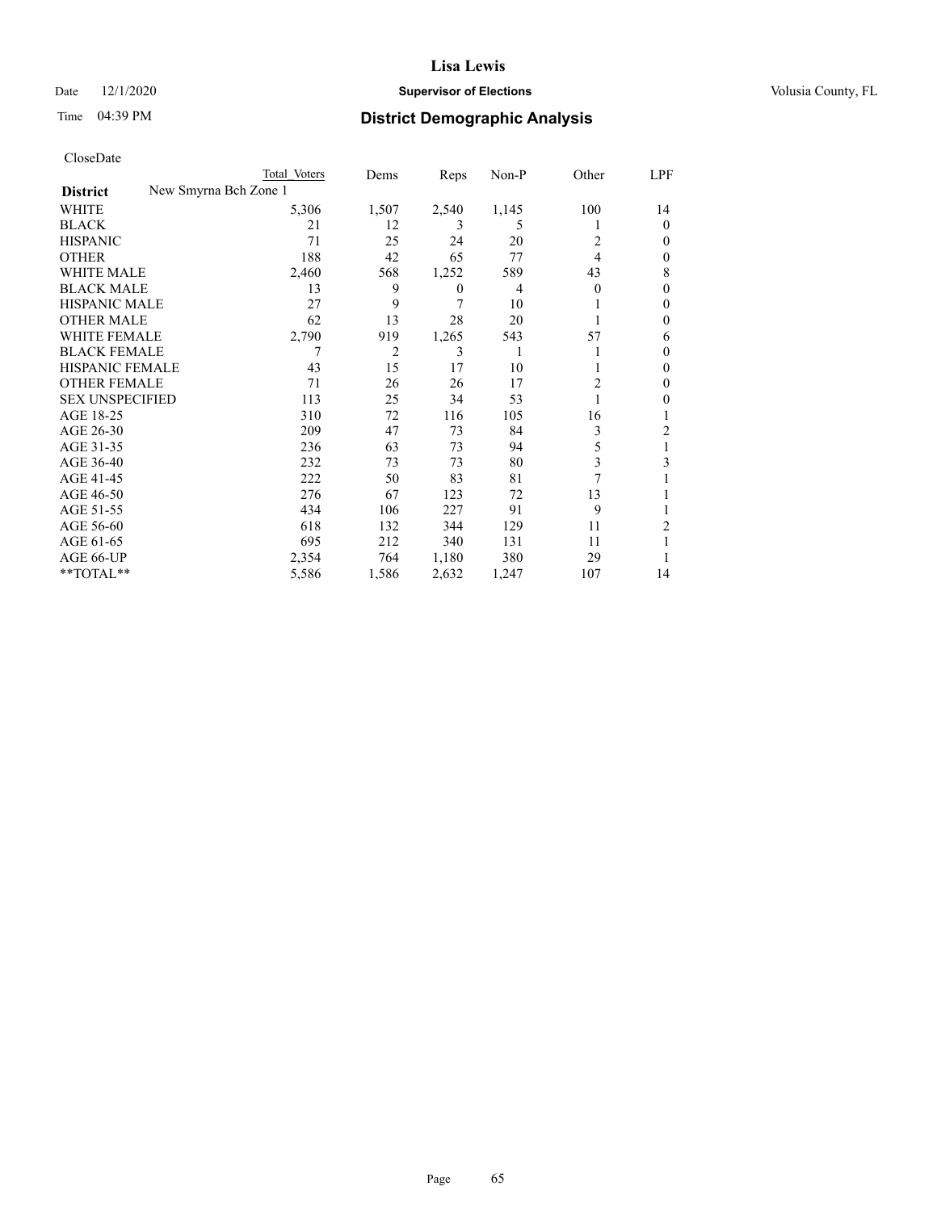**Lisa Lewis**

Date 12/1/2020 **Supervisor of Elections** Volusia County, FL

Time 04:39 PM **District Demographic Analysis**

CloseDate

| | Total Voters | Dems | Reps | Non-P | Other | LPF |
|---|---|---|---|---|---|---|
| **District** New Smyrna Bch Zone 1 | | | | | | |
| WHITE | 5,306 | 1,507 | 2,540 | 1,145 | 100 | 14 |
| BLACK | 21 | 12 | 3 | 5 | 1 | 0 |
| HISPANIC | 71 | 25 | 24 | 20 | 2 | 0 |
| OTHER | 188 | 42 | 65 | 77 | 4 | 0 |
| WHITE MALE | 2,460 | 568 | 1,252 | 589 | 43 | 8 |
| BLACK MALE | 13 | 9 | 0 | 4 | 0 | 0 |
| HISPANIC MALE | 27 | 9 | 7 | 10 | 1 | 0 |
| OTHER MALE | 62 | 13 | 28 | 20 | 1 | 0 |
| WHITE FEMALE | 2,790 | 919 | 1,265 | 543 | 57 | 6 |
| BLACK FEMALE | 7 | 2 | 3 | 1 | 1 | 0 |
| HISPANIC FEMALE | 43 | 15 | 17 | 10 | 1 | 0 |
| OTHER FEMALE | 71 | 26 | 26 | 17 | 2 | 0 |
| SEX UNSPECIFIED | 113 | 25 | 34 | 53 | 1 | 0 |
| AGE 18-25 | 310 | 72 | 116 | 105 | 16 | 1 |
| AGE 26-30 | 209 | 47 | 73 | 84 | 3 | 2 |
| AGE 31-35 | 236 | 63 | 73 | 94 | 5 | 1 |
| AGE 36-40 | 232 | 73 | 73 | 80 | 3 | 3 |
| AGE 41-45 | 222 | 50 | 83 | 81 | 7 | 1 |
| AGE 46-50 | 276 | 67 | 123 | 72 | 13 | 1 |
| AGE 51-55 | 434 | 106 | 227 | 91 | 9 | 1 |
| AGE 56-60 | 618 | 132 | 344 | 129 | 11 | 2 |
| AGE 61-65 | 695 | 212 | 340 | 131 | 11 | 1 |
| AGE 66-UP | 2,354 | 764 | 1,180 | 380 | 29 | 1 |
| **TOTAL** | 5,586 | 1,586 | 2,632 | 1,247 | 107 | 14 |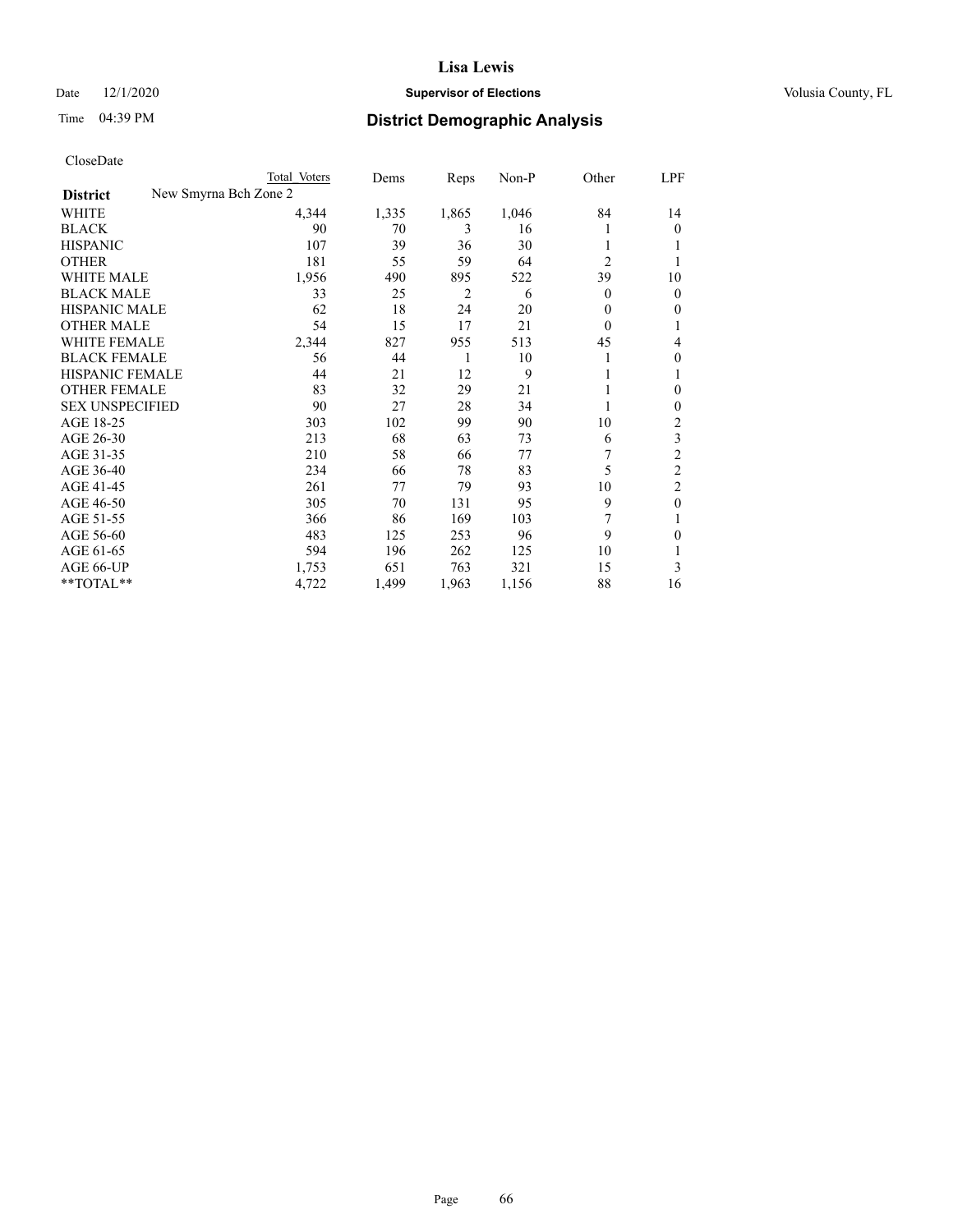**Lisa Lewis**

Date 12/1/2020 **Supervisor of Elections** Volusia County, FL

Time 04:39 PM **District Demographic Analysis**

CloseDate

| District | Total Voters | Dems | Reps | Non-P | Other | LPF |
|---|---|---|---|---|---|---|
| **New Smyrna Bch Zone 2** | | | | | | |
| WHITE | 4,344 | 1,335 | 1,865 | 1,046 | 84 | 14 |
| BLACK | 90 | 70 | 3 | 16 | 1 | 0 |
| HISPANIC | 107 | 39 | 36 | 30 | 1 | 1 |
| OTHER | 181 | 55 | 59 | 64 | 2 | 1 |
| WHITE MALE | 1,956 | 490 | 895 | 522 | 39 | 10 |
| BLACK MALE | 33 | 25 | 2 | 6 | 0 | 0 |
| HISPANIC MALE | 62 | 18 | 24 | 20 | 0 | 0 |
| OTHER MALE | 54 | 15 | 17 | 21 | 0 | 1 |
| WHITE FEMALE | 2,344 | 827 | 955 | 513 | 45 | 4 |
| BLACK FEMALE | 56 | 44 | 1 | 10 | 1 | 0 |
| HISPANIC FEMALE | 44 | 21 | 12 | 9 | 1 | 1 |
| OTHER FEMALE | 83 | 32 | 29 | 21 | 1 | 0 |
| SEX UNSPECIFIED | 90 | 27 | 28 | 34 | 1 | 0 |
| AGE 18-25 | 303 | 102 | 99 | 90 | 10 | 2 |
| AGE 26-30 | 213 | 68 | 63 | 73 | 6 | 3 |
| AGE 31-35 | 210 | 58 | 66 | 77 | 7 | 2 |
| AGE 36-40 | 234 | 66 | 78 | 83 | 5 | 2 |
| AGE 41-45 | 261 | 77 | 79 | 93 | 10 | 2 |
| AGE 46-50 | 305 | 70 | 131 | 95 | 9 | 0 |
| AGE 51-55 | 366 | 86 | 169 | 103 | 7 | 1 |
| AGE 56-60 | 483 | 125 | 253 | 96 | 9 | 0 |
| AGE 61-65 | 594 | 196 | 262 | 125 | 10 | 1 |
| AGE 66-UP | 1,753 | 651 | 763 | 321 | 15 | 3 |
| **TOTAL** | 4,722 | 1,499 | 1,963 | 1,156 | 88 | 16 |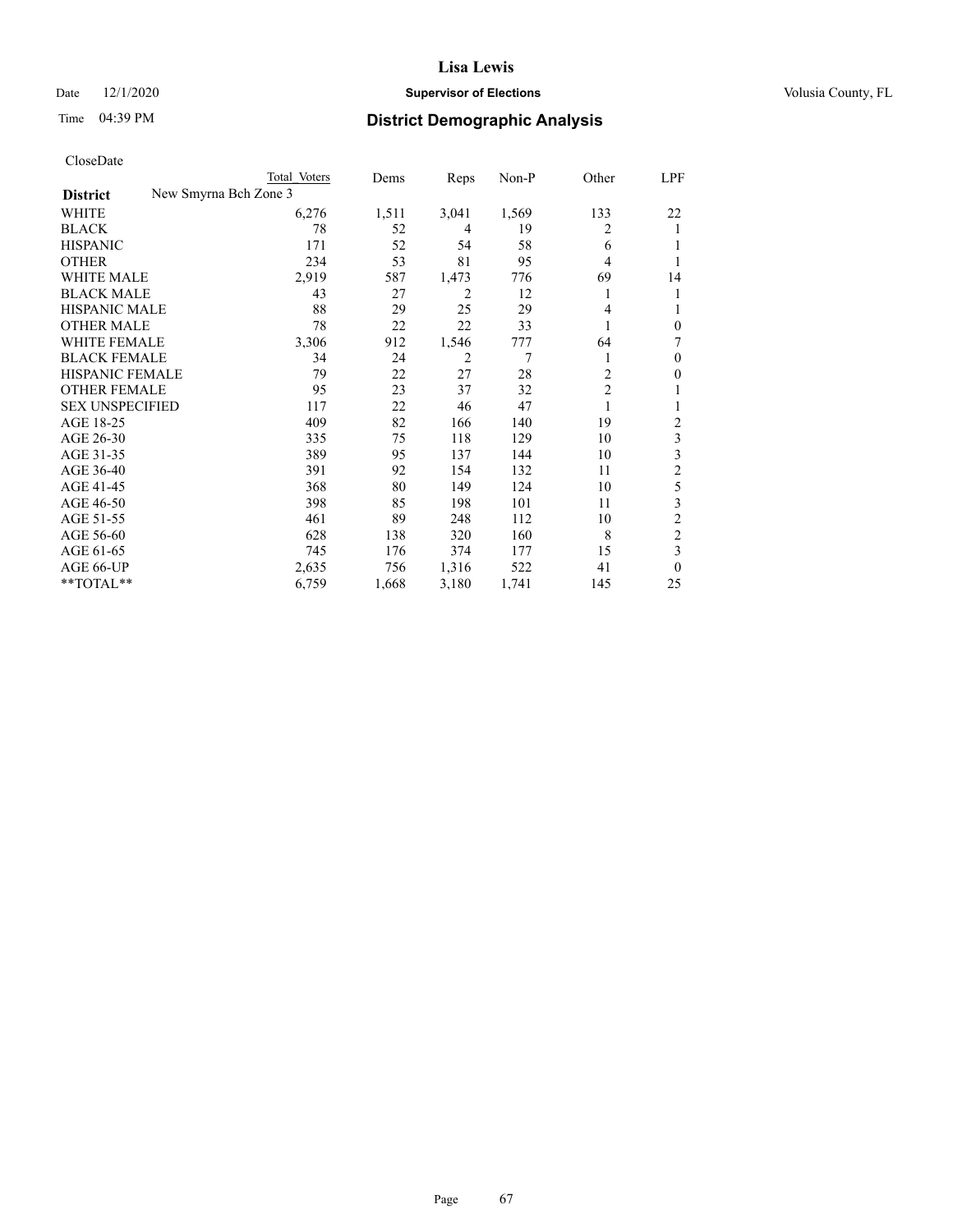# Lisa Lewis

Date 12/1/2020 **Supervisor of Elections** Volusia County, FL

Time 04:39 PM **District Demographic Analysis**

CloseDate

| District | New Smyrna Bch Zone 3 Total Voters | Dems | Reps | Non-P | Other | LPF |
|---|---|---|---|---|---|---|
| WHITE | 6,276 | 1,511 | 3,041 | 1,569 | 133 | 22 |
| BLACK | 78 | 52 | 4 | 19 | 2 | 1 |
| HISPANIC | 171 | 52 | 54 | 58 | 6 | 1 |
| OTHER | 234 | 53 | 81 | 95 | 4 | 1 |
| WHITE MALE | 2,919 | 587 | 1,473 | 776 | 69 | 14 |
| BLACK MALE | 43 | 27 | 2 | 12 | 1 | 1 |
| HISPANIC MALE | 88 | 29 | 25 | 29 | 4 | 1 |
| OTHER MALE | 78 | 22 | 22 | 33 | 1 | 0 |
| WHITE FEMALE | 3,306 | 912 | 1,546 | 777 | 64 | 7 |
| BLACK FEMALE | 34 | 24 | 2 | 7 | 1 | 0 |
| HISPANIC FEMALE | 79 | 22 | 27 | 28 | 2 | 0 |
| OTHER FEMALE | 95 | 23 | 37 | 32 | 2 | 1 |
| SEX UNSPECIFIED | 117 | 22 | 46 | 47 | 1 | 1 |
| AGE 18-25 | 409 | 82 | 166 | 140 | 19 | 2 |
| AGE 26-30 | 335 | 75 | 118 | 129 | 10 | 3 |
| AGE 31-35 | 389 | 95 | 137 | 144 | 10 | 3 |
| AGE 36-40 | 391 | 92 | 154 | 132 | 11 | 2 |
| AGE 41-45 | 368 | 80 | 149 | 124 | 10 | 5 |
| AGE 46-50 | 398 | 85 | 198 | 101 | 11 | 3 |
| AGE 51-55 | 461 | 89 | 248 | 112 | 10 | 2 |
| AGE 56-60 | 628 | 138 | 320 | 160 | 8 | 2 |
| AGE 61-65 | 745 | 176 | 374 | 177 | 15 | 3 |
| AGE 66-UP | 2,635 | 756 | 1,316 | 522 | 41 | 0 |
| **TOTAL** | 6,759 | 1,668 | 3,180 | 1,741 | 145 | 25 |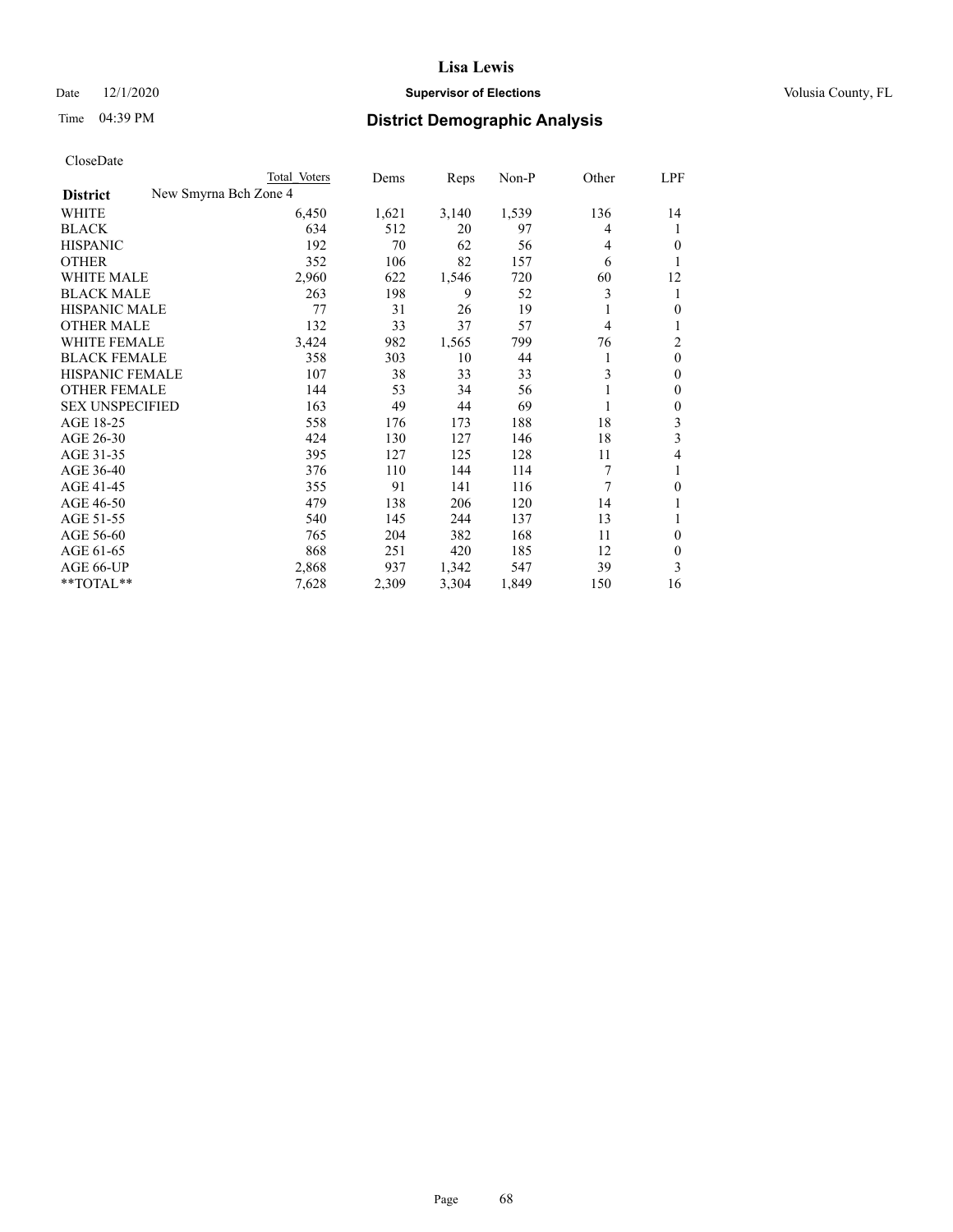# Lisa Lewis

Date 12/1/2020 **Supervisor of Elections** Volusia County, FL

Time 04:39 PM **District Demographic Analysis**

CloseDate

| District | New Smyrna Bch Zone 4 Total Voters | Dems | Reps | Non-P | Other | LPF |
|---|---|---|---|---|---|---|
| WHITE | 6,450 | 1,621 | 3,140 | 1,539 | 136 | 14 |
| BLACK | 634 | 512 | 20 | 97 | 4 | 1 |
| HISPANIC | 192 | 70 | 62 | 56 | 4 | 0 |
| OTHER | 352 | 106 | 82 | 157 | 6 | 1 |
| WHITE MALE | 2,960 | 622 | 1,546 | 720 | 60 | 12 |
| BLACK MALE | 263 | 198 | 9 | 52 | 3 | 1 |
| HISPANIC MALE | 77 | 31 | 26 | 19 | 1 | 0 |
| OTHER MALE | 132 | 33 | 37 | 57 | 4 | 1 |
| WHITE FEMALE | 3,424 | 982 | 1,565 | 799 | 76 | 2 |
| BLACK FEMALE | 358 | 303 | 10 | 44 | 1 | 0 |
| HISPANIC FEMALE | 107 | 38 | 33 | 33 | 3 | 0 |
| OTHER FEMALE | 144 | 53 | 34 | 56 | 1 | 0 |
| SEX UNSPECIFIED | 163 | 49 | 44 | 69 | 1 | 0 |
| AGE 18-25 | 558 | 176 | 173 | 188 | 18 | 3 |
| AGE 26-30 | 424 | 130 | 127 | 146 | 18 | 3 |
| AGE 31-35 | 395 | 127 | 125 | 128 | 11 | 4 |
| AGE 36-40 | 376 | 110 | 144 | 114 | 7 | 1 |
| AGE 41-45 | 355 | 91 | 141 | 116 | 7 | 0 |
| AGE 46-50 | 479 | 138 | 206 | 120 | 14 | 1 |
| AGE 51-55 | 540 | 145 | 244 | 137 | 13 | 1 |
| AGE 56-60 | 765 | 204 | 382 | 168 | 11 | 0 |
| AGE 61-65 | 868 | 251 | 420 | 185 | 12 | 0 |
| AGE 66-UP | 2,868 | 937 | 1,342 | 547 | 39 | 3 |
| **TOTAL** | 7,628 | 2,309 | 3,304 | 1,849 | 150 | 16 |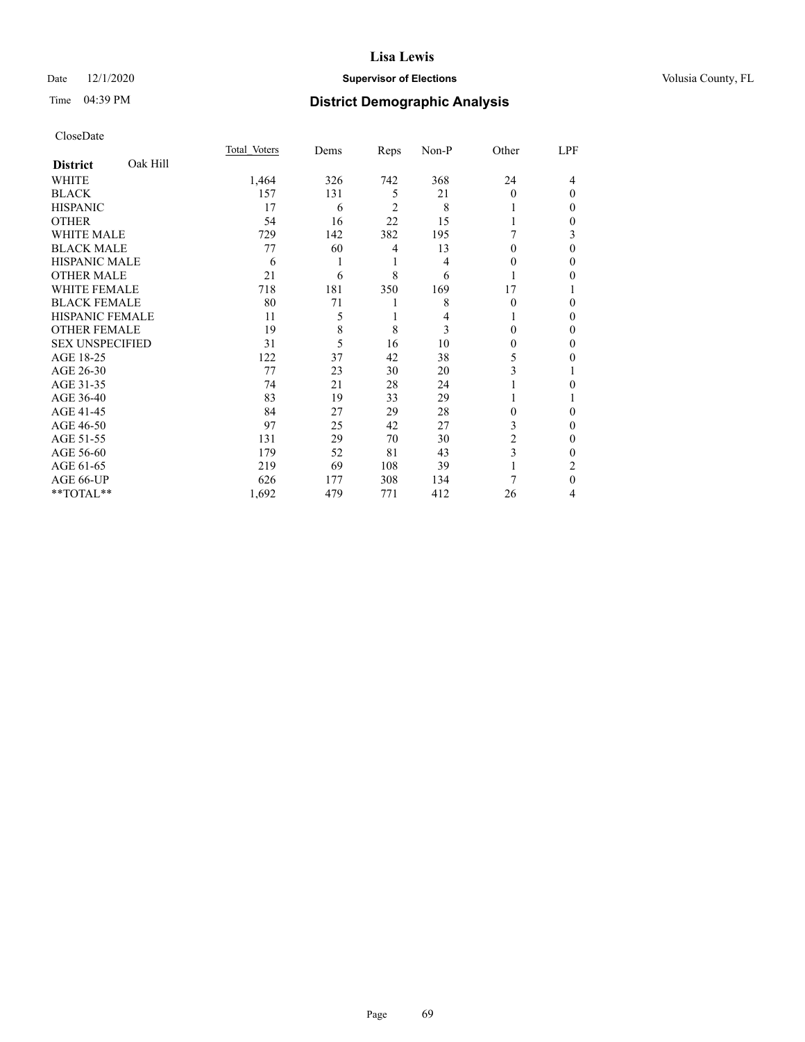# Lisa Lewis

Date 12/1/2020 **Supervisor of Elections** Volusia County, FL

Time 04:39 PM **District Demographic Analysis**

CloseDate

| **District** Oak Hill | Total Voters | Dems | Reps | Non-P | Other | LPF |
|---|---|---|---|---|---|---|
| WHITE | 1,464 | 326 | 742 | 368 | 24 | 4 |
| BLACK | 157 | 131 | 5 | 21 | 0 | 0 |
| HISPANIC | 17 | 6 | 2 | 8 | 1 | 0 |
| OTHER | 54 | 16 | 22 | 15 | 1 | 0 |
| WHITE MALE | 729 | 142 | 382 | 195 | 7 | 3 |
| BLACK MALE | 77 | 60 | 4 | 13 | 0 | 0 |
| HISPANIC MALE | 6 | 1 | 1 | 4 | 0 | 0 |
| OTHER MALE | 21 | 6 | 8 | 6 | 1 | 0 |
| WHITE FEMALE | 718 | 181 | 350 | 169 | 17 | 1 |
| BLACK FEMALE | 80 | 71 | 1 | 8 | 0 | 0 |
| HISPANIC FEMALE | 11 | 5 | 1 | 4 | 1 | 0 |
| OTHER FEMALE | 19 | 8 | 8 | 3 | 0 | 0 |
| SEX UNSPECIFIED | 31 | 5 | 16 | 10 | 0 | 0 |
| AGE 18-25 | 122 | 37 | 42 | 38 | 5 | 0 |
| AGE 26-30 | 77 | 23 | 30 | 20 | 3 | 1 |
| AGE 31-35 | 74 | 21 | 28 | 24 | 1 | 0 |
| AGE 36-40 | 83 | 19 | 33 | 29 | 1 | 1 |
| AGE 41-45 | 84 | 27 | 29 | 28 | 0 | 0 |
| AGE 46-50 | 97 | 25 | 42 | 27 | 3 | 0 |
| AGE 51-55 | 131 | 29 | 70 | 30 | 2 | 0 |
| AGE 56-60 | 179 | 52 | 81 | 43 | 3 | 0 |
| AGE 61-65 | 219 | 69 | 108 | 39 | 1 | 2 |
| AGE 66-UP | 626 | 177 | 308 | 134 | 7 | 0 |
| **TOTAL** | 1,692 | 479 | 771 | 412 | 26 | 4 |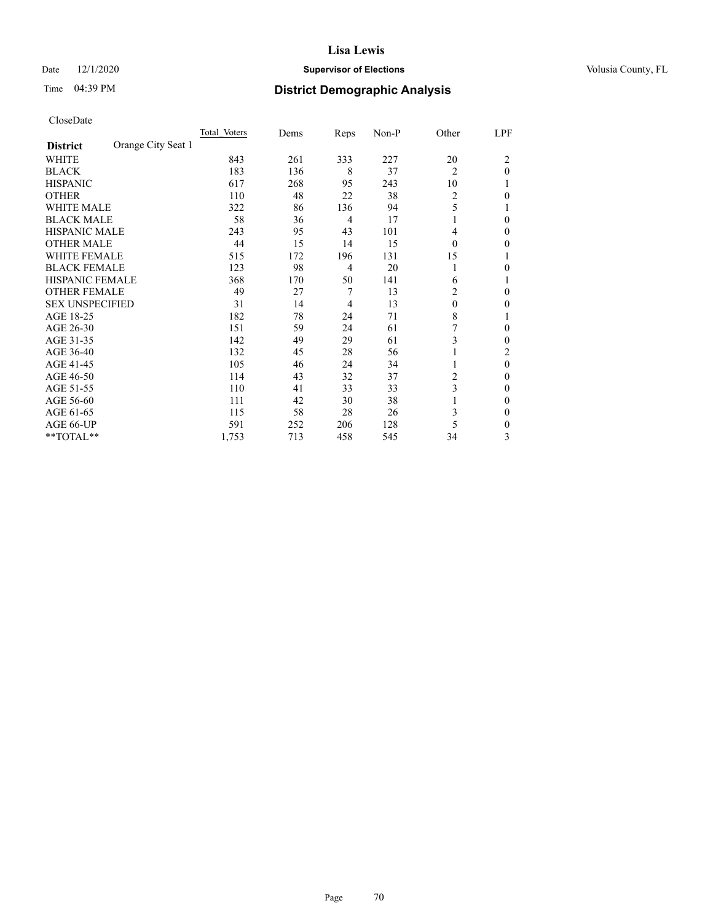# Lisa Lewis

Date 12/1/2020 **Supervisor of Elections** Volusia County, FL

Time 04:39 PM **District Demographic Analysis**

CloseDate

| | Total Voters | Dems | Reps | Non-P | Other | LPF |
|---|---|---|---|---|---|---|
| **District** Orange City Seat 1 | | | | | | |
| WHITE | 843 | 261 | 333 | 227 | 20 | 2 |
| BLACK | 183 | 136 | 8 | 37 | 2 | 0 |
| HISPANIC | 617 | 268 | 95 | 243 | 10 | 1 |
| OTHER | 110 | 48 | 22 | 38 | 2 | 0 |
| WHITE MALE | 322 | 86 | 136 | 94 | 5 | 1 |
| BLACK MALE | 58 | 36 | 4 | 17 | 1 | 0 |
| HISPANIC MALE | 243 | 95 | 43 | 101 | 4 | 0 |
| OTHER MALE | 44 | 15 | 14 | 15 | 0 | 0 |
| WHITE FEMALE | 515 | 172 | 196 | 131 | 15 | 1 |
| BLACK FEMALE | 123 | 98 | 4 | 20 | 1 | 0 |
| HISPANIC FEMALE | 368 | 170 | 50 | 141 | 6 | 1 |
| OTHER FEMALE | 49 | 27 | 7 | 13 | 2 | 0 |
| SEX UNSPECIFIED | 31 | 14 | 4 | 13 | 0 | 0 |
| AGE 18-25 | 182 | 78 | 24 | 71 | 8 | 1 |
| AGE 26-30 | 151 | 59 | 24 | 61 | 7 | 0 |
| AGE 31-35 | 142 | 49 | 29 | 61 | 3 | 0 |
| AGE 36-40 | 132 | 45 | 28 | 56 | 1 | 2 |
| AGE 41-45 | 105 | 46 | 24 | 34 | 1 | 0 |
| AGE 46-50 | 114 | 43 | 32 | 37 | 2 | 0 |
| AGE 51-55 | 110 | 41 | 33 | 33 | 3 | 0 |
| AGE 56-60 | 111 | 42 | 30 | 38 | 1 | 0 |
| AGE 61-65 | 115 | 58 | 28 | 26 | 3 | 0 |
| AGE 66-UP | 591 | 252 | 206 | 128 | 5 | 0 |
| **TOTAL** | 1,753 | 713 | 458 | 545 | 34 | 3 |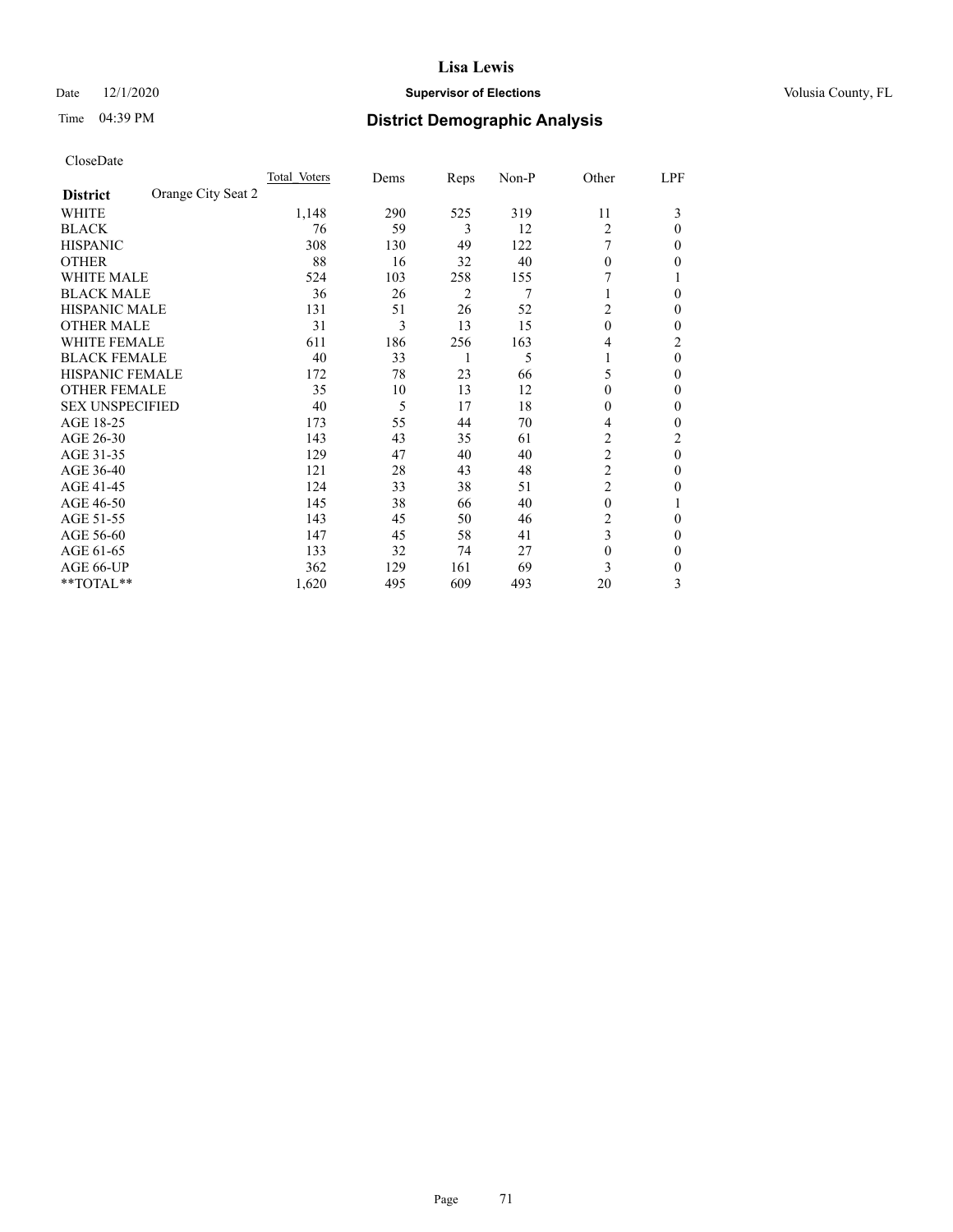# Lisa Lewis

Date 12/1/2020 **Supervisor of Elections** Volusia County, FL

Time 04:39 PM **District Demographic Analysis**

CloseDate

| District | Orange City Seat 2 | Total Voters | Dems | Reps | Non-P | Other | LPF |
|---|---|---|---|---|---|---|---|
| WHITE | | 1,148 | 290 | 525 | 319 | 11 | 3 |
| BLACK | | 76 | 59 | 3 | 12 | 2 | 0 |
| HISPANIC | | 308 | 130 | 49 | 122 | 7 | 0 |
| OTHER | | 88 | 16 | 32 | 40 | 0 | 0 |
| WHITE MALE | | 524 | 103 | 258 | 155 | 7 | 1 |
| BLACK MALE | | 36 | 26 | 2 | 7 | 1 | 0 |
| HISPANIC MALE | | 131 | 51 | 26 | 52 | 2 | 0 |
| OTHER MALE | | 31 | 3 | 13 | 15 | 0 | 0 |
| WHITE FEMALE | | 611 | 186 | 256 | 163 | 4 | 2 |
| BLACK FEMALE | | 40 | 33 | 1 | 5 | 1 | 0 |
| HISPANIC FEMALE | | 172 | 78 | 23 | 66 | 5 | 0 |
| OTHER FEMALE | | 35 | 10 | 13 | 12 | 0 | 0 |
| SEX UNSPECIFIED | | 40 | 5 | 17 | 18 | 0 | 0 |
| AGE 18-25 | | 173 | 55 | 44 | 70 | 4 | 0 |
| AGE 26-30 | | 143 | 43 | 35 | 61 | 2 | 2 |
| AGE 31-35 | | 129 | 47 | 40 | 40 | 2 | 0 |
| AGE 36-40 | | 121 | 28 | 43 | 48 | 2 | 0 |
| AGE 41-45 | | 124 | 33 | 38 | 51 | 2 | 0 |
| AGE 46-50 | | 145 | 38 | 66 | 40 | 0 | 1 |
| AGE 51-55 | | 143 | 45 | 50 | 46 | 2 | 0 |
| AGE 56-60 | | 147 | 45 | 58 | 41 | 3 | 0 |
| AGE 61-65 | | 133 | 32 | 74 | 27 | 0 | 0 |
| AGE 66-UP | | 362 | 129 | 161 | 69 | 3 | 0 |
| **TOTAL** | | 1,620 | 495 | 609 | 493 | 20 | 3 |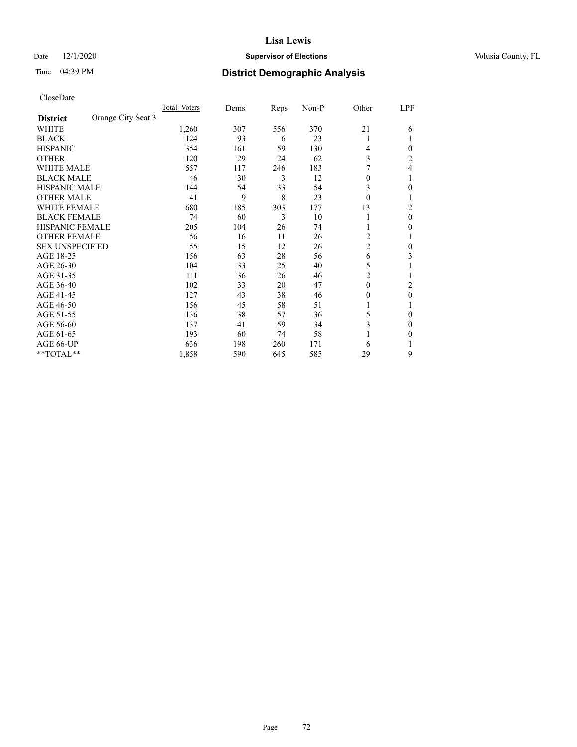# Lisa Lewis

Date 12/1/2020 **Supervisor of Elections** Volusia County, FL

Time 04:39 PM **District Demographic Analysis**

CloseDate

| District | Orange City Seat 3 | Total Voters | Dems | Reps | Non-P | Other | LPF |
|---|---|---|---|---|---|---|---|
| WHITE | | 1,260 | 307 | 556 | 370 | 21 | 6 |
| BLACK | | 124 | 93 | 6 | 23 | 1 | 1 |
| HISPANIC | | 354 | 161 | 59 | 130 | 4 | 0 |
| OTHER | | 120 | 29 | 24 | 62 | 3 | 2 |
| WHITE MALE | | 557 | 117 | 246 | 183 | 7 | 4 |
| BLACK MALE | | 46 | 30 | 3 | 12 | 0 | 1 |
| HISPANIC MALE | | 144 | 54 | 33 | 54 | 3 | 0 |
| OTHER MALE | | 41 | 9 | 8 | 23 | 0 | 1 |
| WHITE FEMALE | | 680 | 185 | 303 | 177 | 13 | 2 |
| BLACK FEMALE | | 74 | 60 | 3 | 10 | 1 | 0 |
| HISPANIC FEMALE | | 205 | 104 | 26 | 74 | 1 | 0 |
| OTHER FEMALE | | 56 | 16 | 11 | 26 | 2 | 1 |
| SEX UNSPECIFIED | | 55 | 15 | 12 | 26 | 2 | 0 |
| AGE 18-25 | | 156 | 63 | 28 | 56 | 6 | 3 |
| AGE 26-30 | | 104 | 33 | 25 | 40 | 5 | 1 |
| AGE 31-35 | | 111 | 36 | 26 | 46 | 2 | 1 |
| AGE 36-40 | | 102 | 33 | 20 | 47 | 0 | 2 |
| AGE 41-45 | | 127 | 43 | 38 | 46 | 0 | 0 |
| AGE 46-50 | | 156 | 45 | 58 | 51 | 1 | 1 |
| AGE 51-55 | | 136 | 38 | 57 | 36 | 5 | 0 |
| AGE 56-60 | | 137 | 41 | 59 | 34 | 3 | 0 |
| AGE 61-65 | | 193 | 60 | 74 | 58 | 1 | 0 |
| AGE 66-UP | | 636 | 198 | 260 | 171 | 6 | 1 |
| **TOTAL** | | 1,858 | 590 | 645 | 585 | 29 | 9 |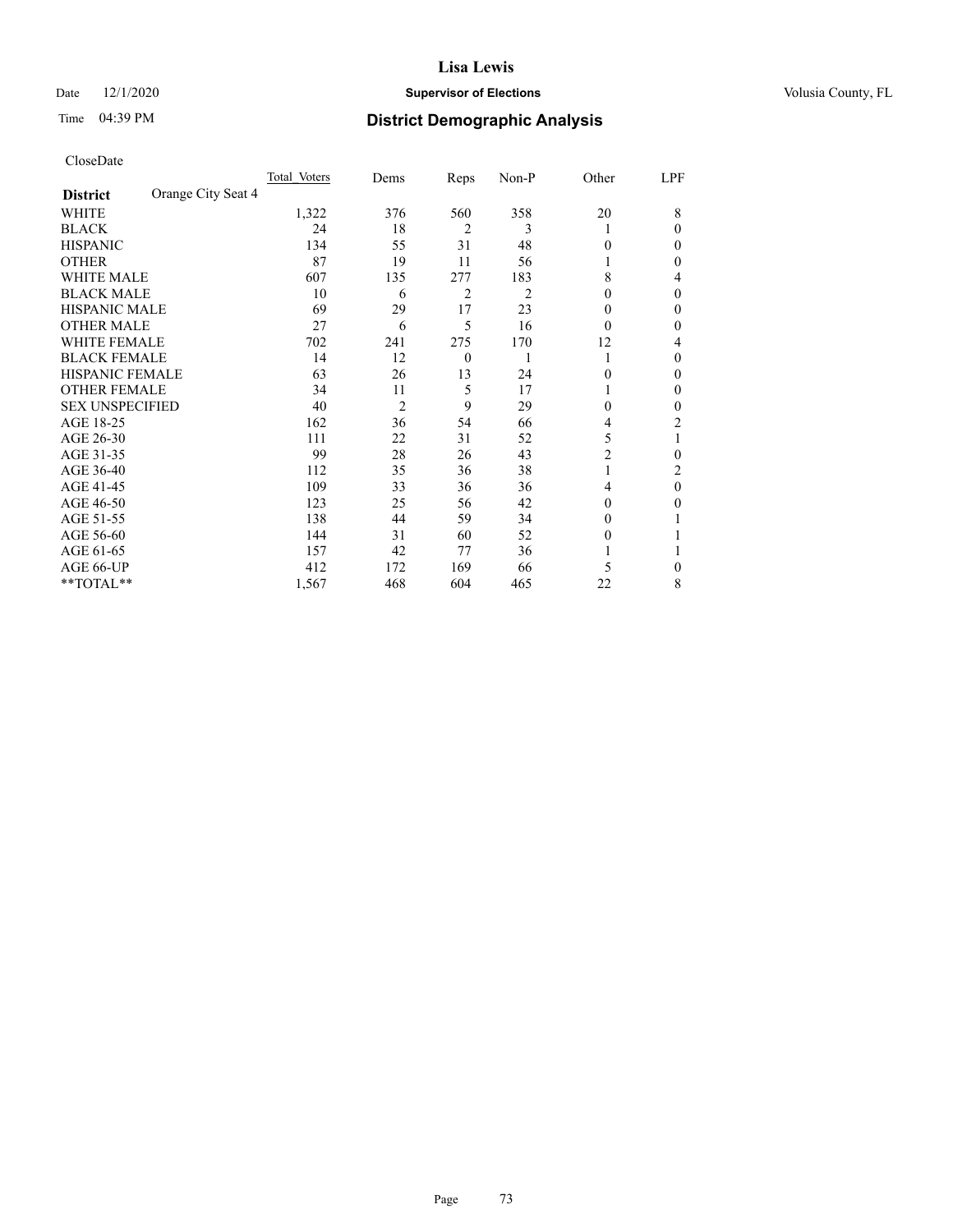CloseDate

| District | Orange City Seat 4 | Total Voters | Dems | Reps | Non-P | Other | LPF |
|---|---|---|---|---|---|---|---|
| WHITE | | 1,322 | 376 | 560 | 358 | 20 | 8 |
| BLACK | | 24 | 18 | 2 | 3 | 1 | 0 |
| HISPANIC | | 134 | 55 | 31 | 48 | 0 | 0 |
| OTHER | | 87 | 19 | 11 | 56 | 1 | 0 |
| WHITE MALE | | 607 | 135 | 277 | 183 | 8 | 4 |
| BLACK MALE | | 10 | 6 | 2 | 2 | 0 | 0 |
| HISPANIC MALE | | 69 | 29 | 17 | 23 | 0 | 0 |
| OTHER MALE | | 27 | 6 | 5 | 16 | 0 | 0 |
| WHITE FEMALE | | 702 | 241 | 275 | 170 | 12 | 4 |
| BLACK FEMALE | | 14 | 12 | 0 | 1 | 1 | 0 |
| HISPANIC FEMALE | | 63 | 26 | 13 | 24 | 0 | 0 |
| OTHER FEMALE | | 34 | 11 | 5 | 17 | 1 | 0 |
| SEX UNSPECIFIED | | 40 | 2 | 9 | 29 | 0 | 0 |
| AGE 18-25 | | 162 | 36 | 54 | 66 | 4 | 2 |
| AGE 26-30 | | 111 | 22 | 31 | 52 | 5 | 1 |
| AGE 31-35 | | 99 | 28 | 26 | 43 | 2 | 0 |
| AGE 36-40 | | 112 | 35 | 36 | 38 | 1 | 2 |
| AGE 41-45 | | 109 | 33 | 36 | 36 | 4 | 0 |
| AGE 46-50 | | 123 | 25 | 56 | 42 | 0 | 0 |
| AGE 51-55 | | 138 | 44 | 59 | 34 | 0 | 1 |
| AGE 56-60 | | 144 | 31 | 60 | 52 | 0 | 1 |
| AGE 61-65 | | 157 | 42 | 77 | 36 | 1 | 1 |
| AGE 66-UP | | 412 | 172 | 169 | 66 | 5 | 0 |
| **TOTAL** | | 1,567 | 468 | 604 | 465 | 22 | 8 |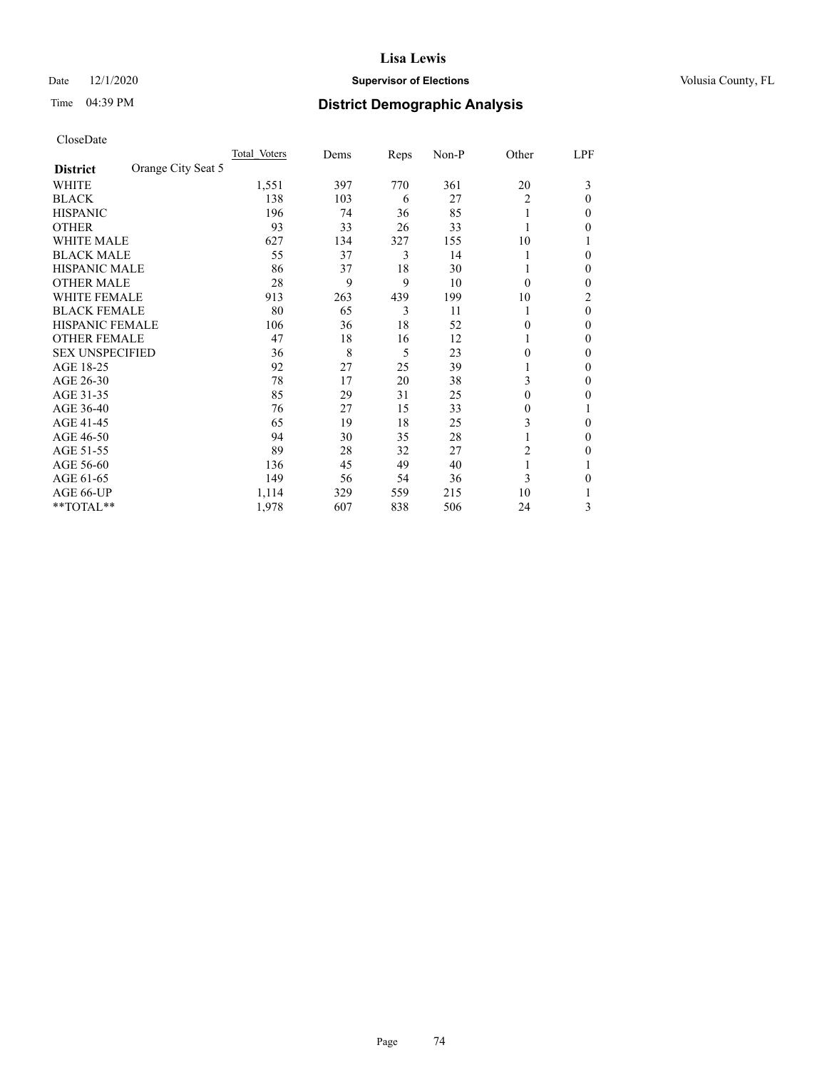# Lisa Lewis

Date 12/1/2020 **Supervisor of Elections** Volusia County, FL

Time 04:39 PM **District Demographic Analysis**

CloseDate

| **District** | Orange City Seat 5 | Total Voters | Dems | Reps | Non-P | Other | LPF |
|---|---|---|---|---|---|---|---|
| WHITE | | 1,551 | 397 | 770 | 361 | 20 | 3 |
| BLACK | | 138 | 103 | 6 | 27 | 2 | 0 |
| HISPANIC | | 196 | 74 | 36 | 85 | 1 | 0 |
| OTHER | | 93 | 33 | 26 | 33 | 1 | 0 |
| WHITE MALE | | 627 | 134 | 327 | 155 | 10 | 1 |
| BLACK MALE | | 55 | 37 | 3 | 14 | 1 | 0 |
| HISPANIC MALE | | 86 | 37 | 18 | 30 | 1 | 0 |
| OTHER MALE | | 28 | 9 | 9 | 10 | 0 | 0 |
| WHITE FEMALE | | 913 | 263 | 439 | 199 | 10 | 2 |
| BLACK FEMALE | | 80 | 65 | 3 | 11 | 1 | 0 |
| HISPANIC FEMALE | | 106 | 36 | 18 | 52 | 0 | 0 |
| OTHER FEMALE | | 47 | 18 | 16 | 12 | 1 | 0 |
| SEX UNSPECIFIED | | 36 | 8 | 5 | 23 | 0 | 0 |
| AGE 18-25 | | 92 | 27 | 25 | 39 | 1 | 0 |
| AGE 26-30 | | 78 | 17 | 20 | 38 | 3 | 0 |
| AGE 31-35 | | 85 | 29 | 31 | 25 | 0 | 0 |
| AGE 36-40 | | 76 | 27 | 15 | 33 | 0 | 1 |
| AGE 41-45 | | 65 | 19 | 18 | 25 | 3 | 0 |
| AGE 46-50 | | 94 | 30 | 35 | 28 | 1 | 0 |
| AGE 51-55 | | 89 | 28 | 32 | 27 | 2 | 0 |
| AGE 56-60 | | 136 | 45 | 49 | 40 | 1 | 1 |
| AGE 61-65 | | 149 | 56 | 54 | 36 | 3 | 0 |
| AGE 66-UP | | 1,114 | 329 | 559 | 215 | 10 | 1 |
| **TOTAL** | | 1,978 | 607 | 838 | 506 | 24 | 3 |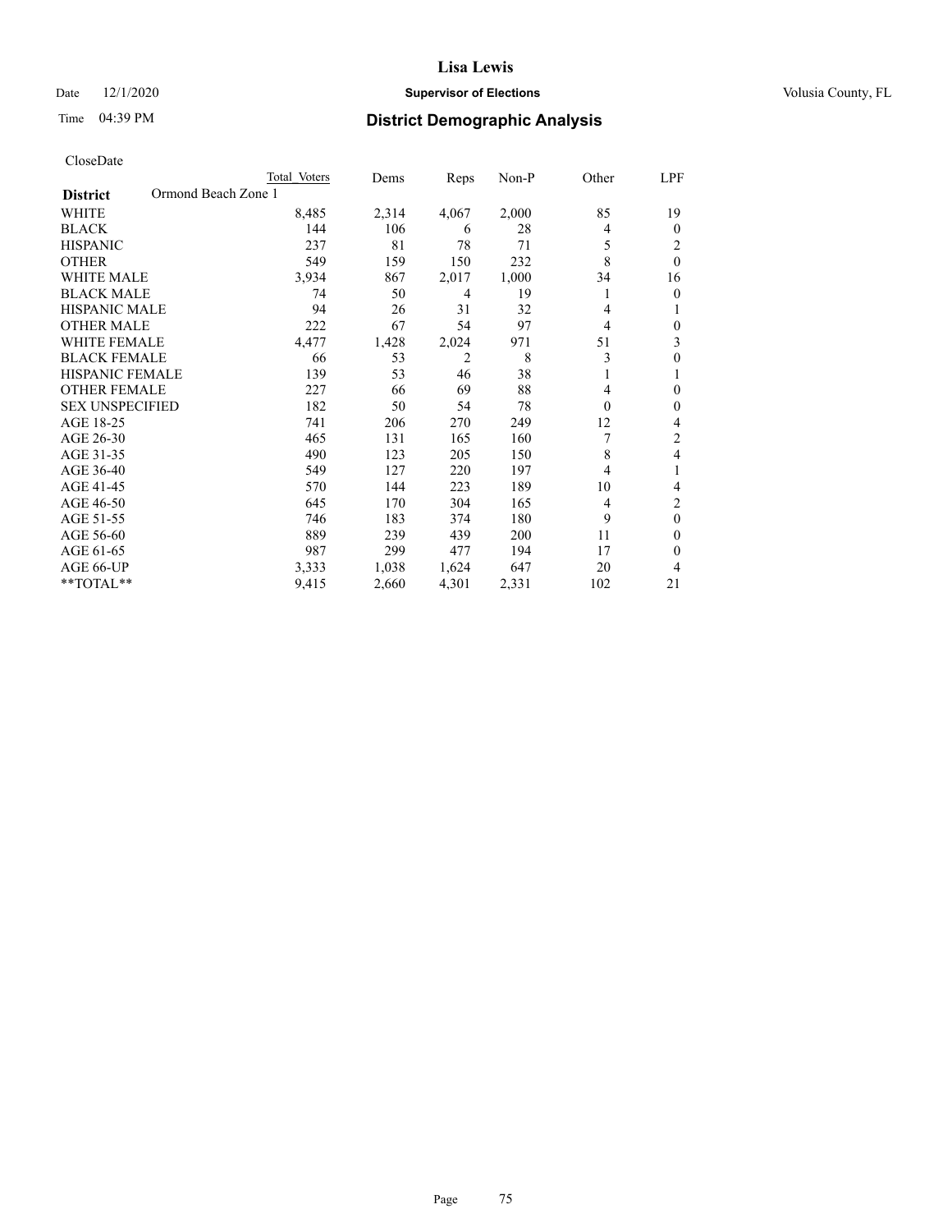Lisa Lewis

Date 12/1/2020 **Supervisor of Elections** Volusia County, FL

Time 04:39 PM **District Demographic Analysis**

CloseDate

| **District** Ormond Beach Zone 1 | Total Voters | Dems | Reps | Non-P | Other | LPF |
|---|---|---|---|---|---|---|
| WHITE | 8,485 | 2,314 | 4,067 | 2,000 | 85 | 19 |
| BLACK | 144 | 106 | 6 | 28 | 4 | 0 |
| HISPANIC | 237 | 81 | 78 | 71 | 5 | 2 |
| OTHER | 549 | 159 | 150 | 232 | 8 | 0 |
| WHITE MALE | 3,934 | 867 | 2,017 | 1,000 | 34 | 16 |
| BLACK MALE | 74 | 50 | 4 | 19 | 1 | 0 |
| HISPANIC MALE | 94 | 26 | 31 | 32 | 4 | 1 |
| OTHER MALE | 222 | 67 | 54 | 97 | 4 | 0 |
| WHITE FEMALE | 4,477 | 1,428 | 2,024 | 971 | 51 | 3 |
| BLACK FEMALE | 66 | 53 | 2 | 8 | 3 | 0 |
| HISPANIC FEMALE | 139 | 53 | 46 | 38 | 1 | 1 |
| OTHER FEMALE | 227 | 66 | 69 | 88 | 4 | 0 |
| SEX UNSPECIFIED | 182 | 50 | 54 | 78 | 0 | 0 |
| AGE 18-25 | 741 | 206 | 270 | 249 | 12 | 4 |
| AGE 26-30 | 465 | 131 | 165 | 160 | 7 | 2 |
| AGE 31-35 | 490 | 123 | 205 | 150 | 8 | 4 |
| AGE 36-40 | 549 | 127 | 220 | 197 | 4 | 1 |
| AGE 41-45 | 570 | 144 | 223 | 189 | 10 | 4 |
| AGE 46-50 | 645 | 170 | 304 | 165 | 4 | 2 |
| AGE 51-55 | 746 | 183 | 374 | 180 | 9 | 0 |
| AGE 56-60 | 889 | 239 | 439 | 200 | 11 | 0 |
| AGE 61-65 | 987 | 299 | 477 | 194 | 17 | 0 |
| AGE 66-UP | 3,333 | 1,038 | 1,624 | 647 | 20 | 4 |
| **TOTAL** | 9,415 | 2,660 | 4,301 | 2,331 | 102 | 21 |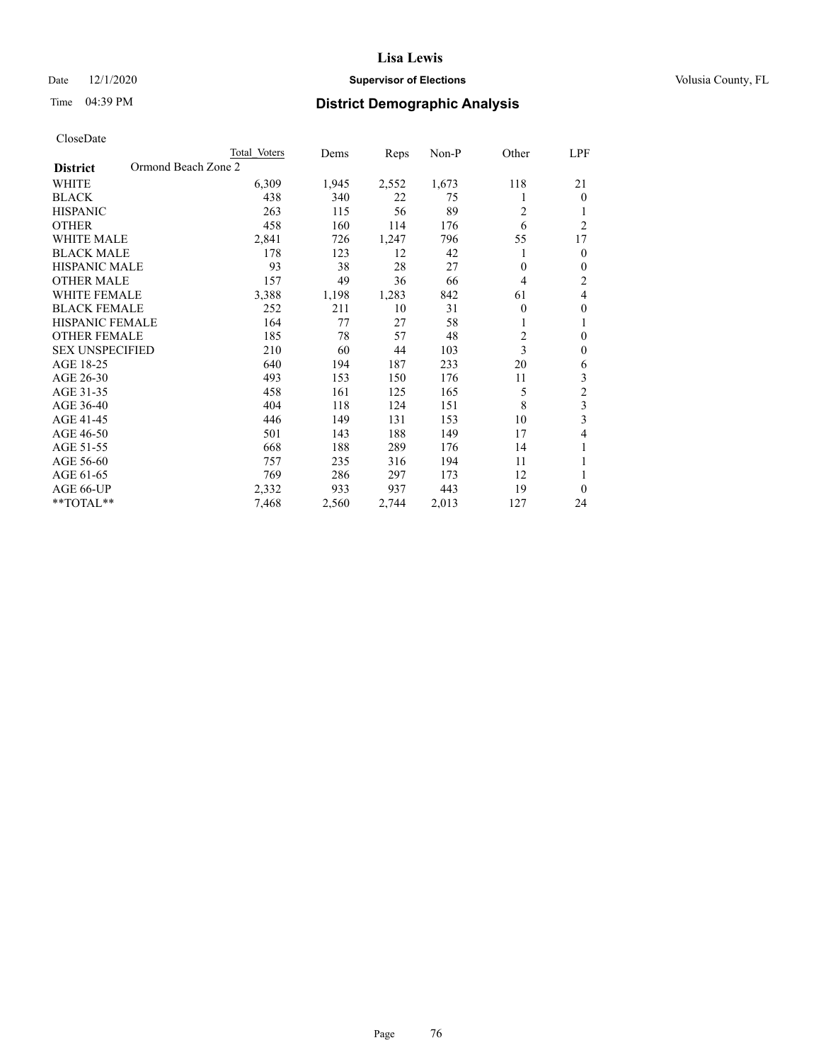CloseDate

| District | Ormond Beach Zone 2 | Total Voters | Dems | Reps | Non-P | Other | LPF |
|---|---|---|---|---|---|---|---|
| WHITE | | 6,309 | 1,945 | 2,552 | 1,673 | 118 | 21 |
| BLACK | | 438 | 340 | 22 | 75 | 1 | 0 |
| HISPANIC | | 263 | 115 | 56 | 89 | 2 | 1 |
| OTHER | | 458 | 160 | 114 | 176 | 6 | 2 |
| WHITE MALE | | 2,841 | 726 | 1,247 | 796 | 55 | 17 |
| BLACK MALE | | 178 | 123 | 12 | 42 | 1 | 0 |
| HISPANIC MALE | | 93 | 38 | 28 | 27 | 0 | 0 |
| OTHER MALE | | 157 | 49 | 36 | 66 | 4 | 2 |
| WHITE FEMALE | | 3,388 | 1,198 | 1,283 | 842 | 61 | 4 |
| BLACK FEMALE | | 252 | 211 | 10 | 31 | 0 | 0 |
| HISPANIC FEMALE | | 164 | 77 | 27 | 58 | 1 | 1 |
| OTHER FEMALE | | 185 | 78 | 57 | 48 | 2 | 0 |
| SEX UNSPECIFIED | | 210 | 60 | 44 | 103 | 3 | 0 |
| AGE 18-25 | | 640 | 194 | 187 | 233 | 20 | 6 |
| AGE 26-30 | | 493 | 153 | 150 | 176 | 11 | 3 |
| AGE 31-35 | | 458 | 161 | 125 | 165 | 5 | 2 |
| AGE 36-40 | | 404 | 118 | 124 | 151 | 8 | 3 |
| AGE 41-45 | | 446 | 149 | 131 | 153 | 10 | 3 |
| AGE 46-50 | | 501 | 143 | 188 | 149 | 17 | 4 |
| AGE 51-55 | | 668 | 188 | 289 | 176 | 14 | 1 |
| AGE 56-60 | | 757 | 235 | 316 | 194 | 11 | 1 |
| AGE 61-65 | | 769 | 286 | 297 | 173 | 12 | 1 |
| AGE 66-UP | | 2,332 | 933 | 937 | 443 | 19 | 0 |
| **TOTAL** | | 7,468 | 2,560 | 2,744 | 2,013 | 127 | 24 |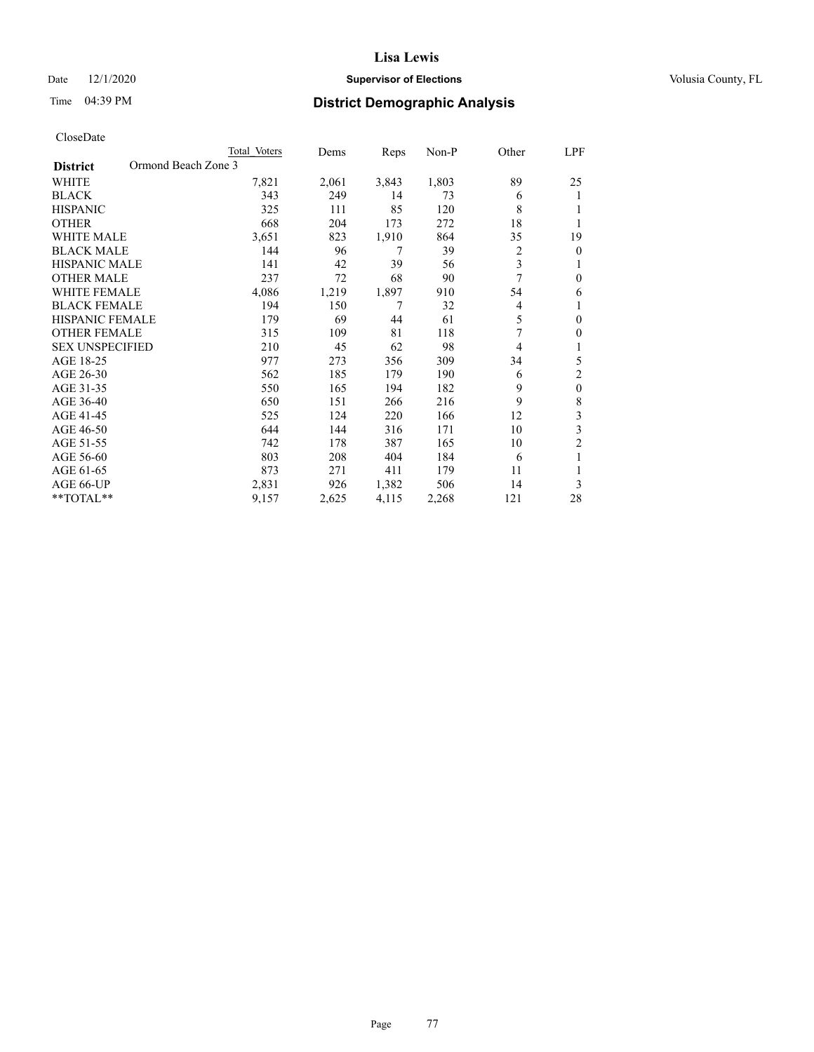# Lisa Lewis

Date 12/1/2020 **Supervisor of Elections** Volusia County, FL

Time 04:39 PM **District Demographic Analysis**

CloseDate

| District | Ormond Beach Zone 3 | Total Voters | Dems | Reps | Non-P | Other | LPF |
|---|---|---|---|---|---|---|---|
| WHITE | | 7,821 | 2,061 | 3,843 | 1,803 | 89 | 25 |
| BLACK | | 343 | 249 | 14 | 73 | 6 | 1 |
| HISPANIC | | 325 | 111 | 85 | 120 | 8 | 1 |
| OTHER | | 668 | 204 | 173 | 272 | 18 | 1 |
| WHITE MALE | | 3,651 | 823 | 1,910 | 864 | 35 | 19 |
| BLACK MALE | | 144 | 96 | 7 | 39 | 2 | 0 |
| HISPANIC MALE | | 141 | 42 | 39 | 56 | 3 | 1 |
| OTHER MALE | | 237 | 72 | 68 | 90 | 7 | 0 |
| WHITE FEMALE | | 4,086 | 1,219 | 1,897 | 910 | 54 | 6 |
| BLACK FEMALE | | 194 | 150 | 7 | 32 | 4 | 1 |
| HISPANIC FEMALE | | 179 | 69 | 44 | 61 | 5 | 0 |
| OTHER FEMALE | | 315 | 109 | 81 | 118 | 7 | 0 |
| SEX UNSPECIFIED | | 210 | 45 | 62 | 98 | 4 | 1 |
| AGE 18-25 | | 977 | 273 | 356 | 309 | 34 | 5 |
| AGE 26-30 | | 562 | 185 | 179 | 190 | 6 | 2 |
| AGE 31-35 | | 550 | 165 | 194 | 182 | 9 | 0 |
| AGE 36-40 | | 650 | 151 | 266 | 216 | 9 | 8 |
| AGE 41-45 | | 525 | 124 | 220 | 166 | 12 | 3 |
| AGE 46-50 | | 644 | 144 | 316 | 171 | 10 | 3 |
| AGE 51-55 | | 742 | 178 | 387 | 165 | 10 | 2 |
| AGE 56-60 | | 803 | 208 | 404 | 184 | 6 | 1 |
| AGE 61-65 | | 873 | 271 | 411 | 179 | 11 | 1 |
| AGE 66-UP | | 2,831 | 926 | 1,382 | 506 | 14 | 3 |
| **TOTAL** | | 9,157 | 2,625 | 4,115 | 2,268 | 121 | 28 |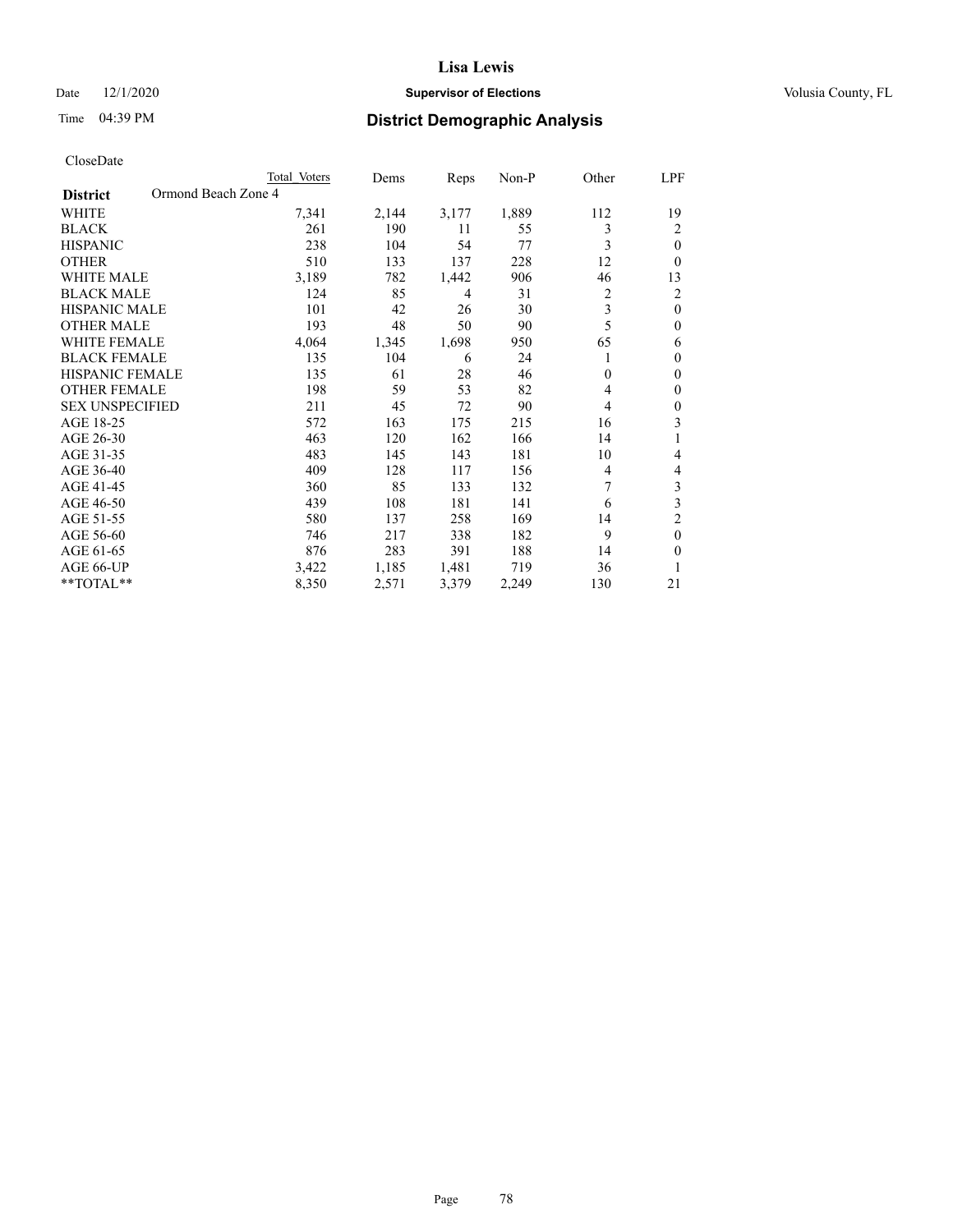Date 12/1/2020 **Supervisor of Elections** Volusia County, FL

Time 04:39 PM

## District Demographic Analysis

CloseDate

| District: Ormond Beach Zone 4 | Total Voters | Dems | Reps | Non-P | Other | LPF |
|---|---|---|---|---|---|---|
| WHITE | 7,341 | 2,144 | 3,177 | 1,889 | 112 | 19 |
| BLACK | 261 | 190 | 11 | 55 | 3 | 2 |
| HISPANIC | 238 | 104 | 54 | 77 | 3 | 0 |
| OTHER | 510 | 133 | 137 | 228 | 12 | 0 |
| WHITE MALE | 3,189 | 782 | 1,442 | 906 | 46 | 13 |
| BLACK MALE | 124 | 85 | 4 | 31 | 2 | 2 |
| HISPANIC MALE | 101 | 42 | 26 | 30 | 3 | 0 |
| OTHER MALE | 193 | 48 | 50 | 90 | 5 | 0 |
| WHITE FEMALE | 4,064 | 1,345 | 1,698 | 950 | 65 | 6 |
| BLACK FEMALE | 135 | 104 | 6 | 24 | 1 | 0 |
| HISPANIC FEMALE | 135 | 61 | 28 | 46 | 0 | 0 |
| OTHER FEMALE | 198 | 59 | 53 | 82 | 4 | 0 |
| SEX UNSPECIFIED | 211 | 45 | 72 | 90 | 4 | 0 |
| AGE 18-25 | 572 | 163 | 175 | 215 | 16 | 3 |
| AGE 26-30 | 463 | 120 | 162 | 166 | 14 | 1 |
| AGE 31-35 | 483 | 145 | 143 | 181 | 10 | 4 |
| AGE 36-40 | 409 | 128 | 117 | 156 | 4 | 4 |
| AGE 41-45 | 360 | 85 | 133 | 132 | 7 | 3 |
| AGE 46-50 | 439 | 108 | 181 | 141 | 6 | 3 |
| AGE 51-55 | 580 | 137 | 258 | 169 | 14 | 2 |
| AGE 56-60 | 746 | 217 | 338 | 182 | 9 | 0 |
| AGE 61-65 | 876 | 283 | 391 | 188 | 14 | 0 |
| AGE 66-UP | 3,422 | 1,185 | 1,481 | 719 | 36 | 1 |
| **TOTAL** | 8,350 | 2,571 | 3,379 | 2,249 | 130 | 21 |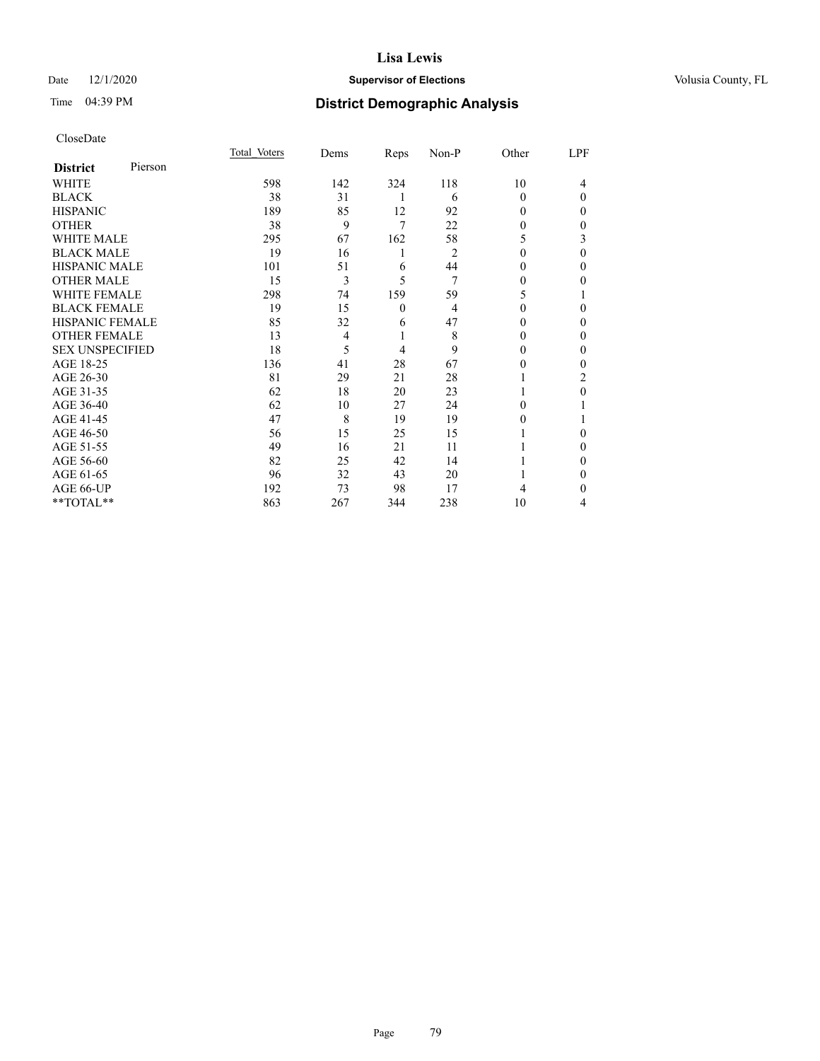# Lisa Lewis

Date 12/1/2020 **Supervisor of Elections** Volusia County, FL

Time 04:39 PM **District Demographic Analysis**

CloseDate

| **District** Pierson | Total Voters | Dems | Reps | Non-P | Other | LPF |
|---|---|---|---|---|---|---|
| WHITE | 598 | 142 | 324 | 118 | 10 | 4 |
| BLACK | 38 | 31 | 1 | 6 | 0 | 0 |
| HISPANIC | 189 | 85 | 12 | 92 | 0 | 0 |
| OTHER | 38 | 9 | 7 | 22 | 0 | 0 |
| WHITE MALE | 295 | 67 | 162 | 58 | 5 | 3 |
| BLACK MALE | 19 | 16 | 1 | 2 | 0 | 0 |
| HISPANIC MALE | 101 | 51 | 6 | 44 | 0 | 0 |
| OTHER MALE | 15 | 3 | 5 | 7 | 0 | 0 |
| WHITE FEMALE | 298 | 74 | 159 | 59 | 5 | 1 |
| BLACK FEMALE | 19 | 15 | 0 | 4 | 0 | 0 |
| HISPANIC FEMALE | 85 | 32 | 6 | 47 | 0 | 0 |
| OTHER FEMALE | 13 | 4 | 1 | 8 | 0 | 0 |
| SEX UNSPECIFIED | 18 | 5 | 4 | 9 | 0 | 0 |
| AGE 18-25 | 136 | 41 | 28 | 67 | 0 | 0 |
| AGE 26-30 | 81 | 29 | 21 | 28 | 1 | 2 |
| AGE 31-35 | 62 | 18 | 20 | 23 | 1 | 0 |
| AGE 36-40 | 62 | 10 | 27 | 24 | 0 | 1 |
| AGE 41-45 | 47 | 8 | 19 | 19 | 0 | 1 |
| AGE 46-50 | 56 | 15 | 25 | 15 | 1 | 0 |
| AGE 51-55 | 49 | 16 | 21 | 11 | 1 | 0 |
| AGE 56-60 | 82 | 25 | 42 | 14 | 1 | 0 |
| AGE 61-65 | 96 | 32 | 43 | 20 | 1 | 0 |
| AGE 66-UP | 192 | 73 | 98 | 17 | 4 | 0 |
| **TOTAL** | 863 | 267 | 344 | 238 | 10 | 4 |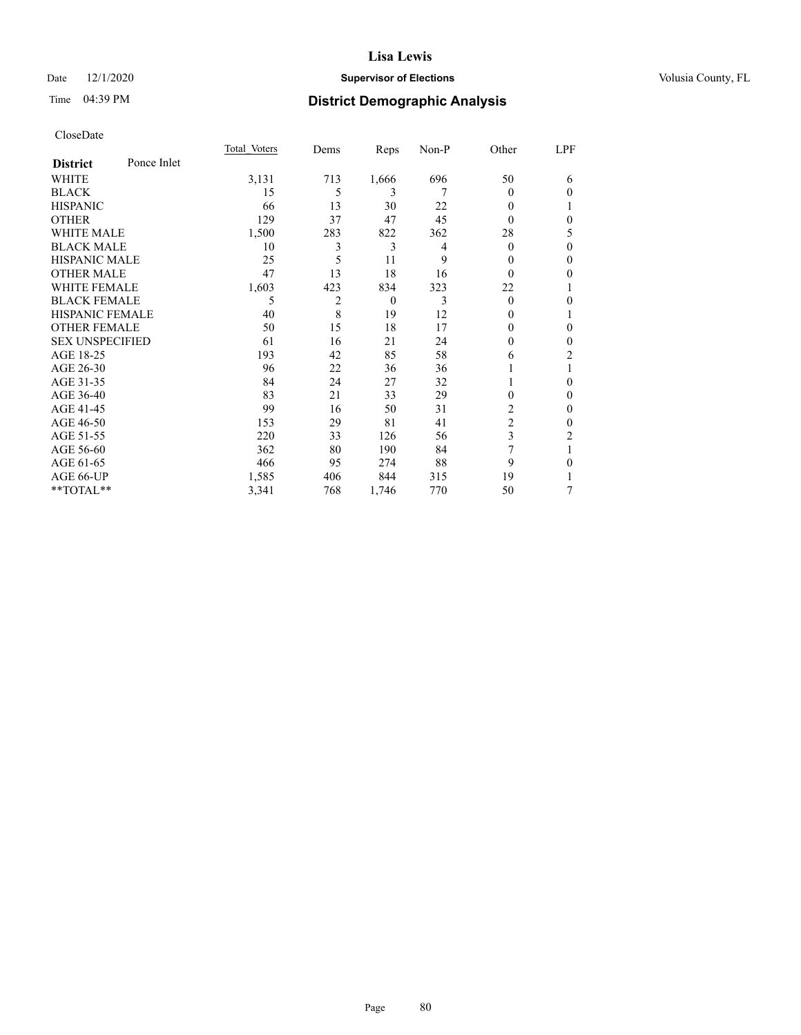# Lisa Lewis

Date 12/1/2020 **Supervisor of Elections** Volusia County, FL

Time 04:39 PM **District Demographic Analysis**

CloseDate

| **District** Ponce Inlet | Total Voters | Dems | Reps | Non-P | Other | LPF |
|---|---|---|---|---|---|---|
| WHITE | 3,131 | 713 | 1,666 | 696 | 50 | 6 |
| BLACK | 15 | 5 | 3 | 7 | 0 | 0 |
| HISPANIC | 66 | 13 | 30 | 22 | 0 | 1 |
| OTHER | 129 | 37 | 47 | 45 | 0 | 0 |
| WHITE MALE | 1,500 | 283 | 822 | 362 | 28 | 5 |
| BLACK MALE | 10 | 3 | 3 | 4 | 0 | 0 |
| HISPANIC MALE | 25 | 5 | 11 | 9 | 0 | 0 |
| OTHER MALE | 47 | 13 | 18 | 16 | 0 | 0 |
| WHITE FEMALE | 1,603 | 423 | 834 | 323 | 22 | 1 |
| BLACK FEMALE | 5 | 2 | 0 | 3 | 0 | 0 |
| HISPANIC FEMALE | 40 | 8 | 19 | 12 | 0 | 1 |
| OTHER FEMALE | 50 | 15 | 18 | 17 | 0 | 0 |
| SEX UNSPECIFIED | 61 | 16 | 21 | 24 | 0 | 0 |
| AGE 18-25 | 193 | 42 | 85 | 58 | 6 | 2 |
| AGE 26-30 | 96 | 22 | 36 | 36 | 1 | 1 |
| AGE 31-35 | 84 | 24 | 27 | 32 | 1 | 0 |
| AGE 36-40 | 83 | 21 | 33 | 29 | 0 | 0 |
| AGE 41-45 | 99 | 16 | 50 | 31 | 2 | 0 |
| AGE 46-50 | 153 | 29 | 81 | 41 | 2 | 0 |
| AGE 51-55 | 220 | 33 | 126 | 56 | 3 | 2 |
| AGE 56-60 | 362 | 80 | 190 | 84 | 7 | 1 |
| AGE 61-65 | 466 | 95 | 274 | 88 | 9 | 0 |
| AGE 66-UP | 1,585 | 406 | 844 | 315 | 19 | 1 |
| **TOTAL** | 3,341 | 768 | 1,746 | 770 | 50 | 7 |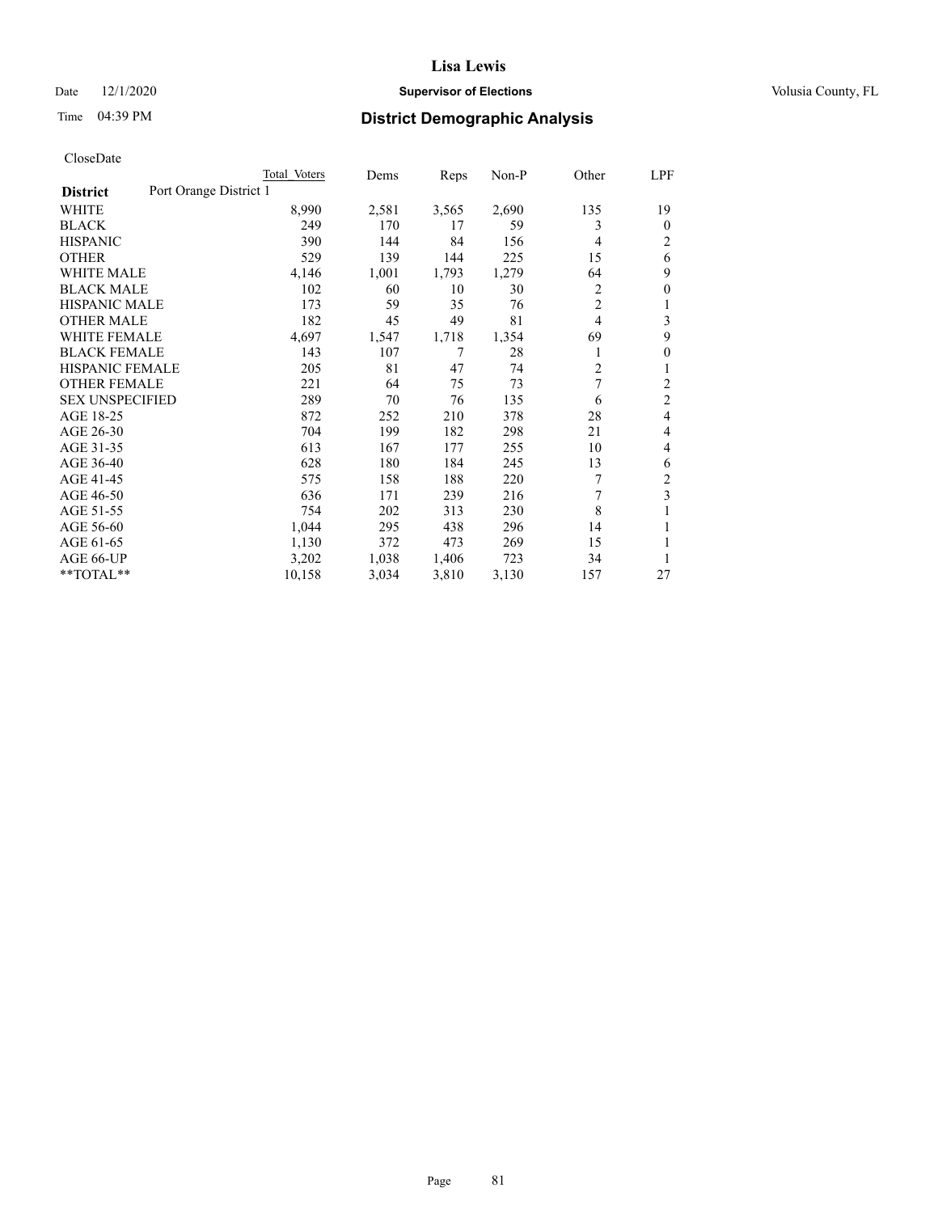CloseDate

| District | Port Orange District 1 | Total Voters | Dems | Reps | Non-P | Other | LPF |
|---|---|---|---|---|---|---|---|
| WHITE | | 8,990 | 2,581 | 3,565 | 2,690 | 135 | 19 |
| BLACK | | 249 | 170 | 17 | 59 | 3 | 0 |
| HISPANIC | | 390 | 144 | 84 | 156 | 4 | 2 |
| OTHER | | 529 | 139 | 144 | 225 | 15 | 6 |
| WHITE MALE | | 4,146 | 1,001 | 1,793 | 1,279 | 64 | 9 |
| BLACK MALE | | 102 | 60 | 10 | 30 | 2 | 0 |
| HISPANIC MALE | | 173 | 59 | 35 | 76 | 2 | 1 |
| OTHER MALE | | 182 | 45 | 49 | 81 | 4 | 3 |
| WHITE FEMALE | | 4,697 | 1,547 | 1,718 | 1,354 | 69 | 9 |
| BLACK FEMALE | | 143 | 107 | 7 | 28 | 1 | 0 |
| HISPANIC FEMALE | | 205 | 81 | 47 | 74 | 2 | 1 |
| OTHER FEMALE | | 221 | 64 | 75 | 73 | 7 | 2 |
| SEX UNSPECIFIED | | 289 | 70 | 76 | 135 | 6 | 2 |
| AGE 18-25 | | 872 | 252 | 210 | 378 | 28 | 4 |
| AGE 26-30 | | 704 | 199 | 182 | 298 | 21 | 4 |
| AGE 31-35 | | 613 | 167 | 177 | 255 | 10 | 4 |
| AGE 36-40 | | 628 | 180 | 184 | 245 | 13 | 6 |
| AGE 41-45 | | 575 | 158 | 188 | 220 | 7 | 2 |
| AGE 46-50 | | 636 | 171 | 239 | 216 | 7 | 3 |
| AGE 51-55 | | 754 | 202 | 313 | 230 | 8 | 1 |
| AGE 56-60 | | 1,044 | 295 | 438 | 296 | 14 | 1 |
| AGE 61-65 | | 1,130 | 372 | 473 | 269 | 15 | 1 |
| AGE 66-UP | | 3,202 | 1,038 | 1,406 | 723 | 34 | 1 |
| **TOTAL** | | 10,158 | 3,034 | 3,810 | 3,130 | 157 | 27 |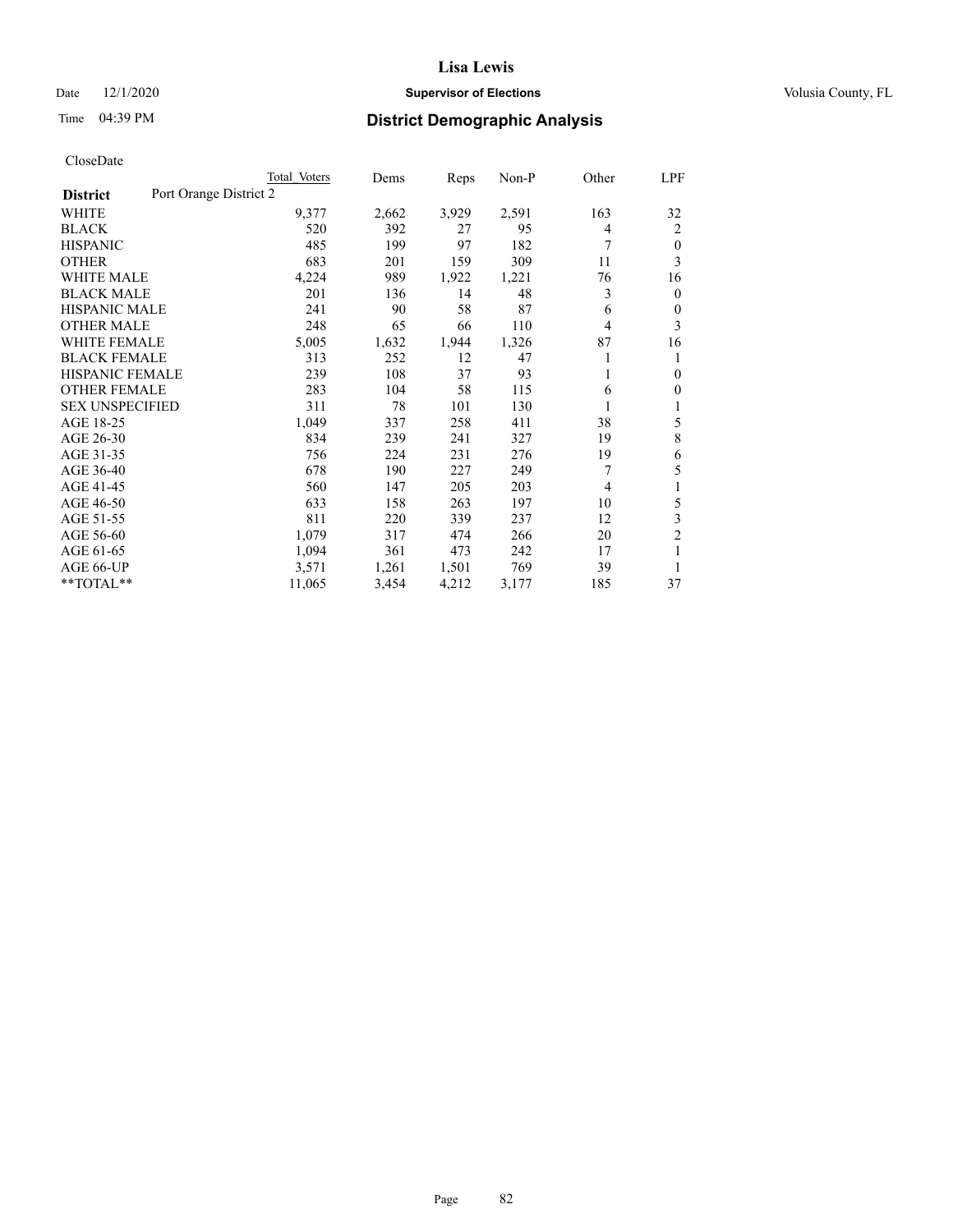# Lisa Lewis

Date 12/1/2020 **Supervisor of Elections** Volusia County, FL

Time 04:39 PM **District Demographic Analysis**

CloseDate

| District | Total Voters | Dems | Reps | Non-P | Other | LPF |
|---|---|---|---|---|---|---|
| Port Orange District 2 | | | | | | |
| WHITE | 9,377 | 2,662 | 3,929 | 2,591 | 163 | 32 |
| BLACK | 520 | 392 | 27 | 95 | 4 | 2 |
| HISPANIC | 485 | 199 | 97 | 182 | 7 | 0 |
| OTHER | 683 | 201 | 159 | 309 | 11 | 3 |
| WHITE MALE | 4,224 | 989 | 1,922 | 1,221 | 76 | 16 |
| BLACK MALE | 201 | 136 | 14 | 48 | 3 | 0 |
| HISPANIC MALE | 241 | 90 | 58 | 87 | 6 | 0 |
| OTHER MALE | 248 | 65 | 66 | 110 | 4 | 3 |
| WHITE FEMALE | 5,005 | 1,632 | 1,944 | 1,326 | 87 | 16 |
| BLACK FEMALE | 313 | 252 | 12 | 47 | 1 | 1 |
| HISPANIC FEMALE | 239 | 108 | 37 | 93 | 1 | 0 |
| OTHER FEMALE | 283 | 104 | 58 | 115 | 6 | 0 |
| SEX UNSPECIFIED | 311 | 78 | 101 | 130 | 1 | 1 |
| AGE 18-25 | 1,049 | 337 | 258 | 411 | 38 | 5 |
| AGE 26-30 | 834 | 239 | 241 | 327 | 19 | 8 |
| AGE 31-35 | 756 | 224 | 231 | 276 | 19 | 6 |
| AGE 36-40 | 678 | 190 | 227 | 249 | 7 | 5 |
| AGE 41-45 | 560 | 147 | 205 | 203 | 4 | 1 |
| AGE 46-50 | 633 | 158 | 263 | 197 | 10 | 5 |
| AGE 51-55 | 811 | 220 | 339 | 237 | 12 | 3 |
| AGE 56-60 | 1,079 | 317 | 474 | 266 | 20 | 2 |
| AGE 61-65 | 1,094 | 361 | 473 | 242 | 17 | 1 |
| AGE 66-UP | 3,571 | 1,261 | 1,501 | 769 | 39 | 1 |
| **TOTAL** | 11,065 | 3,454 | 4,212 | 3,177 | 185 | 37 |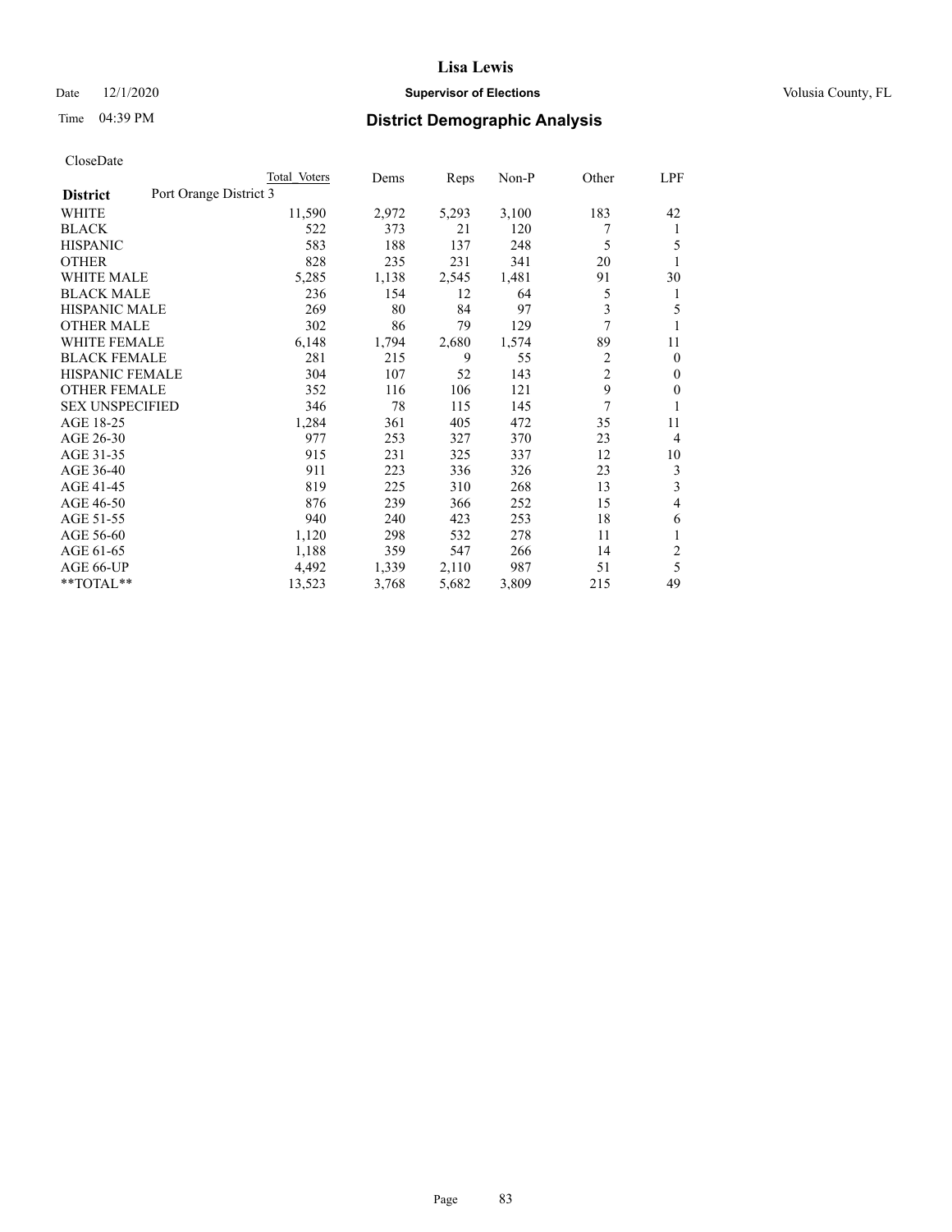CloseDate

| District | Port Orange District 3 | Total Voters | Dems | Reps | Non-P | Other | LPF |
|---|---|---|---|---|---|---|---|
| WHITE | | 11,590 | 2,972 | 5,293 | 3,100 | 183 | 42 |
| BLACK | | 522 | 373 | 21 | 120 | 7 | 1 |
| HISPANIC | | 583 | 188 | 137 | 248 | 5 | 5 |
| OTHER | | 828 | 235 | 231 | 341 | 20 | 1 |
| WHITE MALE | | 5,285 | 1,138 | 2,545 | 1,481 | 91 | 30 |
| BLACK MALE | | 236 | 154 | 12 | 64 | 5 | 1 |
| HISPANIC MALE | | 269 | 80 | 84 | 97 | 3 | 5 |
| OTHER MALE | | 302 | 86 | 79 | 129 | 7 | 1 |
| WHITE FEMALE | | 6,148 | 1,794 | 2,680 | 1,574 | 89 | 11 |
| BLACK FEMALE | | 281 | 215 | 9 | 55 | 2 | 0 |
| HISPANIC FEMALE | | 304 | 107 | 52 | 143 | 2 | 0 |
| OTHER FEMALE | | 352 | 116 | 106 | 121 | 9 | 0 |
| SEX UNSPECIFIED | | 346 | 78 | 115 | 145 | 7 | 1 |
| AGE 18-25 | | 1,284 | 361 | 405 | 472 | 35 | 11 |
| AGE 26-30 | | 977 | 253 | 327 | 370 | 23 | 4 |
| AGE 31-35 | | 915 | 231 | 325 | 337 | 12 | 10 |
| AGE 36-40 | | 911 | 223 | 336 | 326 | 23 | 3 |
| AGE 41-45 | | 819 | 225 | 310 | 268 | 13 | 3 |
| AGE 46-50 | | 876 | 239 | 366 | 252 | 15 | 4 |
| AGE 51-55 | | 940 | 240 | 423 | 253 | 18 | 6 |
| AGE 56-60 | | 1,120 | 298 | 532 | 278 | 11 | 1 |
| AGE 61-65 | | 1,188 | 359 | 547 | 266 | 14 | 2 |
| AGE 66-UP | | 4,492 | 1,339 | 2,110 | 987 | 51 | 5 |
| **TOTAL** | | 13,523 | 3,768 | 5,682 | 3,809 | 215 | 49 |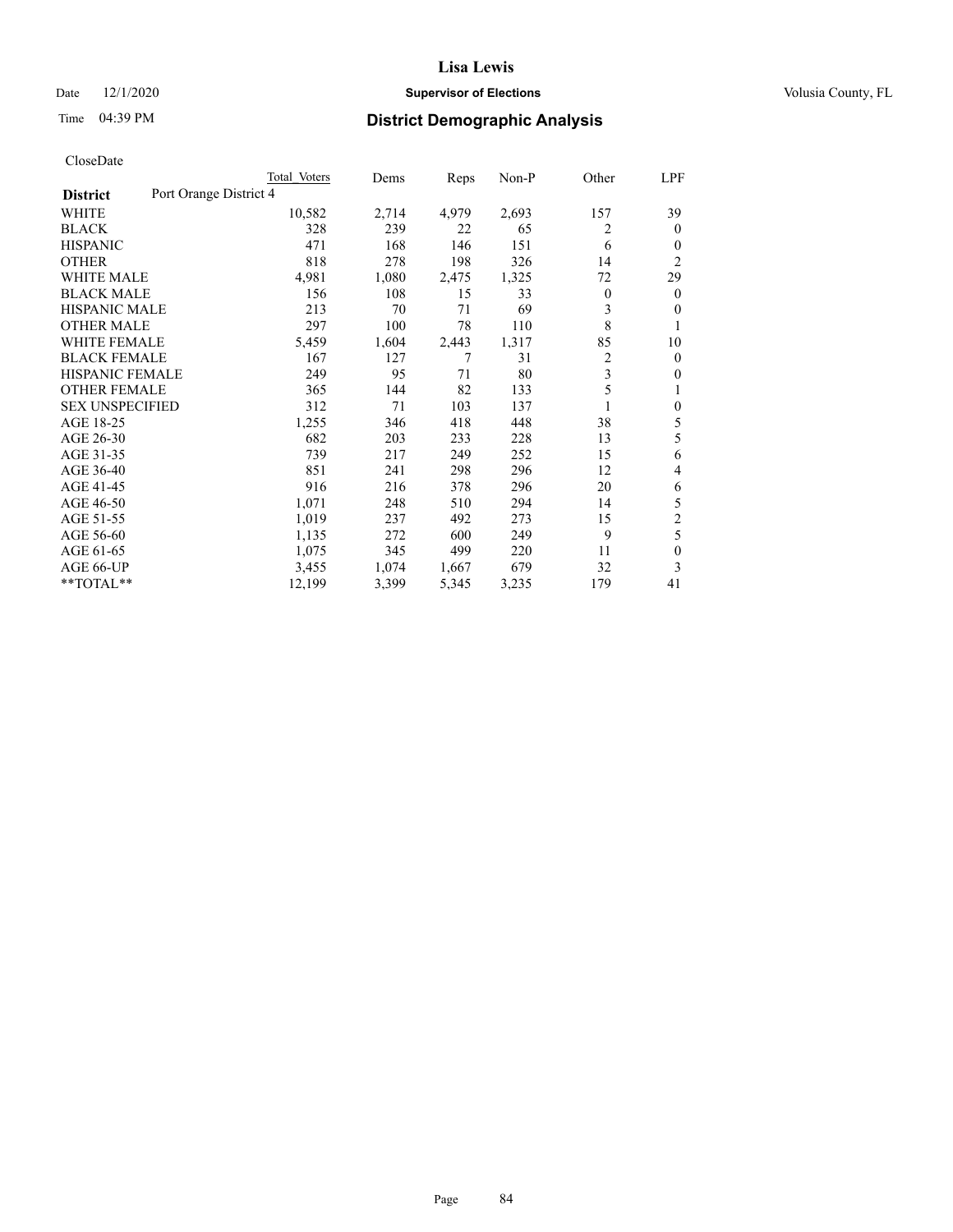# Lisa Lewis

Date 12/1/2020 **Supervisor of Elections** Volusia County, FL

Time 04:39 PM **District Demographic Analysis**

CloseDate

| District | Port Orange District 4 | Total Voters | Dems | Reps | Non-P | Other | LPF |
|---|---|---|---|---|---|---|---|
| WHITE | | 10,582 | 2,714 | 4,979 | 2,693 | 157 | 39 |
| BLACK | | 328 | 239 | 22 | 65 | 2 | 0 |
| HISPANIC | | 471 | 168 | 146 | 151 | 6 | 0 |
| OTHER | | 818 | 278 | 198 | 326 | 14 | 2 |
| WHITE MALE | | 4,981 | 1,080 | 2,475 | 1,325 | 72 | 29 |
| BLACK MALE | | 156 | 108 | 15 | 33 | 0 | 0 |
| HISPANIC MALE | | 213 | 70 | 71 | 69 | 3 | 0 |
| OTHER MALE | | 297 | 100 | 78 | 110 | 8 | 1 |
| WHITE FEMALE | | 5,459 | 1,604 | 2,443 | 1,317 | 85 | 10 |
| BLACK FEMALE | | 167 | 127 | 7 | 31 | 2 | 0 |
| HISPANIC FEMALE | | 249 | 95 | 71 | 80 | 3 | 0 |
| OTHER FEMALE | | 365 | 144 | 82 | 133 | 5 | 1 |
| SEX UNSPECIFIED | | 312 | 71 | 103 | 137 | 1 | 0 |
| AGE 18-25 | | 1,255 | 346 | 418 | 448 | 38 | 5 |
| AGE 26-30 | | 682 | 203 | 233 | 228 | 13 | 5 |
| AGE 31-35 | | 739 | 217 | 249 | 252 | 15 | 6 |
| AGE 36-40 | | 851 | 241 | 298 | 296 | 12 | 4 |
| AGE 41-45 | | 916 | 216 | 378 | 296 | 20 | 6 |
| AGE 46-50 | | 1,071 | 248 | 510 | 294 | 14 | 5 |
| AGE 51-55 | | 1,019 | 237 | 492 | 273 | 15 | 2 |
| AGE 56-60 | | 1,135 | 272 | 600 | 249 | 9 | 5 |
| AGE 61-65 | | 1,075 | 345 | 499 | 220 | 11 | 0 |
| AGE 66-UP | | 3,455 | 1,074 | 1,667 | 679 | 32 | 3 |
| **TOTAL** | | 12,199 | 3,399 | 5,345 | 3,235 | 179 | 41 |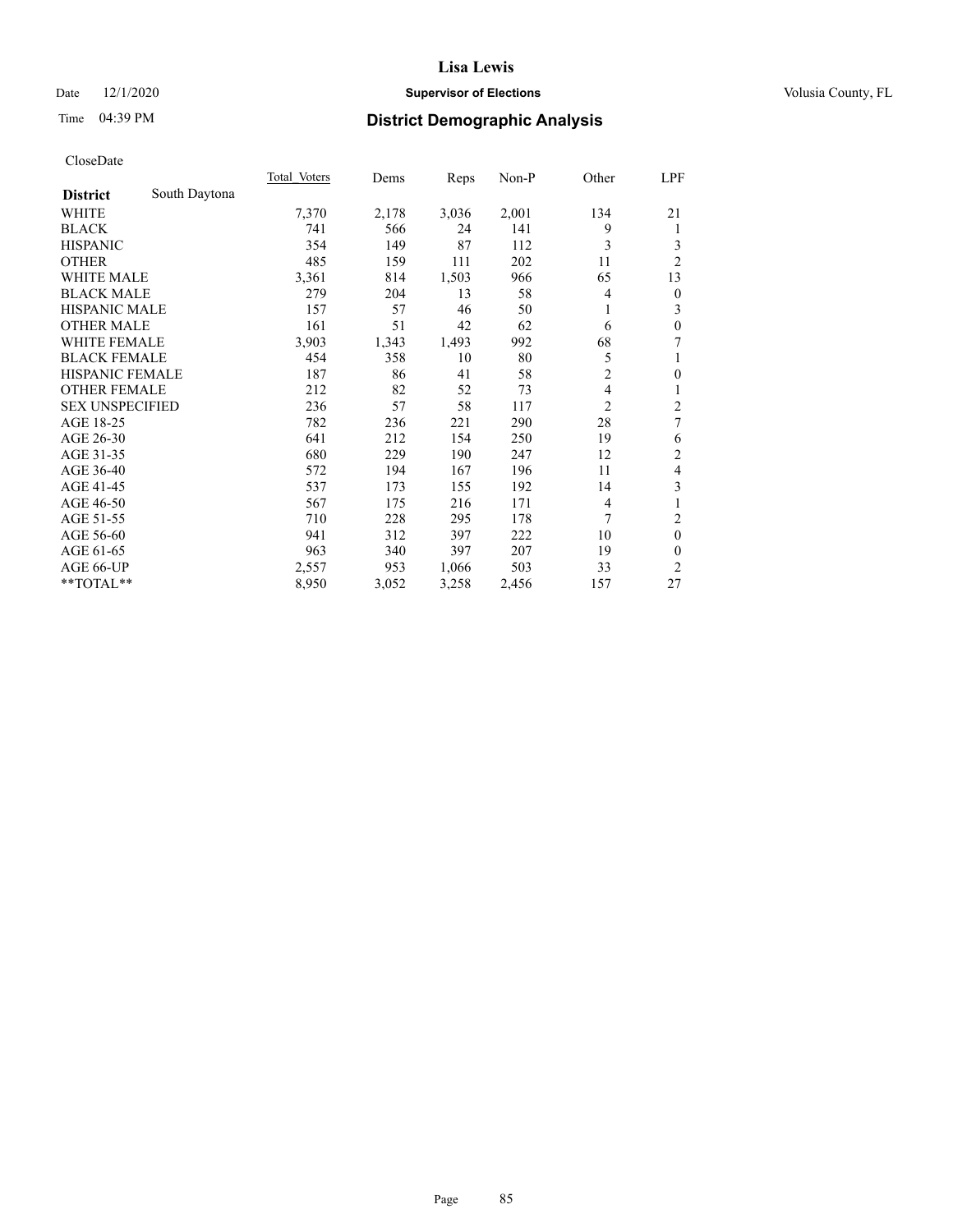# Lisa Lewis

Date 12/1/2020 **Supervisor of Elections** Volusia County, FL

Time 04:39 PM **District Demographic Analysis**

CloseDate

| | Total Voters | Dems | Reps | Non-P | Other | LPF |
|---|---|---|---|---|---|---|
| **District** South Daytona | | | | | | |
| WHITE | 7,370 | 2,178 | 3,036 | 2,001 | 134 | 21 |
| BLACK | 741 | 566 | 24 | 141 | 9 | 1 |
| HISPANIC | 354 | 149 | 87 | 112 | 3 | 3 |
| OTHER | 485 | 159 | 111 | 202 | 11 | 2 |
| WHITE MALE | 3,361 | 814 | 1,503 | 966 | 65 | 13 |
| BLACK MALE | 279 | 204 | 13 | 58 | 4 | 0 |
| HISPANIC MALE | 157 | 57 | 46 | 50 | 1 | 3 |
| OTHER MALE | 161 | 51 | 42 | 62 | 6 | 0 |
| WHITE FEMALE | 3,903 | 1,343 | 1,493 | 992 | 68 | 7 |
| BLACK FEMALE | 454 | 358 | 10 | 80 | 5 | 1 |
| HISPANIC FEMALE | 187 | 86 | 41 | 58 | 2 | 0 |
| OTHER FEMALE | 212 | 82 | 52 | 73 | 4 | 1 |
| SEX UNSPECIFIED | 236 | 57 | 58 | 117 | 2 | 2 |
| AGE 18-25 | 782 | 236 | 221 | 290 | 28 | 7 |
| AGE 26-30 | 641 | 212 | 154 | 250 | 19 | 6 |
| AGE 31-35 | 680 | 229 | 190 | 247 | 12 | 2 |
| AGE 36-40 | 572 | 194 | 167 | 196 | 11 | 4 |
| AGE 41-45 | 537 | 173 | 155 | 192 | 14 | 3 |
| AGE 46-50 | 567 | 175 | 216 | 171 | 4 | 1 |
| AGE 51-55 | 710 | 228 | 295 | 178 | 7 | 2 |
| AGE 56-60 | 941 | 312 | 397 | 222 | 10 | 0 |
| AGE 61-65 | 963 | 340 | 397 | 207 | 19 | 0 |
| AGE 66-UP | 2,557 | 953 | 1,066 | 503 | 33 | 2 |
| **TOTAL** | 8,950 | 3,052 | 3,258 | 2,456 | 157 | 27 |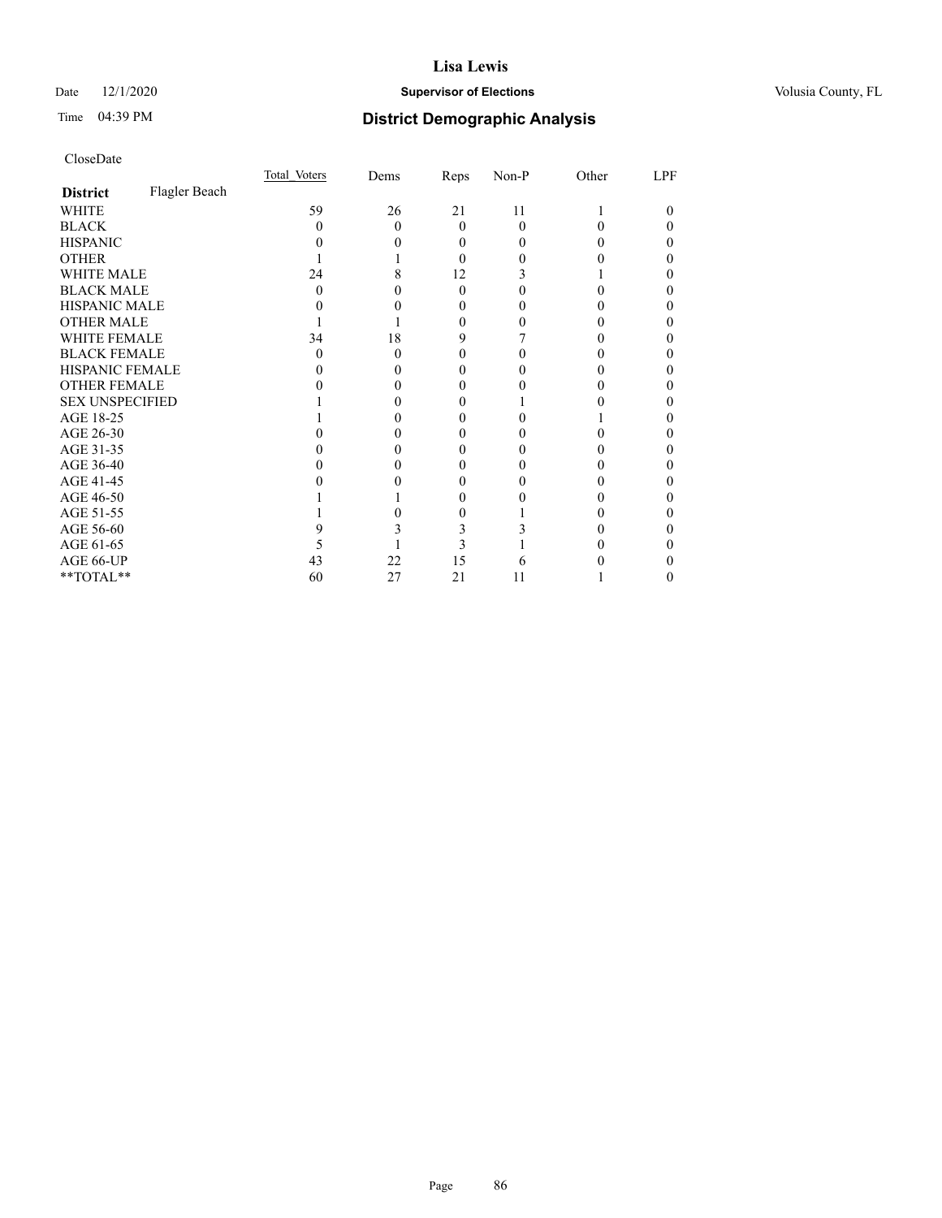# Lisa Lewis

Date 12/1/2020 **Supervisor of Elections** Volusia County, FL

Time 04:39 PM **District Demographic Analysis**

CloseDate

| **District** Flagler Beach | Total Voters | Dems | Reps | Non-P | Other | LPF |
|---|---|---|---|---|---|---|
| WHITE | 59 | 26 | 21 | 11 | 1 | 0 |
| BLACK | 0 | 0 | 0 | 0 | 0 | 0 |
| HISPANIC | 0 | 0 | 0 | 0 | 0 | 0 |
| OTHER | 1 | 1 | 0 | 0 | 0 | 0 |
| WHITE MALE | 24 | 8 | 12 | 3 | 1 | 0 |
| BLACK MALE | 0 | 0 | 0 | 0 | 0 | 0 |
| HISPANIC MALE | 0 | 0 | 0 | 0 | 0 | 0 |
| OTHER MALE | 1 | 1 | 0 | 0 | 0 | 0 |
| WHITE FEMALE | 34 | 18 | 9 | 7 | 0 | 0 |
| BLACK FEMALE | 0 | 0 | 0 | 0 | 0 | 0 |
| HISPANIC FEMALE | 0 | 0 | 0 | 0 | 0 | 0 |
| OTHER FEMALE | 0 | 0 | 0 | 0 | 0 | 0 |
| SEX UNSPECIFIED | 1 | 0 | 0 | 1 | 0 | 0 |
| AGE 18-25 | 1 | 0 | 0 | 0 | 1 | 0 |
| AGE 26-30 | 0 | 0 | 0 | 0 | 0 | 0 |
| AGE 31-35 | 0 | 0 | 0 | 0 | 0 | 0 |
| AGE 36-40 | 0 | 0 | 0 | 0 | 0 | 0 |
| AGE 41-45 | 0 | 0 | 0 | 0 | 0 | 0 |
| AGE 46-50 | 1 | 1 | 0 | 0 | 0 | 0 |
| AGE 51-55 | 1 | 0 | 0 | 1 | 0 | 0 |
| AGE 56-60 | 9 | 3 | 3 | 3 | 0 | 0 |
| AGE 61-65 | 5 | 1 | 3 | 1 | 0 | 0 |
| AGE 66-UP | 43 | 22 | 15 | 6 | 0 | 0 |
| **TOTAL** | 60 | 27 | 21 | 11 | 1 | 0 |